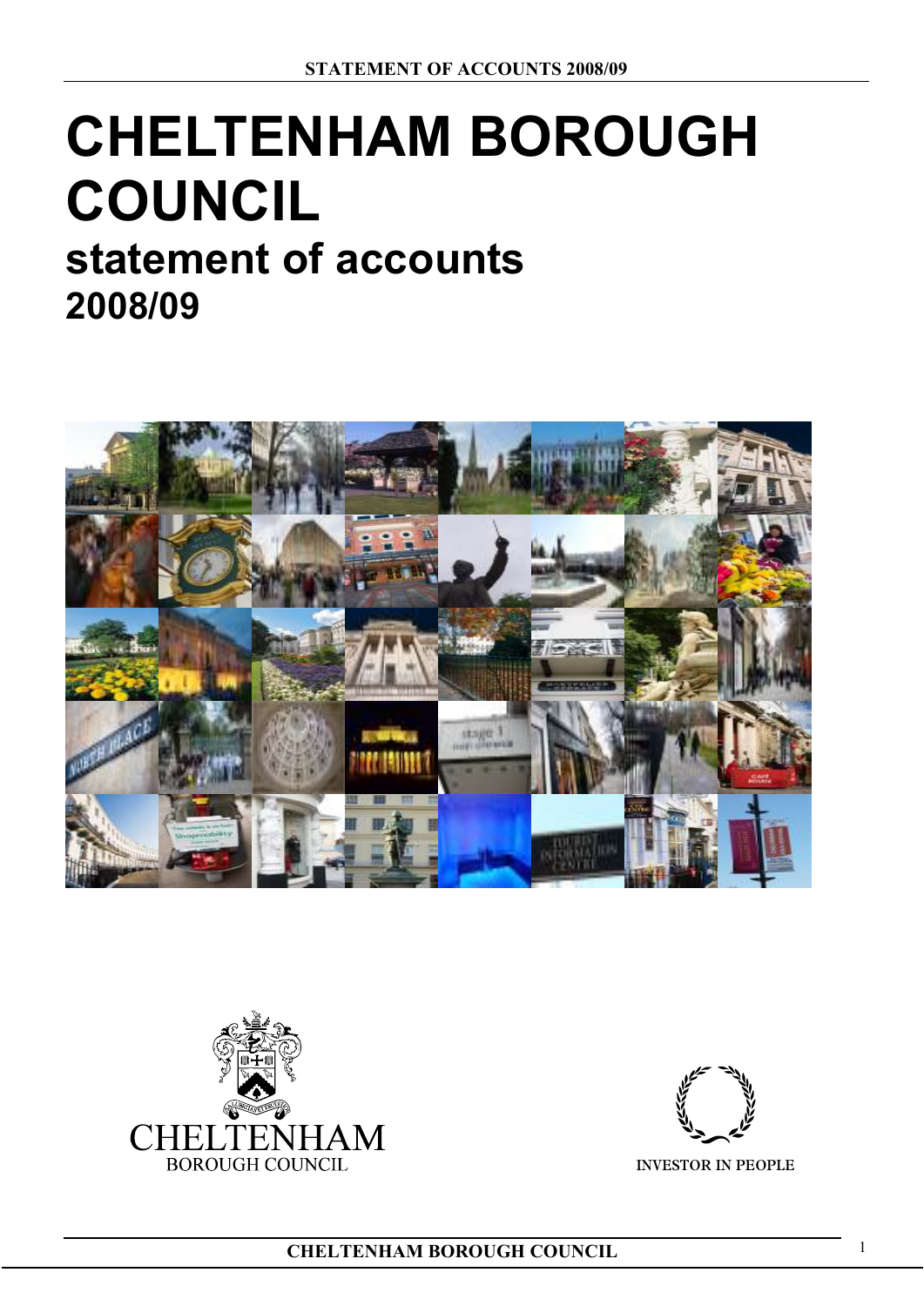# CHELTENHAM BOROUGH COUNCIL

## statement of accounts

## 2008/09

CHELTENHAM BOROUGH COUNCIL

INVESTOR IN PEOPLE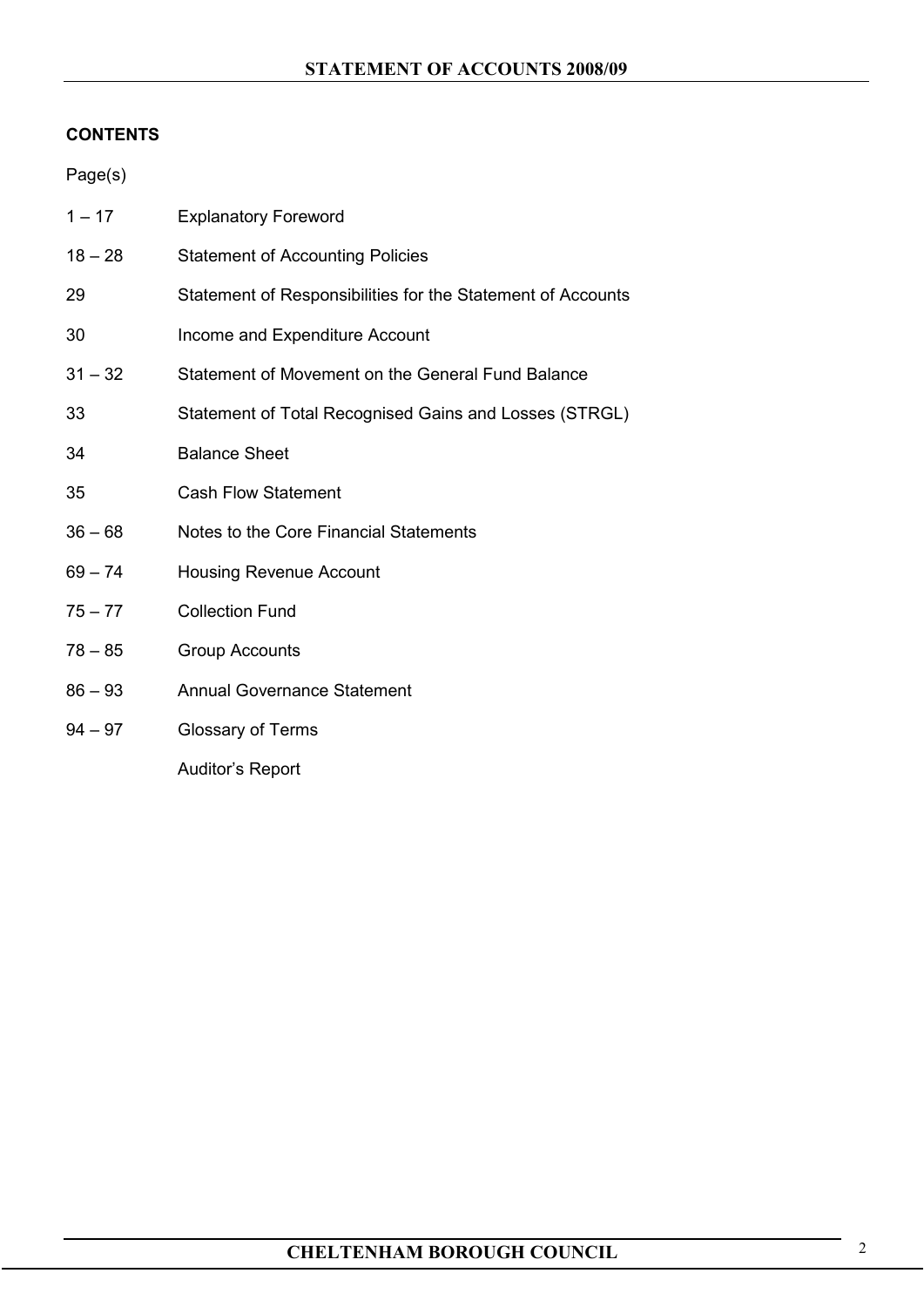## CONTENTS

| Page(s) | |
|---|---|
| 1 – 17 | Explanatory Foreword |
| 18 – 28 | Statement of Accounting Policies |
| 29 | Statement of Responsibilities for the Statement of Accounts |
| 30 | Income and Expenditure Account |
| 31 – 32 | Statement of Movement on the General Fund Balance |
| 33 | Statement of Total Recognised Gains and Losses (STRGL) |
| 34 | Balance Sheet |
| 35 | Cash Flow Statement |
| 36 – 68 | Notes to the Core Financial Statements |
| 69 – 74 | Housing Revenue Account |
| 75 – 77 | Collection Fund |
| 78 – 85 | Group Accounts |
| 86 – 93 | Annual Governance Statement |
| 94 – 97 | Glossary of Terms |
| | Auditor's Report |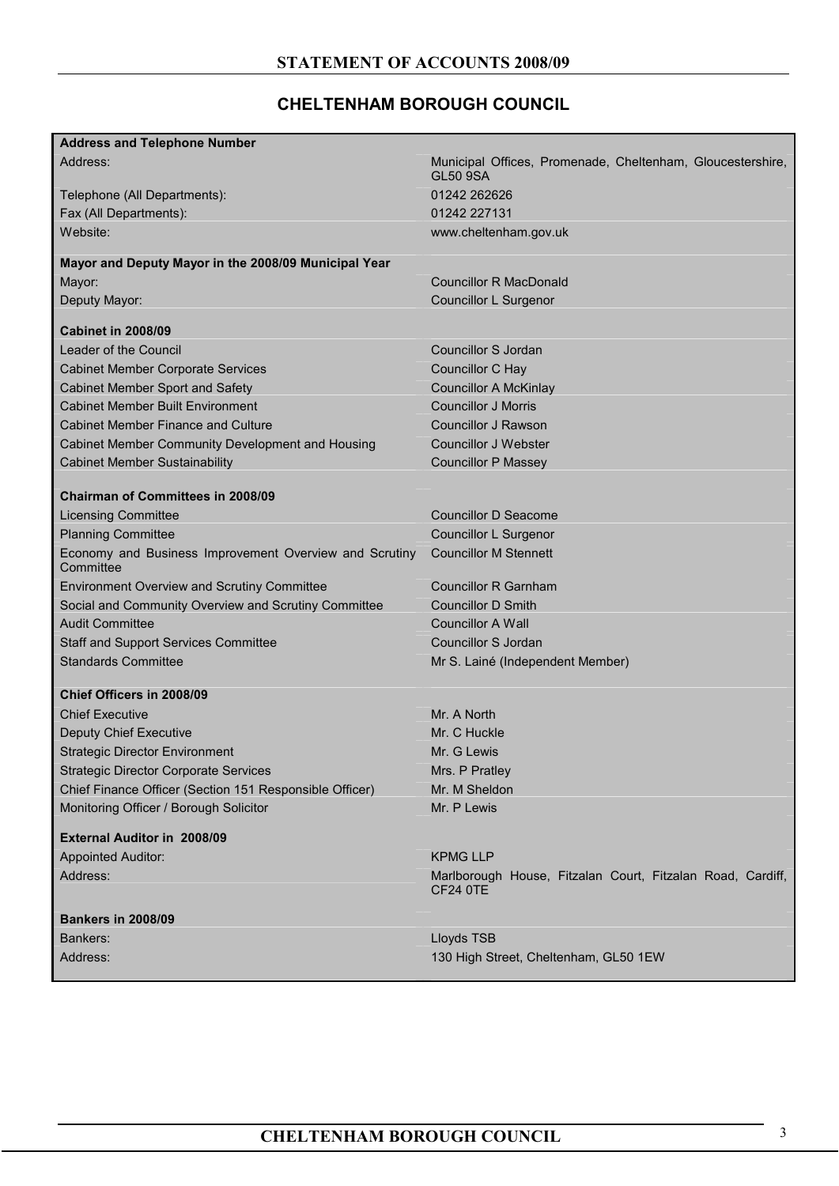# CHELTENHAM BOROUGH COUNCIL

| **Address and Telephone Number** | |
|---|---|
| Address: | Municipal Offices, Promenade, Cheltenham, Gloucestershire, GL50 9SA |
| Telephone (All Departments): | 01242 262626 |
| Fax (All Departments): | 01242 227131 |
| Website: | www.cheltenham.gov.uk |
| **Mayor and Deputy Mayor in the 2008/09 Municipal Year** | |
| Mayor: | Councillor R MacDonald |
| Deputy Mayor: | Councillor L Surgenor |
| **Cabinet in 2008/09** | |
| Leader of the Council | Councillor S Jordan |
| Cabinet Member Corporate Services | Councillor C Hay |
| Cabinet Member Sport and Safety | Councillor A McKinlay |
| Cabinet Member Built Environment | Councillor J Morris |
| Cabinet Member Finance and Culture | Councillor J Rawson |
| Cabinet Member Community Development and Housing | Councillor J Webster |
| Cabinet Member Sustainability | Councillor P Massey |
| **Chairman of Committees in 2008/09** | |
| Licensing Committee | Councillor D Seacome |
| Planning Committee | Councillor L Surgenor |
| Economy and Business Improvement Overview and Scrutiny Committee | Councillor M Stennett |
| Environment Overview and Scrutiny Committee | Councillor R Garnham |
| Social and Community Overview and Scrutiny Committee | Councillor D Smith |
| Audit Committee | Councillor A Wall |
| Staff and Support Services Committee | Councillor S Jordan |
| Standards Committee | Mr S. Lainé (Independent Member) |
| **Chief Officers in 2008/09** | |
| Chief Executive | Mr. A North |
| Deputy Chief Executive | Mr. C Huckle |
| Strategic Director Environment | Mr. G Lewis |
| Strategic Director Corporate Services | Mrs. P Pratley |
| Chief Finance Officer (Section 151 Responsible Officer) | Mr. M Sheldon |
| Monitoring Officer / Borough Solicitor | Mr. P Lewis |
| **External Auditor in 2008/09** | |
| Appointed Auditor: | KPMG LLP |
| Address: | Marlborough House, Fitzalan Court, Fitzalan Road, Cardiff, CF24 0TE |
| **Bankers in 2008/09** | |
| Bankers: | Lloyds TSB |
| Address: | 130 High Street, Cheltenham, GL50 1EW |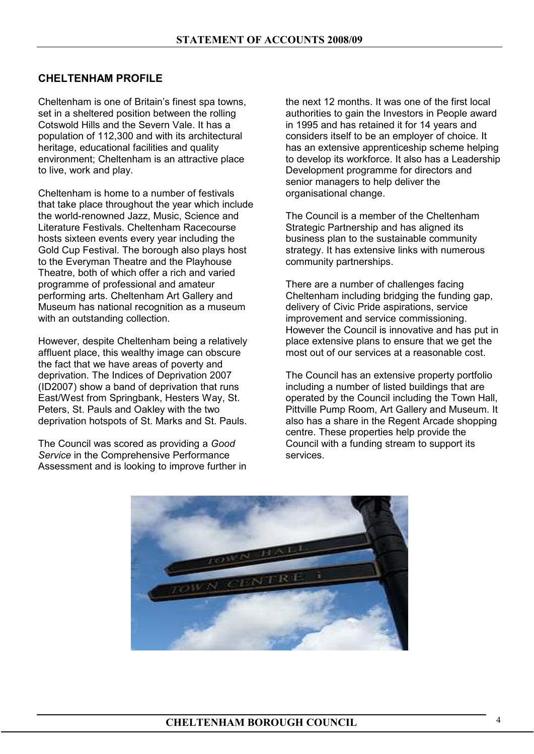## CHELTENHAM PROFILE

Cheltenham is one of Britain's finest spa towns, set in a sheltered position between the rolling Cotswold Hills and the Severn Vale. It has a population of 112,300 and with its architectural heritage, educational facilities and quality environment; Cheltenham is an attractive place to live, work and play.

Cheltenham is home to a number of festivals that take place throughout the year which include the world-renowned Jazz, Music, Science and Literature Festivals. Cheltenham Racecourse hosts sixteen events every year including the Gold Cup Festival. The borough also plays host to the Everyman Theatre and the Playhouse Theatre, both of which offer a rich and varied programme of professional and amateur performing arts. Cheltenham Art Gallery and Museum has national recognition as a museum with an outstanding collection.

However, despite Cheltenham being a relatively affluent place, this wealthy image can obscure the fact that we have areas of poverty and deprivation. The Indices of Deprivation 2007 (ID2007) show a band of deprivation that runs East/West from Springbank, Hesters Way, St. Peters, St. Pauls and Oakley with the two deprivation hotspots of St. Marks and St. Pauls.

The Council was scored as providing a *Good Service* in the Comprehensive Performance Assessment and is looking to improve further in the next 12 months. It was one of the first local authorities to gain the Investors in People award in 1995 and has retained it for 14 years and considers itself to be an employer of choice. It has an extensive apprenticeship scheme helping to develop its workforce. It also has a Leadership Development programme for directors and senior managers to help deliver the organisational change.

The Council is a member of the Cheltenham Strategic Partnership and has aligned its business plan to the sustainable community strategy. It has extensive links with numerous community partnerships.

There are a number of challenges facing Cheltenham including bridging the funding gap, delivery of Civic Pride aspirations, service improvement and service commissioning. However the Council is innovative and has put in place extensive plans to ensure that we get the most out of our services at a reasonable cost.

The Council has an extensive property portfolio including a number of listed buildings that are operated by the Council including the Town Hall, Pittville Pump Room, Art Gallery and Museum. It also has a share in the Regent Arcade shopping centre. These properties help provide the Council with a funding stream to support its services.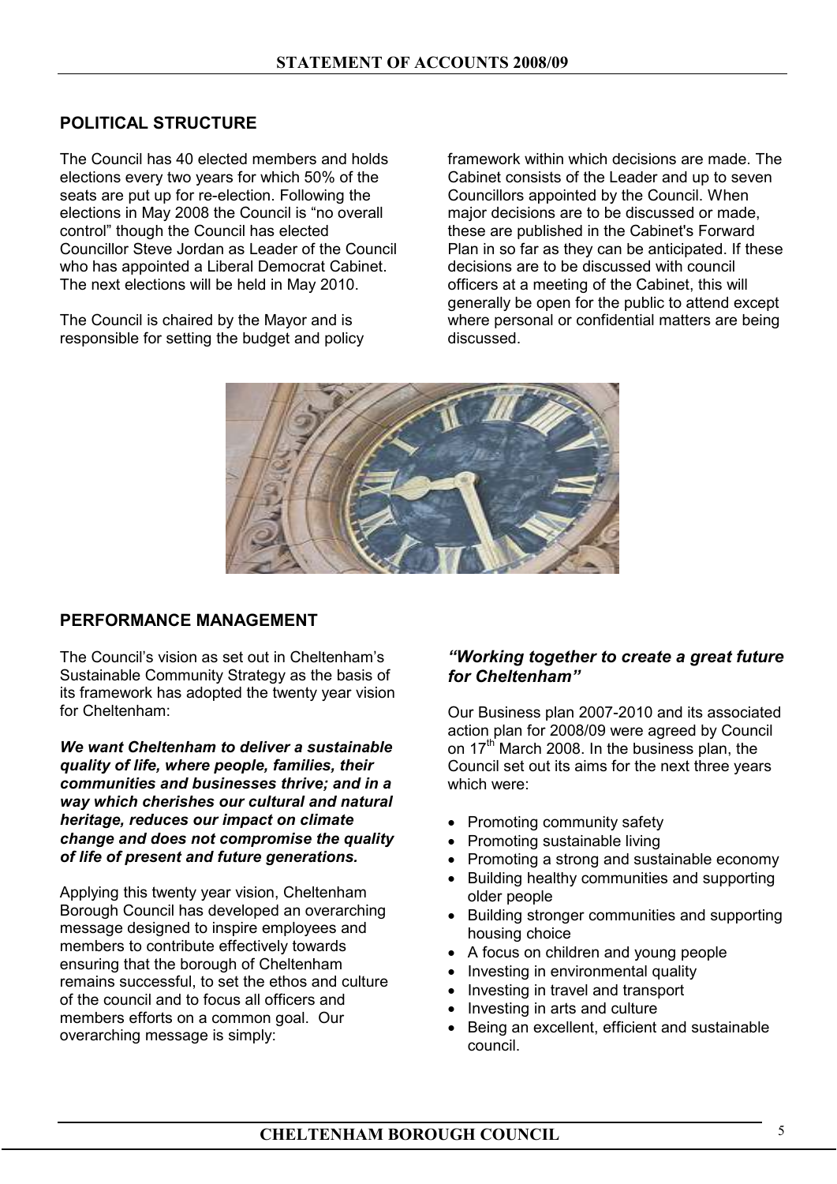## POLITICAL STRUCTURE

The Council has 40 elected members and holds elections every two years for which 50% of the seats are put up for re-election. Following the elections in May 2008 the Council is "no overall control" though the Council has elected Councillor Steve Jordan as Leader of the Council who has appointed a Liberal Democrat Cabinet. The next elections will be held in May 2010.

The Council is chaired by the Mayor and is responsible for setting the budget and policy framework within which decisions are made. The Cabinet consists of the Leader and up to seven Councillors appointed by the Council. When major decisions are to be discussed or made, these are published in the Cabinet's Forward Plan in so far as they can be anticipated. If these decisions are to be discussed with council officers at a meeting of the Cabinet, this will generally be open for the public to attend except where personal or confidential matters are being discussed.

## PERFORMANCE MANAGEMENT

The Council's vision as set out in Cheltenham's Sustainable Community Strategy as the basis of its framework has adopted the twenty year vision for Cheltenham:

***We want Cheltenham to deliver a sustainable quality of life, where people, families, their communities and businesses thrive; and in a way which cherishes our cultural and natural heritage, reduces our impact on climate change and does not compromise the quality of life of present and future generations.***

Applying this twenty year vision, Cheltenham Borough Council has developed an overarching message designed to inspire employees and members to contribute effectively towards ensuring that the borough of Cheltenham remains successful, to set the ethos and culture of the council and to focus all officers and members efforts on a common goal. Our overarching message is simply:

***"Working together to create a great future for Cheltenham"***

Our Business plan 2007-2010 and its associated action plan for 2008/09 were agreed by Council on 17th March 2008. In the business plan, the Council set out its aims for the next three years which were:

- Promoting community safety
- Promoting sustainable living
- Promoting a strong and sustainable economy
- Building healthy communities and supporting older people
- Building stronger communities and supporting housing choice
- A focus on children and young people
- Investing in environmental quality
- Investing in travel and transport
- Investing in arts and culture
- Being an excellent, efficient and sustainable council.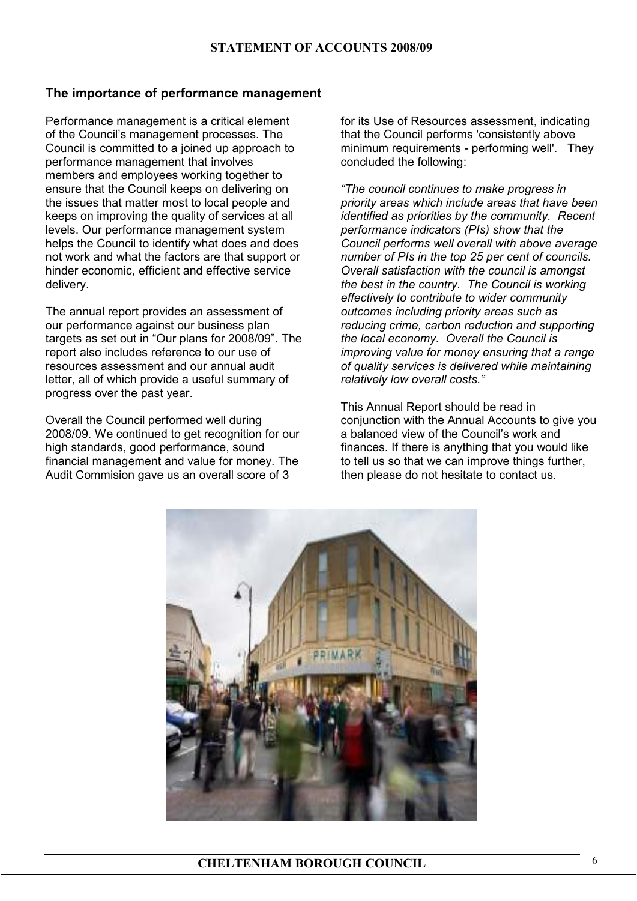## The importance of performance management

Performance management is a critical element of the Council's management processes. The Council is committed to a joined up approach to performance management that involves members and employees working together to ensure that the Council keeps on delivering on the issues that matter most to local people and keeps on improving the quality of services at all levels. Our performance management system helps the Council to identify what does and does not work and what the factors are that support or hinder economic, efficient and effective service delivery.

The annual report provides an assessment of our performance against our business plan targets as set out in "Our plans for 2008/09". The report also includes reference to our use of resources assessment and our annual audit letter, all of which provide a useful summary of progress over the past year.

Overall the Council performed well during 2008/09. We continued to get recognition for our high standards, good performance, sound financial management and value for money. The Audit Commision gave us an overall score of 3 for its Use of Resources assessment, indicating that the Council performs 'consistently above minimum requirements - performing well'. They concluded the following:

*"The council continues to make progress in priority areas which include areas that have been identified as priorities by the community. Recent performance indicators (PIs) show that the Council performs well overall with above average number of PIs in the top 25 per cent of councils. Overall satisfaction with the council is amongst the best in the country. The Council is working effectively to contribute to wider community outcomes including priority areas such as reducing crime, carbon reduction and supporting the local economy. Overall the Council is improving value for money ensuring that a range of quality services is delivered while maintaining relatively low overall costs."*

This Annual Report should be read in conjunction with the Annual Accounts to give you a balanced view of the Council's work and finances. If there is anything that you would like to tell us so that we can improve things further, then please do not hesitate to contact us.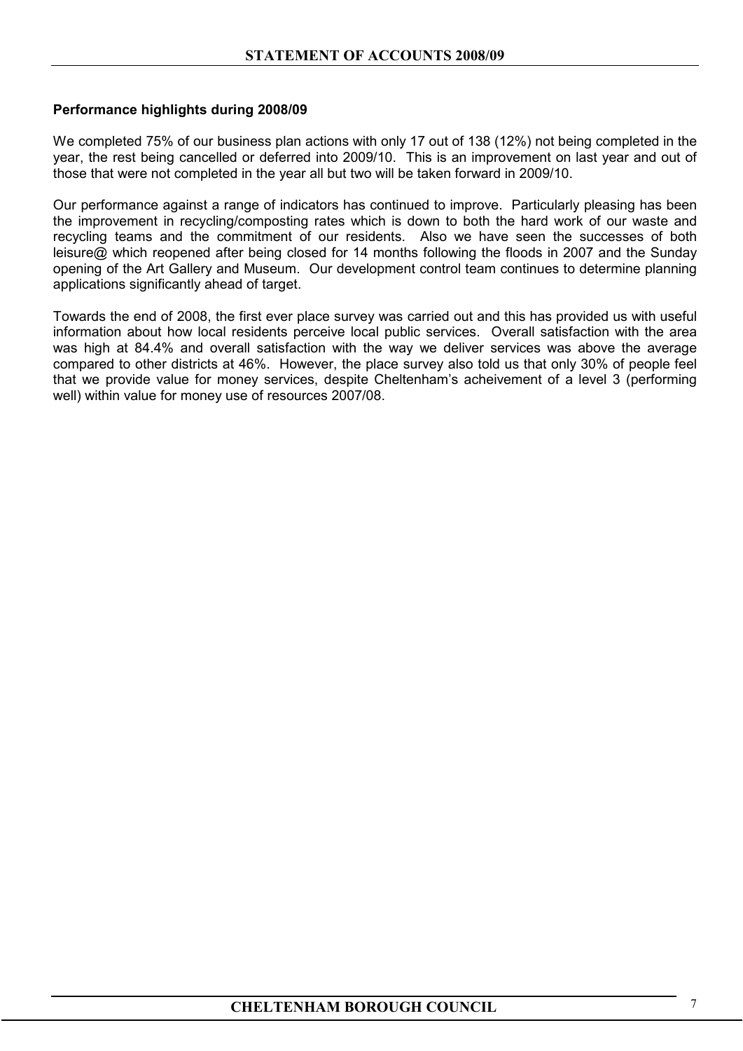**Performance highlights during 2008/09**

We completed 75% of our business plan actions with only 17 out of 138 (12%) not being completed in the year, the rest being cancelled or deferred into 2009/10. This is an improvement on last year and out of those that were not completed in the year all but two will be taken forward in 2009/10.

Our performance against a range of indicators has continued to improve. Particularly pleasing has been the improvement in recycling/composting rates which is down to both the hard work of our waste and recycling teams and the commitment of our residents. Also we have seen the successes of both leisure@ which reopened after being closed for 14 months following the floods in 2007 and the Sunday opening of the Art Gallery and Museum. Our development control team continues to determine planning applications significantly ahead of target.

Towards the end of 2008, the first ever place survey was carried out and this has provided us with useful information about how local residents perceive local public services. Overall satisfaction with the area was high at 84.4% and overall satisfaction with the way we deliver services was above the average compared to other districts at 46%. However, the place survey also told us that only 30% of people feel that we provide value for money services, despite Cheltenham's acheivement of a level 3 (performing well) within value for money use of resources 2007/08.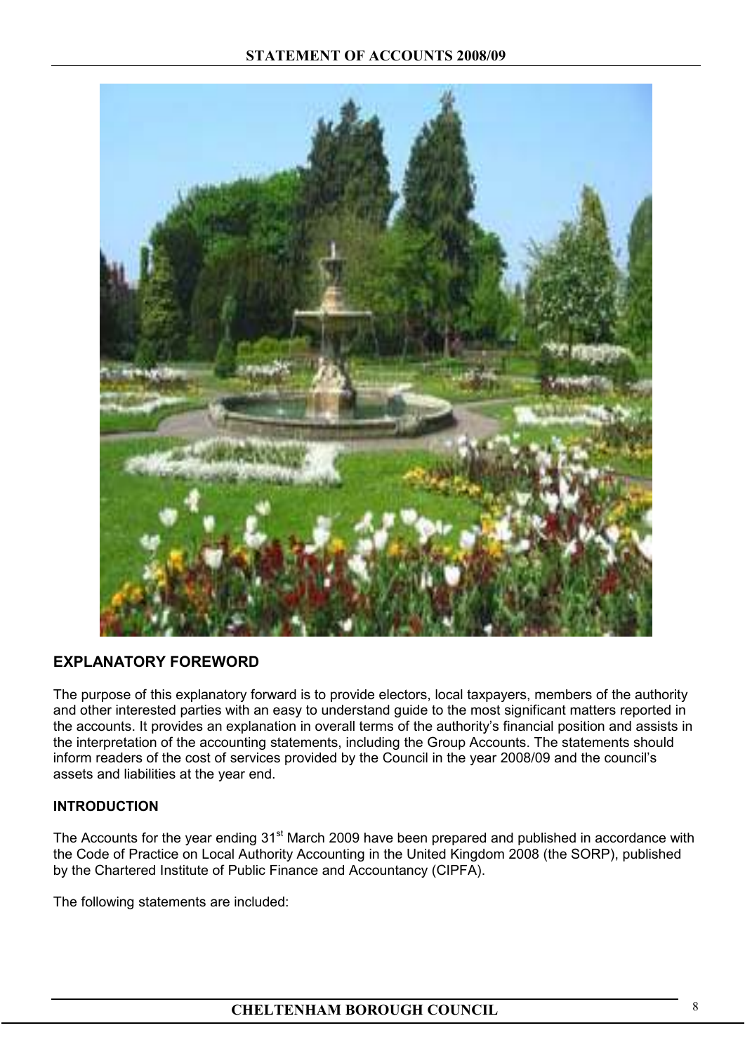## EXPLANATORY FOREWORD

The purpose of this explanatory forward is to provide electors, local taxpayers, members of the authority and other interested parties with an easy to understand guide to the most significant matters reported in the accounts. It provides an explanation in overall terms of the authority's financial position and assists in the interpretation of the accounting statements, including the Group Accounts. The statements should inform readers of the cost of services provided by the Council in the year 2008/09 and the council's assets and liabilities at the year end.

### INTRODUCTION

The Accounts for the year ending 31st March 2009 have been prepared and published in accordance with the Code of Practice on Local Authority Accounting in the United Kingdom 2008 (the SORP), published by the Chartered Institute of Public Finance and Accountancy (CIPFA).

The following statements are included: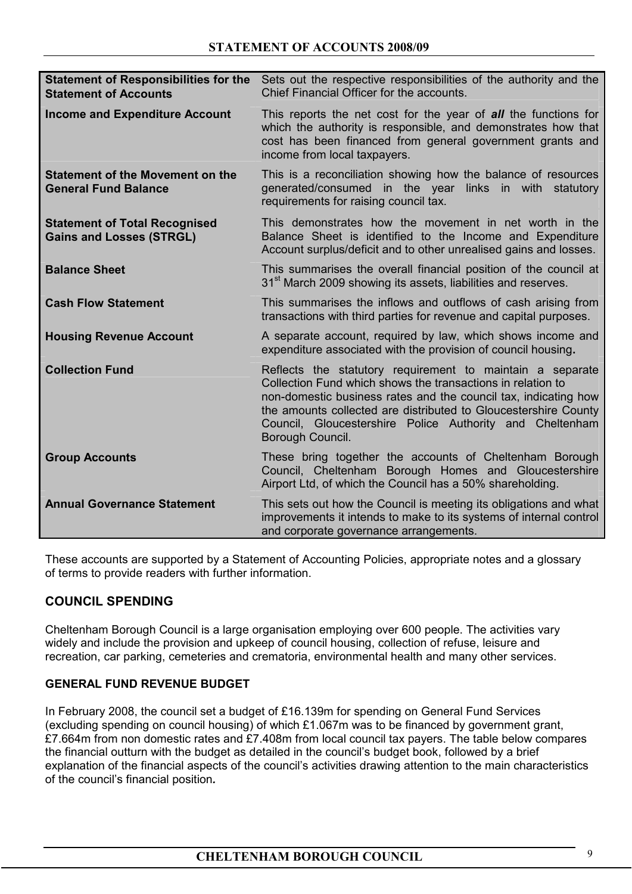| | |
|---|---|
| **Statement of Responsibilities for the Statement of Accounts** | Sets out the respective responsibilities of the authority and the Chief Financial Officer for the accounts. |
| **Income and Expenditure Account** | This reports the net cost for the year of ***all*** the functions for which the authority is responsible, and demonstrates how that cost has been financed from general government grants and income from local taxpayers. |
| **Statement of the Movement on the General Fund Balance** | This is a reconciliation showing how the balance of resources generated/consumed in the year links in with statutory requirements for raising council tax. |
| **Statement of Total Recognised Gains and Losses (STRGL)** | This demonstrates how the movement in net worth in the Balance Sheet is identified to the Income and Expenditure Account surplus/deficit and to other unrealised gains and losses. |
| **Balance Sheet** | This summarises the overall financial position of the council at 31st March 2009 showing its assets, liabilities and reserves. |
| **Cash Flow Statement** | This summarises the inflows and outflows of cash arising from transactions with third parties for revenue and capital purposes. |
| **Housing Revenue Account** | A separate account, required by law, which shows income and expenditure associated with the provision of council housing**.** |
| **Collection Fund** | Reflects the statutory requirement to maintain a separate Collection Fund which shows the transactions in relation to non-domestic business rates and the council tax, indicating how the amounts collected are distributed to Gloucestershire County Council, Gloucestershire Police Authority and Cheltenham Borough Council. |
| **Group Accounts** | These bring together the accounts of Cheltenham Borough Council, Cheltenham Borough Homes and Gloucestershire Airport Ltd, of which the Council has a 50% shareholding. |
| **Annual Governance Statement** | This sets out how the Council is meeting its obligations and what improvements it intends to make to its systems of internal control and corporate governance arrangements. |

These accounts are supported by a Statement of Accounting Policies, appropriate notes and a glossary of terms to provide readers with further information.

## COUNCIL SPENDING

Cheltenham Borough Council is a large organisation employing over 600 people. The activities vary widely and include the provision and upkeep of council housing, collection of refuse, leisure and recreation, car parking, cemeteries and crematoria, environmental health and many other services.

### GENERAL FUND REVENUE BUDGET

In February 2008, the council set a budget of £16.139m for spending on General Fund Services (excluding spending on council housing) of which £1.067m was to be financed by government grant, £7.664m from non domestic rates and £7.408m from local council tax payers. The table below compares the financial outturn with the budget as detailed in the council's budget book, followed by a brief explanation of the financial aspects of the council's activities drawing attention to the main characteristics of the council's financial position*.*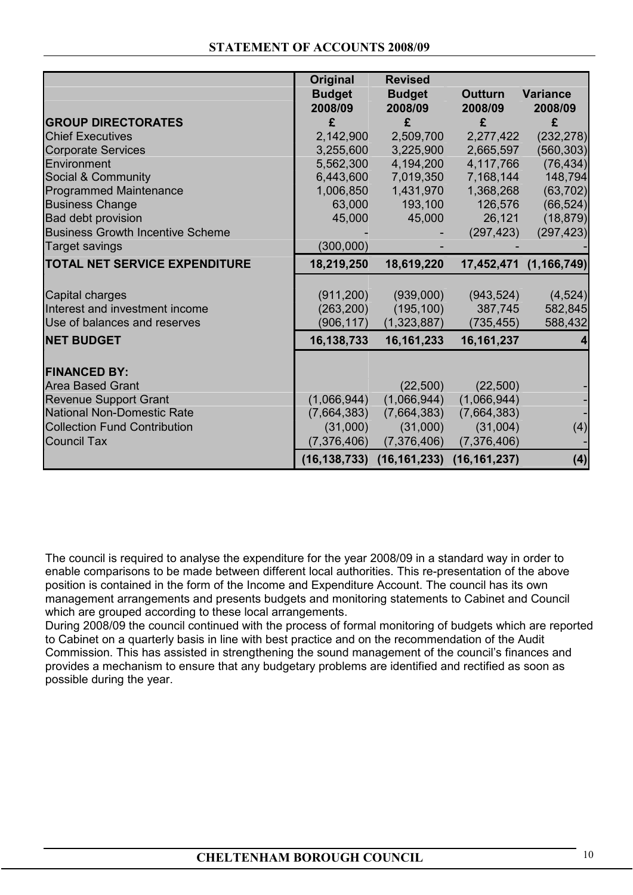| | Original Budget 2008/09 | Revised Budget 2008/09 | Outturn 2008/09 | Variance 2008/09 |
|---|---|---|---|---|
| **GROUP DIRECTORATES** | **£** | **£** | **£** | **£** |
| Chief Executives | 2,142,900 | 2,509,700 | 2,277,422 | (232,278) |
| Corporate Services | 3,255,600 | 3,225,900 | 2,665,597 | (560,303) |
| Environment | 5,562,300 | 4,194,200 | 4,117,766 | (76,434) |
| Social & Community | 6,443,600 | 7,019,350 | 7,168,144 | 148,794 |
| Programmed Maintenance | 1,006,850 | 1,431,970 | 1,368,268 | (63,702) |
| Business Change | 63,000 | 193,100 | 126,576 | (66,524) |
| Bad debt provision | 45,000 | 45,000 | 26,121 | (18,879) |
| Business Growth Incentive Scheme | - | - | (297,423) | (297,423) |
| Target savings | (300,000) | - | - | - |
| **TOTAL NET SERVICE EXPENDITURE** | **18,219,250** | **18,619,220** | **17,452,471** | **(1,166,749)** |
| | | | | |
| Capital charges | (911,200) | (939,000) | (943,524) | (4,524) |
| Interest and investment income | (263,200) | (195,100) | 387,745 | 582,845 |
| Use of balances and reserves | (906,117) | (1,323,887) | (735,455) | 588,432 |
| **NET BUDGET** | **16,138,733** | **16,161,233** | **16,161,237** | **4** |
| | | | | |
| **FINANCED BY:** | | | | |
| Area Based Grant | | (22,500) | (22,500) | - |
| Revenue Support Grant | (1,066,944) | (1,066,944) | (1,066,944) | - |
| National Non-Domestic Rate | (7,664,383) | (7,664,383) | (7,664,383) | - |
| Collection Fund Contribution | (31,000) | (31,000) | (31,004) | (4) |
| Council Tax | (7,376,406) | (7,376,406) | (7,376,406) | - |
| | **(16,138,733)** | **(16,161,233)** | **(16,161,237)** | **(4)** |

The council is required to analyse the expenditure for the year 2008/09 in a standard way in order to enable comparisons to be made between different local authorities. This re-presentation of the above position is contained in the form of the Income and Expenditure Account. The council has its own management arrangements and presents budgets and monitoring statements to Cabinet and Council which are grouped according to these local arrangements.

During 2008/09 the council continued with the process of formal monitoring of budgets which are reported to Cabinet on a quarterly basis in line with best practice and on the recommendation of the Audit Commission. This has assisted in strengthening the sound management of the council's finances and provides a mechanism to ensure that any budgetary problems are identified and rectified as soon as possible during the year.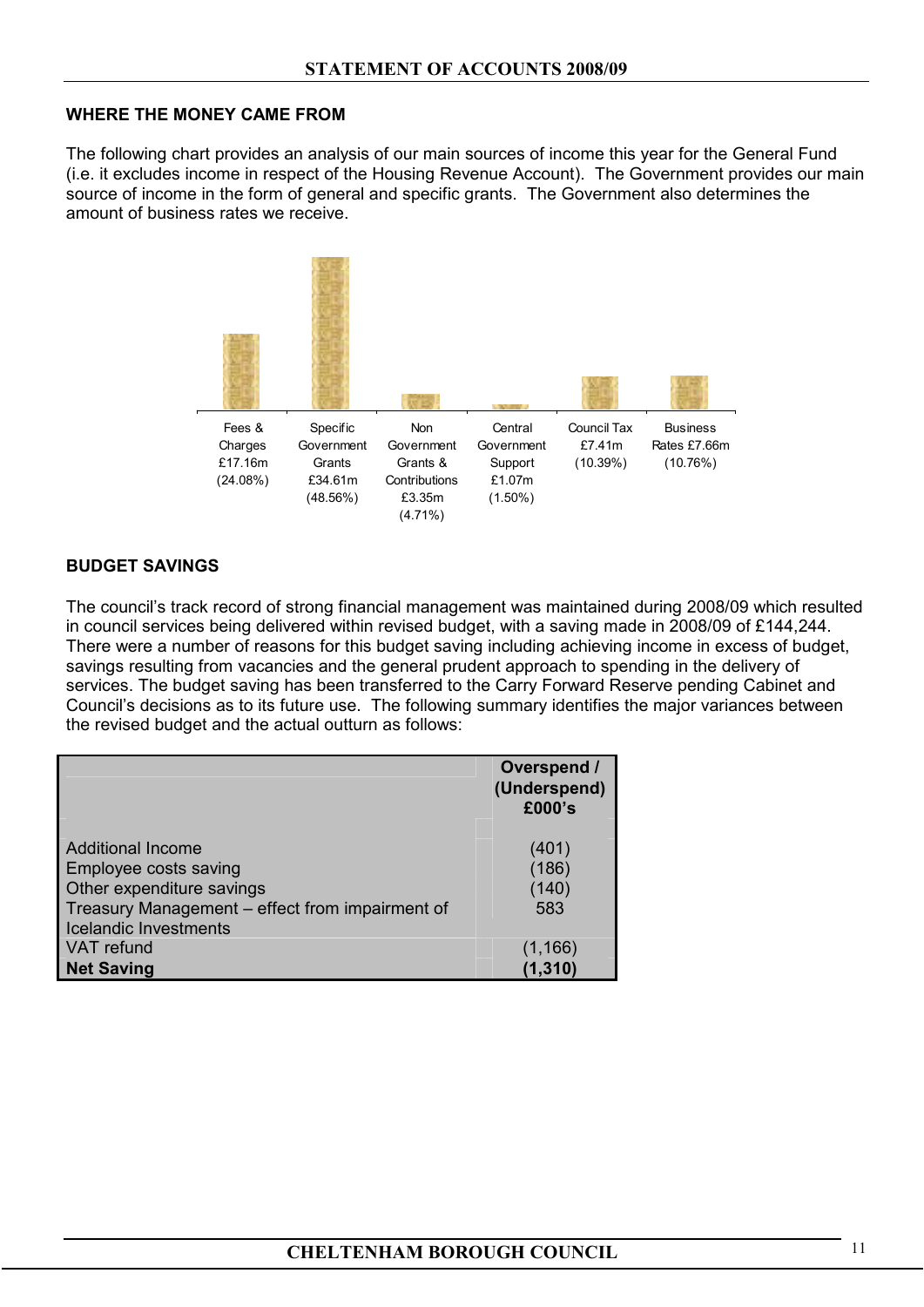## WHERE THE MONEY CAME FROM

The following chart provides an analysis of our main sources of income this year for the General Fund (i.e. it excludes income in respect of the Housing Revenue Account). The Government provides our main source of income in the form of general and specific grants. The Government also determines the amount of business rates we receive.

| Fees & Charges | Specific Government Grants | Non Government Grants & Contributions | Central Government Support | Council Tax | Business Rates |
|---|---|---|---|---|---|
| £17.16m (24.08%) | £34.61m (48.56%) | £3.35m (4.71%) | £1.07m (1.50%) | £7.41m (10.39%) | £7.66m (10.76%) |

## BUDGET SAVINGS

The council's track record of strong financial management was maintained during 2008/09 which resulted in council services being delivered within revised budget, with a saving made in 2008/09 of £144,244. There were a number of reasons for this budget saving including achieving income in excess of budget, savings resulting from vacancies and the general prudent approach to spending in the delivery of services. The budget saving has been transferred to the Carry Forward Reserve pending Cabinet and Council's decisions as to its future use. The following summary identifies the major variances between the revised budget and the actual outturn as follows:

| | Overspend / (Underspend) £000's |
|---|---|
| Additional Income | (401) |
| Employee costs saving | (186) |
| Other expenditure savings | (140) |
| Treasury Management – effect from impairment of Icelandic Investments | 583 |
| VAT refund | (1,166) |
| **Net Saving** | **(1,310)** |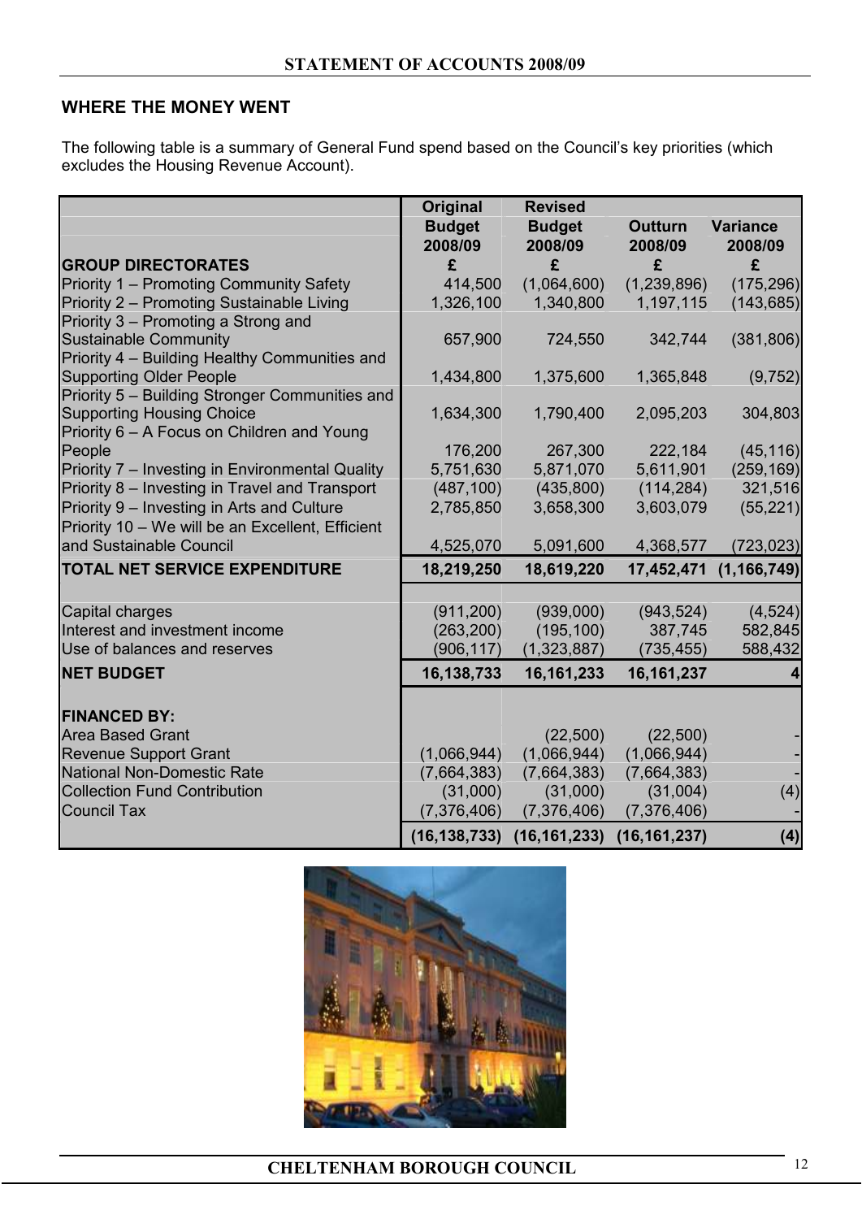## WHERE THE MONEY WENT

The following table is a summary of General Fund spend based on the Council's key priorities (which excludes the Housing Revenue Account).

| | Original Budget 2008/09 | Revised Budget 2008/09 | Outturn 2008/09 | Variance 2008/09 |
|---|---|---|---|---|
| **GROUP DIRECTORATES** | **£** | **£** | **£** | **£** |
| Priority 1 – Promoting Community Safety | 414,500 | (1,064,600) | (1,239,896) | (175,296) |
| Priority 2 – Promoting Sustainable Living | 1,326,100 | 1,340,800 | 1,197,115 | (143,685) |
| Priority 3 – Promoting a Strong and Sustainable Community | 657,900 | 724,550 | 342,744 | (381,806) |
| Priority 4 – Building Healthy Communities and Supporting Older People | 1,434,800 | 1,375,600 | 1,365,848 | (9,752) |
| Priority 5 – Building Stronger Communities and Supporting Housing Choice | 1,634,300 | 1,790,400 | 2,095,203 | 304,803 |
| Priority 6 – A Focus on Children and Young People | 176,200 | 267,300 | 222,184 | (45,116) |
| Priority 7 – Investing in Environmental Quality | 5,751,630 | 5,871,070 | 5,611,901 | (259,169) |
| Priority 8 – Investing in Travel and Transport | (487,100) | (435,800) | (114,284) | 321,516 |
| Priority 9 – Investing in Arts and Culture | 2,785,850 | 3,658,300 | 3,603,079 | (55,221) |
| Priority 10 – We will be an Excellent, Efficient and Sustainable Council | 4,525,070 | 5,091,600 | 4,368,577 | (723,023) |
| **TOTAL NET SERVICE EXPENDITURE** | **18,219,250** | **18,619,220** | **17,452,471** | **(1,166,749)** |
| | | | | |
| Capital charges | (911,200) | (939,000) | (943,524) | (4,524) |
| Interest and investment income | (263,200) | (195,100) | 387,745 | 582,845 |
| Use of balances and reserves | (906,117) | (1,323,887) | (735,455) | 588,432 |
| **NET BUDGET** | **16,138,733** | **16,161,233** | **16,161,237** | **4** |
| | | | | |
| **FINANCED BY:** | | | | |
| Area Based Grant | | (22,500) | (22,500) | - |
| Revenue Support Grant | (1,066,944) | (1,066,944) | (1,066,944) | - |
| National Non-Domestic Rate | (7,664,383) | (7,664,383) | (7,664,383) | - |
| Collection Fund Contribution | (31,000) | (31,000) | (31,004) | (4) |
| Council Tax | (7,376,406) | (7,376,406) | (7,376,406) | - |
| | **(16,138,733)** | **(16,161,233)** | **(16,161,237)** | **(4)** |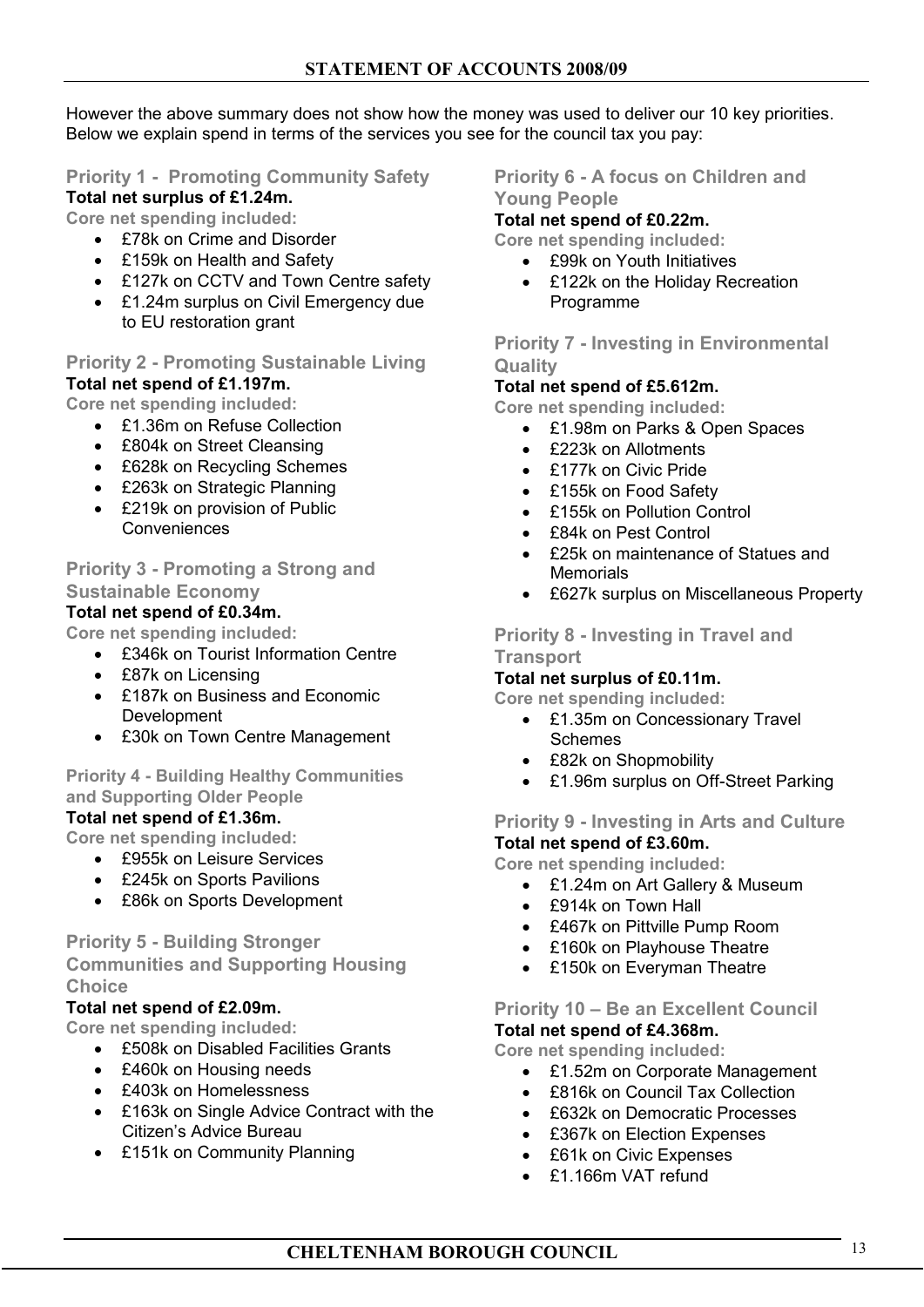However the above summary does not show how the money was used to deliver our 10 key priorities. Below we explain spend in terms of the services you see for the council tax you pay:

### Priority 1 - Promoting Community Safety

**Total net surplus of £1.24m.**

**Core net spending included:**

- £78k on Crime and Disorder
- £159k on Health and Safety
- £127k on CCTV and Town Centre safety
- £1.24m surplus on Civil Emergency due to EU restoration grant

### Priority 2 - Promoting Sustainable Living

**Total net spend of £1.197m.**

**Core net spending included:**

- £1.36m on Refuse Collection
- £804k on Street Cleansing
- £628k on Recycling Schemes
- £263k on Strategic Planning
- £219k on provision of Public Conveniences

### Priority 3 - Promoting a Strong and Sustainable Economy

**Total net spend of £0.34m.**

**Core net spending included:**

- £346k on Tourist Information Centre
- £87k on Licensing
- £187k on Business and Economic Development
- £30k on Town Centre Management

### Priority 4 - Building Healthy Communities and Supporting Older People

**Total net spend of £1.36m.**

**Core net spending included:**

- £955k on Leisure Services
- £245k on Sports Pavilions
- £86k on Sports Development

### Priority 5 - Building Stronger Communities and Supporting Housing Choice

**Total net spend of £2.09m.**

**Core net spending included:**

- £508k on Disabled Facilities Grants
- £460k on Housing needs
- £403k on Homelessness
- £163k on Single Advice Contract with the Citizen's Advice Bureau
- £151k on Community Planning

### Priority 6 - A focus on Children and Young People

**Total net spend of £0.22m.**

**Core net spending included:**

- £99k on Youth Initiatives
- £122k on the Holiday Recreation Programme

### Priority 7 - Investing in Environmental Quality

**Total net spend of £5.612m.**

**Core net spending included:**

- £1.98m on Parks & Open Spaces
- £223k on Allotments
- £177k on Civic Pride
- £155k on Food Safety
- £155k on Pollution Control
- £84k on Pest Control
- £25k on maintenance of Statues and Memorials
- £627k surplus on Miscellaneous Property

### Priority 8 - Investing in Travel and Transport

**Total net surplus of £0.11m.**

**Core net spending included:**

- £1.35m on Concessionary Travel Schemes
- £82k on Shopmobility
- £1.96m surplus on Off-Street Parking

### Priority 9 - Investing in Arts and Culture

**Total net spend of £3.60m.**

**Core net spending included:**

- £1.24m on Art Gallery & Museum
- £914k on Town Hall
- £467k on Pittville Pump Room
- £160k on Playhouse Theatre
- £150k on Everyman Theatre

### Priority 10 – Be an Excellent Council

**Total net spend of £4.368m.**

**Core net spending included:**

- £1.52m on Corporate Management
- £816k on Council Tax Collection
- £632k on Democratic Processes
- £367k on Election Expenses
- £61k on Civic Expenses
- £1.166m VAT refund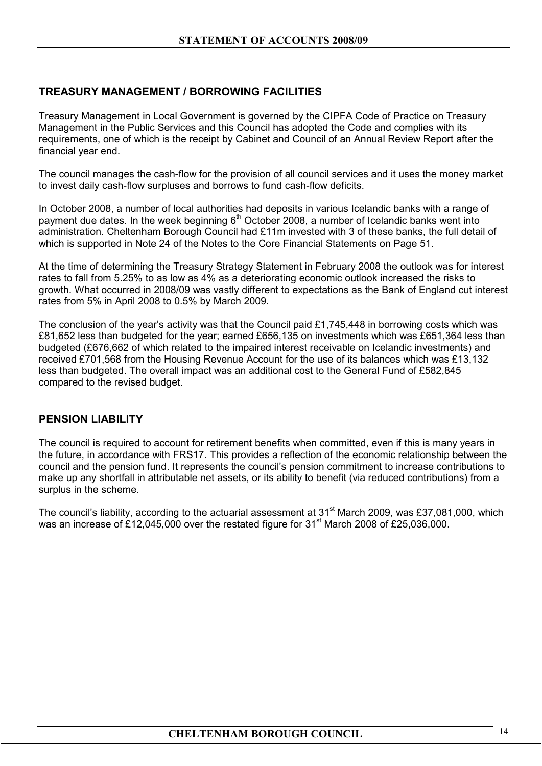## TREASURY MANAGEMENT / BORROWING FACILITIES

Treasury Management in Local Government is governed by the CIPFA Code of Practice on Treasury Management in the Public Services and this Council has adopted the Code and complies with its requirements, one of which is the receipt by Cabinet and Council of an Annual Review Report after the financial year end.

The council manages the cash-flow for the provision of all council services and it uses the money market to invest daily cash-flow surpluses and borrows to fund cash-flow deficits.

In October 2008, a number of local authorities had deposits in various Icelandic banks with a range of payment due dates. In the week beginning 6th October 2008, a number of Icelandic banks went into administration. Cheltenham Borough Council had £11m invested with 3 of these banks, the full detail of which is supported in Note 24 of the Notes to the Core Financial Statements on Page 51.

At the time of determining the Treasury Strategy Statement in February 2008 the outlook was for interest rates to fall from 5.25% to as low as 4% as a deteriorating economic outlook increased the risks to growth. What occurred in 2008/09 was vastly different to expectations as the Bank of England cut interest rates from 5% in April 2008 to 0.5% by March 2009.

The conclusion of the year's activity was that the Council paid £1,745,448 in borrowing costs which was £81,652 less than budgeted for the year; earned £656,135 on investments which was £651,364 less than budgeted (£676,662 of which related to the impaired interest receivable on Icelandic investments) and received £701,568 from the Housing Revenue Account for the use of its balances which was £13,132 less than budgeted. The overall impact was an additional cost to the General Fund of £582,845 compared to the revised budget.

## PENSION LIABILITY

The council is required to account for retirement benefits when committed, even if this is many years in the future, in accordance with FRS17. This provides a reflection of the economic relationship between the council and the pension fund. It represents the council's pension commitment to increase contributions to make up any shortfall in attributable net assets, or its ability to benefit (via reduced contributions) from a surplus in the scheme.

The council's liability, according to the actuarial assessment at 31st March 2009, was £37,081,000, which was an increase of £12,045,000 over the restated figure for 31st March 2008 of £25,036,000.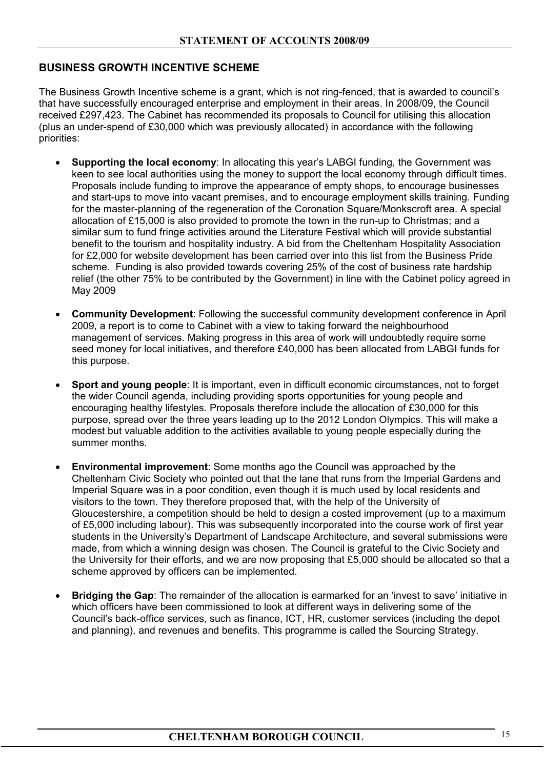## BUSINESS GROWTH INCENTIVE SCHEME

The Business Growth Incentive scheme is a grant, which is not ring-fenced, that is awarded to council's that have successfully encouraged enterprise and employment in their areas. In 2008/09, the Council received £297,423. The Cabinet has recommended its proposals to Council for utilising this allocation (plus an under-spend of £30,000 which was previously allocated) in accordance with the following priorities:

- **Supporting the local economy**: In allocating this year's LABGI funding, the Government was keen to see local authorities using the money to support the local economy through difficult times. Proposals include funding to improve the appearance of empty shops, to encourage businesses and start-ups to move into vacant premises, and to encourage employment skills training. Funding for the master-planning of the regeneration of the Coronation Square/Monkscroft area. A special allocation of £15,000 is also provided to promote the town in the run-up to Christmas; and a similar sum to fund fringe activities around the Literature Festival which will provide substantial benefit to the tourism and hospitality industry. A bid from the Cheltenham Hospitality Association for £2,000 for website development has been carried over into this list from the Business Pride scheme. Funding is also provided towards covering 25% of the cost of business rate hardship relief (the other 75% to be contributed by the Government) in line with the Cabinet policy agreed in May 2009

- **Community Development**: Following the successful community development conference in April 2009, a report is to come to Cabinet with a view to taking forward the neighbourhood management of services. Making progress in this area of work will undoubtedly require some seed money for local initiatives, and therefore £40,000 has been allocated from LABGI funds for this purpose.

- **Sport and young people**: It is important, even in difficult economic circumstances, not to forget the wider Council agenda, including providing sports opportunities for young people and encouraging healthy lifestyles. Proposals therefore include the allocation of £30,000 for this purpose, spread over the three years leading up to the 2012 London Olympics. This will make a modest but valuable addition to the activities available to young people especially during the summer months.

- **Environmental improvement**: Some months ago the Council was approached by the Cheltenham Civic Society who pointed out that the lane that runs from the Imperial Gardens and Imperial Square was in a poor condition, even though it is much used by local residents and visitors to the town. They therefore proposed that, with the help of the University of Gloucestershire, a competition should be held to design a costed improvement (up to a maximum of £5,000 including labour). This was subsequently incorporated into the course work of first year students in the University's Department of Landscape Architecture, and several submissions were made, from which a winning design was chosen. The Council is grateful to the Civic Society and the University for their efforts, and we are now proposing that £5,000 should be allocated so that a scheme approved by officers can be implemented.

- **Bridging the Gap**: The remainder of the allocation is earmarked for an 'invest to save' initiative in which officers have been commissioned to look at different ways in delivering some of the Council's back-office services, such as finance, ICT, HR, customer services (including the depot and planning), and revenues and benefits. This programme is called the Sourcing Strategy.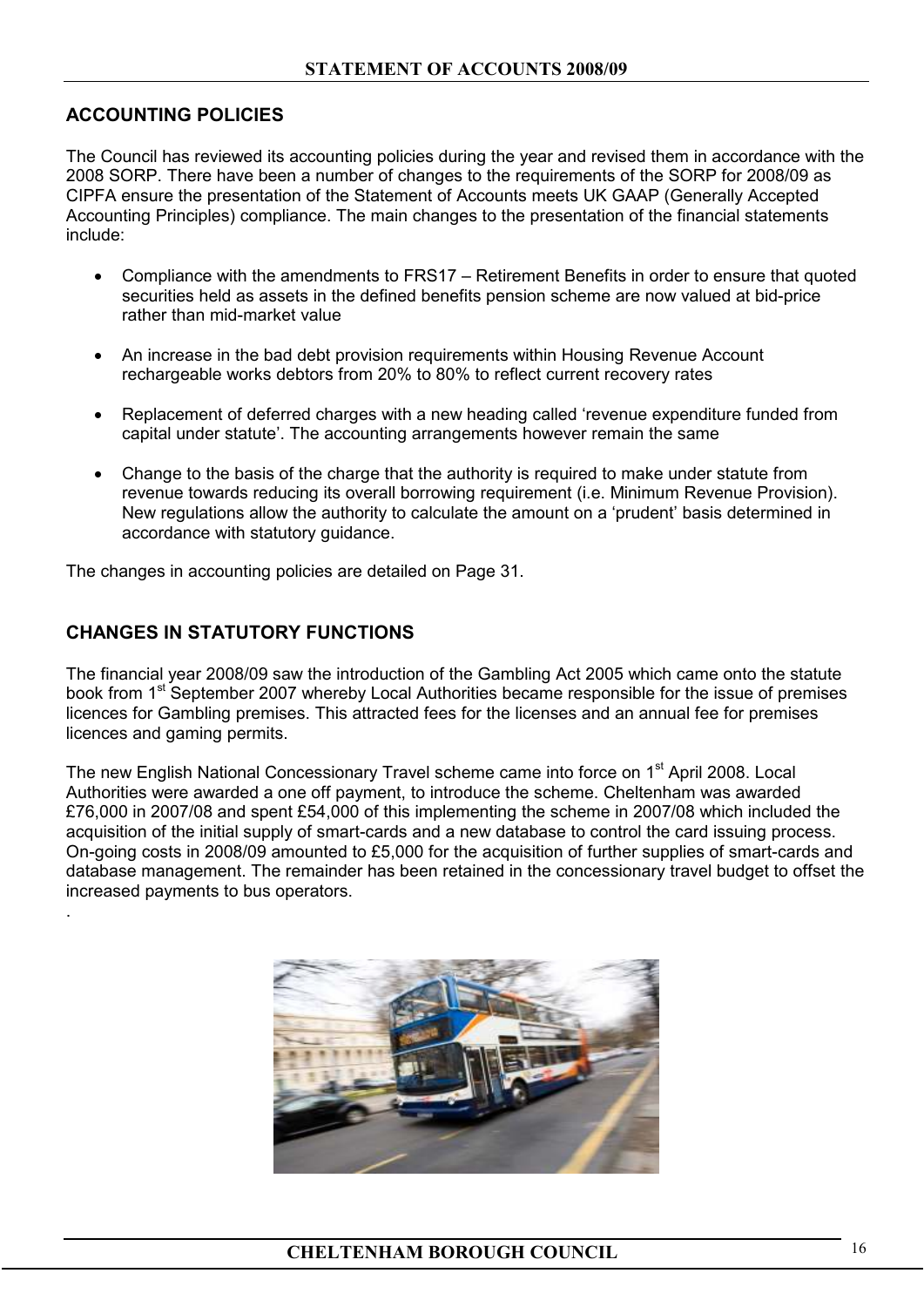## ACCOUNTING POLICIES

The Council has reviewed its accounting policies during the year and revised them in accordance with the 2008 SORP. There have been a number of changes to the requirements of the SORP for 2008/09 as CIPFA ensure the presentation of the Statement of Accounts meets UK GAAP (Generally Accepted Accounting Principles) compliance. The main changes to the presentation of the financial statements include:

- Compliance with the amendments to FRS17 – Retirement Benefits in order to ensure that quoted securities held as assets in the defined benefits pension scheme are now valued at bid-price rather than mid-market value
- An increase in the bad debt provision requirements within Housing Revenue Account rechargeable works debtors from 20% to 80% to reflect current recovery rates
- Replacement of deferred charges with a new heading called 'revenue expenditure funded from capital under statute'. The accounting arrangements however remain the same
- Change to the basis of the charge that the authority is required to make under statute from revenue towards reducing its overall borrowing requirement (i.e. Minimum Revenue Provision). New regulations allow the authority to calculate the amount on a 'prudent' basis determined in accordance with statutory guidance.

The changes in accounting policies are detailed on Page 31.

## CHANGES IN STATUTORY FUNCTIONS

The financial year 2008/09 saw the introduction of the Gambling Act 2005 which came onto the statute book from 1st September 2007 whereby Local Authorities became responsible for the issue of premises licences for Gambling premises. This attracted fees for the licenses and an annual fee for premises licences and gaming permits.

The new English National Concessionary Travel scheme came into force on 1st April 2008. Local Authorities were awarded a one off payment, to introduce the scheme. Cheltenham was awarded £76,000 in 2007/08 and spent £54,000 of this implementing the scheme in 2007/08 which included the acquisition of the initial supply of smart-cards and a new database to control the card issuing process. On-going costs in 2008/09 amounted to £5,000 for the acquisition of further supplies of smart-cards and database management. The remainder has been retained in the concessionary travel budget to offset the increased payments to bus operators.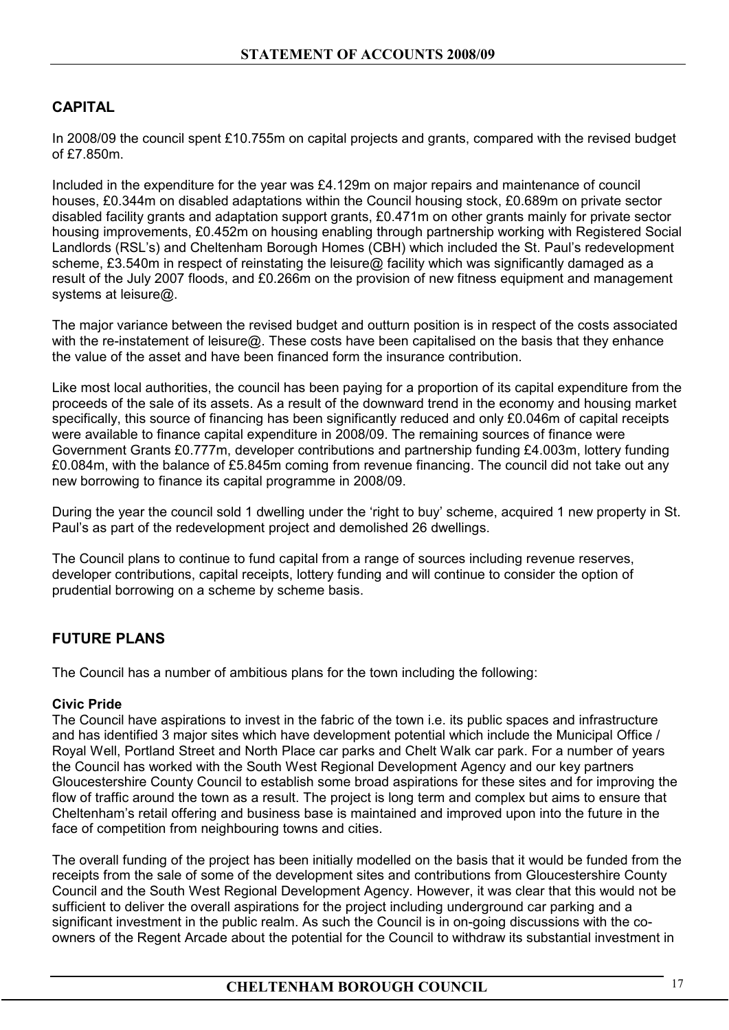## CAPITAL

In 2008/09 the council spent £10.755m on capital projects and grants, compared with the revised budget of £7.850m.

Included in the expenditure for the year was £4.129m on major repairs and maintenance of council houses, £0.344m on disabled adaptations within the Council housing stock, £0.689m on private sector disabled facility grants and adaptation support grants, £0.471m on other grants mainly for private sector housing improvements, £0.452m on housing enabling through partnership working with Registered Social Landlords (RSL's) and Cheltenham Borough Homes (CBH) which included the St. Paul's redevelopment scheme, £3.540m in respect of reinstating the leisure@ facility which was significantly damaged as a result of the July 2007 floods, and £0.266m on the provision of new fitness equipment and management systems at leisure@.

The major variance between the revised budget and outturn position is in respect of the costs associated with the re-instatement of leisure@. These costs have been capitalised on the basis that they enhance the value of the asset and have been financed form the insurance contribution.

Like most local authorities, the council has been paying for a proportion of its capital expenditure from the proceeds of the sale of its assets. As a result of the downward trend in the economy and housing market specifically, this source of financing has been significantly reduced and only £0.046m of capital receipts were available to finance capital expenditure in 2008/09. The remaining sources of finance were Government Grants £0.777m, developer contributions and partnership funding £4.003m, lottery funding £0.084m, with the balance of £5.845m coming from revenue financing. The council did not take out any new borrowing to finance its capital programme in 2008/09.

During the year the council sold 1 dwelling under the 'right to buy' scheme, acquired 1 new property in St. Paul's as part of the redevelopment project and demolished 26 dwellings.

The Council plans to continue to fund capital from a range of sources including revenue reserves, developer contributions, capital receipts, lottery funding and will continue to consider the option of prudential borrowing on a scheme by scheme basis.

## FUTURE PLANS

The Council has a number of ambitious plans for the town including the following:

**Civic Pride**
The Council have aspirations to invest in the fabric of the town i.e. its public spaces and infrastructure and has identified 3 major sites which have development potential which include the Municipal Office / Royal Well, Portland Street and North Place car parks and Chelt Walk car park. For a number of years the Council has worked with the South West Regional Development Agency and our key partners Gloucestershire County Council to establish some broad aspirations for these sites and for improving the flow of traffic around the town as a result. The project is long term and complex but aims to ensure that Cheltenham's retail offering and business base is maintained and improved upon into the future in the face of competition from neighbouring towns and cities.

The overall funding of the project has been initially modelled on the basis that it would be funded from the receipts from the sale of some of the development sites and contributions from Gloucestershire County Council and the South West Regional Development Agency. However, it was clear that this would not be sufficient to deliver the overall aspirations for the project including underground car parking and a significant investment in the public realm. As such the Council is in on-going discussions with the co-owners of the Regent Arcade about the potential for the Council to withdraw its substantial investment in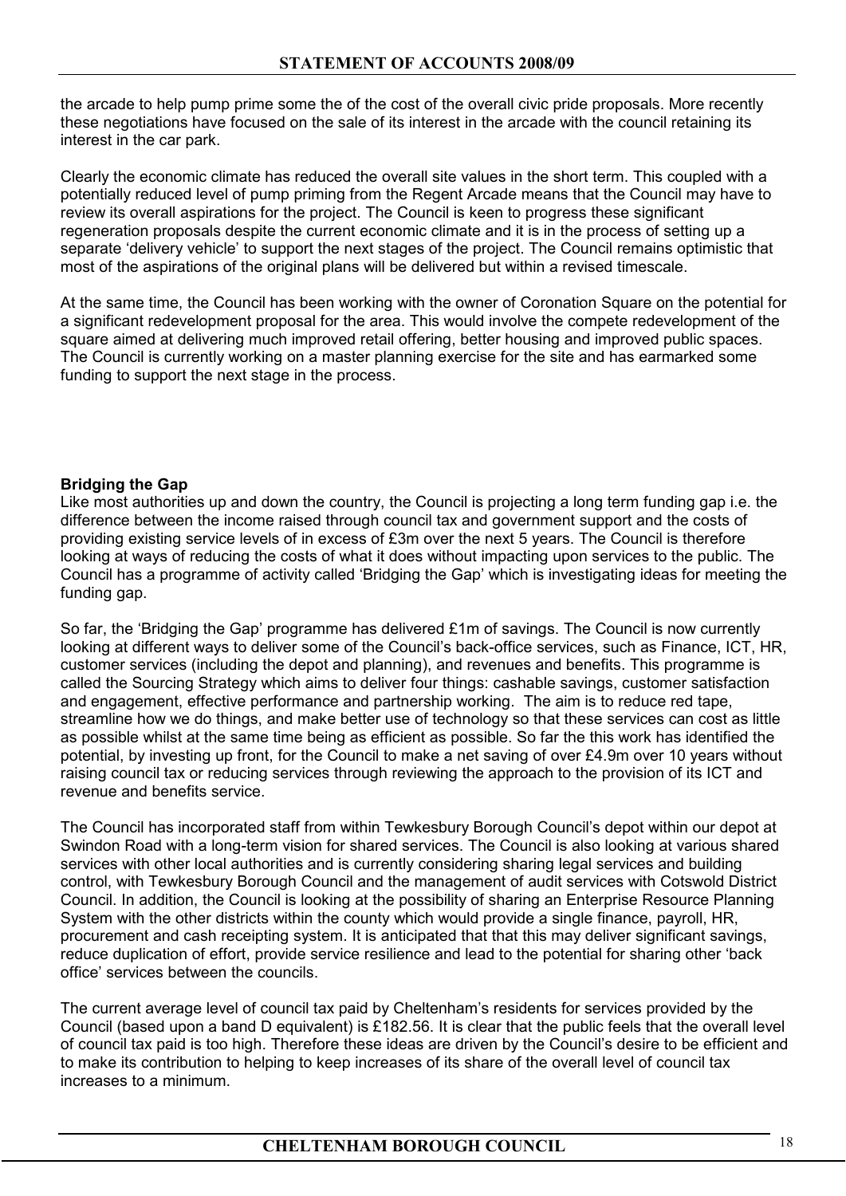the arcade to help pump prime some the of the cost of the overall civic pride proposals. More recently these negotiations have focused on the sale of its interest in the arcade with the council retaining its interest in the car park.

Clearly the economic climate has reduced the overall site values in the short term. This coupled with a potentially reduced level of pump priming from the Regent Arcade means that the Council may have to review its overall aspirations for the project. The Council is keen to progress these significant regeneration proposals despite the current economic climate and it is in the process of setting up a separate 'delivery vehicle' to support the next stages of the project. The Council remains optimistic that most of the aspirations of the original plans will be delivered but within a revised timescale.

At the same time, the Council has been working with the owner of Coronation Square on the potential for a significant redevelopment proposal for the area. This would involve the compete redevelopment of the square aimed at delivering much improved retail offering, better housing and improved public spaces. The Council is currently working on a master planning exercise for the site and has earmarked some funding to support the next stage in the process.

**Bridging the Gap**

Like most authorities up and down the country, the Council is projecting a long term funding gap i.e. the difference between the income raised through council tax and government support and the costs of providing existing service levels of in excess of £3m over the next 5 years. The Council is therefore looking at ways of reducing the costs of what it does without impacting upon services to the public. The Council has a programme of activity called 'Bridging the Gap' which is investigating ideas for meeting the funding gap.

So far, the 'Bridging the Gap' programme has delivered £1m of savings. The Council is now currently looking at different ways to deliver some of the Council's back-office services, such as Finance, ICT, HR, customer services (including the depot and planning), and revenues and benefits. This programme is called the Sourcing Strategy which aims to deliver four things: cashable savings, customer satisfaction and engagement, effective performance and partnership working. The aim is to reduce red tape, streamline how we do things, and make better use of technology so that these services can cost as little as possible whilst at the same time being as efficient as possible. So far the this work has identified the potential, by investing up front, for the Council to make a net saving of over £4.9m over 10 years without raising council tax or reducing services through reviewing the approach to the provision of its ICT and revenue and benefits service.

The Council has incorporated staff from within Tewkesbury Borough Council's depot within our depot at Swindon Road with a long-term vision for shared services. The Council is also looking at various shared services with other local authorities and is currently considering sharing legal services and building control, with Tewkesbury Borough Council and the management of audit services with Cotswold District Council. In addition, the Council is looking at the possibility of sharing an Enterprise Resource Planning System with the other districts within the county which would provide a single finance, payroll, HR, procurement and cash receipting system. It is anticipated that that this may deliver significant savings, reduce duplication of effort, provide service resilience and lead to the potential for sharing other 'back office' services between the councils.

The current average level of council tax paid by Cheltenham's residents for services provided by the Council (based upon a band D equivalent) is £182.56. It is clear that the public feels that the overall level of council tax paid is too high. Therefore these ideas are driven by the Council's desire to be efficient and to make its contribution to helping to keep increases of its share of the overall level of council tax increases to a minimum.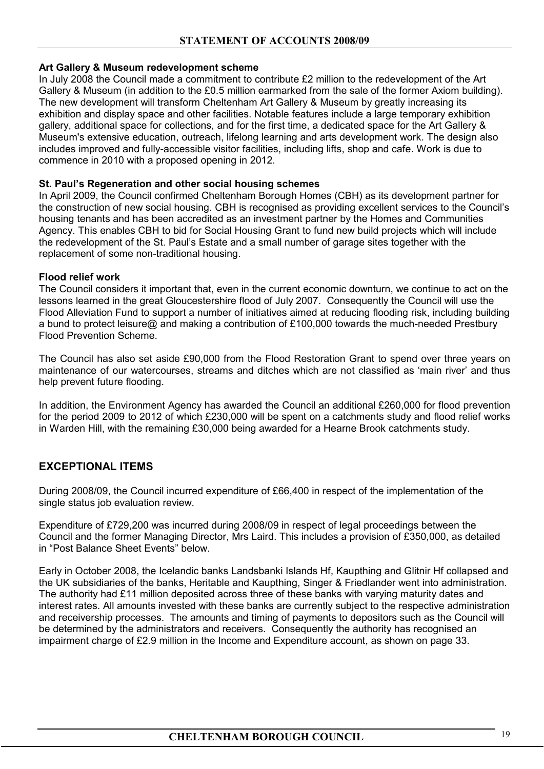**Art Gallery & Museum redevelopment scheme**

In July 2008 the Council made a commitment to contribute £2 million to the redevelopment of the Art Gallery & Museum (in addition to the £0.5 million earmarked from the sale of the former Axiom building). The new development will transform Cheltenham Art Gallery & Museum by greatly increasing its exhibition and display space and other facilities. Notable features include a large temporary exhibition gallery, additional space for collections, and for the first time, a dedicated space for the Art Gallery & Museum's extensive education, outreach, lifelong learning and arts development work. The design also includes improved and fully-accessible visitor facilities, including lifts, shop and cafe. Work is due to commence in 2010 with a proposed opening in 2012.

**St. Paul's Regeneration and other social housing schemes**

In April 2009, the Council confirmed Cheltenham Borough Homes (CBH) as its development partner for the construction of new social housing. CBH is recognised as providing excellent services to the Council's housing tenants and has been accredited as an investment partner by the Homes and Communities Agency. This enables CBH to bid for Social Housing Grant to fund new build projects which will include the redevelopment of the St. Paul's Estate and a small number of garage sites together with the replacement of some non-traditional housing.

**Flood relief work**

The Council considers it important that, even in the current economic downturn, we continue to act on the lessons learned in the great Gloucestershire flood of July 2007. Consequently the Council will use the Flood Alleviation Fund to support a number of initiatives aimed at reducing flooding risk, including building a bund to protect leisure@ and making a contribution of £100,000 towards the much-needed Prestbury Flood Prevention Scheme.

The Council has also set aside £90,000 from the Flood Restoration Grant to spend over three years on maintenance of our watercourses, streams and ditches which are not classified as 'main river' and thus help prevent future flooding.

In addition, the Environment Agency has awarded the Council an additional £260,000 for flood prevention for the period 2009 to 2012 of which £230,000 will be spent on a catchments study and flood relief works in Warden Hill, with the remaining £30,000 being awarded for a Hearne Brook catchments study.

## EXCEPTIONAL ITEMS

During 2008/09, the Council incurred expenditure of £66,400 in respect of the implementation of the single status job evaluation review.

Expenditure of £729,200 was incurred during 2008/09 in respect of legal proceedings between the Council and the former Managing Director, Mrs Laird. This includes a provision of £350,000, as detailed in "Post Balance Sheet Events" below.

Early in October 2008, the Icelandic banks Landsbanki Islands Hf, Kaupthing and Glitnir Hf collapsed and the UK subsidiaries of the banks, Heritable and Kaupthing, Singer & Friedlander went into administration. The authority had £11 million deposited across three of these banks with varying maturity dates and interest rates. All amounts invested with these banks are currently subject to the respective administration and receivership processes. The amounts and timing of payments to depositors such as the Council will be determined by the administrators and receivers. Consequently the authority has recognised an impairment charge of £2.9 million in the Income and Expenditure account, as shown on page 33.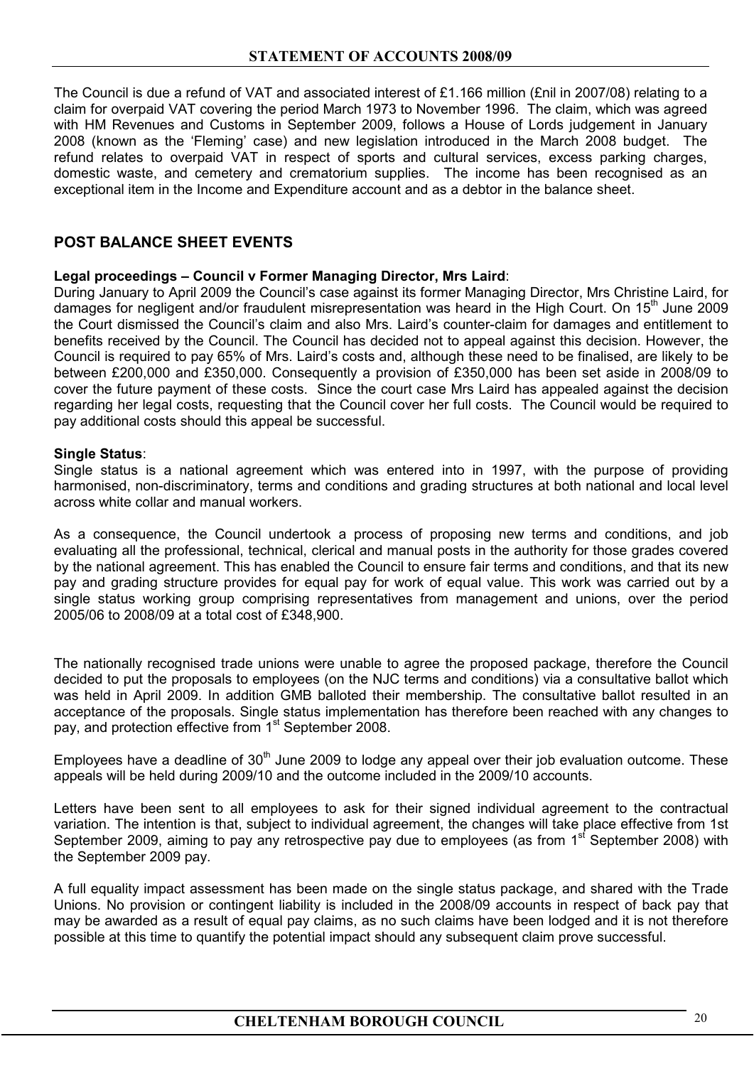The Council is due a refund of VAT and associated interest of £1.166 million (£nil in 2007/08) relating to a claim for overpaid VAT covering the period March 1973 to November 1996. The claim, which was agreed with HM Revenues and Customs in September 2009, follows a House of Lords judgement in January 2008 (known as the 'Fleming' case) and new legislation introduced in the March 2008 budget. The refund relates to overpaid VAT in respect of sports and cultural services, excess parking charges, domestic waste, and cemetery and crematorium supplies. The income has been recognised as an exceptional item in the Income and Expenditure account and as a debtor in the balance sheet.

## POST BALANCE SHEET EVENTS

**Legal proceedings – Council v Former Managing Director, Mrs Laird**:

During January to April 2009 the Council's case against its former Managing Director, Mrs Christine Laird, for damages for negligent and/or fraudulent misrepresentation was heard in the High Court. On 15th June 2009 the Court dismissed the Council's claim and also Mrs. Laird's counter-claim for damages and entitlement to benefits received by the Council. The Council has decided not to appeal against this decision. However, the Council is required to pay 65% of Mrs. Laird's costs and, although these need to be finalised, are likely to be between £200,000 and £350,000. Consequently a provision of £350,000 has been set aside in 2008/09 to cover the future payment of these costs. Since the court case Mrs Laird has appealed against the decision regarding her legal costs, requesting that the Council cover her full costs. The Council would be required to pay additional costs should this appeal be successful.

**Single Status**:

Single status is a national agreement which was entered into in 1997, with the purpose of providing harmonised, non-discriminatory, terms and conditions and grading structures at both national and local level across white collar and manual workers.

As a consequence, the Council undertook a process of proposing new terms and conditions, and job evaluating all the professional, technical, clerical and manual posts in the authority for those grades covered by the national agreement. This has enabled the Council to ensure fair terms and conditions, and that its new pay and grading structure provides for equal pay for work of equal value. This work was carried out by a single status working group comprising representatives from management and unions, over the period 2005/06 to 2008/09 at a total cost of £348,900.

The nationally recognised trade unions were unable to agree the proposed package, therefore the Council decided to put the proposals to employees (on the NJC terms and conditions) via a consultative ballot which was held in April 2009. In addition GMB balloted their membership. The consultative ballot resulted in an acceptance of the proposals. Single status implementation has therefore been reached with any changes to pay, and protection effective from 1st September 2008.

Employees have a deadline of 30th June 2009 to lodge any appeal over their job evaluation outcome. These appeals will be held during 2009/10 and the outcome included in the 2009/10 accounts.

Letters have been sent to all employees to ask for their signed individual agreement to the contractual variation. The intention is that, subject to individual agreement, the changes will take place effective from 1st September 2009, aiming to pay any retrospective pay due to employees (as from 1st September 2008) with the September 2009 pay.

A full equality impact assessment has been made on the single status package, and shared with the Trade Unions. No provision or contingent liability is included in the 2008/09 accounts in respect of back pay that may be awarded as a result of equal pay claims, as no such claims have been lodged and it is not therefore possible at this time to quantify the potential impact should any subsequent claim prove successful.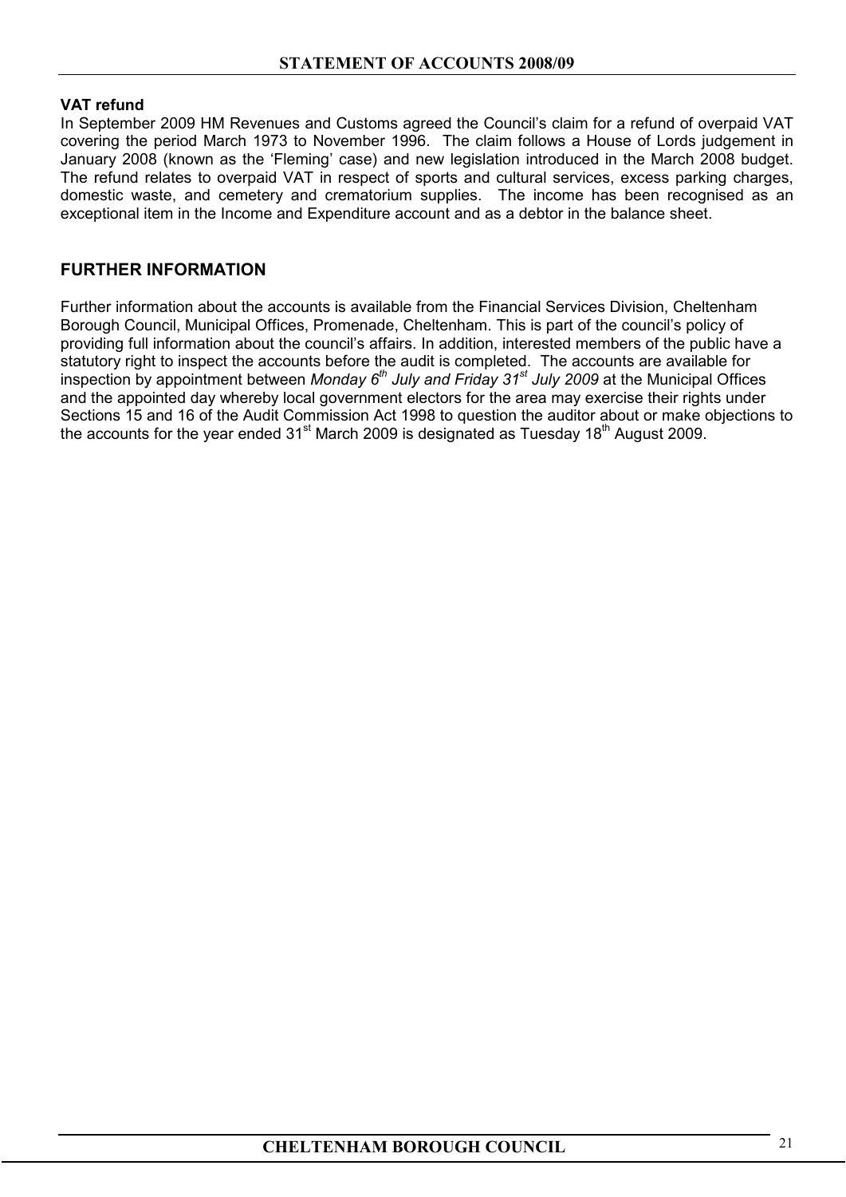**VAT refund**

In September 2009 HM Revenues and Customs agreed the Council's claim for a refund of overpaid VAT covering the period March 1973 to November 1996. The claim follows a House of Lords judgement in January 2008 (known as the 'Fleming' case) and new legislation introduced in the March 2008 budget. The refund relates to overpaid VAT in respect of sports and cultural services, excess parking charges, domestic waste, and cemetery and crematorium supplies. The income has been recognised as an exceptional item in the Income and Expenditure account and as a debtor in the balance sheet.

## FURTHER INFORMATION

Further information about the accounts is available from the Financial Services Division, Cheltenham Borough Council, Municipal Offices, Promenade, Cheltenham. This is part of the council's policy of providing full information about the council's affairs. In addition, interested members of the public have a statutory right to inspect the accounts before the audit is completed. The accounts are available for inspection by appointment between *Monday 6th July and Friday 31st July 2009* at the Municipal Offices and the appointed day whereby local government electors for the area may exercise their rights under Sections 15 and 16 of the Audit Commission Act 1998 to question the auditor about or make objections to the accounts for the year ended 31st March 2009 is designated as Tuesday 18th August 2009.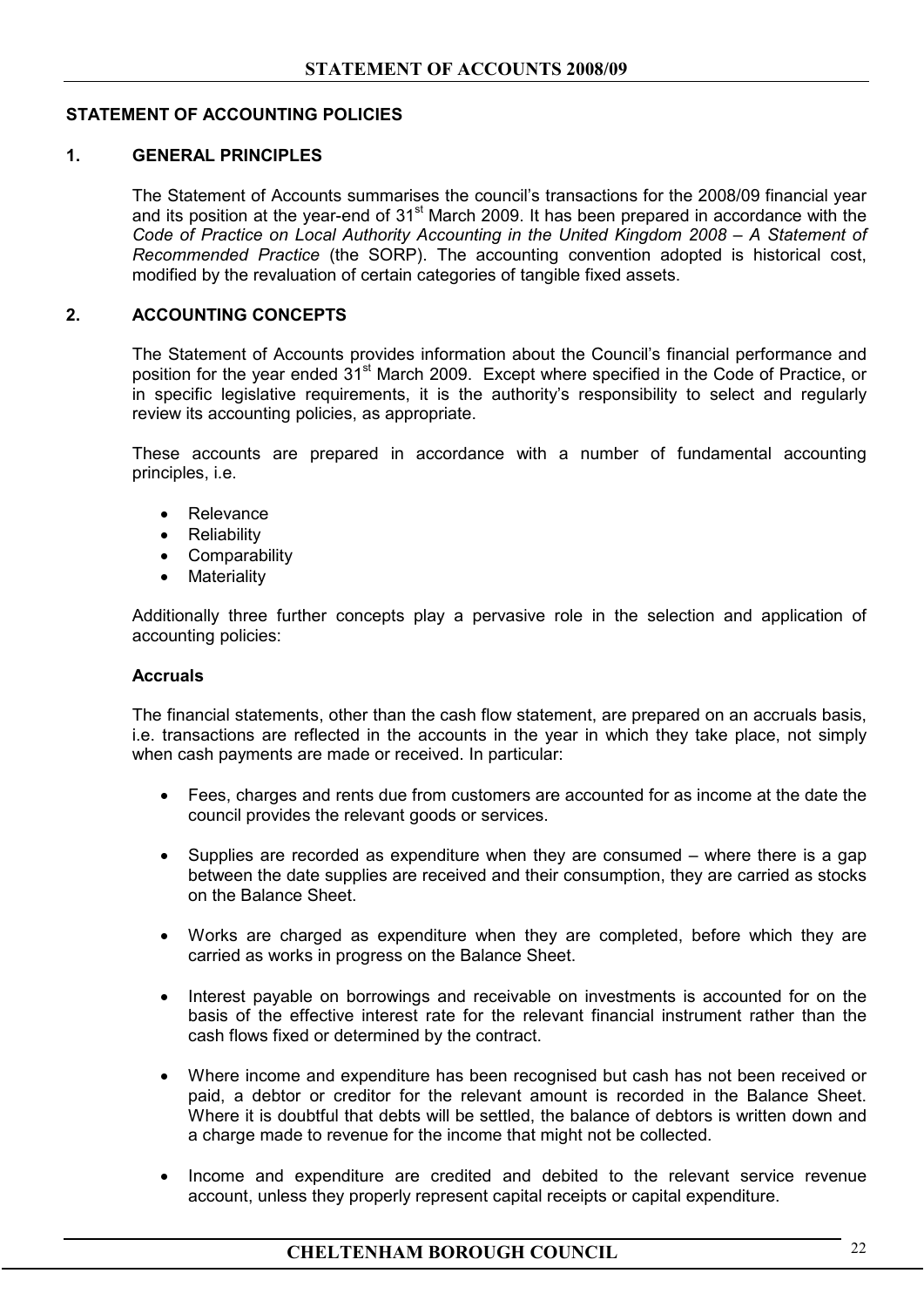## STATEMENT OF ACCOUNTING POLICIES

### 1. GENERAL PRINCIPLES

The Statement of Accounts summarises the council's transactions for the 2008/09 financial year and its position at the year-end of 31st March 2009. It has been prepared in accordance with the *Code of Practice on Local Authority Accounting in the United Kingdom 2008 – A Statement of Recommended Practice* (the SORP). The accounting convention adopted is historical cost, modified by the revaluation of certain categories of tangible fixed assets.

### 2. ACCOUNTING CONCEPTS

The Statement of Accounts provides information about the Council's financial performance and position for the year ended 31st March 2009. Except where specified in the Code of Practice, or in specific legislative requirements, it is the authority's responsibility to select and regularly review its accounting policies, as appropriate.

These accounts are prepared in accordance with a number of fundamental accounting principles, i.e.

- Relevance
- Reliability
- Comparability
- Materiality

Additionally three further concepts play a pervasive role in the selection and application of accounting policies:

**Accruals**

The financial statements, other than the cash flow statement, are prepared on an accruals basis, i.e. transactions are reflected in the accounts in the year in which they take place, not simply when cash payments are made or received. In particular:

- Fees, charges and rents due from customers are accounted for as income at the date the council provides the relevant goods or services.
- Supplies are recorded as expenditure when they are consumed – where there is a gap between the date supplies are received and their consumption, they are carried as stocks on the Balance Sheet.
- Works are charged as expenditure when they are completed, before which they are carried as works in progress on the Balance Sheet.
- Interest payable on borrowings and receivable on investments is accounted for on the basis of the effective interest rate for the relevant financial instrument rather than the cash flows fixed or determined by the contract.
- Where income and expenditure has been recognised but cash has not been received or paid, a debtor or creditor for the relevant amount is recorded in the Balance Sheet. Where it is doubtful that debts will be settled, the balance of debtors is written down and a charge made to revenue for the income that might not be collected.
- Income and expenditure are credited and debited to the relevant service revenue account, unless they properly represent capital receipts or capital expenditure.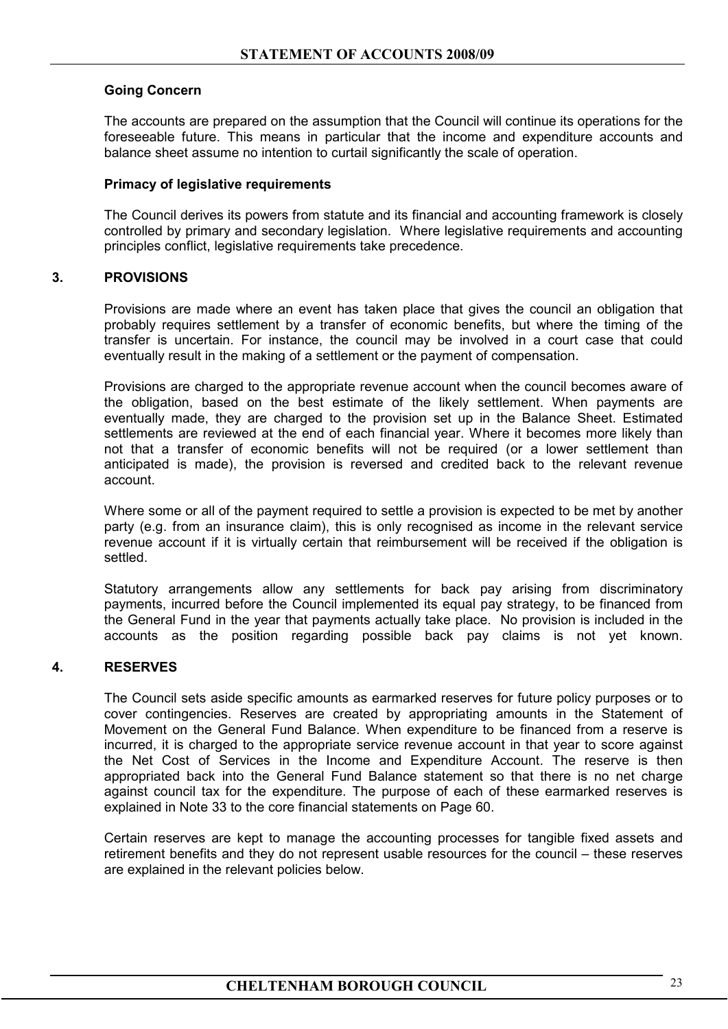### Going Concern

The accounts are prepared on the assumption that the Council will continue its operations for the foreseeable future. This means in particular that the income and expenditure accounts and balance sheet assume no intention to curtail significantly the scale of operation.

### Primacy of legislative requirements

The Council derives its powers from statute and its financial and accounting framework is closely controlled by primary and secondary legislation. Where legislative requirements and accounting principles conflict, legislative requirements take precedence.

## 3. PROVISIONS

Provisions are made where an event has taken place that gives the council an obligation that probably requires settlement by a transfer of economic benefits, but where the timing of the transfer is uncertain. For instance, the council may be involved in a court case that could eventually result in the making of a settlement or the payment of compensation.

Provisions are charged to the appropriate revenue account when the council becomes aware of the obligation, based on the best estimate of the likely settlement. When payments are eventually made, they are charged to the provision set up in the Balance Sheet. Estimated settlements are reviewed at the end of each financial year. Where it becomes more likely than not that a transfer of economic benefits will not be required (or a lower settlement than anticipated is made), the provision is reversed and credited back to the relevant revenue account.

Where some or all of the payment required to settle a provision is expected to be met by another party (e.g. from an insurance claim), this is only recognised as income in the relevant service revenue account if it is virtually certain that reimbursement will be received if the obligation is settled.

Statutory arrangements allow any settlements for back pay arising from discriminatory payments, incurred before the Council implemented its equal pay strategy, to be financed from the General Fund in the year that payments actually take place. No provision is included in the accounts as the position regarding possible back pay claims is not yet known.

## 4. RESERVES

The Council sets aside specific amounts as earmarked reserves for future policy purposes or to cover contingencies. Reserves are created by appropriating amounts in the Statement of Movement on the General Fund Balance. When expenditure to be financed from a reserve is incurred, it is charged to the appropriate service revenue account in that year to score against the Net Cost of Services in the Income and Expenditure Account. The reserve is then appropriated back into the General Fund Balance statement so that there is no net charge against council tax for the expenditure. The purpose of each of these earmarked reserves is explained in Note 33 to the core financial statements on Page 60.

Certain reserves are kept to manage the accounting processes for tangible fixed assets and retirement benefits and they do not represent usable resources for the council – these reserves are explained in the relevant policies below.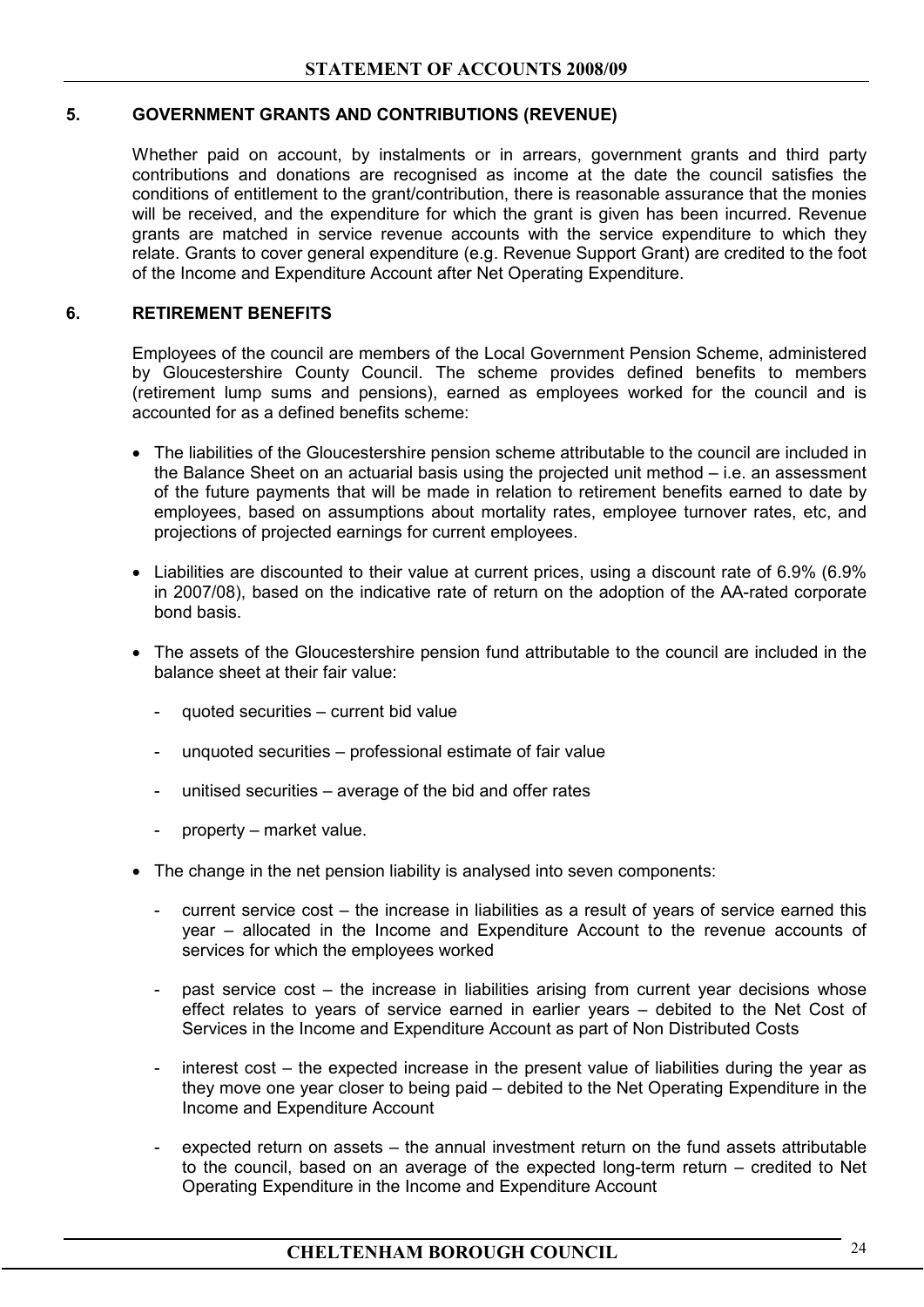## 5. GOVERNMENT GRANTS AND CONTRIBUTIONS (REVENUE)

Whether paid on account, by instalments or in arrears, government grants and third party contributions and donations are recognised as income at the date the council satisfies the conditions of entitlement to the grant/contribution, there is reasonable assurance that the monies will be received, and the expenditure for which the grant is given has been incurred. Revenue grants are matched in service revenue accounts with the service expenditure to which they relate. Grants to cover general expenditure (e.g. Revenue Support Grant) are credited to the foot of the Income and Expenditure Account after Net Operating Expenditure.

## 6. RETIREMENT BENEFITS

Employees of the council are members of the Local Government Pension Scheme, administered by Gloucestershire County Council. The scheme provides defined benefits to members (retirement lump sums and pensions), earned as employees worked for the council and is accounted for as a defined benefits scheme:

- The liabilities of the Gloucestershire pension scheme attributable to the council are included in the Balance Sheet on an actuarial basis using the projected unit method – i.e. an assessment of the future payments that will be made in relation to retirement benefits earned to date by employees, based on assumptions about mortality rates, employee turnover rates, etc, and projections of projected earnings for current employees.
- Liabilities are discounted to their value at current prices, using a discount rate of 6.9% (6.9% in 2007/08), based on the indicative rate of return on the adoption of the AA-rated corporate bond basis.
- The assets of the Gloucestershire pension fund attributable to the council are included in the balance sheet at their fair value:
  - quoted securities – current bid value
  - unquoted securities – professional estimate of fair value
  - unitised securities – average of the bid and offer rates
  - property – market value.
- The change in the net pension liability is analysed into seven components:
  - current service cost – the increase in liabilities as a result of years of service earned this year – allocated in the Income and Expenditure Account to the revenue accounts of services for which the employees worked
  - past service cost – the increase in liabilities arising from current year decisions whose effect relates to years of service earned in earlier years – debited to the Net Cost of Services in the Income and Expenditure Account as part of Non Distributed Costs
  - interest cost – the expected increase in the present value of liabilities during the year as they move one year closer to being paid – debited to the Net Operating Expenditure in the Income and Expenditure Account
  - expected return on assets – the annual investment return on the fund assets attributable to the council, based on an average of the expected long-term return – credited to Net Operating Expenditure in the Income and Expenditure Account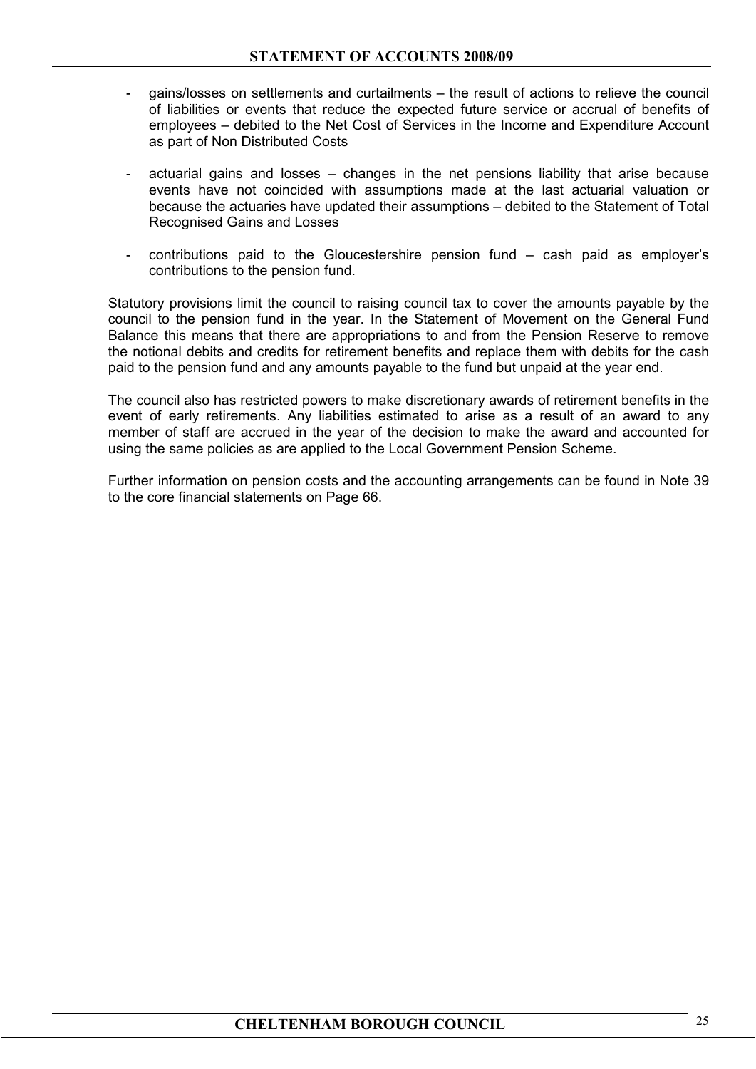- gains/losses on settlements and curtailments – the result of actions to relieve the council of liabilities or events that reduce the expected future service or accrual of benefits of employees – debited to the Net Cost of Services in the Income and Expenditure Account as part of Non Distributed Costs

- actuarial gains and losses – changes in the net pensions liability that arise because events have not coincided with assumptions made at the last actuarial valuation or because the actuaries have updated their assumptions – debited to the Statement of Total Recognised Gains and Losses

- contributions paid to the Gloucestershire pension fund – cash paid as employer's contributions to the pension fund.

Statutory provisions limit the council to raising council tax to cover the amounts payable by the council to the pension fund in the year. In the Statement of Movement on the General Fund Balance this means that there are appropriations to and from the Pension Reserve to remove the notional debits and credits for retirement benefits and replace them with debits for the cash paid to the pension fund and any amounts payable to the fund but unpaid at the year end.

The council also has restricted powers to make discretionary awards of retirement benefits in the event of early retirements. Any liabilities estimated to arise as a result of an award to any member of staff are accrued in the year of the decision to make the award and accounted for using the same policies as are applied to the Local Government Pension Scheme.

Further information on pension costs and the accounting arrangements can be found in Note 39 to the core financial statements on Page 66.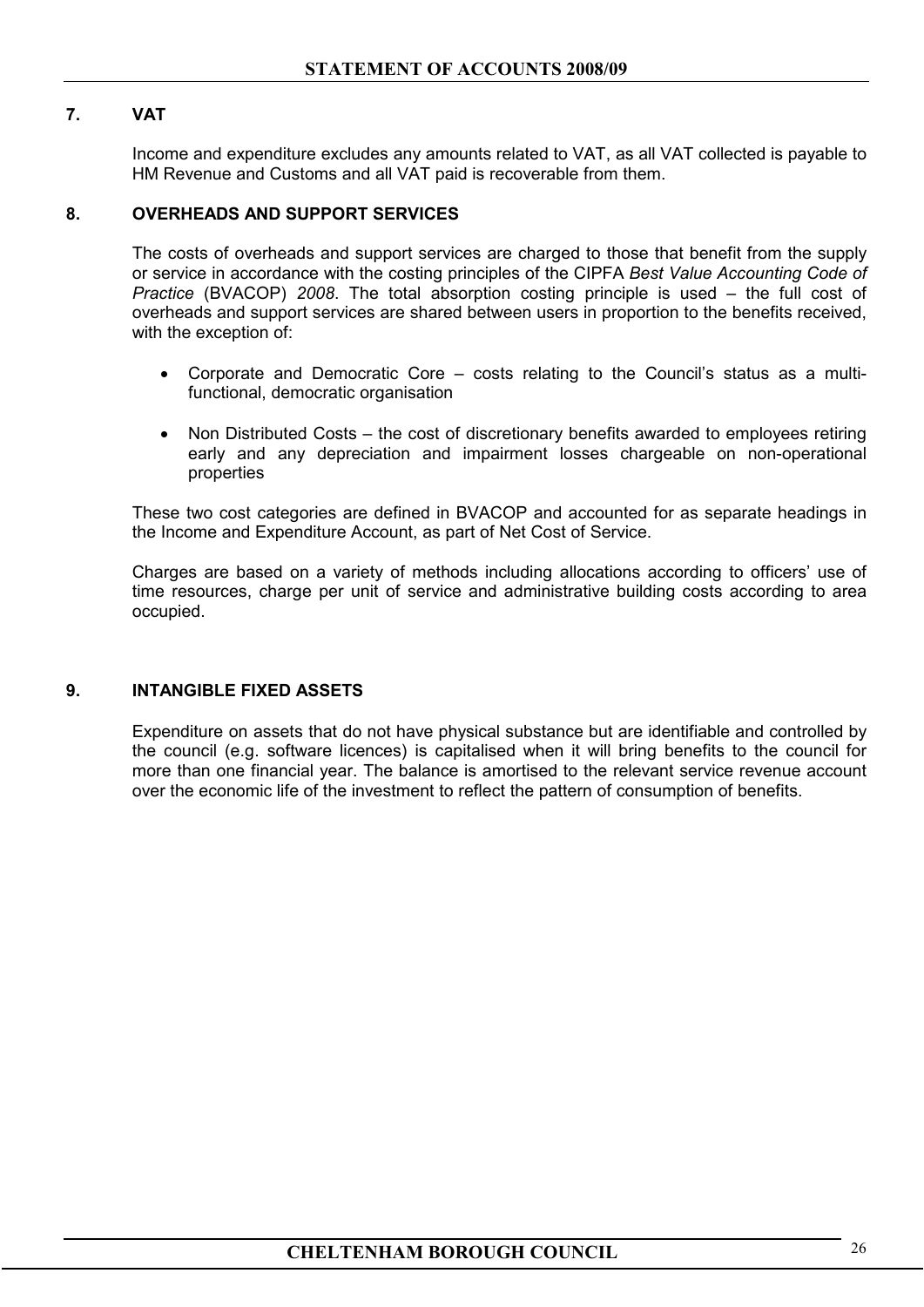## 7. VAT

Income and expenditure excludes any amounts related to VAT, as all VAT collected is payable to HM Revenue and Customs and all VAT paid is recoverable from them.

## 8. OVERHEADS AND SUPPORT SERVICES

The costs of overheads and support services are charged to those that benefit from the supply or service in accordance with the costing principles of the CIPFA *Best Value Accounting Code of Practice* (BVACOP) *2008*. The total absorption costing principle is used – the full cost of overheads and support services are shared between users in proportion to the benefits received, with the exception of:

- Corporate and Democratic Core – costs relating to the Council's status as a multi-functional, democratic organisation
- Non Distributed Costs – the cost of discretionary benefits awarded to employees retiring early and any depreciation and impairment losses chargeable on non-operational properties

These two cost categories are defined in BVACOP and accounted for as separate headings in the Income and Expenditure Account, as part of Net Cost of Service.

Charges are based on a variety of methods including allocations according to officers' use of time resources, charge per unit of service and administrative building costs according to area occupied.

## 9. INTANGIBLE FIXED ASSETS

Expenditure on assets that do not have physical substance but are identifiable and controlled by the council (e.g. software licences) is capitalised when it will bring benefits to the council for more than one financial year. The balance is amortised to the relevant service revenue account over the economic life of the investment to reflect the pattern of consumption of benefits.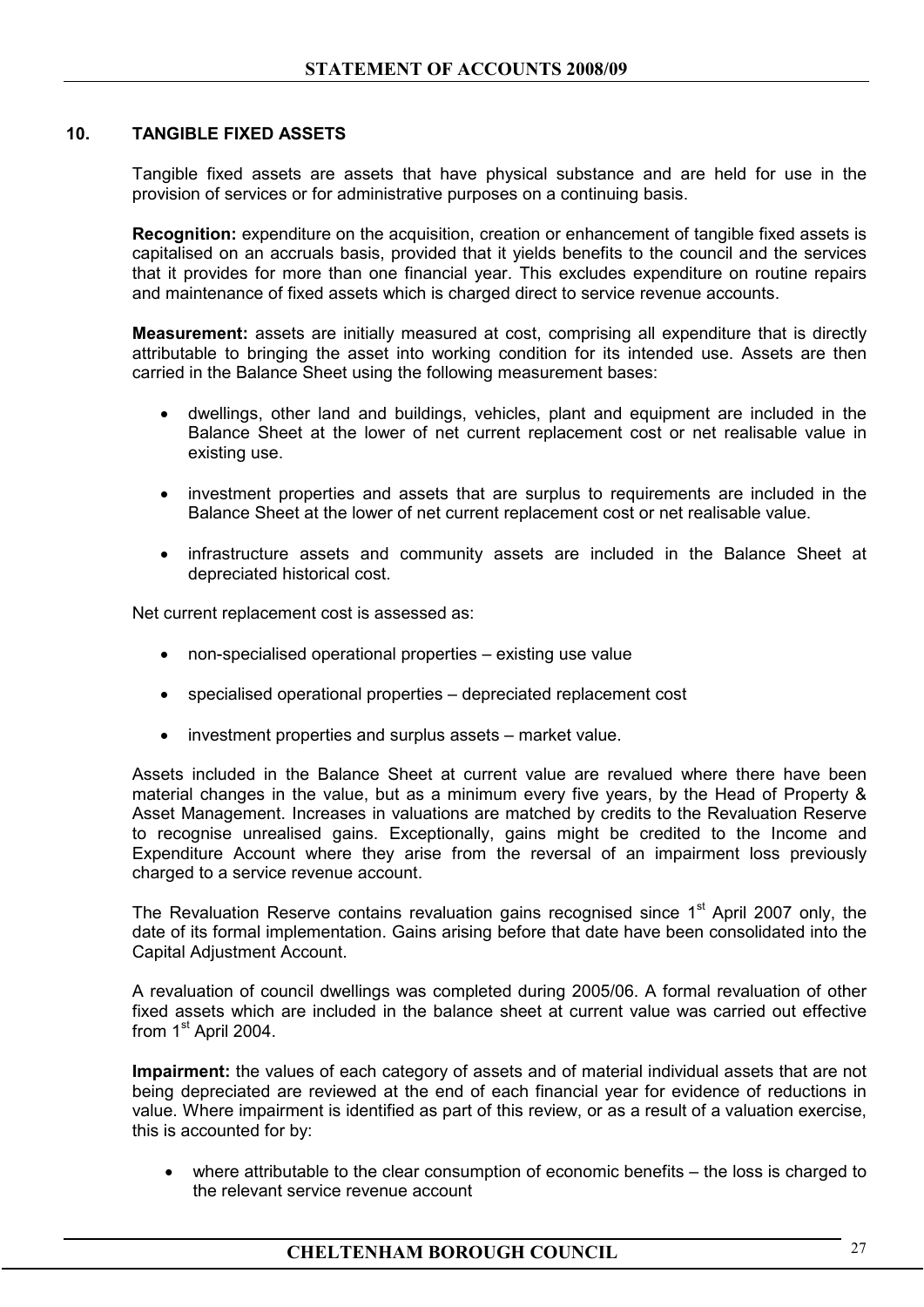## 10. TANGIBLE FIXED ASSETS

Tangible fixed assets are assets that have physical substance and are held for use in the provision of services or for administrative purposes on a continuing basis.

**Recognition:** expenditure on the acquisition, creation or enhancement of tangible fixed assets is capitalised on an accruals basis, provided that it yields benefits to the council and the services that it provides for more than one financial year. This excludes expenditure on routine repairs and maintenance of fixed assets which is charged direct to service revenue accounts.

**Measurement:** assets are initially measured at cost, comprising all expenditure that is directly attributable to bringing the asset into working condition for its intended use. Assets are then carried in the Balance Sheet using the following measurement bases:

- dwellings, other land and buildings, vehicles, plant and equipment are included in the Balance Sheet at the lower of net current replacement cost or net realisable value in existing use.
- investment properties and assets that are surplus to requirements are included in the Balance Sheet at the lower of net current replacement cost or net realisable value.
- infrastructure assets and community assets are included in the Balance Sheet at depreciated historical cost.

Net current replacement cost is assessed as:

- non-specialised operational properties – existing use value
- specialised operational properties – depreciated replacement cost
- investment properties and surplus assets – market value.

Assets included in the Balance Sheet at current value are revalued where there have been material changes in the value, but as a minimum every five years, by the Head of Property & Asset Management. Increases in valuations are matched by credits to the Revaluation Reserve to recognise unrealised gains. Exceptionally, gains might be credited to the Income and Expenditure Account where they arise from the reversal of an impairment loss previously charged to a service revenue account.

The Revaluation Reserve contains revaluation gains recognised since 1st April 2007 only, the date of its formal implementation. Gains arising before that date have been consolidated into the Capital Adjustment Account.

A revaluation of council dwellings was completed during 2005/06. A formal revaluation of other fixed assets which are included in the balance sheet at current value was carried out effective from 1st April 2004.

**Impairment:** the values of each category of assets and of material individual assets that are not being depreciated are reviewed at the end of each financial year for evidence of reductions in value. Where impairment is identified as part of this review, or as a result of a valuation exercise, this is accounted for by:

- where attributable to the clear consumption of economic benefits – the loss is charged to the relevant service revenue account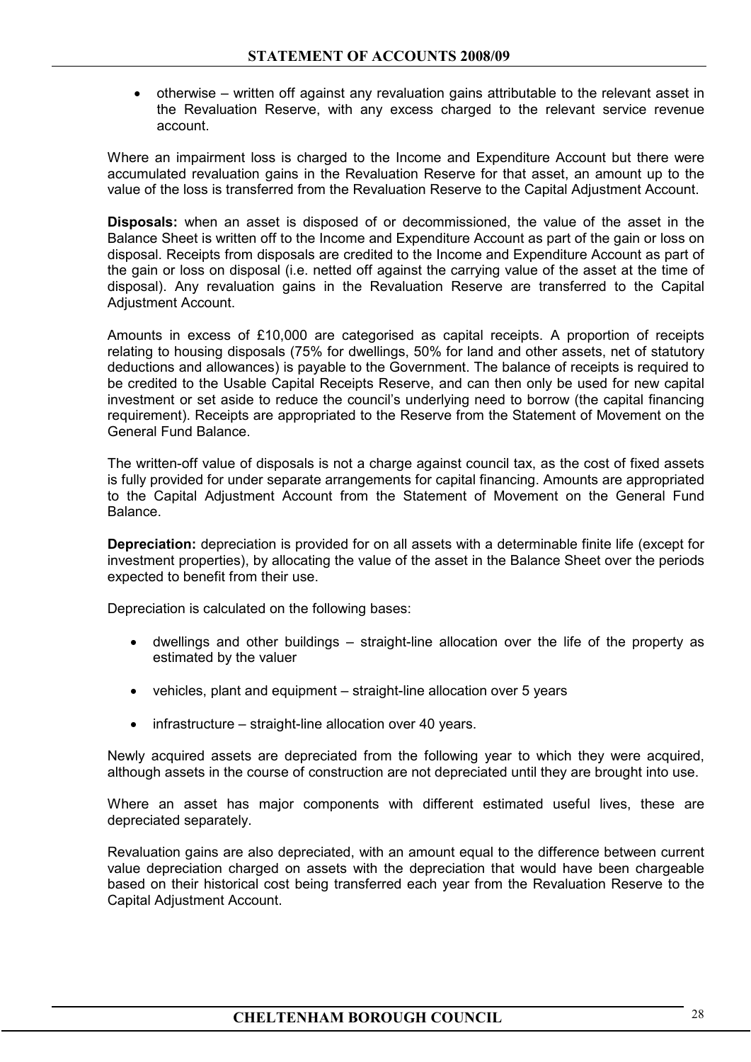- otherwise – written off against any revaluation gains attributable to the relevant asset in the Revaluation Reserve, with any excess charged to the relevant service revenue account.

Where an impairment loss is charged to the Income and Expenditure Account but there were accumulated revaluation gains in the Revaluation Reserve for that asset, an amount up to the value of the loss is transferred from the Revaluation Reserve to the Capital Adjustment Account.

**Disposals:** when an asset is disposed of or decommissioned, the value of the asset in the Balance Sheet is written off to the Income and Expenditure Account as part of the gain or loss on disposal. Receipts from disposals are credited to the Income and Expenditure Account as part of the gain or loss on disposal (i.e. netted off against the carrying value of the asset at the time of disposal). Any revaluation gains in the Revaluation Reserve are transferred to the Capital Adjustment Account.

Amounts in excess of £10,000 are categorised as capital receipts. A proportion of receipts relating to housing disposals (75% for dwellings, 50% for land and other assets, net of statutory deductions and allowances) is payable to the Government. The balance of receipts is required to be credited to the Usable Capital Receipts Reserve, and can then only be used for new capital investment or set aside to reduce the council's underlying need to borrow (the capital financing requirement). Receipts are appropriated to the Reserve from the Statement of Movement on the General Fund Balance.

The written-off value of disposals is not a charge against council tax, as the cost of fixed assets is fully provided for under separate arrangements for capital financing. Amounts are appropriated to the Capital Adjustment Account from the Statement of Movement on the General Fund Balance.

**Depreciation:** depreciation is provided for on all assets with a determinable finite life (except for investment properties), by allocating the value of the asset in the Balance Sheet over the periods expected to benefit from their use.

Depreciation is calculated on the following bases:

- dwellings and other buildings – straight-line allocation over the life of the property as estimated by the valuer
- vehicles, plant and equipment – straight-line allocation over 5 years
- infrastructure – straight-line allocation over 40 years.

Newly acquired assets are depreciated from the following year to which they were acquired, although assets in the course of construction are not depreciated until they are brought into use.

Where an asset has major components with different estimated useful lives, these are depreciated separately.

Revaluation gains are also depreciated, with an amount equal to the difference between current value depreciation charged on assets with the depreciation that would have been chargeable based on their historical cost being transferred each year from the Revaluation Reserve to the Capital Adjustment Account.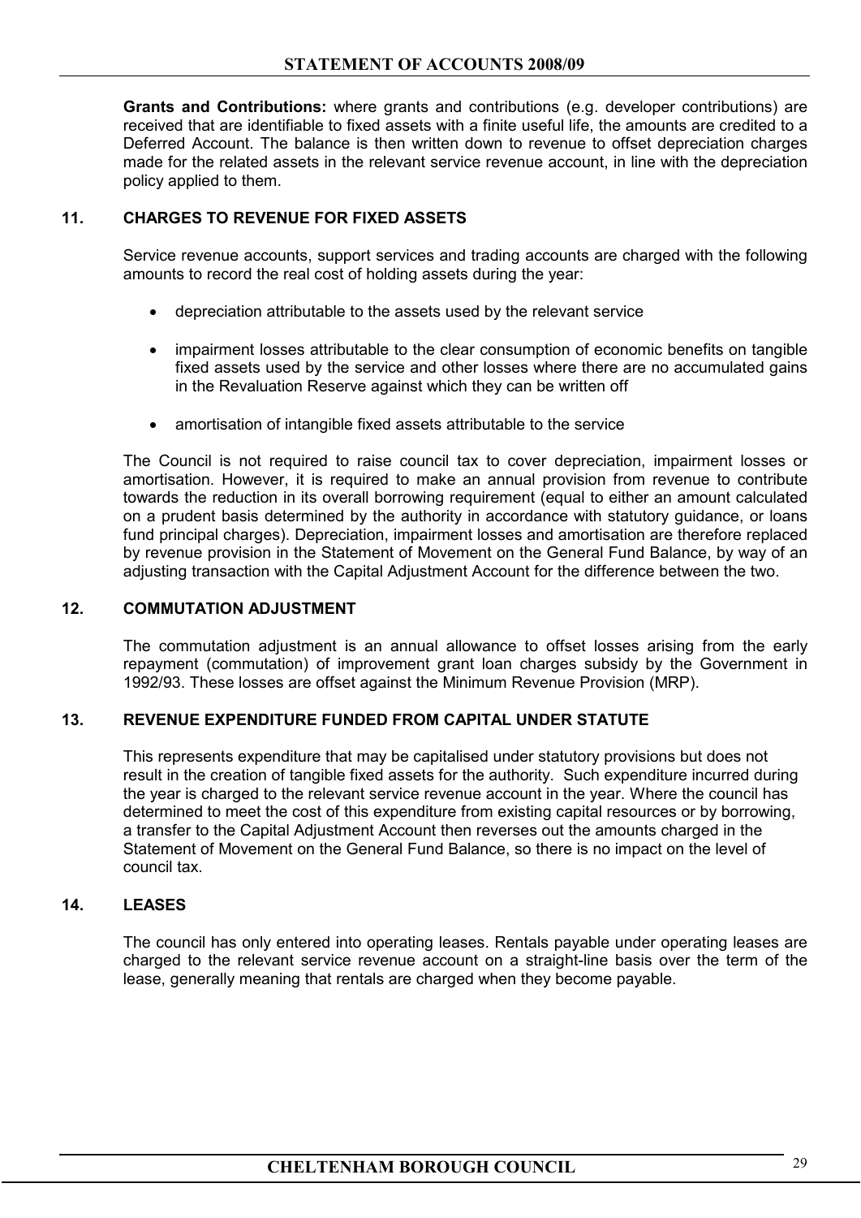**Grants and Contributions:** where grants and contributions (e.g. developer contributions) are received that are identifiable to fixed assets with a finite useful life, the amounts are credited to a Deferred Account. The balance is then written down to revenue to offset depreciation charges made for the related assets in the relevant service revenue account, in line with the depreciation policy applied to them.

## 11. CHARGES TO REVENUE FOR FIXED ASSETS

Service revenue accounts, support services and trading accounts are charged with the following amounts to record the real cost of holding assets during the year:

- depreciation attributable to the assets used by the relevant service
- impairment losses attributable to the clear consumption of economic benefits on tangible fixed assets used by the service and other losses where there are no accumulated gains in the Revaluation Reserve against which they can be written off
- amortisation of intangible fixed assets attributable to the service

The Council is not required to raise council tax to cover depreciation, impairment losses or amortisation. However, it is required to make an annual provision from revenue to contribute towards the reduction in its overall borrowing requirement (equal to either an amount calculated on a prudent basis determined by the authority in accordance with statutory guidance, or loans fund principal charges). Depreciation, impairment losses and amortisation are therefore replaced by revenue provision in the Statement of Movement on the General Fund Balance, by way of an adjusting transaction with the Capital Adjustment Account for the difference between the two.

## 12. COMMUTATION ADJUSTMENT

The commutation adjustment is an annual allowance to offset losses arising from the early repayment (commutation) of improvement grant loan charges subsidy by the Government in 1992/93. These losses are offset against the Minimum Revenue Provision (MRP).

## 13. REVENUE EXPENDITURE FUNDED FROM CAPITAL UNDER STATUTE

This represents expenditure that may be capitalised under statutory provisions but does not result in the creation of tangible fixed assets for the authority. Such expenditure incurred during the year is charged to the relevant service revenue account in the year. Where the council has determined to meet the cost of this expenditure from existing capital resources or by borrowing, a transfer to the Capital Adjustment Account then reverses out the amounts charged in the Statement of Movement on the General Fund Balance, so there is no impact on the level of council tax.

## 14. LEASES

The council has only entered into operating leases. Rentals payable under operating leases are charged to the relevant service revenue account on a straight-line basis over the term of the lease, generally meaning that rentals are charged when they become payable.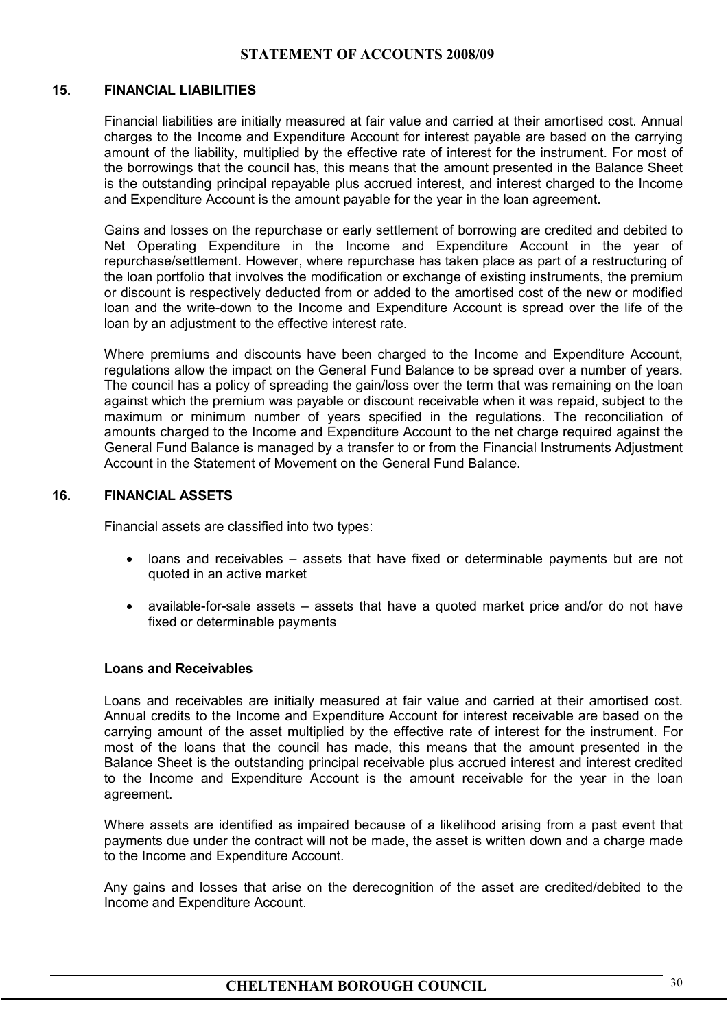## 15. FINANCIAL LIABILITIES

Financial liabilities are initially measured at fair value and carried at their amortised cost. Annual charges to the Income and Expenditure Account for interest payable are based on the carrying amount of the liability, multiplied by the effective rate of interest for the instrument. For most of the borrowings that the council has, this means that the amount presented in the Balance Sheet is the outstanding principal repayable plus accrued interest, and interest charged to the Income and Expenditure Account is the amount payable for the year in the loan agreement.

Gains and losses on the repurchase or early settlement of borrowing are credited and debited to Net Operating Expenditure in the Income and Expenditure Account in the year of repurchase/settlement. However, where repurchase has taken place as part of a restructuring of the loan portfolio that involves the modification or exchange of existing instruments, the premium or discount is respectively deducted from or added to the amortised cost of the new or modified loan and the write-down to the Income and Expenditure Account is spread over the life of the loan by an adjustment to the effective interest rate.

Where premiums and discounts have been charged to the Income and Expenditure Account, regulations allow the impact on the General Fund Balance to be spread over a number of years. The council has a policy of spreading the gain/loss over the term that was remaining on the loan against which the premium was payable or discount receivable when it was repaid, subject to the maximum or minimum number of years specified in the regulations. The reconciliation of amounts charged to the Income and Expenditure Account to the net charge required against the General Fund Balance is managed by a transfer to or from the Financial Instruments Adjustment Account in the Statement of Movement on the General Fund Balance.

## 16. FINANCIAL ASSETS

Financial assets are classified into two types:

- loans and receivables – assets that have fixed or determinable payments but are not quoted in an active market
- available-for-sale assets – assets that have a quoted market price and/or do not have fixed or determinable payments

**Loans and Receivables**

Loans and receivables are initially measured at fair value and carried at their amortised cost. Annual credits to the Income and Expenditure Account for interest receivable are based on the carrying amount of the asset multiplied by the effective rate of interest for the instrument. For most of the loans that the council has made, this means that the amount presented in the Balance Sheet is the outstanding principal receivable plus accrued interest and interest credited to the Income and Expenditure Account is the amount receivable for the year in the loan agreement.

Where assets are identified as impaired because of a likelihood arising from a past event that payments due under the contract will not be made, the asset is written down and a charge made to the Income and Expenditure Account.

Any gains and losses that arise on the derecognition of the asset are credited/debited to the Income and Expenditure Account.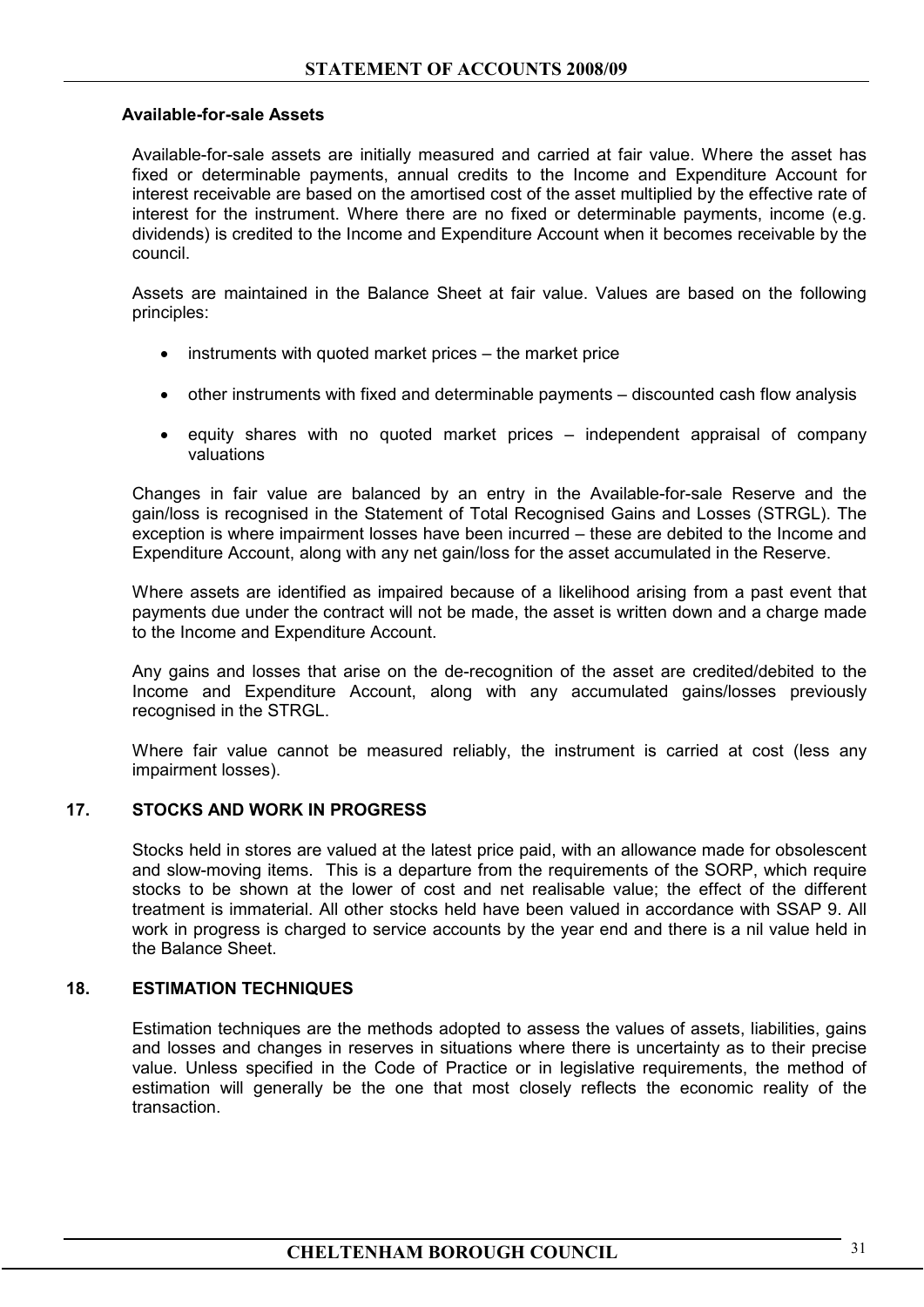### Available-for-sale Assets

Available-for-sale assets are initially measured and carried at fair value. Where the asset has fixed or determinable payments, annual credits to the Income and Expenditure Account for interest receivable are based on the amortised cost of the asset multiplied by the effective rate of interest for the instrument. Where there are no fixed or determinable payments, income (e.g. dividends) is credited to the Income and Expenditure Account when it becomes receivable by the council.

Assets are maintained in the Balance Sheet at fair value. Values are based on the following principles:

- instruments with quoted market prices – the market price
- other instruments with fixed and determinable payments – discounted cash flow analysis
- equity shares with no quoted market prices – independent appraisal of company valuations

Changes in fair value are balanced by an entry in the Available-for-sale Reserve and the gain/loss is recognised in the Statement of Total Recognised Gains and Losses (STRGL). The exception is where impairment losses have been incurred – these are debited to the Income and Expenditure Account, along with any net gain/loss for the asset accumulated in the Reserve.

Where assets are identified as impaired because of a likelihood arising from a past event that payments due under the contract will not be made, the asset is written down and a charge made to the Income and Expenditure Account.

Any gains and losses that arise on the de-recognition of the asset are credited/debited to the Income and Expenditure Account, along with any accumulated gains/losses previously recognised in the STRGL.

Where fair value cannot be measured reliably, the instrument is carried at cost (less any impairment losses).

## 17. STOCKS AND WORK IN PROGRESS

Stocks held in stores are valued at the latest price paid, with an allowance made for obsolescent and slow-moving items. This is a departure from the requirements of the SORP, which require stocks to be shown at the lower of cost and net realisable value; the effect of the different treatment is immaterial. All other stocks held have been valued in accordance with SSAP 9. All work in progress is charged to service accounts by the year end and there is a nil value held in the Balance Sheet.

## 18. ESTIMATION TECHNIQUES

Estimation techniques are the methods adopted to assess the values of assets, liabilities, gains and losses and changes in reserves in situations where there is uncertainty as to their precise value. Unless specified in the Code of Practice or in legislative requirements, the method of estimation will generally be the one that most closely reflects the economic reality of the transaction.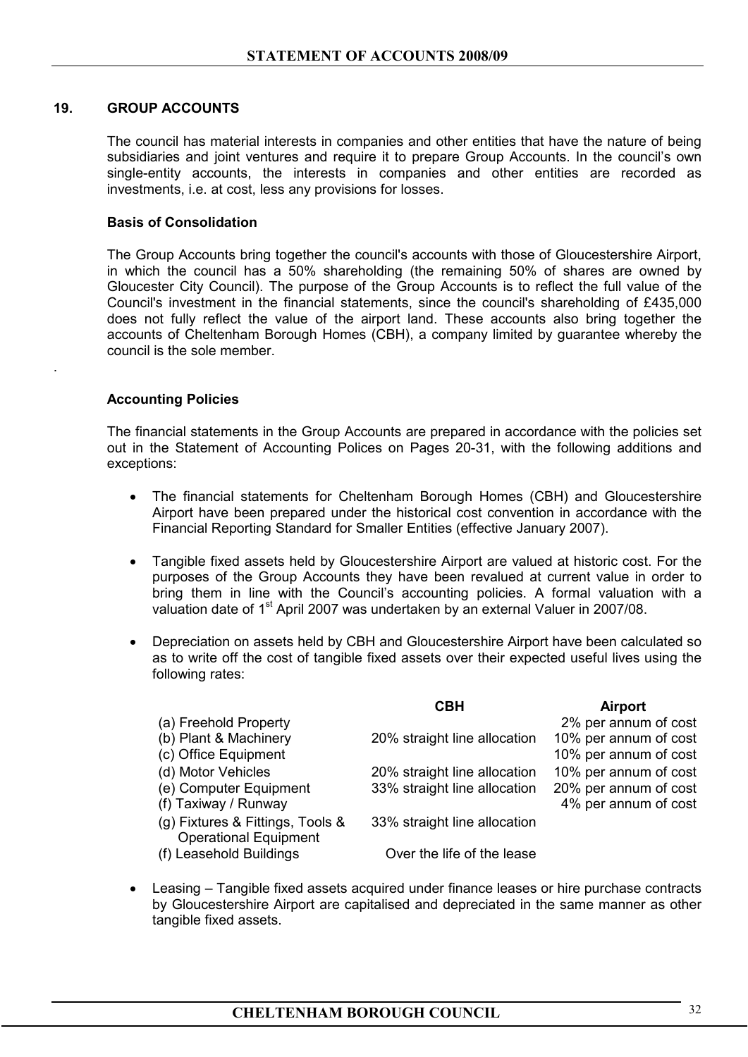## 19. GROUP ACCOUNTS

The council has material interests in companies and other entities that have the nature of being subsidiaries and joint ventures and require it to prepare Group Accounts. In the council's own single-entity accounts, the interests in companies and other entities are recorded as investments, i.e. at cost, less any provisions for losses.

### Basis of Consolidation

The Group Accounts bring together the council's accounts with those of Gloucestershire Airport, in which the council has a 50% shareholding (the remaining 50% of shares are owned by Gloucester City Council). The purpose of the Group Accounts is to reflect the full value of the Council's investment in the financial statements, since the council's shareholding of £435,000 does not fully reflect the value of the airport land. These accounts also bring together the accounts of Cheltenham Borough Homes (CBH), a company limited by guarantee whereby the council is the sole member.

.

### Accounting Policies

The financial statements in the Group Accounts are prepared in accordance with the policies set out in the Statement of Accounting Polices on Pages 20-31, with the following additions and exceptions:

- The financial statements for Cheltenham Borough Homes (CBH) and Gloucestershire Airport have been prepared under the historical cost convention in accordance with the Financial Reporting Standard for Smaller Entities (effective January 2007).
- Tangible fixed assets held by Gloucestershire Airport are valued at historic cost. For the purposes of the Group Accounts they have been revalued at current value in order to bring them in line with the Council's accounting policies. A formal valuation with a valuation date of 1st April 2007 was undertaken by an external Valuer in 2007/08.
- Depreciation on assets held by CBH and Gloucestershire Airport have been calculated so as to write off the cost of tangible fixed assets over their expected useful lives using the following rates:

| | CBH | Airport |
|---|---|---|
| (a) Freehold Property | | 2% per annum of cost |
| (b) Plant & Machinery | 20% straight line allocation | 10% per annum of cost |
| (c) Office Equipment | | 10% per annum of cost |
| (d) Motor Vehicles | 20% straight line allocation | 10% per annum of cost |
| (e) Computer Equipment | 33% straight line allocation | 20% per annum of cost |
| (f) Taxiway / Runway | | 4% per annum of cost |
| (g) Fixtures & Fittings, Tools & Operational Equipment | 33% straight line allocation | |
| (f) Leasehold Buildings | Over the life of the lease | |

- Leasing – Tangible fixed assets acquired under finance leases or hire purchase contracts by Gloucestershire Airport are capitalised and depreciated in the same manner as other tangible fixed assets.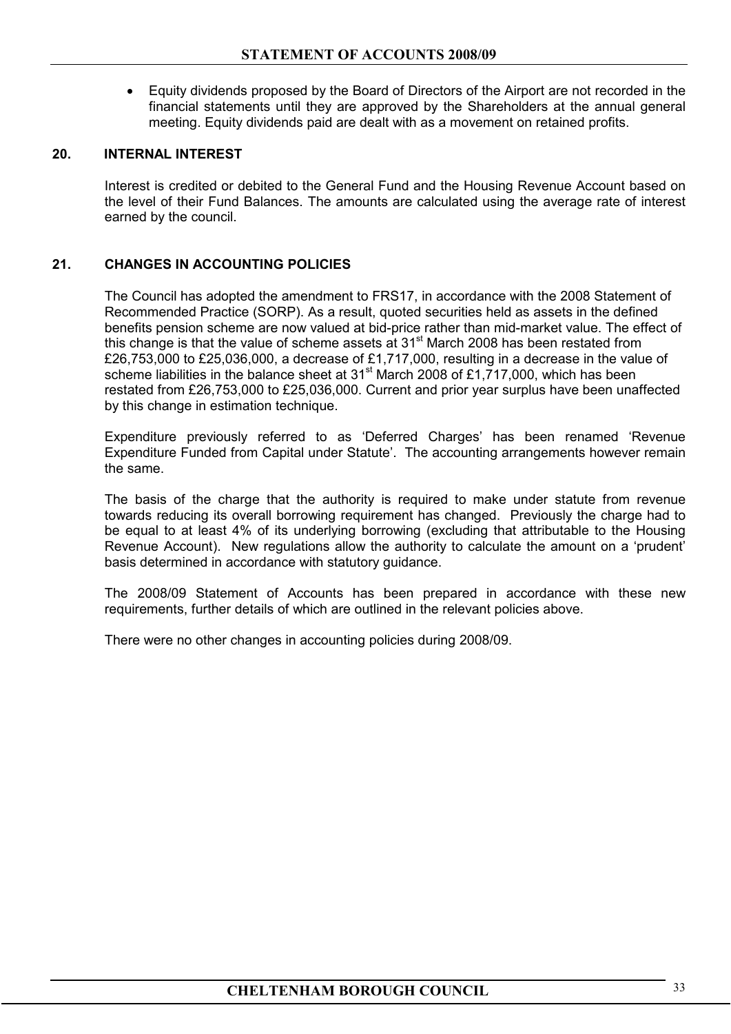- Equity dividends proposed by the Board of Directors of the Airport are not recorded in the financial statements until they are approved by the Shareholders at the annual general meeting. Equity dividends paid are dealt with as a movement on retained profits.

## 20. INTERNAL INTEREST

Interest is credited or debited to the General Fund and the Housing Revenue Account based on the level of their Fund Balances. The amounts are calculated using the average rate of interest earned by the council.

## 21. CHANGES IN ACCOUNTING POLICIES

The Council has adopted the amendment to FRS17, in accordance with the 2008 Statement of Recommended Practice (SORP). As a result, quoted securities held as assets in the defined benefits pension scheme are now valued at bid-price rather than mid-market value. The effect of this change is that the value of scheme assets at 31st March 2008 has been restated from £26,753,000 to £25,036,000, a decrease of £1,717,000, resulting in a decrease in the value of scheme liabilities in the balance sheet at 31st March 2008 of £1,717,000, which has been restated from £26,753,000 to £25,036,000. Current and prior year surplus have been unaffected by this change in estimation technique.

Expenditure previously referred to as 'Deferred Charges' has been renamed 'Revenue Expenditure Funded from Capital under Statute'. The accounting arrangements however remain the same.

The basis of the charge that the authority is required to make under statute from revenue towards reducing its overall borrowing requirement has changed. Previously the charge had to be equal to at least 4% of its underlying borrowing (excluding that attributable to the Housing Revenue Account). New regulations allow the authority to calculate the amount on a 'prudent' basis determined in accordance with statutory guidance.

The 2008/09 Statement of Accounts has been prepared in accordance with these new requirements, further details of which are outlined in the relevant policies above.

There were no other changes in accounting policies during 2008/09.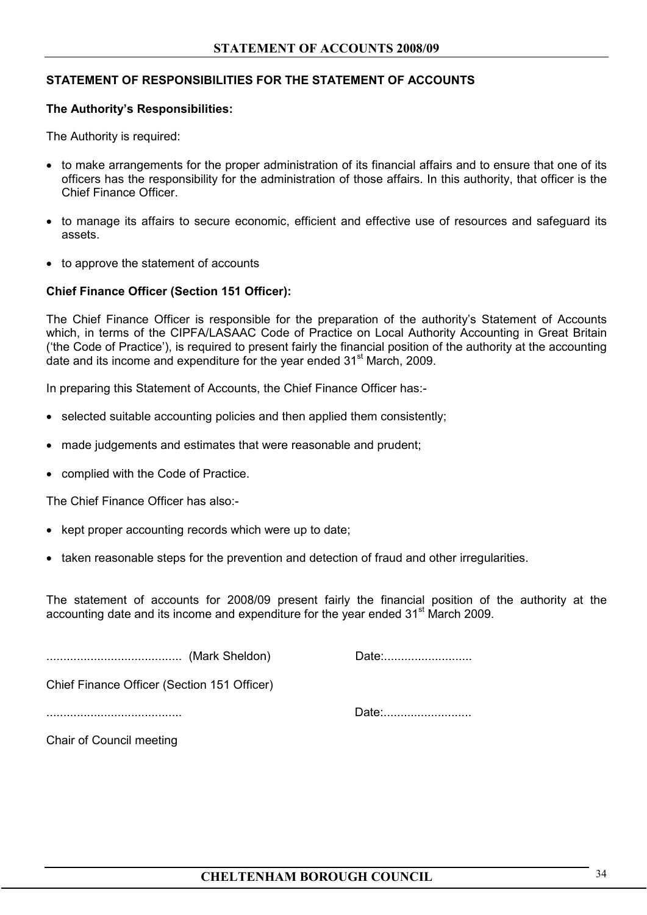## STATEMENT OF RESPONSIBILITIES FOR THE STATEMENT OF ACCOUNTS

### The Authority's Responsibilities:

The Authority is required:

- to make arrangements for the proper administration of its financial affairs and to ensure that one of its officers has the responsibility for the administration of those affairs. In this authority, that officer is the Chief Finance Officer.
- to manage its affairs to secure economic, efficient and effective use of resources and safeguard its assets.
- to approve the statement of accounts

### Chief Finance Officer (Section 151 Officer):

The Chief Finance Officer is responsible for the preparation of the authority's Statement of Accounts which, in terms of the CIPFA/LASAAC Code of Practice on Local Authority Accounting in Great Britain ('the Code of Practice'), is required to present fairly the financial position of the authority at the accounting date and its income and expenditure for the year ended 31st March, 2009.

In preparing this Statement of Accounts, the Chief Finance Officer has:-

- selected suitable accounting policies and then applied them consistently;
- made judgements and estimates that were reasonable and prudent;
- complied with the Code of Practice.

The Chief Finance Officer has also:-

- kept proper accounting records which were up to date;
- taken reasonable steps for the prevention and detection of fraud and other irregularities.

The statement of accounts for 2008/09 present fairly the financial position of the authority at the accounting date and its income and expenditure for the year ended 31st March 2009.

....................................... (Mark Sheldon) Date:..........................

Chief Finance Officer (Section 151 Officer)

....................................... Date:..........................

Chair of Council meeting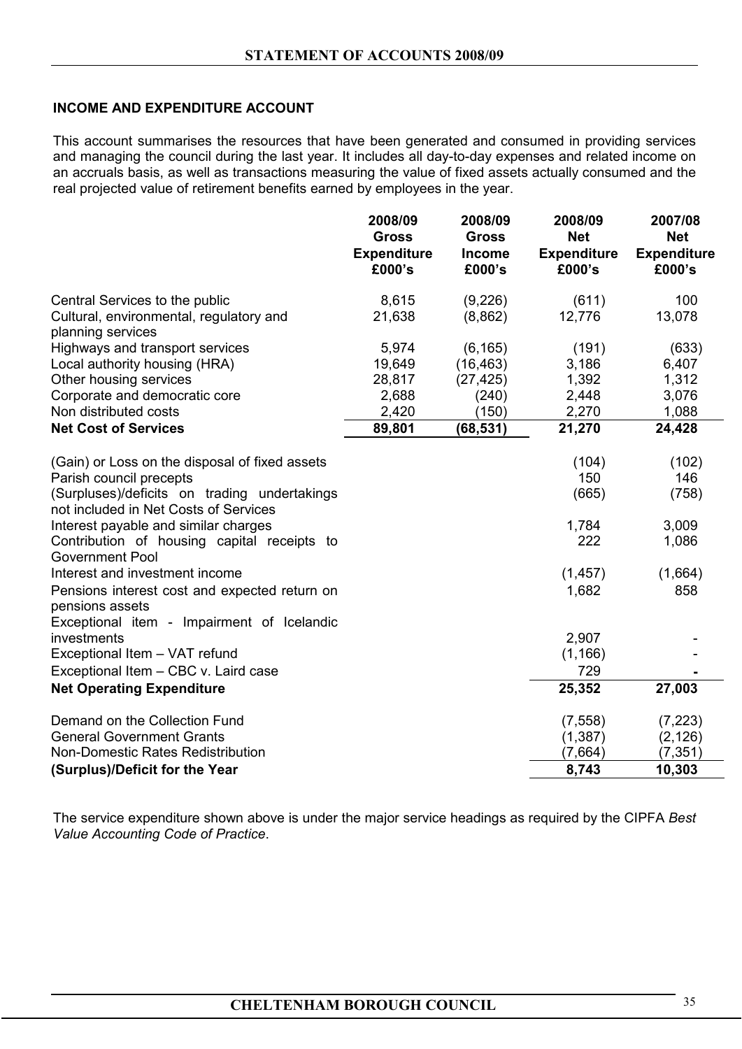## INCOME AND EXPENDITURE ACCOUNT

This account summarises the resources that have been generated and consumed in providing services and managing the council during the last year. It includes all day-to-day expenses and related income on an accruals basis, as well as transactions measuring the value of fixed assets actually consumed and the real projected value of retirement benefits earned by employees in the year.

| | 2008/09 Gross Expenditure £000's | 2008/09 Gross Income £000's | 2008/09 Net Expenditure £000's | 2007/08 Net Expenditure £000's |
|---|---|---|---|---|
| Central Services to the public | 8,615 | (9,226) | (611) | 100 |
| Cultural, environmental, regulatory and planning services | 21,638 | (8,862) | 12,776 | 13,078 |
| Highways and transport services | 5,974 | (6,165) | (191) | (633) |
| Local authority housing (HRA) | 19,649 | (16,463) | 3,186 | 6,407 |
| Other housing services | 28,817 | (27,425) | 1,392 | 1,312 |
| Corporate and democratic core | 2,688 | (240) | 2,448 | 3,076 |
| Non distributed costs | 2,420 | (150) | 2,270 | 1,088 |
| **Net Cost of Services** | **89,801** | **(68,531)** | **21,270** | **24,428** |
| (Gain) or Loss on the disposal of fixed assets | | | (104) | (102) |
| Parish council precepts | | | 150 | 146 |
| (Surpluses)/deficits on trading undertakings not included in Net Costs of Services | | | (665) | (758) |
| Interest payable and similar charges | | | 1,784 | 3,009 |
| Contribution of housing capital receipts to Government Pool | | | 222 | 1,086 |
| Interest and investment income | | | (1,457) | (1,664) |
| Pensions interest cost and expected return on pensions assets | | | 1,682 | 858 |
| Exceptional item - Impairment of Icelandic investments | | | 2,907 | - |
| Exceptional Item – VAT refund | | | (1,166) | - |
| Exceptional Item – CBC v. Laird case | | | 729 | - |
| **Net Operating Expenditure** | | | **25,352** | **27,003** |
| Demand on the Collection Fund | | | (7,558) | (7,223) |
| General Government Grants | | | (1,387) | (2,126) |
| Non-Domestic Rates Redistribution | | | (7,664) | (7,351) |
| **(Surplus)/Deficit for the Year** | | | **8,743** | **10,303** |

The service expenditure shown above is under the major service headings as required by the CIPFA *Best Value Accounting Code of Practice*.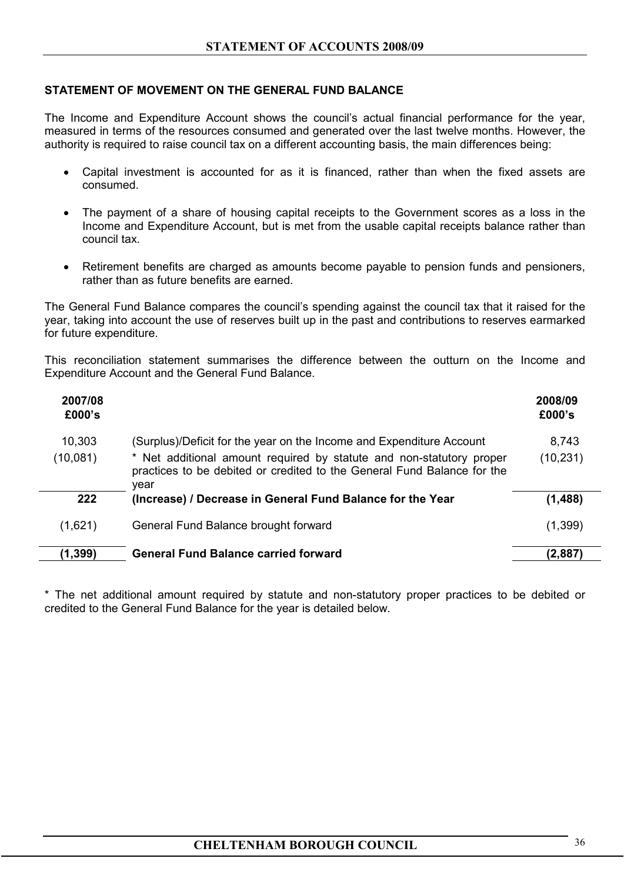## STATEMENT OF MOVEMENT ON THE GENERAL FUND BALANCE

The Income and Expenditure Account shows the council's actual financial performance for the year, measured in terms of the resources consumed and generated over the last twelve months. However, the authority is required to raise council tax on a different accounting basis, the main differences being:

- Capital investment is accounted for as it is financed, rather than when the fixed assets are consumed.
- The payment of a share of housing capital receipts to the Government scores as a loss in the Income and Expenditure Account, but is met from the usable capital receipts balance rather than council tax.
- Retirement benefits are charged as amounts become payable to pension funds and pensioners, rather than as future benefits are earned.

The General Fund Balance compares the council's spending against the council tax that it raised for the year, taking into account the use of reserves built up in the past and contributions to reserves earmarked for future expenditure.

This reconciliation statement summarises the difference between the outturn on the Income and Expenditure Account and the General Fund Balance.

| 2007/08 £000's | | 2008/09 £000's |
|---|---|---|
| 10,303 | (Surplus)/Deficit for the year on the Income and Expenditure Account | 8,743 |
| (10,081) | * Net additional amount required by statute and non-statutory proper practices to be debited or credited to the General Fund Balance for the year | (10,231) |
| **222** | **(Increase) / Decrease in General Fund Balance for the Year** | **(1,488)** |
| (1,621) | General Fund Balance brought forward | (1,399) |
| **(1,399)** | **General Fund Balance carried forward** | **(2,887)** |

* The net additional amount required by statute and non-statutory proper practices to be debited or credited to the General Fund Balance for the year is detailed below.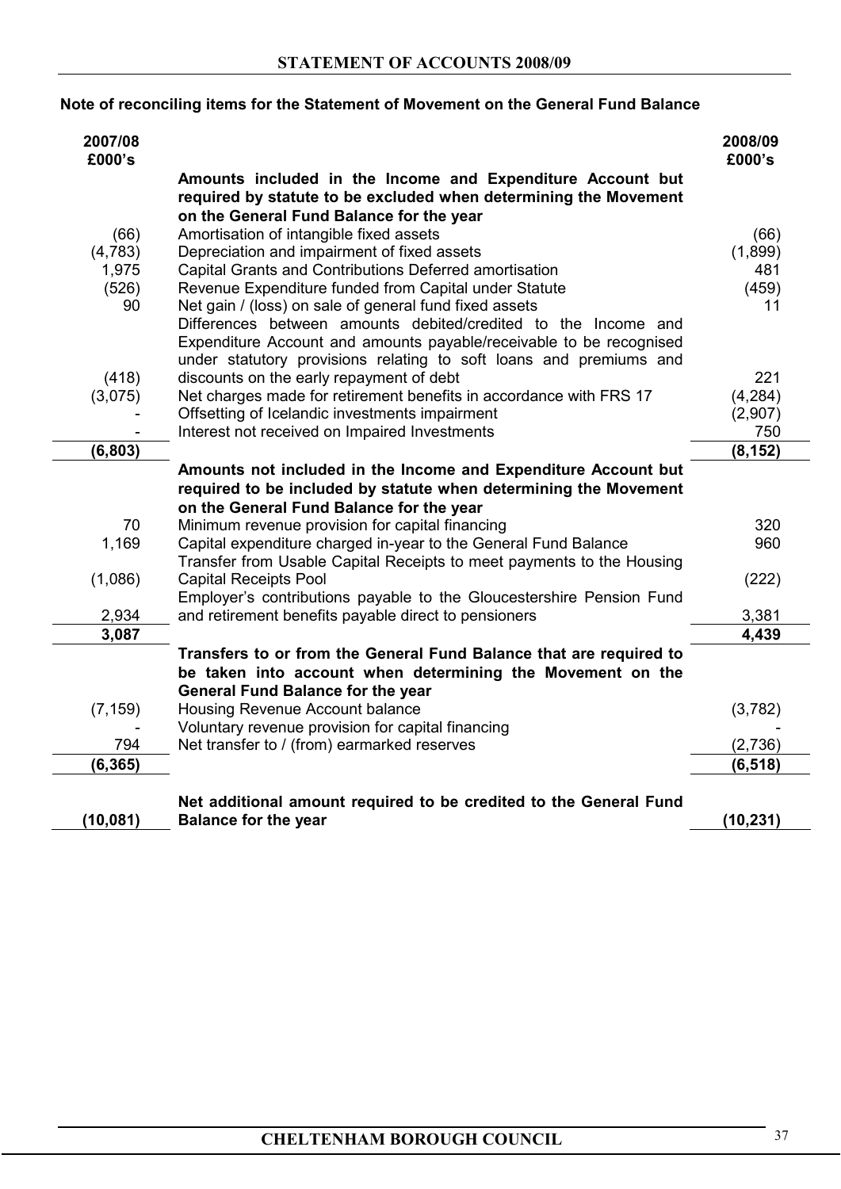## Note of reconciling items for the Statement of Movement on the General Fund Balance

| 2007/08 £000's | | 2008/09 £000's |
|---|---|---|
| | **Amounts included in the Income and Expenditure Account but required by statute to be excluded when determining the Movement on the General Fund Balance for the year** | |
| (66) | Amortisation of intangible fixed assets | (66) |
| (4,783) | Depreciation and impairment of fixed assets | (1,899) |
| 1,975 | Capital Grants and Contributions Deferred amortisation | 481 |
| (526) | Revenue Expenditure funded from Capital under Statute | (459) |
| 90 | Net gain / (loss) on sale of general fund fixed assets | 11 |
| (418) | Differences between amounts debited/credited to the Income and Expenditure Account and amounts payable/receivable to be recognised under statutory provisions relating to soft loans and premiums and discounts on the early repayment of debt | 221 |
| (3,075) | Net charges made for retirement benefits in accordance with FRS 17 | (4,284) |
| - | Offsetting of Icelandic investments impairment | (2,907) |
| - | Interest not received on Impaired Investments | 750 |
| **(6,803)** | | **(8,152)** |
| | **Amounts not included in the Income and Expenditure Account but required to be included by statute when determining the Movement on the General Fund Balance for the year** | |
| 70 | Minimum revenue provision for capital financing | 320 |
| 1,169 | Capital expenditure charged in-year to the General Fund Balance | 960 |
| (1,086) | Transfer from Usable Capital Receipts to meet payments to the Housing Capital Receipts Pool | (222) |
| 2,934 | Employer's contributions payable to the Gloucestershire Pension Fund and retirement benefits payable direct to pensioners | 3,381 |
| **3,087** | | **4,439** |
| | **Transfers to or from the General Fund Balance that are required to be taken into account when determining the Movement on the General Fund Balance for the year** | |
| (7,159) | Housing Revenue Account balance | (3,782) |
| - | Voluntary revenue provision for capital financing | - |
| 794 | Net transfer to / (from) earmarked reserves | (2,736) |
| **(6,365)** | | **(6,518)** |
| **(10,081)** | **Net additional amount required to be credited to the General Fund Balance for the year** | **(10,231)** |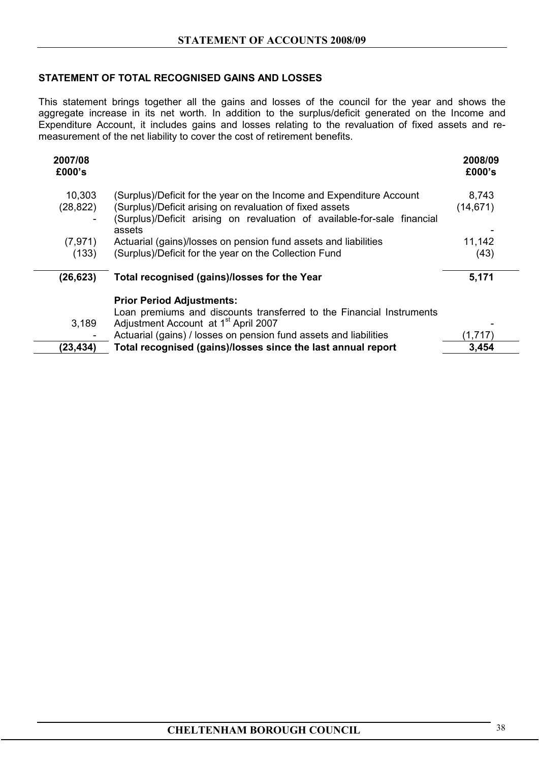## STATEMENT OF TOTAL RECOGNISED GAINS AND LOSSES

This statement brings together all the gains and losses of the council for the year and shows the aggregate increase in its net worth. In addition to the surplus/deficit generated on the Income and Expenditure Account, it includes gains and losses relating to the revaluation of fixed assets and re-measurement of the net liability to cover the cost of retirement benefits.

| 2007/08 £000's | | 2008/09 £000's |
|---|---|---|
| 10,303 | (Surplus)/Deficit for the year on the Income and Expenditure Account | 8,743 |
| (28,822) | (Surplus)/Deficit arising on revaluation of fixed assets | (14,671) |
| - | (Surplus)/Deficit arising on revaluation of available-for-sale financial assets | - |
| (7,971) | Actuarial (gains)/losses on pension fund assets and liabilities | 11,142 |
| (133) | (Surplus)/Deficit for the year on the Collection Fund | (43) |
| **(26,623)** | **Total recognised (gains)/losses for the Year** | **5,171** |
| | **Prior Period Adjustments:** | |
| 3,189 | Loan premiums and discounts transferred to the Financial Instruments Adjustment Account at 1st April 2007 | - |
| - | Actuarial (gains) / losses on pension fund assets and liabilities | (1,717) |
| **(23,434)** | **Total recognised (gains)/losses since the last annual report** | **3,454** |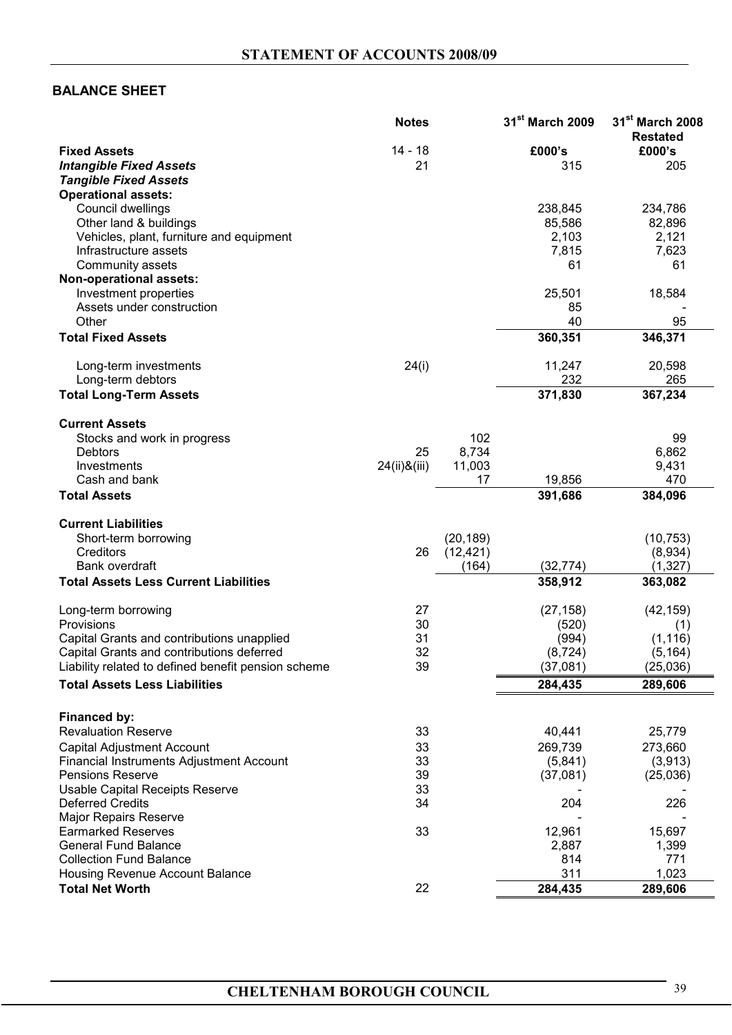## STATEMENT OF ACCOUNTS 2008/09

### BALANCE SHEET

| | Notes | | 31st March 2009 | 31st March 2008 Restated |
|---|---|---|---|---|
| **Fixed Assets** | 14 - 18 | | **£000's** | **£000's** |
| ***Intangible Fixed Assets*** | 21 | | 315 | 205 |
| ***Tangible Fixed Assets*** | | | | |
| **Operational assets:** | | | | |
| Council dwellings | | | 238,845 | 234,786 |
| Other land & buildings | | | 85,586 | 82,896 |
| Vehicles, plant, furniture and equipment | | | 2,103 | 2,121 |
| Infrastructure assets | | | 7,815 | 7,623 |
| Community assets | | | 61 | 61 |
| **Non-operational assets:** | | | | |
| Investment properties | | | 25,501 | 18,584 |
| Assets under construction | | | 85 | - |
| Other | | | 40 | 95 |
| **Total Fixed Assets** | | | **360,351** | **346,371** |
| Long-term investments | 24(i) | | 11,247 | 20,598 |
| Long-term debtors | | | 232 | 265 |
| **Total Long-Term Assets** | | | **371,830** | **367,234** |
| **Current Assets** | | | | |
| Stocks and work in progress | | 102 | | 99 |
| Debtors | 25 | 8,734 | | 6,862 |
| Investments | 24(ii)&(iii) | 11,003 | | 9,431 |
| Cash and bank | | 17 | 19,856 | 470 |
| **Total Assets** | | | **391,686** | **384,096** |
| **Current Liabilities** | | | | |
| Short-term borrowing | | (20,189) | | (10,753) |
| Creditors | 26 | (12,421) | | (8,934) |
| Bank overdraft | | (164) | (32,774) | (1,327) |
| **Total Assets Less Current Liabilities** | | | **358,912** | **363,082** |
| Long-term borrowing | 27 | | (27,158) | (42,159) |
| Provisions | 30 | | (520) | (1) |
| Capital Grants and contributions unapplied | 31 | | (994) | (1,116) |
| Capital Grants and contributions deferred | 32 | | (8,724) | (5,164) |
| Liability related to defined benefit pension scheme | 39 | | (37,081) | (25,036) |
| **Total Assets Less Liabilities** | | | **284,435** | **289,606** |
| **Financed by:** | | | | |
| Revaluation Reserve | 33 | | 40,441 | 25,779 |
| Capital Adjustment Account | 33 | | 269,739 | 273,660 |
| Financial Instruments Adjustment Account | 33 | | (5,841) | (3,913) |
| Pensions Reserve | 39 | | (37,081) | (25,036) |
| Usable Capital Receipts Reserve | 33 | | - | - |
| Deferred Credits | 34 | | 204 | 226 |
| Major Repairs Reserve | | | - | - |
| Earmarked Reserves | 33 | | 12,961 | 15,697 |
| General Fund Balance | | | 2,887 | 1,399 |
| Collection Fund Balance | | | 814 | 771 |
| Housing Revenue Account Balance | | | 311 | 1,023 |
| **Total Net Worth** | 22 | | **284,435** | **289,606** |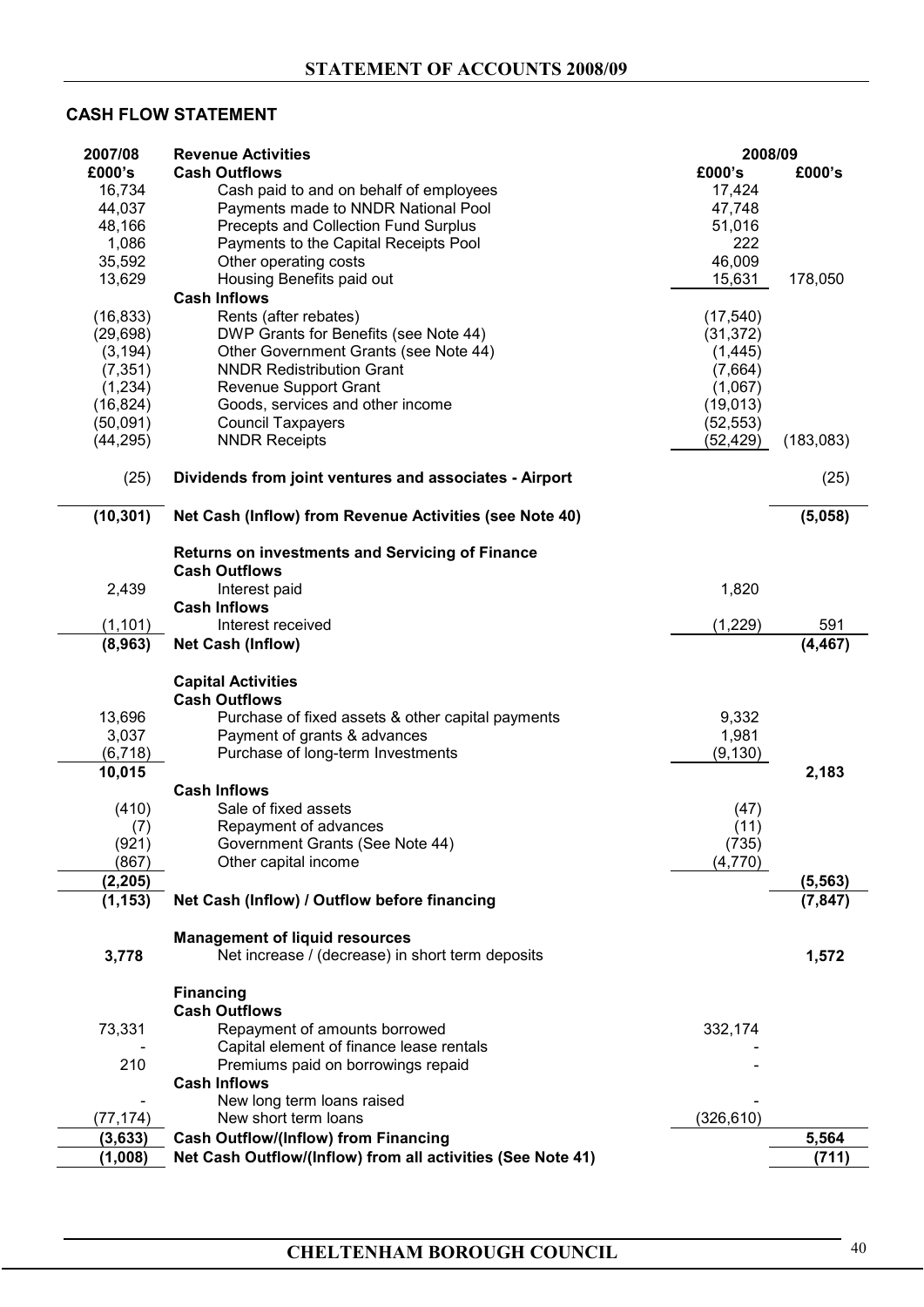## CASH FLOW STATEMENT

| 2007/08 | Revenue Activities | 2008/09 | |
|---|---|---|---|
| £000's | **Cash Outflows** | £000's | £000's |
| 16,734 | Cash paid to and on behalf of employees | 17,424 | |
| 44,037 | Payments made to NNDR National Pool | 47,748 | |
| 48,166 | Precepts and Collection Fund Surplus | 51,016 | |
| 1,086 | Payments to the Capital Receipts Pool | 222 | |
| 35,592 | Other operating costs | 46,009 | |
| 13,629 | Housing Benefits paid out | 15,631 | 178,050 |
| | **Cash Inflows** | | |
| (16,833) | Rents (after rebates) | (17,540) | |
| (29,698) | DWP Grants for Benefits (see Note 44) | (31,372) | |
| (3,194) | Other Government Grants (see Note 44) | (1,445) | |
| (7,351) | NNDR Redistribution Grant | (7,664) | |
| (1,234) | Revenue Support Grant | (1,067) | |
| (16,824) | Goods, services and other income | (19,013) | |
| (50,091) | Council Taxpayers | (52,553) | |
| (44,295) | NNDR Receipts | (52,429) | (183,083) |
| (25) | **Dividends from joint ventures and associates - Airport** | | (25) |
| **(10,301)** | **Net Cash (Inflow) from Revenue Activities (see Note 40)** | | **(5,058)** |
| | **Returns on investments and Servicing of Finance** | | |
| | **Cash Outflows** | | |
| 2,439 | Interest paid | 1,820 | |
| | **Cash Inflows** | | |
| (1,101) | Interest received | (1,229) | 591 |
| **(8,963)** | **Net Cash (Inflow)** | | **(4,467)** |
| | **Capital Activities** | | |
| | **Cash Outflows** | | |
| 13,696 | Purchase of fixed assets & other capital payments | 9,332 | |
| 3,037 | Payment of grants & advances | 1,981 | |
| (6,718) | Purchase of long-term Investments | (9,130) | |
| **10,015** | | | **2,183** |
| | **Cash Inflows** | | |
| (410) | Sale of fixed assets | (47) | |
| (7) | Repayment of advances | (11) | |
| (921) | Government Grants (See Note 44) | (735) | |
| (867) | Other capital income | (4,770) | |
| **(2,205)** | | | **(5,563)** |
| **(1,153)** | **Net Cash (Inflow) / Outflow before financing** | | **(7,847)** |
| | **Management of liquid resources** | | |
| **3,778** | Net increase / (decrease) in short term deposits | | **1,572** |
| | **Financing** | | |
| | **Cash Outflows** | | |
| 73,331 | Repayment of amounts borrowed | 332,174 | |
| - | Capital element of finance lease rentals | - | |
| 210 | Premiums paid on borrowings repaid | - | |
| | **Cash Inflows** | | |
| - | New long term loans raised | - | |
| (77,174) | New short term loans | (326,610) | |
| **(3,633)** | **Cash Outflow/(Inflow) from Financing** | | **5,564** |
| **(1,008)** | **Net Cash Outflow/(Inflow) from all activities (See Note 41)** | | **(711)** |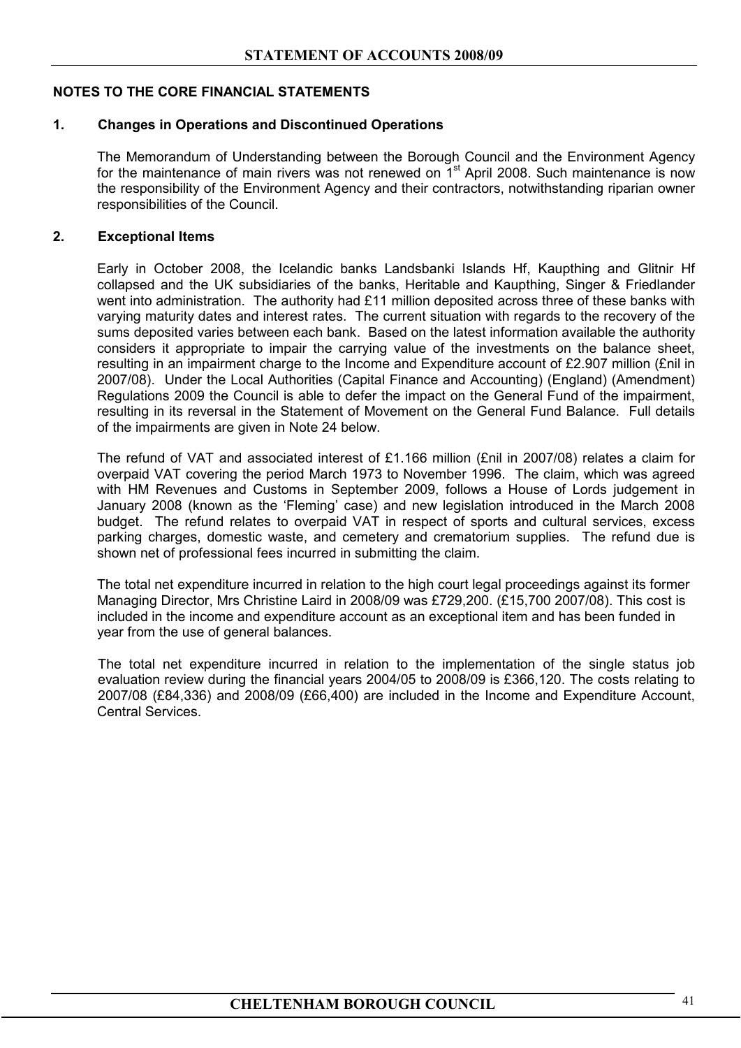## NOTES TO THE CORE FINANCIAL STATEMENTS

### 1. Changes in Operations and Discontinued Operations

The Memorandum of Understanding between the Borough Council and the Environment Agency for the maintenance of main rivers was not renewed on 1st April 2008. Such maintenance is now the responsibility of the Environment Agency and their contractors, notwithstanding riparian owner responsibilities of the Council.

### 2. Exceptional Items

Early in October 2008, the Icelandic banks Landsbanki Islands Hf, Kaupthing and Glitnir Hf collapsed and the UK subsidiaries of the banks, Heritable and Kaupthing, Singer & Friedlander went into administration. The authority had £11 million deposited across three of these banks with varying maturity dates and interest rates. The current situation with regards to the recovery of the sums deposited varies between each bank. Based on the latest information available the authority considers it appropriate to impair the carrying value of the investments on the balance sheet, resulting in an impairment charge to the Income and Expenditure account of £2.907 million (£nil in 2007/08). Under the Local Authorities (Capital Finance and Accounting) (England) (Amendment) Regulations 2009 the Council is able to defer the impact on the General Fund of the impairment, resulting in its reversal in the Statement of Movement on the General Fund Balance. Full details of the impairments are given in Note 24 below.

The refund of VAT and associated interest of £1.166 million (£nil in 2007/08) relates a claim for overpaid VAT covering the period March 1973 to November 1996. The claim, which was agreed with HM Revenues and Customs in September 2009, follows a House of Lords judgement in January 2008 (known as the 'Fleming' case) and new legislation introduced in the March 2008 budget. The refund relates to overpaid VAT in respect of sports and cultural services, excess parking charges, domestic waste, and cemetery and crematorium supplies. The refund due is shown net of professional fees incurred in submitting the claim.

The total net expenditure incurred in relation to the high court legal proceedings against its former Managing Director, Mrs Christine Laird in 2008/09 was £729,200. (£15,700 2007/08). This cost is included in the income and expenditure account as an exceptional item and has been funded in year from the use of general balances.

The total net expenditure incurred in relation to the implementation of the single status job evaluation review during the financial years 2004/05 to 2008/09 is £366,120. The costs relating to 2007/08 (£84,336) and 2008/09 (£66,400) are included in the Income and Expenditure Account, Central Services.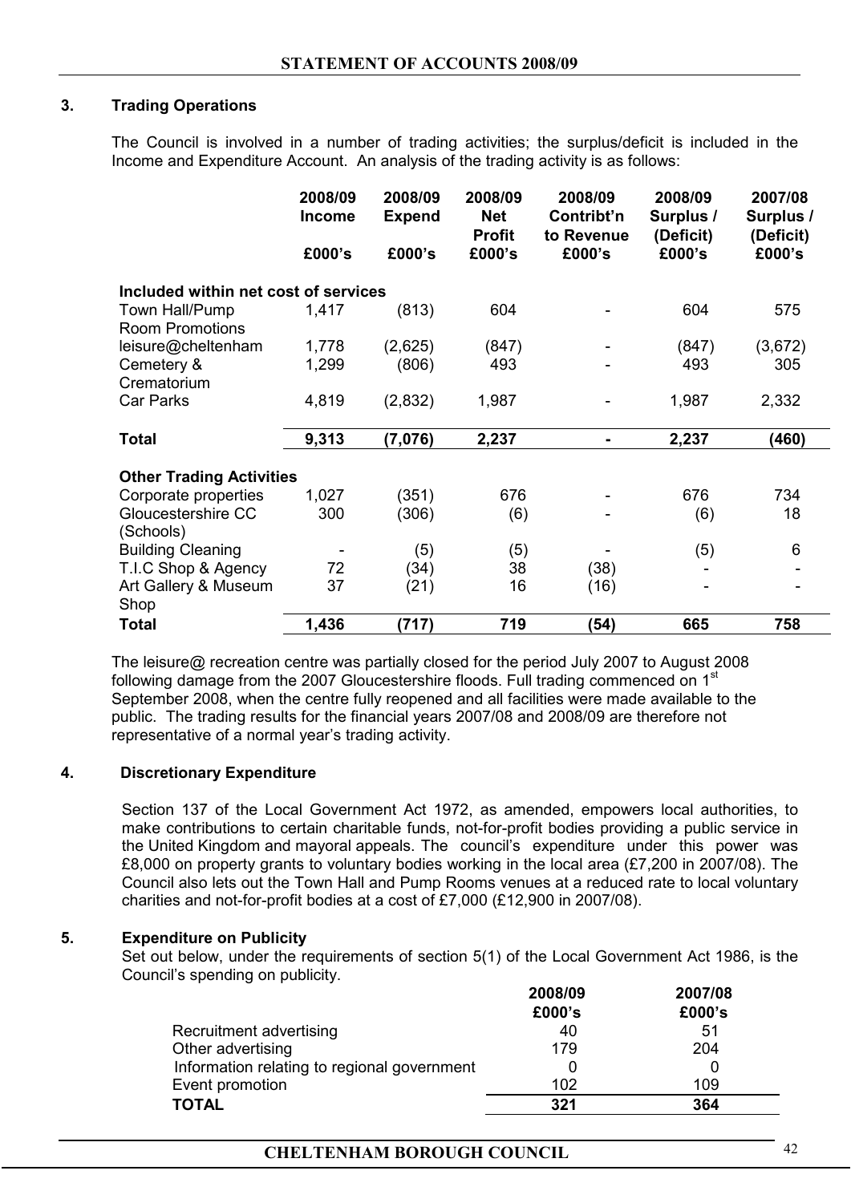## 3. Trading Operations

The Council is involved in a number of trading activities; the surplus/deficit is included in the Income and Expenditure Account. An analysis of the trading activity is as follows:

| | 2008/09 Income £000's | 2008/09 Expend £000's | 2008/09 Net Profit £000's | 2008/09 Contribt'n to Revenue £000's | 2008/09 Surplus / (Deficit) £000's | 2007/08 Surplus / (Deficit) £000's |
|---|---|---|---|---|---|---|
| **Included within net cost of services** | | | | | | |
| Town Hall/Pump Room Promotions | 1,417 | (813) | 604 | - | 604 | 575 |
| leisure@cheltenham | 1,778 | (2,625) | (847) | - | (847) | (3,672) |
| Cemetery & Crematorium | 1,299 | (806) | 493 | - | 493 | 305 |
| Car Parks | 4,819 | (2,832) | 1,987 | - | 1,987 | 2,332 |
| **Total** | **9,313** | **(7,076)** | **2,237** | **-** | **2,237** | **(460)** |
| **Other Trading Activities** | | | | | | |
| Corporate properties | 1,027 | (351) | 676 | - | 676 | 734 |
| Gloucestershire CC (Schools) | 300 | (306) | (6) | - | (6) | 18 |
| Building Cleaning | - | (5) | (5) | - | (5) | 6 |
| T.I.C Shop & Agency | 72 | (34) | 38 | (38) | - | - |
| Art Gallery & Museum Shop | 37 | (21) | 16 | (16) | - | - |
| **Total** | **1,436** | **(717)** | **719** | **(54)** | **665** | **758** |

The leisure@ recreation centre was partially closed for the period July 2007 to August 2008 following damage from the 2007 Gloucestershire floods. Full trading commenced on 1st September 2008, when the centre fully reopened and all facilities were made available to the public. The trading results for the financial years 2007/08 and 2008/09 are therefore not representative of a normal year's trading activity.

## 4. Discretionary Expenditure

Section 137 of the Local Government Act 1972, as amended, empowers local authorities, to make contributions to certain charitable funds, not-for-profit bodies providing a public service in the United Kingdom and mayoral appeals. The council's expenditure under this power was £8,000 on property grants to voluntary bodies working in the local area (£7,200 in 2007/08). The Council also lets out the Town Hall and Pump Rooms venues at a reduced rate to local voluntary charities and not-for-profit bodies at a cost of £7,000 (£12,900 in 2007/08).

## 5. Expenditure on Publicity

Set out below, under the requirements of section 5(1) of the Local Government Act 1986, is the Council's spending on publicity.

| | 2008/09 £000's | 2007/08 £000's |
|---|---|---|
| Recruitment advertising | 40 | 51 |
| Other advertising | 179 | 204 |
| Information relating to regional government | 0 | 0 |
| Event promotion | 102 | 109 |
| **TOTAL** | **321** | **364** |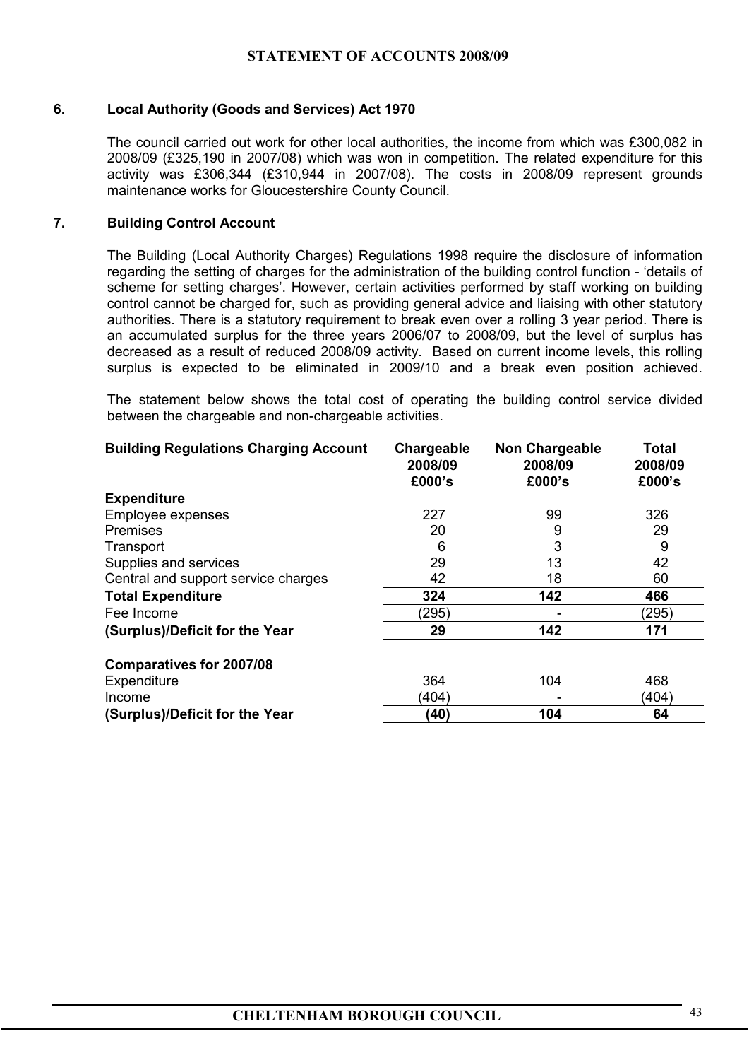## 6. Local Authority (Goods and Services) Act 1970

The council carried out work for other local authorities, the income from which was £300,082 in 2008/09 (£325,190 in 2007/08) which was won in competition. The related expenditure for this activity was £306,344 (£310,944 in 2007/08). The costs in 2008/09 represent grounds maintenance works for Gloucestershire County Council.

## 7. Building Control Account

The Building (Local Authority Charges) Regulations 1998 require the disclosure of information regarding the setting of charges for the administration of the building control function - 'details of scheme for setting charges'. However, certain activities performed by staff working on building control cannot be charged for, such as providing general advice and liaising with other statutory authorities. There is a statutory requirement to break even over a rolling 3 year period. There is an accumulated surplus for the three years 2006/07 to 2008/09, but the level of surplus has decreased as a result of reduced 2008/09 activity. Based on current income levels, this rolling surplus is expected to be eliminated in 2009/10 and a break even position achieved.

The statement below shows the total cost of operating the building control service divided between the chargeable and non-chargeable activities.

| Building Regulations Charging Account | Chargeable 2008/09 £000's | Non Chargeable 2008/09 £000's | Total 2008/09 £000's |
|---|---|---|---|
| **Expenditure** | | | |
| Employee expenses | 227 | 99 | 326 |
| Premises | 20 | 9 | 29 |
| Transport | 6 | 3 | 9 |
| Supplies and services | 29 | 13 | 42 |
| Central and support service charges | 42 | 18 | 60 |
| **Total Expenditure** | **324** | **142** | **466** |
| Fee Income | (295) | - | (295) |
| **(Surplus)/Deficit for the Year** | **29** | **142** | **171** |
| | | | |
| **Comparatives for 2007/08** | | | |
| Expenditure | 364 | 104 | 468 |
| Income | (404) | - | (404) |
| **(Surplus)/Deficit for the Year** | **(40)** | **104** | **64** |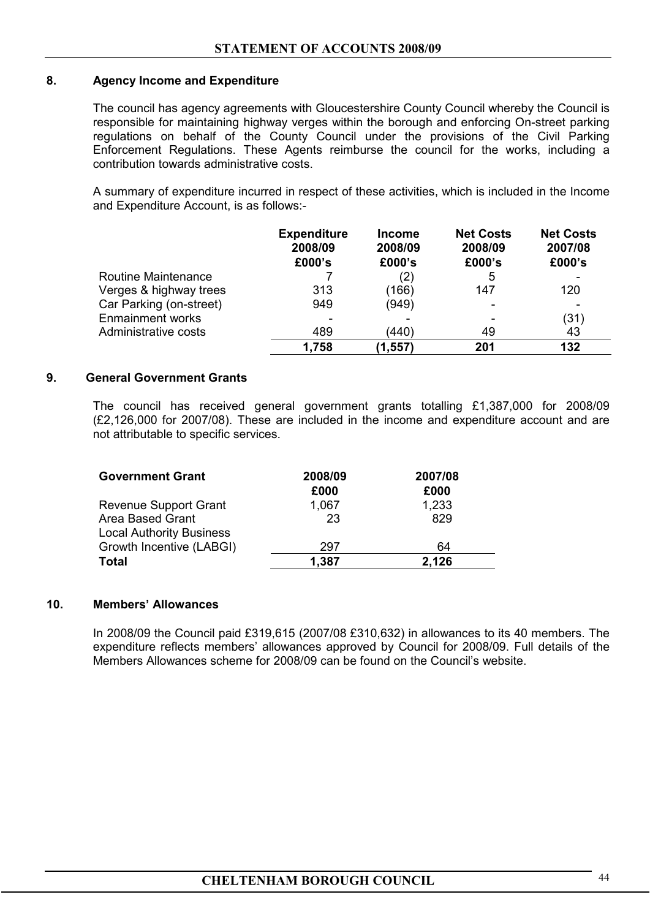## 8. Agency Income and Expenditure

The council has agency agreements with Gloucestershire County Council whereby the Council is responsible for maintaining highway verges within the borough and enforcing On-street parking regulations on behalf of the County Council under the provisions of the Civil Parking Enforcement Regulations. These Agents reimburse the council for the works, including a contribution towards administrative costs.

A summary of expenditure incurred in respect of these activities, which is included in the Income and Expenditure Account, is as follows:-

| | Expenditure 2008/09 £000's | Income 2008/09 £000's | Net Costs 2008/09 £000's | Net Costs 2007/08 £000's |
|---|---|---|---|---|
| Routine Maintenance | 7 | (2) | 5 | - |
| Verges & highway trees | 313 | (166) | 147 | 120 |
| Car Parking (on-street) | 949 | (949) | - | - |
| Enmainment works | - | - | - | (31) |
| Administrative costs | 489 | (440) | 49 | 43 |
| | **1,758** | **(1,557)** | **201** | **132** |

## 9. General Government Grants

The council has received general government grants totalling £1,387,000 for 2008/09 (£2,126,000 for 2007/08). These are included in the income and expenditure account and are not attributable to specific services.

| Government Grant | 2008/09 £000 | 2007/08 £000 |
|---|---|---|
| Revenue Support Grant | 1,067 | 1,233 |
| Area Based Grant | 23 | 829 |
| Local Authority Business Growth Incentive (LABGI) | 297 | 64 |
| **Total** | **1,387** | **2,126** |

## 10. Members' Allowances

In 2008/09 the Council paid £319,615 (2007/08 £310,632) in allowances to its 40 members. The expenditure reflects members' allowances approved by Council for 2008/09. Full details of the Members Allowances scheme for 2008/09 can be found on the Council's website.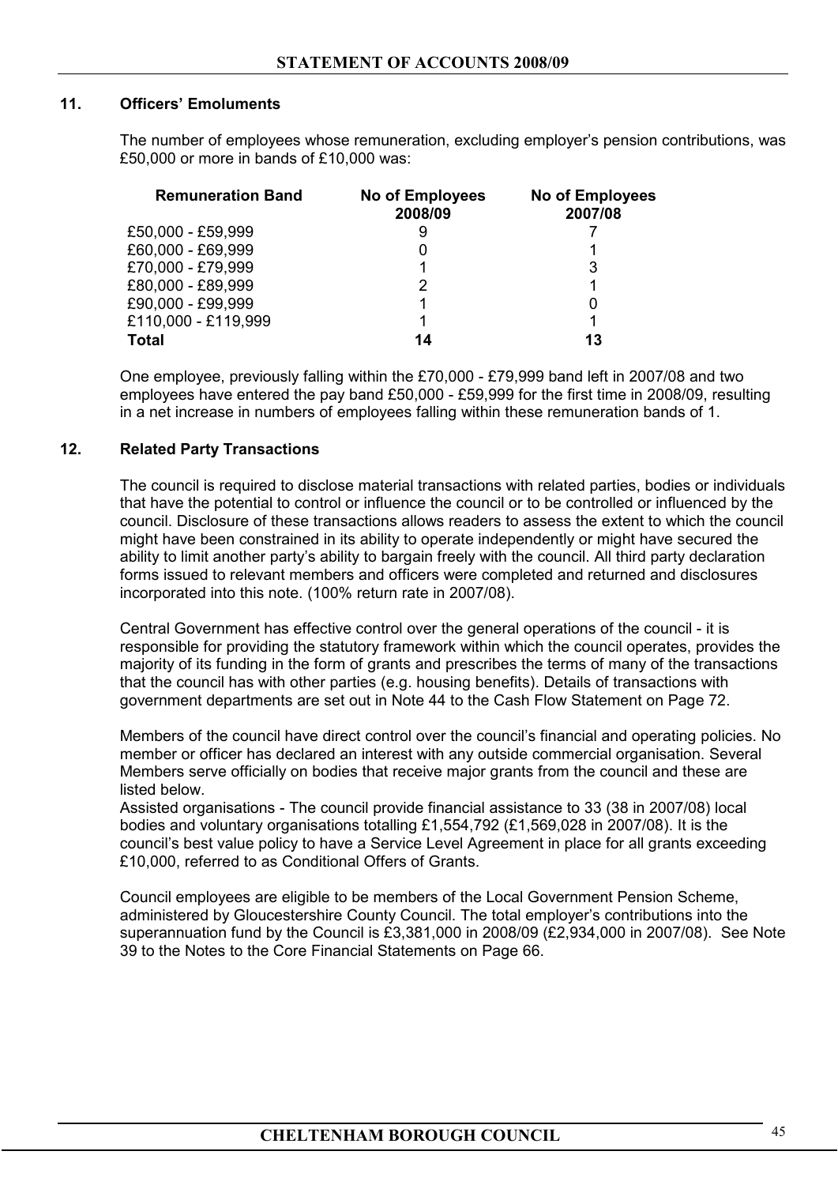## 11. Officers' Emoluments

The number of employees whose remuneration, excluding employer's pension contributions, was £50,000 or more in bands of £10,000 was:

| Remuneration Band | No of Employees 2008/09 | No of Employees 2007/08 |
|---|---|---|
| £50,000 - £59,999 | 9 | 7 |
| £60,000 - £69,999 | 0 | 1 |
| £70,000 - £79,999 | 1 | 3 |
| £80,000 - £89,999 | 2 | 1 |
| £90,000 - £99,999 | 1 | 0 |
| £110,000 - £119,999 | 1 | 1 |
| **Total** | **14** | **13** |

One employee, previously falling within the £70,000 - £79,999 band left in 2007/08 and two employees have entered the pay band £50,000 - £59,999 for the first time in 2008/09, resulting in a net increase in numbers of employees falling within these remuneration bands of 1.

## 12. Related Party Transactions

The council is required to disclose material transactions with related parties, bodies or individuals that have the potential to control or influence the council or to be controlled or influenced by the council. Disclosure of these transactions allows readers to assess the extent to which the council might have been constrained in its ability to operate independently or might have secured the ability to limit another party's ability to bargain freely with the council. All third party declaration forms issued to relevant members and officers were completed and returned and disclosures incorporated into this note. (100% return rate in 2007/08).

Central Government has effective control over the general operations of the council - it is responsible for providing the statutory framework within which the council operates, provides the majority of its funding in the form of grants and prescribes the terms of many of the transactions that the council has with other parties (e.g. housing benefits). Details of transactions with government departments are set out in Note 44 to the Cash Flow Statement on Page 72.

Members of the council have direct control over the council's financial and operating policies. No member or officer has declared an interest with any outside commercial organisation. Several Members serve officially on bodies that receive major grants from the council and these are listed below.
Assisted organisations - The council provide financial assistance to 33 (38 in 2007/08) local bodies and voluntary organisations totalling £1,554,792 (£1,569,028 in 2007/08). It is the council's best value policy to have a Service Level Agreement in place for all grants exceeding £10,000, referred to as Conditional Offers of Grants.

Council employees are eligible to be members of the Local Government Pension Scheme, administered by Gloucestershire County Council. The total employer's contributions into the superannuation fund by the Council is £3,381,000 in 2008/09 (£2,934,000 in 2007/08). See Note 39 to the Notes to the Core Financial Statements on Page 66.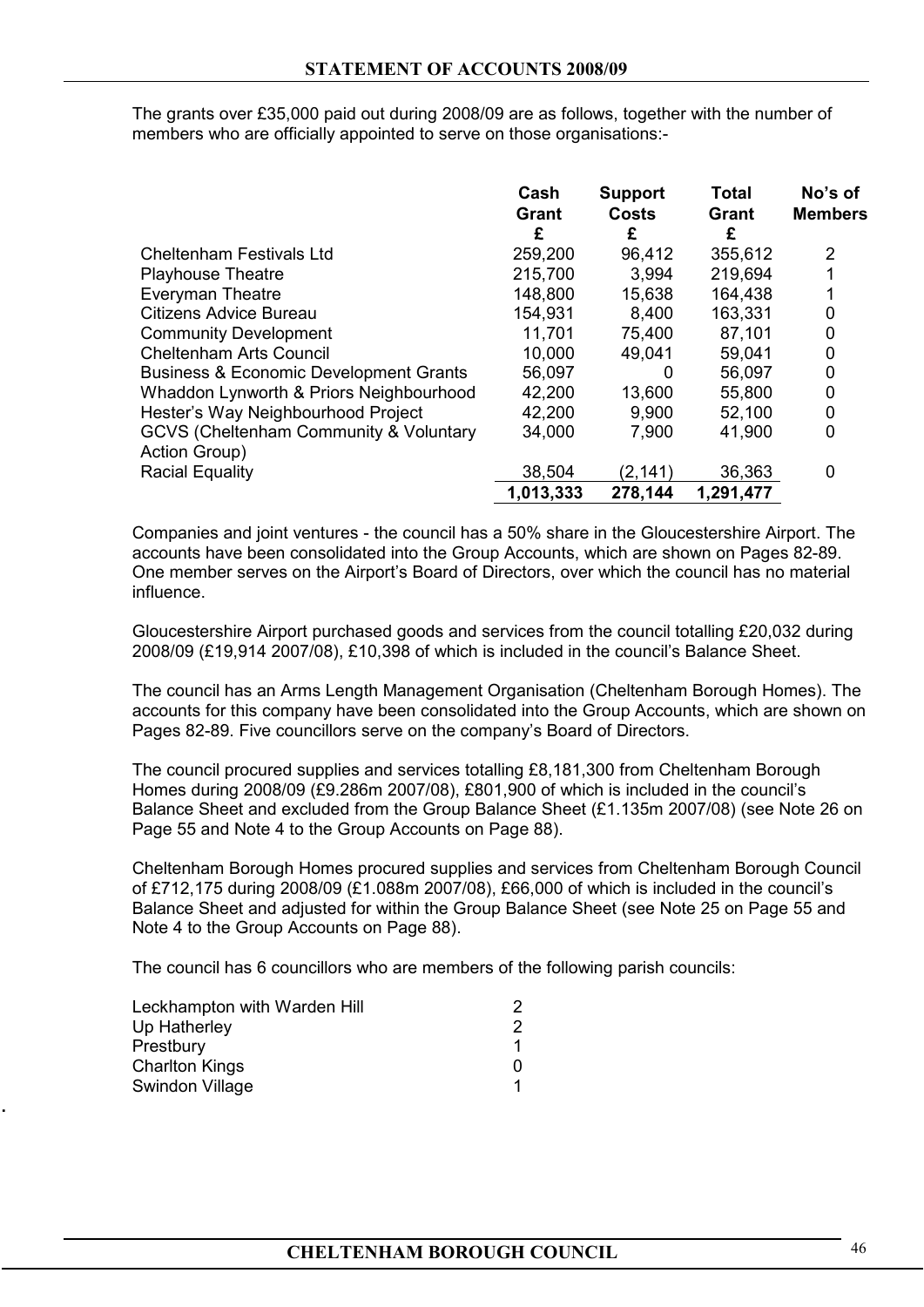The grants over £35,000 paid out during 2008/09 are as follows, together with the number of members who are officially appointed to serve on those organisations:-

| | Cash Grant £ | Support Costs £ | Total Grant £ | No's of Members |
|---|---|---|---|---|
| Cheltenham Festivals Ltd | 259,200 | 96,412 | 355,612 | 2 |
| Playhouse Theatre | 215,700 | 3,994 | 219,694 | 1 |
| Everyman Theatre | 148,800 | 15,638 | 164,438 | 1 |
| Citizens Advice Bureau | 154,931 | 8,400 | 163,331 | 0 |
| Community Development | 11,701 | 75,400 | 87,101 | 0 |
| Cheltenham Arts Council | 10,000 | 49,041 | 59,041 | 0 |
| Business & Economic Development Grants | 56,097 | 0 | 56,097 | 0 |
| Whaddon Lynworth & Priors Neighbourhood | 42,200 | 13,600 | 55,800 | 0 |
| Hester's Way Neighbourhood Project | 42,200 | 9,900 | 52,100 | 0 |
| GCVS (Cheltenham Community & Voluntary Action Group) | 34,000 | 7,900 | 41,900 | 0 |
| Racial Equality | 38,504 | (2,141) | 36,363 | 0 |
| | **1,013,333** | **278,144** | **1,291,477** | |

Companies and joint ventures - the council has a 50% share in the Gloucestershire Airport. The accounts have been consolidated into the Group Accounts, which are shown on Pages 82-89. One member serves on the Airport's Board of Directors, over which the council has no material influence.

Gloucestershire Airport purchased goods and services from the council totalling £20,032 during 2008/09 (£19,914 2007/08), £10,398 of which is included in the council's Balance Sheet.

The council has an Arms Length Management Organisation (Cheltenham Borough Homes). The accounts for this company have been consolidated into the Group Accounts, which are shown on Pages 82-89. Five councillors serve on the company's Board of Directors.

The council procured supplies and services totalling £8,181,300 from Cheltenham Borough Homes during 2008/09 (£9.286m 2007/08), £801,900 of which is included in the council's Balance Sheet and excluded from the Group Balance Sheet (£1.135m 2007/08) (see Note 26 on Page 55 and Note 4 to the Group Accounts on Page 88).

Cheltenham Borough Homes procured supplies and services from Cheltenham Borough Council of £712,175 during 2008/09 (£1.088m 2007/08), £66,000 of which is included in the council's Balance Sheet and adjusted for within the Group Balance Sheet (see Note 25 on Page 55 and Note 4 to the Group Accounts on Page 88).

The council has 6 councillors who are members of the following parish councils:

| | |
|---|---|
| Leckhampton with Warden Hill | 2 |
| Up Hatherley | 2 |
| Prestbury | 1 |
| Charlton Kings | 0 |
| Swindon Village | 1 |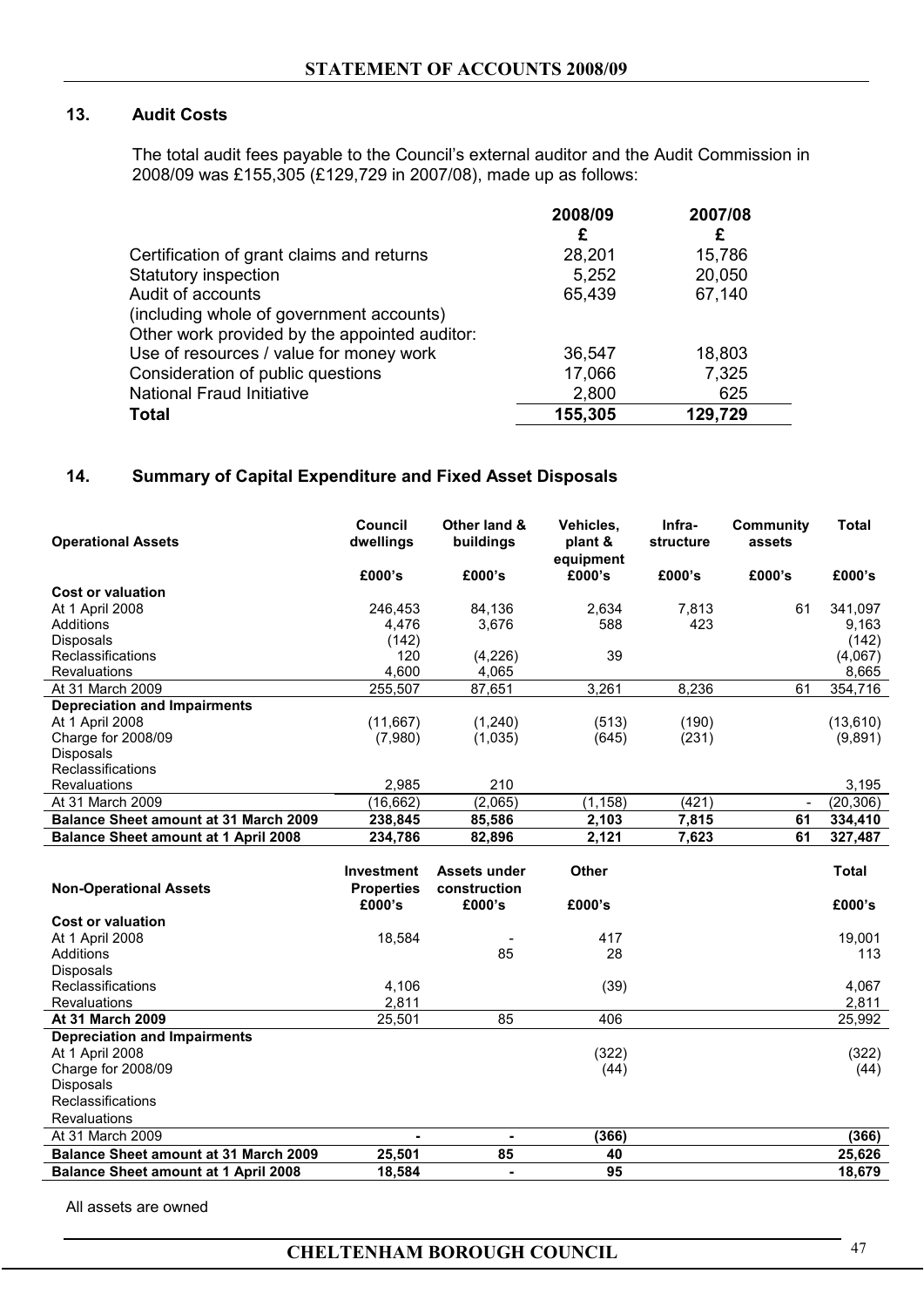## 13. Audit Costs

The total audit fees payable to the Council's external auditor and the Audit Commission in 2008/09 was £155,305 (£129,729 in 2007/08), made up as follows:

| | 2008/09 £ | 2007/08 £ |
|---|---|---|
| Certification of grant claims and returns | 28,201 | 15,786 |
| Statutory inspection | 5,252 | 20,050 |
| Audit of accounts (including whole of government accounts) | 65,439 | 67,140 |
| Other work provided by the appointed auditor: | | |
| Use of resources / value for money work | 36,547 | 18,803 |
| Consideration of public questions | 17,066 | 7,325 |
| National Fraud Initiative | 2,800 | 625 |
| **Total** | **155,305** | **129,729** |

## 14. Summary of Capital Expenditure and Fixed Asset Disposals

| Operational Assets | Council dwellings £000's | Other land & buildings £000's | Vehicles, plant & equipment £000's | Infra-structure £000's | Community assets £000's | Total £000's |
|---|---|---|---|---|---|---|
| **Cost or valuation** | | | | | | |
| At 1 April 2008 | 246,453 | 84,136 | 2,634 | 7,813 | 61 | 341,097 |
| Additions | 4,476 | 3,676 | 588 | 423 | | 9,163 |
| Disposals | (142) | | | | | (142) |
| Reclassifications | 120 | (4,226) | 39 | | | (4,067) |
| Revaluations | 4,600 | 4,065 | | | | 8,665 |
| At 31 March 2009 | 255,507 | 87,651 | 3,261 | 8,236 | 61 | 354,716 |
| **Depreciation and Impairments** | | | | | | |
| At 1 April 2008 | (11,667) | (1,240) | (513) | (190) | | (13,610) |
| Charge for 2008/09 | (7,980) | (1,035) | (645) | (231) | | (9,891) |
| Disposals | | | | | | |
| Reclassifications | | | | | | |
| Revaluations | 2,985 | 210 | | | | 3,195 |
| At 31 March 2009 | (16,662) | (2,065) | (1,158) | (421) | - | (20,306) |
| **Balance Sheet amount at 31 March 2009** | **238,845** | **85,586** | **2,103** | **7,815** | **61** | **334,410** |
| **Balance Sheet amount at 1 April 2008** | **234,786** | **82,896** | **2,121** | **7,623** | **61** | **327,487** |

| Non-Operational Assets | Investment Properties £000's | Assets under construction £000's | Other £000's | Total £000's |
|---|---|---|---|---|
| **Cost or valuation** | | | | |
| At 1 April 2008 | 18,584 | - | 417 | 19,001 |
| Additions | | 85 | 28 | 113 |
| Disposals | | | | |
| Reclassifications | 4,106 | | (39) | 4,067 |
| Revaluations | 2,811 | | | 2,811 |
| **At 31 March 2009** | 25,501 | 85 | 406 | 25,992 |
| **Depreciation and Impairments** | | | | |
| At 1 April 2008 | | | (322) | (322) |
| Charge for 2008/09 | | | (44) | (44) |
| Disposals | | | | |
| Reclassifications | | | | |
| Revaluations | | | | |
| At 31 March 2009 | - | - | (366) | (366) |
| **Balance Sheet amount at 31 March 2009** | **25,501** | **85** | **40** | **25,626** |
| **Balance Sheet amount at 1 April 2008** | **18,584** | **-** | **95** | **18,679** |

All assets are owned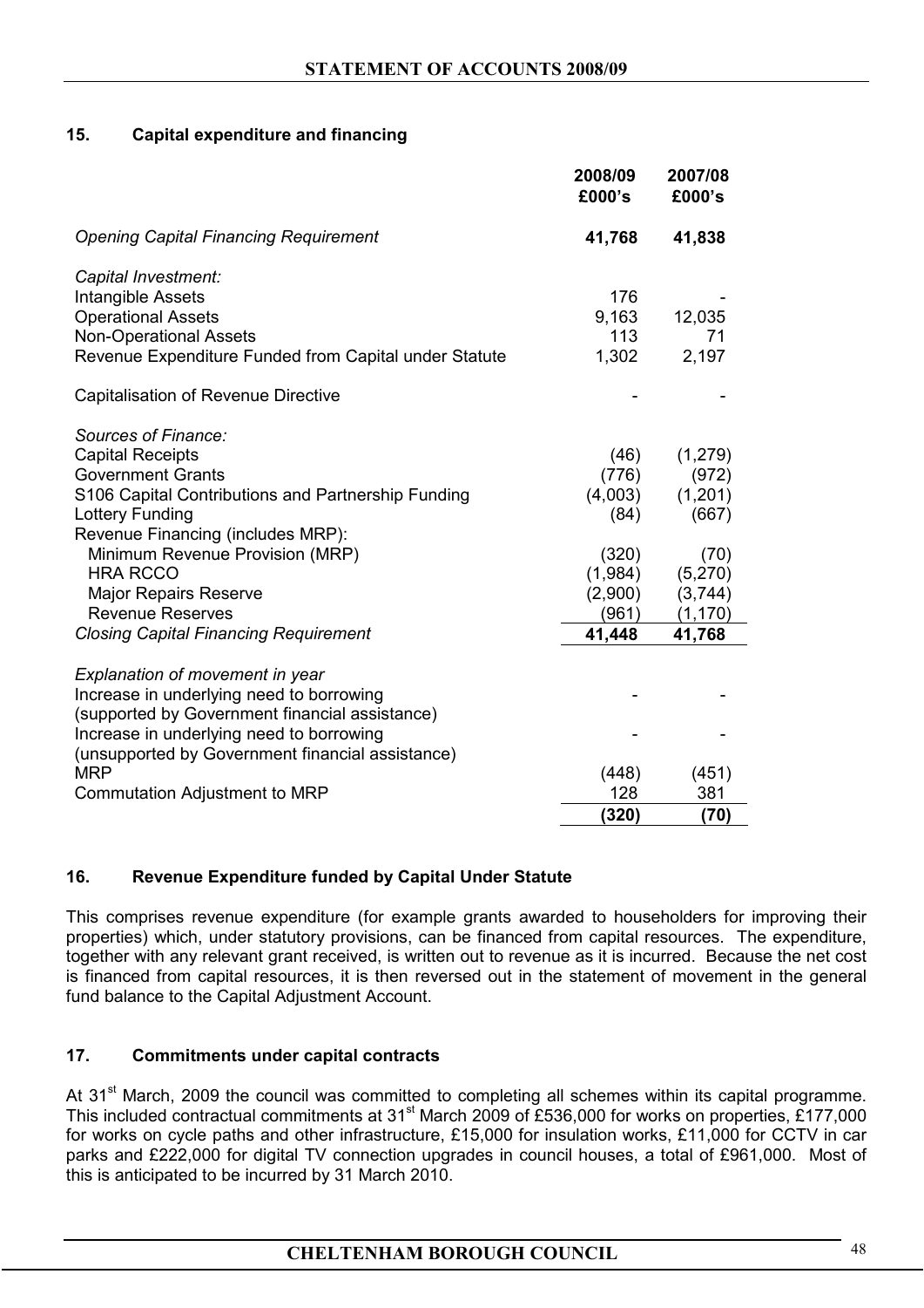## 15. Capital expenditure and financing

| | 2008/09 £000's | 2007/08 £000's |
|---|---|---|
| *Opening Capital Financing Requirement* | **41,768** | **41,838** |
| *Capital Investment:* | | |
| Intangible Assets | 176 | - |
| Operational Assets | 9,163 | 12,035 |
| Non-Operational Assets | 113 | 71 |
| Revenue Expenditure Funded from Capital under Statute | 1,302 | 2,197 |
| Capitalisation of Revenue Directive | - | - |
| *Sources of Finance:* | | |
| Capital Receipts | (46) | (1,279) |
| Government Grants | (776) | (972) |
| S106 Capital Contributions and Partnership Funding | (4,003) | (1,201) |
| Lottery Funding | (84) | (667) |
| Revenue Financing (includes MRP): | | |
| Minimum Revenue Provision (MRP) | (320) | (70) |
| HRA RCCO | (1,984) | (5,270) |
| Major Repairs Reserve | (2,900) | (3,744) |
| Revenue Reserves | (961) | (1,170) |
| *Closing Capital Financing Requirement* | **41,448** | **41,768** |
| *Explanation of movement in year* | | |
| Increase in underlying need to borrowing (supported by Government financial assistance) | - | - |
| Increase in underlying need to borrowing (unsupported by Government financial assistance) | - | - |
| MRP | (448) | (451) |
| Commutation Adjustment to MRP | 128 | 381 |
| | **(320)** | **(70)** |

## 16. Revenue Expenditure funded by Capital Under Statute

This comprises revenue expenditure (for example grants awarded to householders for improving their properties) which, under statutory provisions, can be financed from capital resources. The expenditure, together with any relevant grant received, is written out to revenue as it is incurred. Because the net cost is financed from capital resources, it is then reversed out in the statement of movement in the general fund balance to the Capital Adjustment Account.

## 17. Commitments under capital contracts

At 31st March, 2009 the council was committed to completing all schemes within its capital programme. This included contractual commitments at 31st March 2009 of £536,000 for works on properties, £177,000 for works on cycle paths and other infrastructure, £15,000 for insulation works, £11,000 for CCTV in car parks and £222,000 for digital TV connection upgrades in council houses, a total of £961,000. Most of this is anticipated to be incurred by 31 March 2010.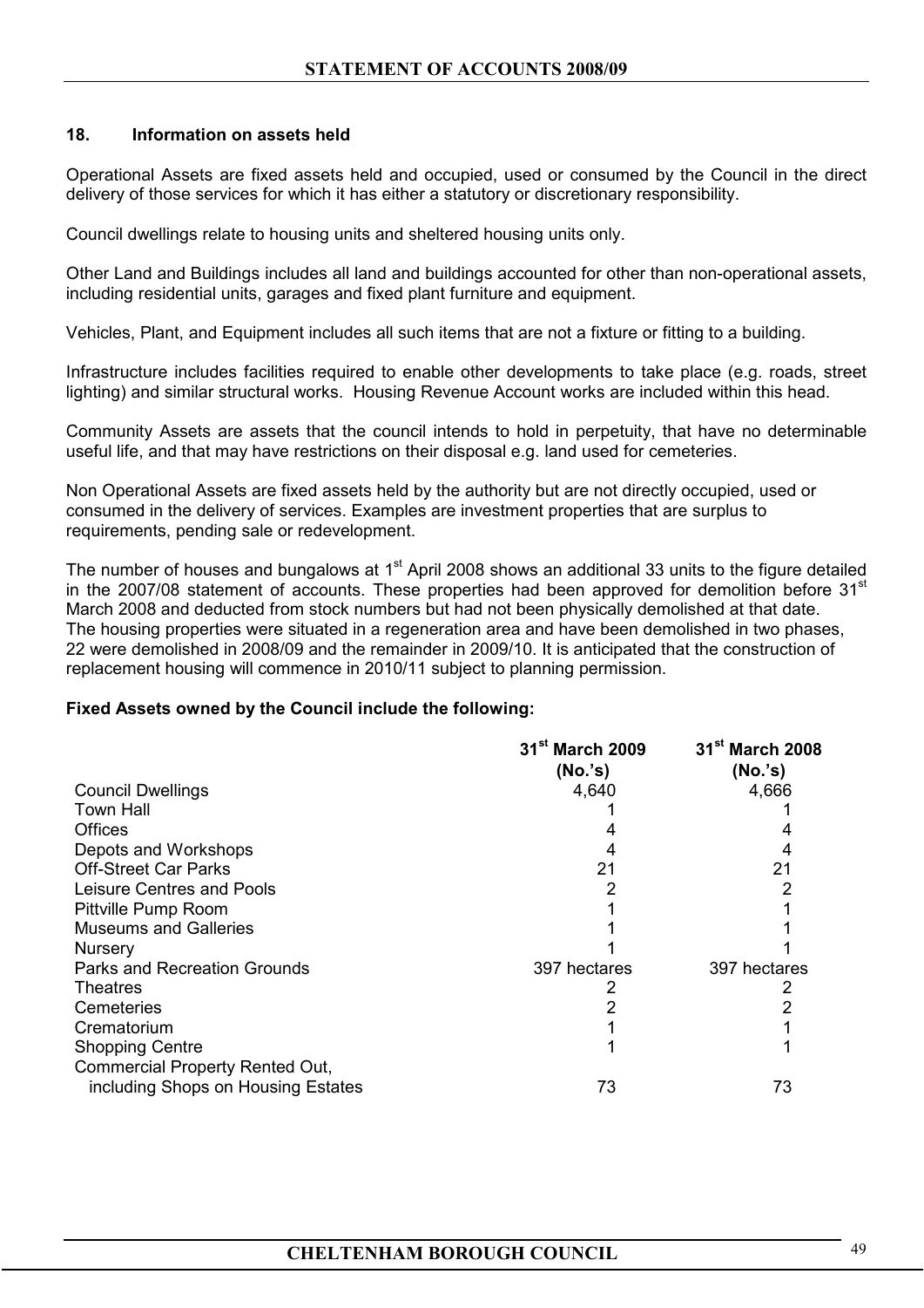## 18. Information on assets held

Operational Assets are fixed assets held and occupied, used or consumed by the Council in the direct delivery of those services for which it has either a statutory or discretionary responsibility.

Council dwellings relate to housing units and sheltered housing units only.

Other Land and Buildings includes all land and buildings accounted for other than non-operational assets, including residential units, garages and fixed plant furniture and equipment.

Vehicles, Plant, and Equipment includes all such items that are not a fixture or fitting to a building.

Infrastructure includes facilities required to enable other developments to take place (e.g. roads, street lighting) and similar structural works. Housing Revenue Account works are included within this head.

Community Assets are assets that the council intends to hold in perpetuity, that have no determinable useful life, and that may have restrictions on their disposal e.g. land used for cemeteries.

Non Operational Assets are fixed assets held by the authority but are not directly occupied, used or consumed in the delivery of services. Examples are investment properties that are surplus to requirements, pending sale or redevelopment.

The number of houses and bungalows at 1st April 2008 shows an additional 33 units to the figure detailed in the 2007/08 statement of accounts. These properties had been approved for demolition before 31st March 2008 and deducted from stock numbers but had not been physically demolished at that date. The housing properties were situated in a regeneration area and have been demolished in two phases, 22 were demolished in 2008/09 and the remainder in 2009/10. It is anticipated that the construction of replacement housing will commence in 2010/11 subject to planning permission.

**Fixed Assets owned by the Council include the following:**

| | 31st March 2009 (No.'s) | 31st March 2008 (No.'s) |
|---|---|---|
| Council Dwellings | 4,640 | 4,666 |
| Town Hall | 1 | 1 |
| Offices | 4 | 4 |
| Depots and Workshops | 4 | 4 |
| Off-Street Car Parks | 21 | 21 |
| Leisure Centres and Pools | 2 | 2 |
| Pittville Pump Room | 1 | 1 |
| Museums and Galleries | 1 | 1 |
| Nursery | 1 | 1 |
| Parks and Recreation Grounds | 397 hectares | 397 hectares |
| Theatres | 2 | 2 |
| Cemeteries | 2 | 2 |
| Crematorium | 1 | 1 |
| Shopping Centre | 1 | 1 |
| Commercial Property Rented Out, including Shops on Housing Estates | 73 | 73 |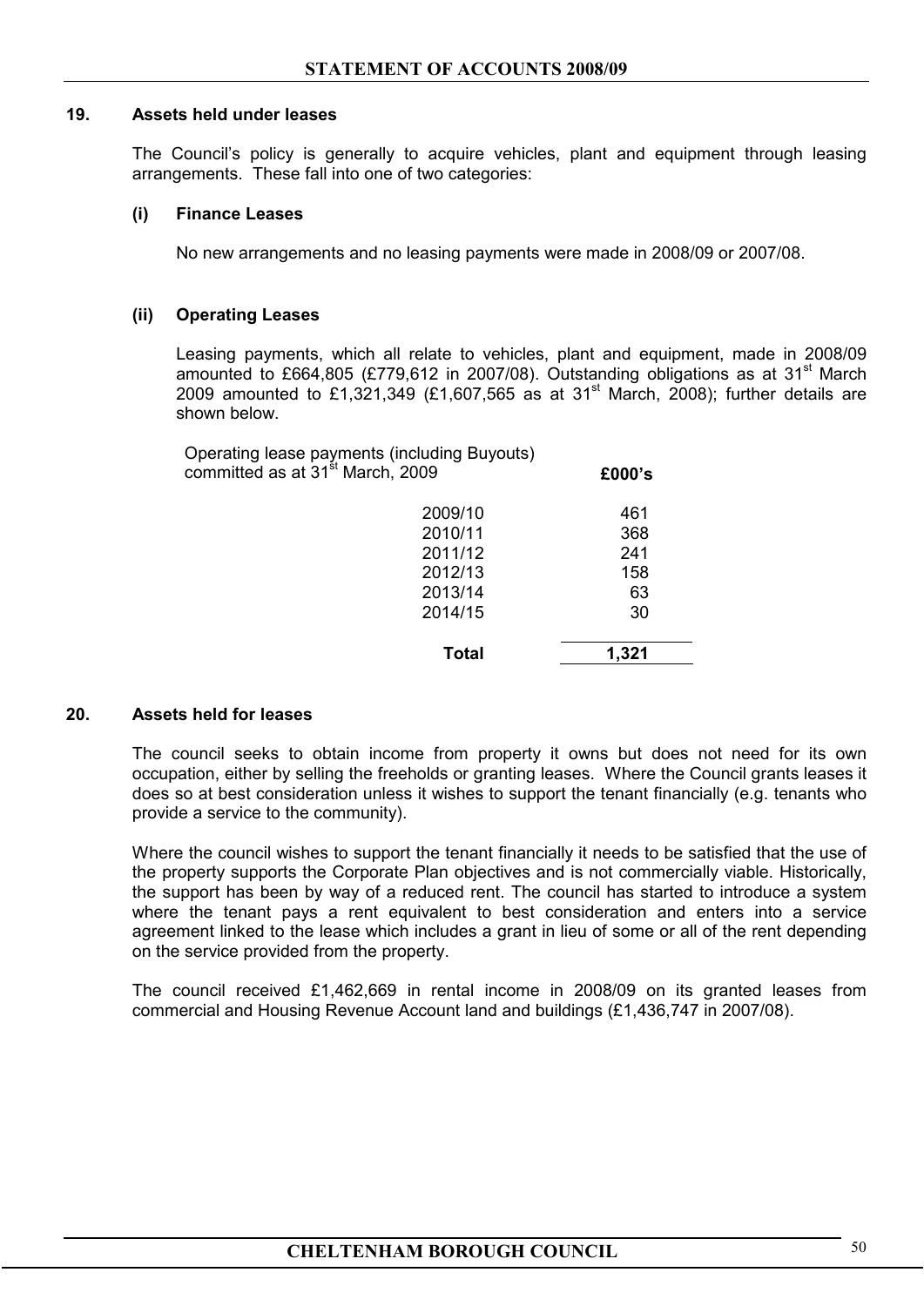## 19. Assets held under leases

The Council's policy is generally to acquire vehicles, plant and equipment through leasing arrangements. These fall into one of two categories:

### (i) Finance Leases

No new arrangements and no leasing payments were made in 2008/09 or 2007/08.

### (ii) Operating Leases

Leasing payments, which all relate to vehicles, plant and equipment, made in 2008/09 amounted to £664,805 (£779,612 in 2007/08). Outstanding obligations as at 31st March 2009 amounted to £1,321,349 (£1,607,565 as at 31st March, 2008); further details are shown below.

| Operating lease payments (including Buyouts) committed as at 31st March, 2009 | £000's |
|---|---|
| 2009/10 | 461 |
| 2010/11 | 368 |
| 2011/12 | 241 |
| 2012/13 | 158 |
| 2013/14 | 63 |
| 2014/15 | 30 |
| **Total** | **1,321** |

## 20. Assets held for leases

The council seeks to obtain income from property it owns but does not need for its own occupation, either by selling the freeholds or granting leases. Where the Council grants leases it does so at best consideration unless it wishes to support the tenant financially (e.g. tenants who provide a service to the community).

Where the council wishes to support the tenant financially it needs to be satisfied that the use of the property supports the Corporate Plan objectives and is not commercially viable. Historically, the support has been by way of a reduced rent. The council has started to introduce a system where the tenant pays a rent equivalent to best consideration and enters into a service agreement linked to the lease which includes a grant in lieu of some or all of the rent depending on the service provided from the property.

The council received £1,462,669 in rental income in 2008/09 on its granted leases from commercial and Housing Revenue Account land and buildings (£1,436,747 in 2007/08).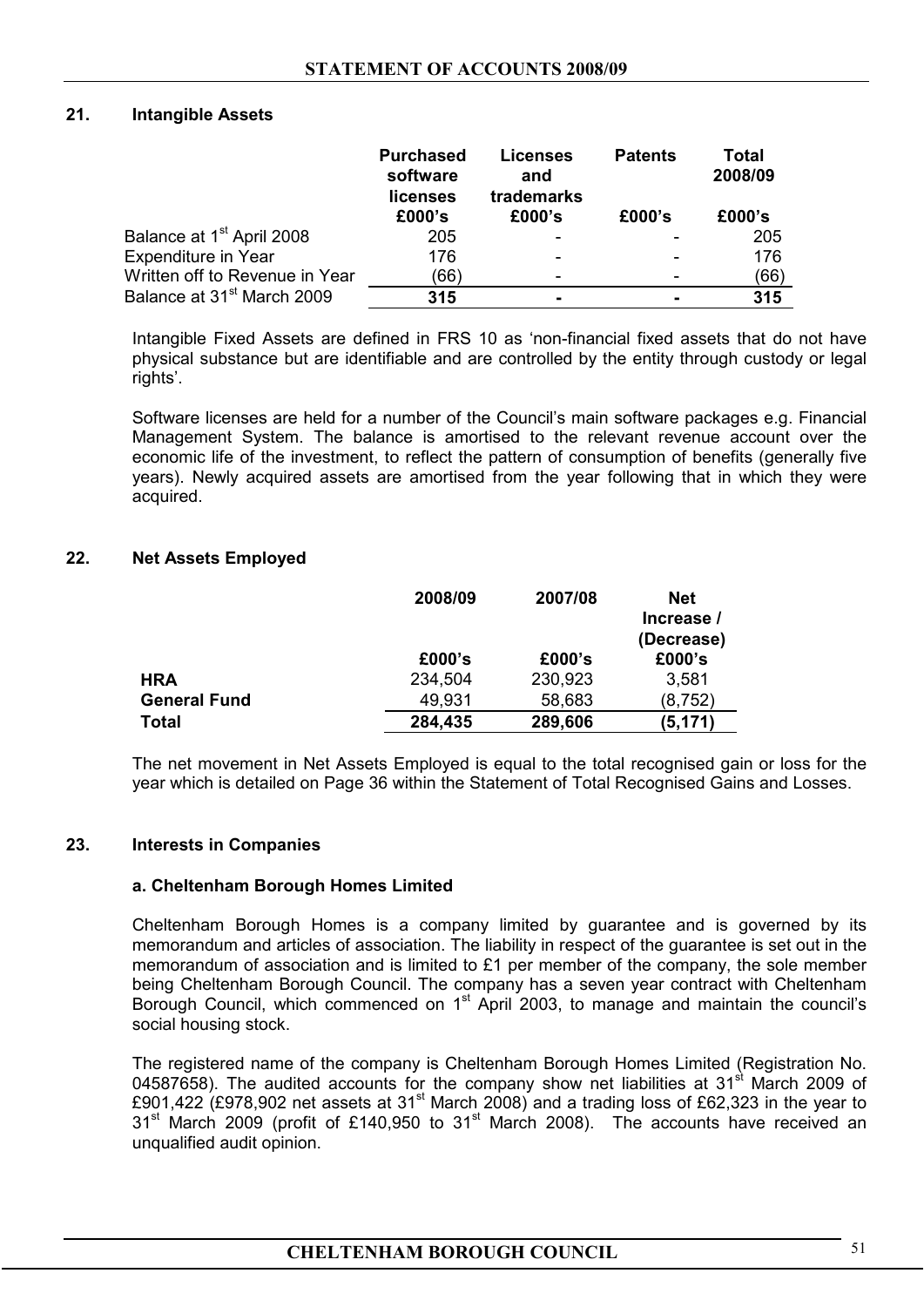## 21. Intangible Assets

| | Purchased software licenses £000's | Licenses and trademarks £000's | Patents £000's | Total 2008/09 £000's |
|---|---|---|---|---|
| Balance at 1st April 2008 | 205 | - | - | 205 |
| Expenditure in Year | 176 | - | - | 176 |
| Written off to Revenue in Year | (66) | - | - | (66) |
| **Balance at 31st March 2009** | **315** | **-** | **-** | **315** |

Intangible Fixed Assets are defined in FRS 10 as 'non-financial fixed assets that do not have physical substance but are identifiable and are controlled by the entity through custody or legal rights'.

Software licenses are held for a number of the Council's main software packages e.g. Financial Management System. The balance is amortised to the relevant revenue account over the economic life of the investment, to reflect the pattern of consumption of benefits (generally five years). Newly acquired assets are amortised from the year following that in which they were acquired.

## 22. Net Assets Employed

| | 2008/09 £000's | 2007/08 £000's | Net Increase / (Decrease) £000's |
|---|---|---|---|
| **HRA** | 234,504 | 230,923 | 3,581 |
| **General Fund** | 49,931 | 58,683 | (8,752) |
| **Total** | **284,435** | **289,606** | **(5,171)** |

The net movement in Net Assets Employed is equal to the total recognised gain or loss for the year which is detailed on Page 36 within the Statement of Total Recognised Gains and Losses.

## 23. Interests in Companies

### a. Cheltenham Borough Homes Limited

Cheltenham Borough Homes is a company limited by guarantee and is governed by its memorandum and articles of association. The liability in respect of the guarantee is set out in the memorandum of association and is limited to £1 per member of the company, the sole member being Cheltenham Borough Council. The company has a seven year contract with Cheltenham Borough Council, which commenced on 1st April 2003, to manage and maintain the council's social housing stock.

The registered name of the company is Cheltenham Borough Homes Limited (Registration No. 04587658). The audited accounts for the company show net liabilities at 31st March 2009 of £901,422 (£978,902 net assets at 31st March 2008) and a trading loss of £62,323 in the year to 31st March 2009 (profit of £140,950 to 31st March 2008). The accounts have received an unqualified audit opinion.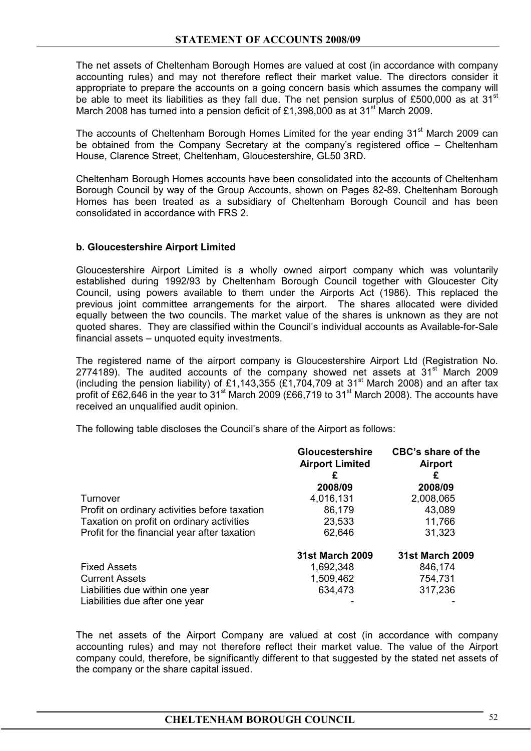The net assets of Cheltenham Borough Homes are valued at cost (in accordance with company accounting rules) and may not therefore reflect their market value. The directors consider it appropriate to prepare the accounts on a going concern basis which assumes the company will be able to meet its liabilities as they fall due. The net pension surplus of £500,000 as at 31st March 2008 has turned into a pension deficit of £1,398,000 as at 31st March 2009.

The accounts of Cheltenham Borough Homes Limited for the year ending 31st March 2009 can be obtained from the Company Secretary at the company's registered office – Cheltenham House, Clarence Street, Cheltenham, Gloucestershire, GL50 3RD.

Cheltenham Borough Homes accounts have been consolidated into the accounts of Cheltenham Borough Council by way of the Group Accounts, shown on Pages 82-89. Cheltenham Borough Homes has been treated as a subsidiary of Cheltenham Borough Council and has been consolidated in accordance with FRS 2.

**b. Gloucestershire Airport Limited**

Gloucestershire Airport Limited is a wholly owned airport company which was voluntarily established during 1992/93 by Cheltenham Borough Council together with Gloucester City Council, using powers available to them under the Airports Act (1986). This replaced the previous joint committee arrangements for the airport. The shares allocated were divided equally between the two councils. The market value of the shares is unknown as they are not quoted shares. They are classified within the Council's individual accounts as Available-for-Sale financial assets – unquoted equity investments.

The registered name of the airport company is Gloucestershire Airport Ltd (Registration No. 2774189). The audited accounts of the company showed net assets at 31st March 2009 (including the pension liability) of £1,143,355 (£1,704,709 at 31st March 2008) and an after tax profit of £62,646 in the year to 31st March 2009 (£66,719 to 31st March 2008). The accounts have received an unqualified audit opinion.

The following table discloses the Council's share of the Airport as follows:

| | Gloucestershire Airport Limited £ 2008/09 | CBC's share of the Airport £ 2008/09 |
|---|---|---|
| Turnover | 4,016,131 | 2,008,065 |
| Profit on ordinary activities before taxation | 86,179 | 43,089 |
| Taxation on profit on ordinary activities | 23,533 | 11,766 |
| Profit for the financial year after taxation | 62,646 | 31,323 |
| | **31st March 2009** | **31st March 2009** |
| Fixed Assets | 1,692,348 | 846,174 |
| Current Assets | 1,509,462 | 754,731 |
| Liabilities due within one year | 634,473 | 317,236 |
| Liabilities due after one year | - | - |

The net assets of the Airport Company are valued at cost (in accordance with company accounting rules) and may not therefore reflect their market value. The value of the Airport company could, therefore, be significantly different to that suggested by the stated net assets of the company or the share capital issued.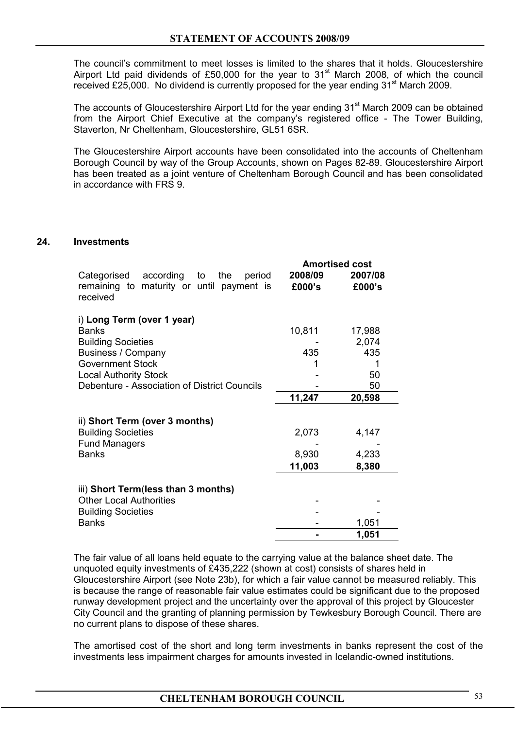The council's commitment to meet losses is limited to the shares that it holds. Gloucestershire Airport Ltd paid dividends of £50,000 for the year to 31st March 2008, of which the council received £25,000. No dividend is currently proposed for the year ending 31st March 2009.

The accounts of Gloucestershire Airport Ltd for the year ending 31st March 2009 can be obtained from the Airport Chief Executive at the company's registered office - The Tower Building, Staverton, Nr Cheltenham, Gloucestershire, GL51 6SR.

The Gloucestershire Airport accounts have been consolidated into the accounts of Cheltenham Borough Council by way of the Group Accounts, shown on Pages 82-89. Gloucestershire Airport has been treated as a joint venture of Cheltenham Borough Council and has been consolidated in accordance with FRS 9.

## 24. Investments

| Categorised according to the period remaining to maturity or until payment is received | Amortised cost 2008/09 £000's | 2007/08 £000's |
|---|---|---|
| i) **Long Term (over 1 year)** | | |
| Banks | 10,811 | 17,988 |
| Building Societies | - | 2,074 |
| Business / Company | 435 | 435 |
| Government Stock | 1 | 1 |
| Local Authority Stock | - | 50 |
| Debenture - Association of District Councils | - | 50 |
| | **11,247** | **20,598** |
| ii) **Short Term (over 3 months)** | | |
| Building Societies | 2,073 | 4,147 |
| Fund Managers | - | - |
| Banks | 8,930 | 4,233 |
| | **11,003** | **8,380** |
| iii) **Short Term(less than 3 months)** | | |
| Other Local Authorities | - | - |
| Building Societies | - | - |
| Banks | - | 1,051 |
| | **-** | **1,051** |

The fair value of all loans held equate to the carrying value at the balance sheet date. The unquoted equity investments of £435,222 (shown at cost) consists of shares held in Gloucestershire Airport (see Note 23b), for which a fair value cannot be measured reliably. This is because the range of reasonable fair value estimates could be significant due to the proposed runway development project and the uncertainty over the approval of this project by Gloucester City Council and the granting of planning permission by Tewkesbury Borough Council. There are no current plans to dispose of these shares.

The amortised cost of the short and long term investments in banks represent the cost of the investments less impairment charges for amounts invested in Icelandic-owned institutions.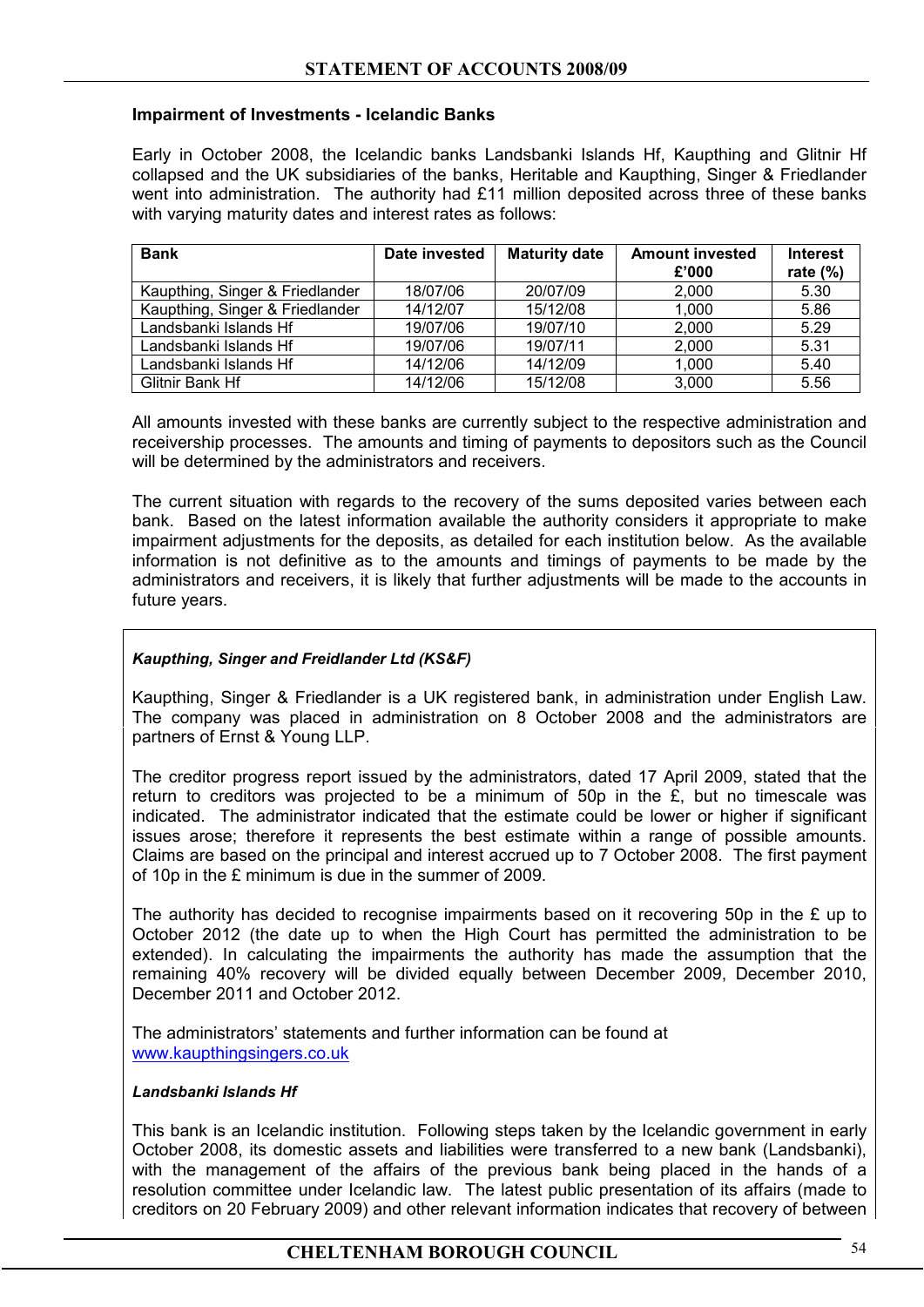**Impairment of Investments - Icelandic Banks**

Early in October 2008, the Icelandic banks Landsbanki Islands Hf, Kaupthing and Glitnir Hf collapsed and the UK subsidiaries of the banks, Heritable and Kaupthing, Singer & Friedlander went into administration. The authority had £11 million deposited across three of these banks with varying maturity dates and interest rates as follows:

| Bank | Date invested | Maturity date | Amount invested £'000 | Interest rate (%) |
|---|---|---|---|---|
| Kaupthing, Singer & Friedlander | 18/07/06 | 20/07/09 | 2,000 | 5.30 |
| Kaupthing, Singer & Friedlander | 14/12/07 | 15/12/08 | 1,000 | 5.86 |
| Landsbanki Islands Hf | 19/07/06 | 19/07/10 | 2,000 | 5.29 |
| Landsbanki Islands Hf | 19/07/06 | 19/07/11 | 2,000 | 5.31 |
| Landsbanki Islands Hf | 14/12/06 | 14/12/09 | 1,000 | 5.40 |
| Glitnir Bank Hf | 14/12/06 | 15/12/08 | 3,000 | 5.56 |

All amounts invested with these banks are currently subject to the respective administration and receivership processes. The amounts and timing of payments to depositors such as the Council will be determined by the administrators and receivers.

The current situation with regards to the recovery of the sums deposited varies between each bank. Based on the latest information available the authority considers it appropriate to make impairment adjustments for the deposits, as detailed for each institution below. As the available information is not definitive as to the amounts and timings of payments to be made by the administrators and receivers, it is likely that further adjustments will be made to the accounts in future years.

***Kaupthing, Singer and Freidlander Ltd (KS&F)***

Kaupthing, Singer & Friedlander is a UK registered bank, in administration under English Law. The company was placed in administration on 8 October 2008 and the administrators are partners of Ernst & Young LLP.

The creditor progress report issued by the administrators, dated 17 April 2009, stated that the return to creditors was projected to be a minimum of 50p in the £, but no timescale was indicated. The administrator indicated that the estimate could be lower or higher if significant issues arose; therefore it represents the best estimate within a range of possible amounts. Claims are based on the principal and interest accrued up to 7 October 2008. The first payment of 10p in the £ minimum is due in the summer of 2009.

The authority has decided to recognise impairments based on it recovering 50p in the £ up to October 2012 (the date up to when the High Court has permitted the administration to be extended). In calculating the impairments the authority has made the assumption that the remaining 40% recovery will be divided equally between December 2009, December 2010, December 2011 and October 2012.

The administrators' statements and further information can be found at www.kaupthingsingers.co.uk

***Landsbanki Islands Hf***

This bank is an Icelandic institution. Following steps taken by the Icelandic government in early October 2008, its domestic assets and liabilities were transferred to a new bank (Landsbanki), with the management of the affairs of the previous bank being placed in the hands of a resolution committee under Icelandic law. The latest public presentation of its affairs (made to creditors on 20 February 2009) and other relevant information indicates that recovery of between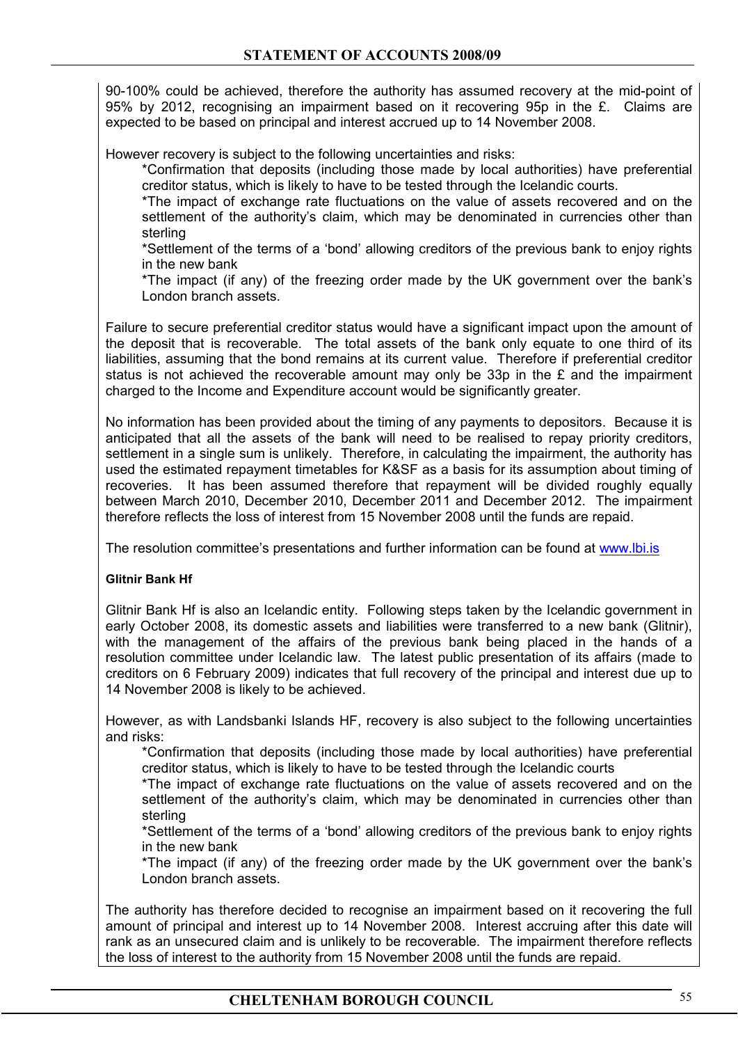90-100% could be achieved, therefore the authority has assumed recovery at the mid-point of 95% by 2012, recognising an impairment based on it recovering 95p in the £. Claims are expected to be based on principal and interest accrued up to 14 November 2008.

However recovery is subject to the following uncertainties and risks:

- *Confirmation that deposits (including those made by local authorities) have preferential creditor status, which is likely to have to be tested through the Icelandic courts.
- *The impact of exchange rate fluctuations on the value of assets recovered and on the settlement of the authority's claim, which may be denominated in currencies other than sterling
- *Settlement of the terms of a 'bond' allowing creditors of the previous bank to enjoy rights in the new bank
- *The impact (if any) of the freezing order made by the UK government over the bank's London branch assets.

Failure to secure preferential creditor status would have a significant impact upon the amount of the deposit that is recoverable. The total assets of the bank only equate to one third of its liabilities, assuming that the bond remains at its current value. Therefore if preferential creditor status is not achieved the recoverable amount may only be 33p in the £ and the impairment charged to the Income and Expenditure account would be significantly greater.

No information has been provided about the timing of any payments to depositors. Because it is anticipated that all the assets of the bank will need to be realised to repay priority creditors, settlement in a single sum is unlikely. Therefore, in calculating the impairment, the authority has used the estimated repayment timetables for K&SF as a basis for its assumption about timing of recoveries. It has been assumed therefore that repayment will be divided roughly equally between March 2010, December 2010, December 2011 and December 2012. The impairment therefore reflects the loss of interest from 15 November 2008 until the funds are repaid.

The resolution committee's presentations and further information can be found at [www.lbi.is](www.lbi.is)

**Glitnir Bank Hf**

Glitnir Bank Hf is also an Icelandic entity. Following steps taken by the Icelandic government in early October 2008, its domestic assets and liabilities were transferred to a new bank (Glitnir), with the management of the affairs of the previous bank being placed in the hands of a resolution committee under Icelandic law. The latest public presentation of its affairs (made to creditors on 6 February 2009) indicates that full recovery of the principal and interest due up to 14 November 2008 is likely to be achieved.

However, as with Landsbanki Islands HF, recovery is also subject to the following uncertainties and risks:

- *Confirmation that deposits (including those made by local authorities) have preferential creditor status, which is likely to have to be tested through the Icelandic courts
- *The impact of exchange rate fluctuations on the value of assets recovered and on the settlement of the authority's claim, which may be denominated in currencies other than sterling
- *Settlement of the terms of a 'bond' allowing creditors of the previous bank to enjoy rights in the new bank
- *The impact (if any) of the freezing order made by the UK government over the bank's London branch assets.

The authority has therefore decided to recognise an impairment based on it recovering the full amount of principal and interest up to 14 November 2008. Interest accruing after this date will rank as an unsecured claim and is unlikely to be recoverable. The impairment therefore reflects the loss of interest to the authority from 15 November 2008 until the funds are repaid.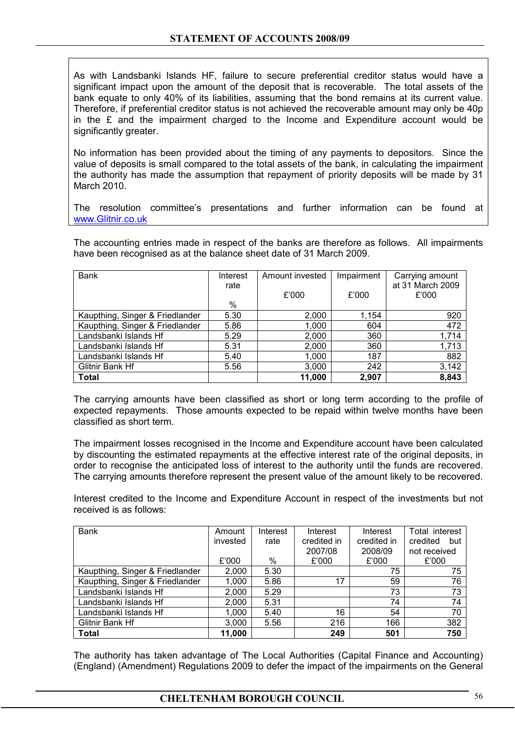As with Landsbanki Islands HF, failure to secure preferential creditor status would have a significant impact upon the amount of the deposit that is recoverable. The total assets of the bank equate to only 40% of its liabilities, assuming that the bond remains at its current value. Therefore, if preferential creditor status is not achieved the recoverable amount may only be 40p in the £ and the impairment charged to the Income and Expenditure account would be significantly greater.

No information has been provided about the timing of any payments to depositors. Since the value of deposits is small compared to the total assets of the bank, in calculating the impairment the authority has made the assumption that repayment of priority deposits will be made by 31 March 2010.

The resolution committee's presentations and further information can be found at www.Glitnir.co.uk

The accounting entries made in respect of the banks are therefore as follows. All impairments have been recognised as at the balance sheet date of 31 March 2009.

| Bank | Interest rate<br>% | Amount invested<br>£'000 | Impairment<br>£'000 | Carrying amount at 31 March 2009<br>£'000 |
|---|---|---|---|---|
| Kaupthing, Singer & Friedlander | 5.30 | 2,000 | 1,154 | 920 |
| Kaupthing, Singer & Friedlander | 5.86 | 1,000 | 604 | 472 |
| Landsbanki Islands Hf | 5.29 | 2,000 | 360 | 1,714 |
| Landsbanki Islands Hf | 5.31 | 2,000 | 360 | 1,713 |
| Landsbanki Islands Hf | 5.40 | 1,000 | 187 | 882 |
| Glitnir Bank Hf | 5.56 | 3,000 | 242 | 3,142 |
| **Total** | | **11,000** | **2,907** | **8,843** |

The carrying amounts have been classified as short or long term according to the profile of expected repayments. Those amounts expected to be repaid within twelve months have been classified as short term.

The impairment losses recognised in the Income and Expenditure account have been calculated by discounting the estimated repayments at the effective interest rate of the original deposits, in order to recognise the anticipated loss of interest to the authority until the funds are recovered. The carrying amounts therefore represent the present value of the amount likely to be recovered.

Interest credited to the Income and Expenditure Account in respect of the investments but not received is as follows:

| Bank | Amount invested<br>£'000 | Interest rate<br>% | Interest credited in 2007/08<br>£'000 | Interest credited in 2008/09<br>£'000 | Total interest credited but not received<br>£'000 |
|---|---|---|---|---|---|
| Kaupthing, Singer & Friedlander | 2,000 | 5.30 | | 75 | 75 |
| Kaupthing, Singer & Friedlander | 1,000 | 5.86 | 17 | 59 | 76 |
| Landsbanki Islands Hf | 2,000 | 5.29 | | 73 | 73 |
| Landsbanki Islands Hf | 2,000 | 5.31 | | 74 | 74 |
| Landsbanki Islands Hf | 1,000 | 5.40 | 16 | 54 | 70 |
| Glitnir Bank Hf | 3,000 | 5.56 | 216 | 166 | 382 |
| **Total** | **11,000** | | **249** | **501** | **750** |

The authority has taken advantage of The Local Authorities (Capital Finance and Accounting) (England) (Amendment) Regulations 2009 to defer the impact of the impairments on the General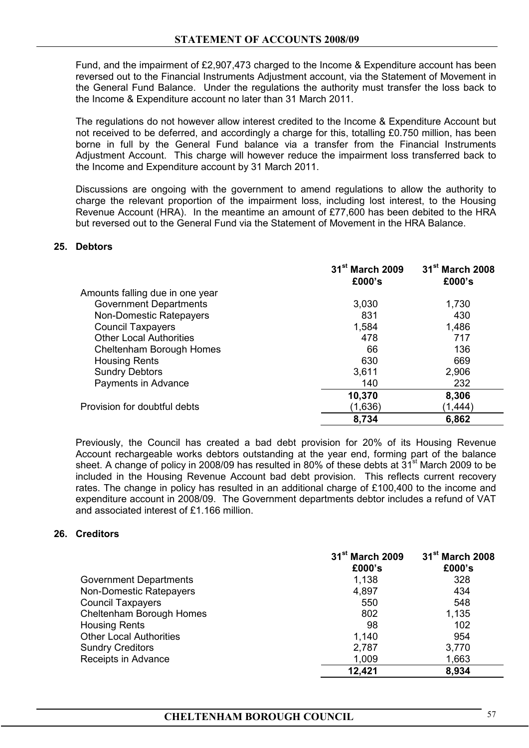Fund, and the impairment of £2,907,473 charged to the Income & Expenditure account has been reversed out to the Financial Instruments Adjustment account, via the Statement of Movement in the General Fund Balance. Under the regulations the authority must transfer the loss back to the Income & Expenditure account no later than 31 March 2011.

The regulations do not however allow interest credited to the Income & Expenditure Account but not received to be deferred, and accordingly a charge for this, totalling £0.750 million, has been borne in full by the General Fund balance via a transfer from the Financial Instruments Adjustment Account. This charge will however reduce the impairment loss transferred back to the Income and Expenditure account by 31 March 2011.

Discussions are ongoing with the government to amend regulations to allow the authority to charge the relevant proportion of the impairment loss, including lost interest, to the Housing Revenue Account (HRA). In the meantime an amount of £77,600 has been debited to the HRA but reversed out to the General Fund via the Statement of Movement in the HRA Balance.

## 25. Debtors

| | 31st March 2009 £000's | 31st March 2008 £000's |
|---|---|---|
| Amounts falling due in one year | | |
| Government Departments | 3,030 | 1,730 |
| Non-Domestic Ratepayers | 831 | 430 |
| Council Taxpayers | 1,584 | 1,486 |
| Other Local Authorities | 478 | 717 |
| Cheltenham Borough Homes | 66 | 136 |
| Housing Rents | 630 | 669 |
| Sundry Debtors | 3,611 | 2,906 |
| Payments in Advance | 140 | 232 |
| | **10,370** | **8,306** |
| Provision for doubtful debts | (1,636) | (1,444) |
| | **8,734** | **6,862** |

Previously, the Council has created a bad debt provision for 20% of its Housing Revenue Account rechargeable works debtors outstanding at the year end, forming part of the balance sheet. A change of policy in 2008/09 has resulted in 80% of these debts at 31st March 2009 to be included in the Housing Revenue Account bad debt provision. This reflects current recovery rates. The change in policy has resulted in an additional charge of £100,400 to the income and expenditure account in 2008/09. The Government departments debtor includes a refund of VAT and associated interest of £1.166 million.

## 26. Creditors

| | 31st March 2009 £000's | 31st March 2008 £000's |
|---|---|---|
| Government Departments | 1,138 | 328 |
| Non-Domestic Ratepayers | 4,897 | 434 |
| Council Taxpayers | 550 | 548 |
| Cheltenham Borough Homes | 802 | 1,135 |
| Housing Rents | 98 | 102 |
| Other Local Authorities | 1,140 | 954 |
| Sundry Creditors | 2,787 | 3,770 |
| Receipts in Advance | 1,009 | 1,663 |
| | **12,421** | **8,934** |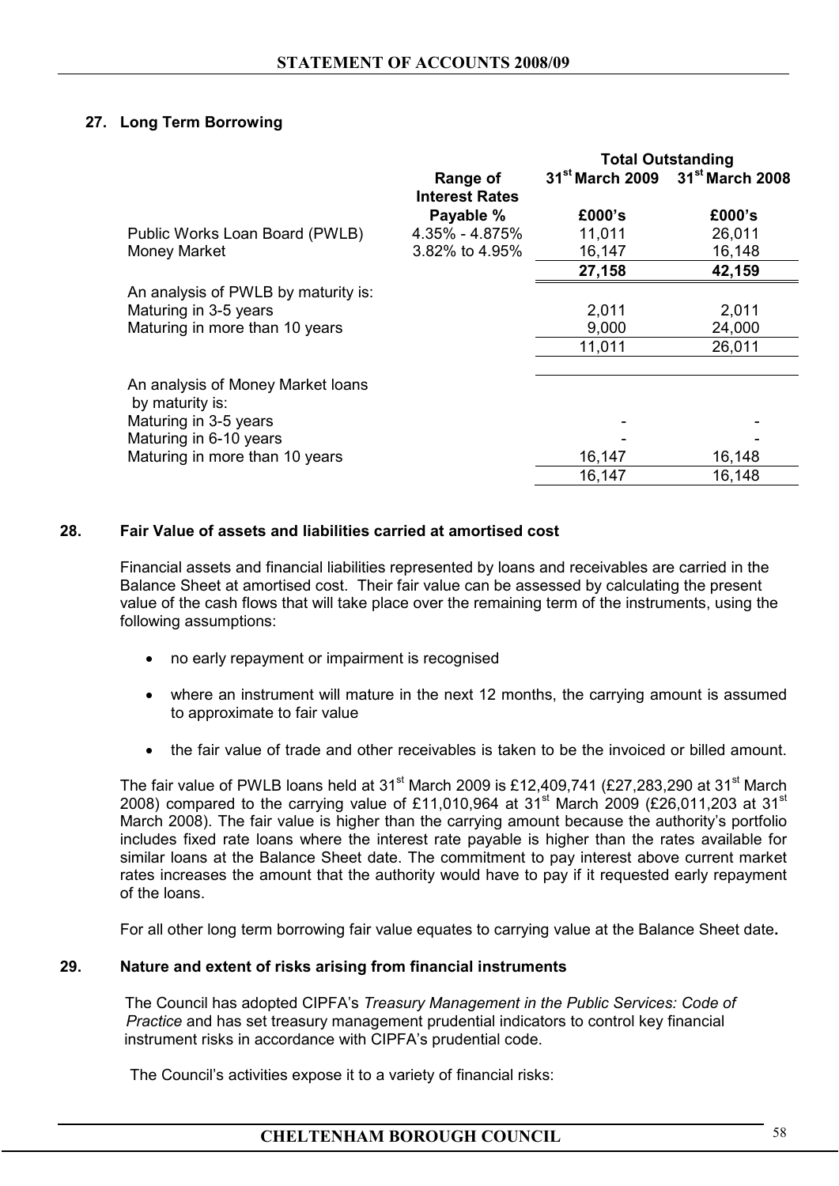## 27. Long Term Borrowing

| | Range of Interest Rates Payable % | Total Outstanding 31st March 2009 £000's | 31st March 2008 £000's |
|---|---|---|---|
| Public Works Loan Board (PWLB) | 4.35% - 4.875% | 11,011 | 26,011 |
| Money Market | 3.82% to 4.95% | 16,147 | 16,148 |
| | | 27,158 | 42,159 |
| An analysis of PWLB by maturity is: | | | |
| Maturing in 3-5 years | | 2,011 | 2,011 |
| Maturing in more than 10 years | | 9,000 | 24,000 |
| | | 11,011 | 26,011 |
| An analysis of Money Market loans by maturity is: | | | |
| Maturing in 3-5 years | | - | - |
| Maturing in 6-10 years | | - | - |
| Maturing in more than 10 years | | 16,147 | 16,148 |
| | | 16,147 | 16,148 |

## 28. Fair Value of assets and liabilities carried at amortised cost

Financial assets and financial liabilities represented by loans and receivables are carried in the Balance Sheet at amortised cost. Their fair value can be assessed by calculating the present value of the cash flows that will take place over the remaining term of the instruments, using the following assumptions:

- no early repayment or impairment is recognised
- where an instrument will mature in the next 12 months, the carrying amount is assumed to approximate to fair value
- the fair value of trade and other receivables is taken to be the invoiced or billed amount.

The fair value of PWLB loans held at 31st March 2009 is £12,409,741 (£27,283,290 at 31st March 2008) compared to the carrying value of £11,010,964 at 31st March 2009 (£26,011,203 at 31st March 2008). The fair value is higher than the carrying amount because the authority's portfolio includes fixed rate loans where the interest rate payable is higher than the rates available for similar loans at the Balance Sheet date. The commitment to pay interest above current market rates increases the amount that the authority would have to pay if it requested early repayment of the loans.

For all other long term borrowing fair value equates to carrying value at the Balance Sheet date**.**

## 29. Nature and extent of risks arising from financial instruments

The Council has adopted CIPFA's *Treasury Management in the Public Services: Code of Practice* and has set treasury management prudential indicators to control key financial instrument risks in accordance with CIPFA's prudential code.

The Council's activities expose it to a variety of financial risks: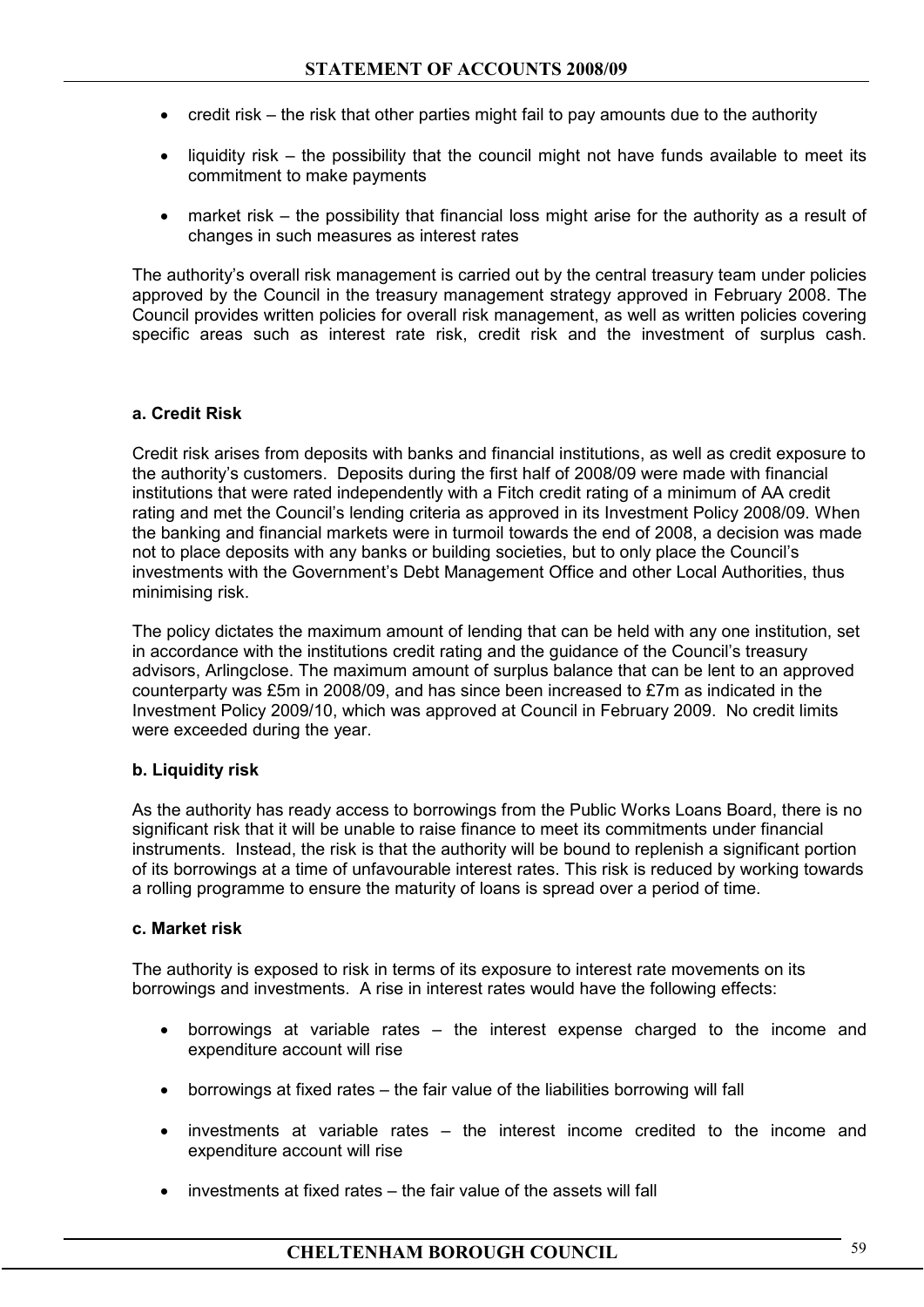- credit risk – the risk that other parties might fail to pay amounts due to the authority
- liquidity risk – the possibility that the council might not have funds available to meet its commitment to make payments
- market risk – the possibility that financial loss might arise for the authority as a result of changes in such measures as interest rates

The authority's overall risk management is carried out by the central treasury team under policies approved by the Council in the treasury management strategy approved in February 2008. The Council provides written policies for overall risk management, as well as written policies covering specific areas such as interest rate risk, credit risk and the investment of surplus cash.

**a. Credit Risk**

Credit risk arises from deposits with banks and financial institutions, as well as credit exposure to the authority's customers. Deposits during the first half of 2008/09 were made with financial institutions that were rated independently with a Fitch credit rating of a minimum of AA credit rating and met the Council's lending criteria as approved in its Investment Policy 2008/09. When the banking and financial markets were in turmoil towards the end of 2008, a decision was made not to place deposits with any banks or building societies, but to only place the Council's investments with the Government's Debt Management Office and other Local Authorities, thus minimising risk.

The policy dictates the maximum amount of lending that can be held with any one institution, set in accordance with the institutions credit rating and the guidance of the Council's treasury advisors, Arlingclose. The maximum amount of surplus balance that can be lent to an approved counterparty was £5m in 2008/09, and has since been increased to £7m as indicated in the Investment Policy 2009/10, which was approved at Council in February 2009. No credit limits were exceeded during the year.

**b. Liquidity risk**

As the authority has ready access to borrowings from the Public Works Loans Board, there is no significant risk that it will be unable to raise finance to meet its commitments under financial instruments. Instead, the risk is that the authority will be bound to replenish a significant portion of its borrowings at a time of unfavourable interest rates. This risk is reduced by working towards a rolling programme to ensure the maturity of loans is spread over a period of time.

**c. Market risk**

The authority is exposed to risk in terms of its exposure to interest rate movements on its borrowings and investments. A rise in interest rates would have the following effects:

- borrowings at variable rates – the interest expense charged to the income and expenditure account will rise
- borrowings at fixed rates – the fair value of the liabilities borrowing will fall
- investments at variable rates – the interest income credited to the income and expenditure account will rise
- investments at fixed rates – the fair value of the assets will fall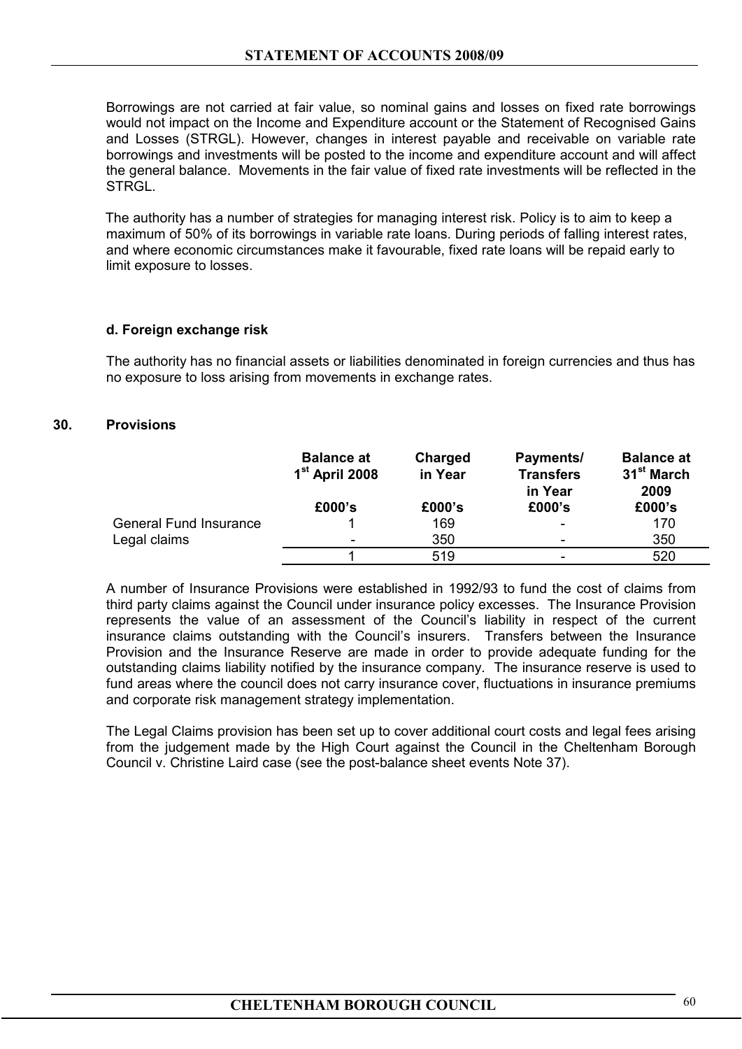Borrowings are not carried at fair value, so nominal gains and losses on fixed rate borrowings would not impact on the Income and Expenditure account or the Statement of Recognised Gains and Losses (STRGL). However, changes in interest payable and receivable on variable rate borrowings and investments will be posted to the income and expenditure account and will affect the general balance. Movements in the fair value of fixed rate investments will be reflected in the STRGL.

The authority has a number of strategies for managing interest risk. Policy is to aim to keep a maximum of 50% of its borrowings in variable rate loans. During periods of falling interest rates, and where economic circumstances make it favourable, fixed rate loans will be repaid early to limit exposure to losses.

**d. Foreign exchange risk**

The authority has no financial assets or liabilities denominated in foreign currencies and thus has no exposure to loss arising from movements in exchange rates.

## 30. Provisions

| | Balance at 1st April 2008 | Charged in Year | Payments/ Transfers in Year | Balance at 31st March 2009 |
|---|---|---|---|---|
| | £000's | £000's | £000's | £000's |
| General Fund Insurance | 1 | 169 | - | 170 |
| Legal claims | - | 350 | - | 350 |
| | 1 | 519 | - | 520 |

A number of Insurance Provisions were established in 1992/93 to fund the cost of claims from third party claims against the Council under insurance policy excesses. The Insurance Provision represents the value of an assessment of the Council's liability in respect of the current insurance claims outstanding with the Council's insurers. Transfers between the Insurance Provision and the Insurance Reserve are made in order to provide adequate funding for the outstanding claims liability notified by the insurance company. The insurance reserve is used to fund areas where the council does not carry insurance cover, fluctuations in insurance premiums and corporate risk management strategy implementation.

The Legal Claims provision has been set up to cover additional court costs and legal fees arising from the judgement made by the High Court against the Council in the Cheltenham Borough Council v. Christine Laird case (see the post-balance sheet events Note 37).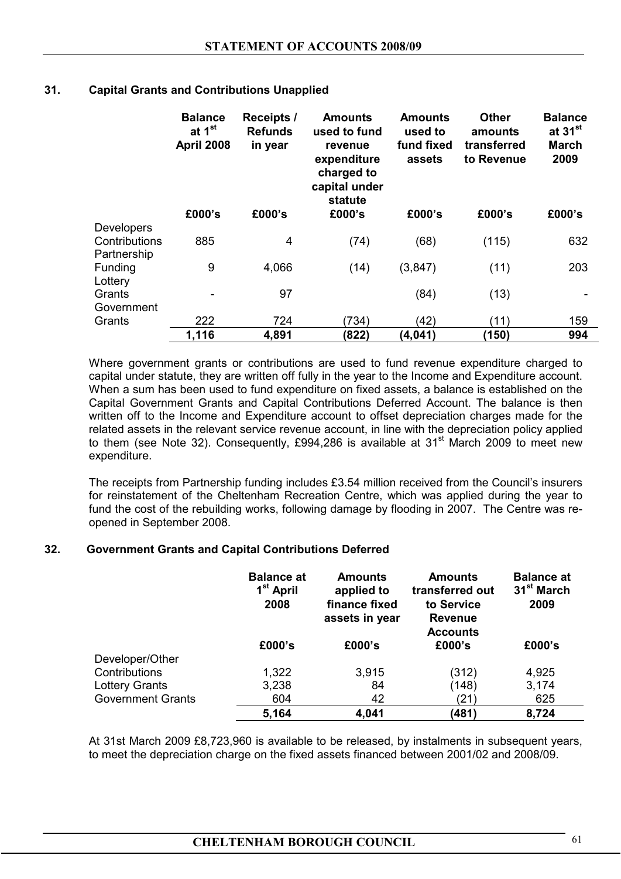## 31. Capital Grants and Contributions Unapplied

| | Balance at 1st April 2008 | Receipts / Refunds in year | Amounts used to fund revenue expenditure charged to capital under statute | Amounts used to fund fixed assets | Other amounts transferred to Revenue | Balance at 31st March 2009 |
|---|---|---|---|---|---|---|
| | £000's | £000's | £000's | £000's | £000's | £000's |
| Developers Contributions | 885 | 4 | (74) | (68) | (115) | 632 |
| Partnership Funding | 9 | 4,066 | (14) | (3,847) | (11) | 203 |
| Lottery Grants | - | 97 | | (84) | (13) | - |
| Government Grants | 222 | 724 | (734) | (42) | (11) | 159 |
| | **1,116** | **4,891** | **(822)** | **(4,041)** | **(150)** | **994** |

Where government grants or contributions are used to fund revenue expenditure charged to capital under statute, they are written off fully in the year to the Income and Expenditure account. When a sum has been used to fund expenditure on fixed assets, a balance is established on the Capital Government Grants and Capital Contributions Deferred Account. The balance is then written off to the Income and Expenditure account to offset depreciation charges made for the related assets in the relevant service revenue account, in line with the depreciation policy applied to them (see Note 32). Consequently, £994,286 is available at 31st March 2009 to meet new expenditure.

The receipts from Partnership funding includes £3.54 million received from the Council's insurers for reinstatement of the Cheltenham Recreation Centre, which was applied during the year to fund the cost of the rebuilding works, following damage by flooding in 2007. The Centre was re-opened in September 2008.

## 32. Government Grants and Capital Contributions Deferred

| | Balance at 1st April 2008 | Amounts applied to finance fixed assets in year | Amounts transferred out to Service Revenue Accounts | Balance at 31st March 2009 |
|---|---|---|---|---|
| | £000's | £000's | £000's | £000's |
| Developer/Other Contributions | 1,322 | 3,915 | (312) | 4,925 |
| Lottery Grants | 3,238 | 84 | (148) | 3,174 |
| Government Grants | 604 | 42 | (21) | 625 |
| | **5,164** | **4,041** | **(481)** | **8,724** |

At 31st March 2009 £8,723,960 is available to be released, by instalments in subsequent years, to meet the depreciation charge on the fixed assets financed between 2001/02 and 2008/09.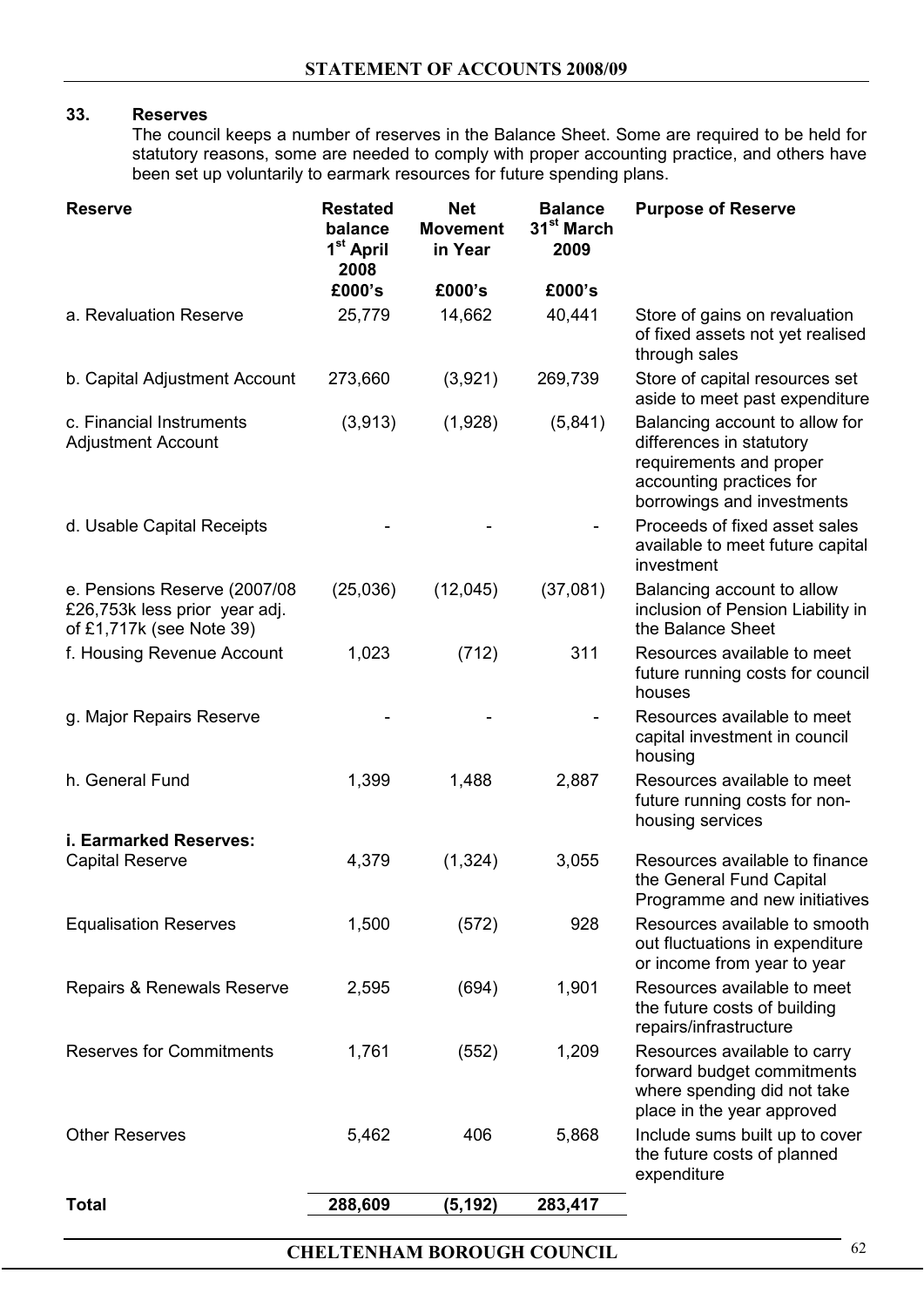## 33. Reserves

The council keeps a number of reserves in the Balance Sheet. Some are required to be held for statutory reasons, some are needed to comply with proper accounting practice, and others have been set up voluntarily to earmark resources for future spending plans.

| Reserve | Restated balance 1st April 2008 £000's | Net Movement in Year £000's | Balance 31st March 2009 £000's | Purpose of Reserve |
|---|---|---|---|---|
| a. Revaluation Reserve | 25,779 | 14,662 | 40,441 | Store of gains on revaluation of fixed assets not yet realised through sales |
| b. Capital Adjustment Account | 273,660 | (3,921) | 269,739 | Store of capital resources set aside to meet past expenditure |
| c. Financial Instruments Adjustment Account | (3,913) | (1,928) | (5,841) | Balancing account to allow for differences in statutory requirements and proper accounting practices for borrowings and investments |
| d. Usable Capital Receipts | - | - | - | Proceeds of fixed asset sales available to meet future capital investment |
| e. Pensions Reserve (2007/08 £26,753k less prior year adj. of £1,717k (see Note 39) | (25,036) | (12,045) | (37,081) | Balancing account to allow inclusion of Pension Liability in the Balance Sheet |
| f. Housing Revenue Account | 1,023 | (712) | 311 | Resources available to meet future running costs for council houses |
| g. Major Repairs Reserve | - | - | - | Resources available to meet capital investment in council housing |
| h. General Fund | 1,399 | 1,488 | 2,887 | Resources available to meet future running costs for non-housing services |
| **i. Earmarked Reserves:** | | | | |
| Capital Reserve | 4,379 | (1,324) | 3,055 | Resources available to finance the General Fund Capital Programme and new initiatives |
| Equalisation Reserves | 1,500 | (572) | 928 | Resources available to smooth out fluctuations in expenditure or income from year to year |
| Repairs & Renewals Reserve | 2,595 | (694) | 1,901 | Resources available to meet the future costs of building repairs/infrastructure |
| Reserves for Commitments | 1,761 | (552) | 1,209 | Resources available to carry forward budget commitments where spending did not take place in the year approved |
| Other Reserves | 5,462 | 406 | 5,868 | Include sums built up to cover the future costs of planned expenditure |
| **Total** | **288,609** | **(5,192)** | **283,417** | |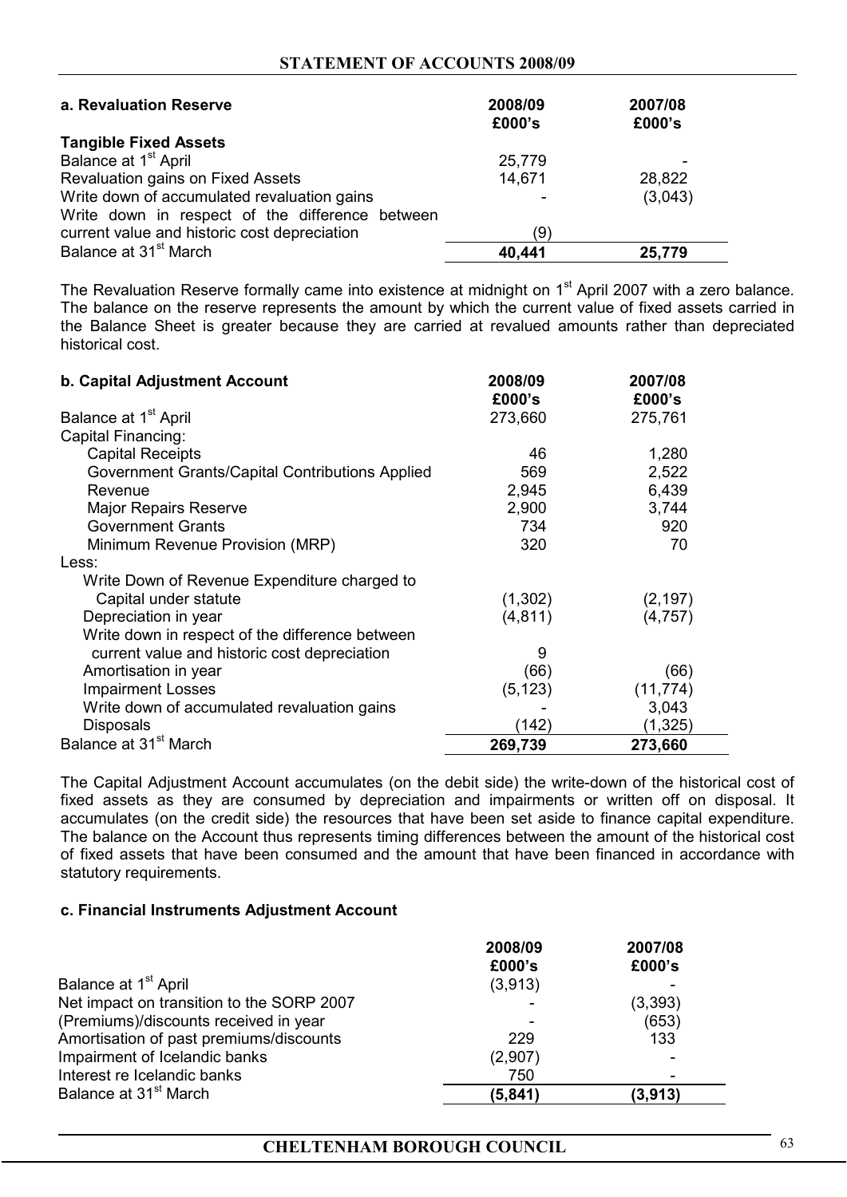| a. Revaluation Reserve | 2008/09 £000's | 2007/08 £000's |
|---|---|---|
| **Tangible Fixed Assets** | | |
| Balance at 1st April | 25,779 | - |
| Revaluation gains on Fixed Assets | 14,671 | 28,822 |
| Write down of accumulated revaluation gains | - | (3,043) |
| Write down in respect of the difference between current value and historic cost depreciation | (9) | |
| Balance at 31st March | **40,441** | **25,779** |

The Revaluation Reserve formally came into existence at midnight on 1st April 2007 with a zero balance. The balance on the reserve represents the amount by which the current value of fixed assets carried in the Balance Sheet is greater because they are carried at revalued amounts rather than depreciated historical cost.

| b. Capital Adjustment Account | 2008/09 £000's | 2007/08 £000's |
|---|---|---|
| Balance at 1st April | 273,660 | 275,761 |
| Capital Financing: | | |
| Capital Receipts | 46 | 1,280 |
| Government Grants/Capital Contributions Applied | 569 | 2,522 |
| Revenue | 2,945 | 6,439 |
| Major Repairs Reserve | 2,900 | 3,744 |
| Government Grants | 734 | 920 |
| Minimum Revenue Provision (MRP) | 320 | 70 |
| Less: | | |
| Write Down of Revenue Expenditure charged to Capital under statute | (1,302) | (2,197) |
| Depreciation in year | (4,811) | (4,757) |
| Write down in respect of the difference between current value and historic cost depreciation | 9 | |
| Amortisation in year | (66) | (66) |
| Impairment Losses | (5,123) | (11,774) |
| Write down of accumulated revaluation gains | - | 3,043 |
| Disposals | (142) | (1,325) |
| Balance at 31st March | **269,739** | **273,660** |

The Capital Adjustment Account accumulates (on the debit side) the write-down of the historical cost of fixed assets as they are consumed by depreciation and impairments or written off on disposal. It accumulates (on the credit side) the resources that have been set aside to finance capital expenditure. The balance on the Account thus represents timing differences between the amount of the historical cost of fixed assets that have been consumed and the amount that have been financed in accordance with statutory requirements.

**c. Financial Instruments Adjustment Account**

| | 2008/09 £000's | 2007/08 £000's |
|---|---|---|
| Balance at 1st April | (3,913) | - |
| Net impact on transition to the SORP 2007 | - | (3,393) |
| (Premiums)/discounts received in year | - | (653) |
| Amortisation of past premiums/discounts | 229 | 133 |
| Impairment of Icelandic banks | (2,907) | - |
| Interest re Icelandic banks | 750 | - |
| Balance at 31st March | **(5,841)** | **(3,913)** |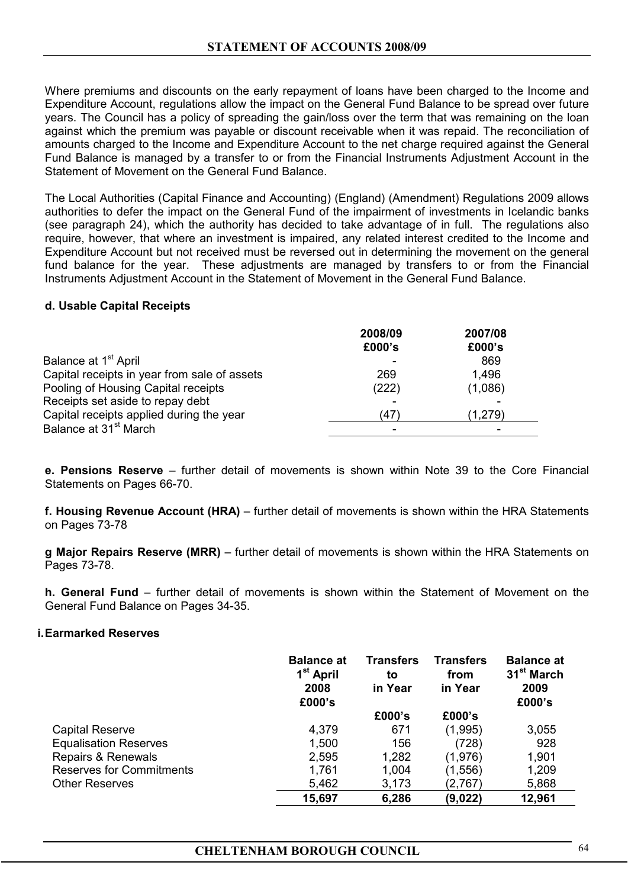Where premiums and discounts on the early repayment of loans have been charged to the Income and Expenditure Account, regulations allow the impact on the General Fund Balance to be spread over future years. The Council has a policy of spreading the gain/loss over the term that was remaining on the loan against which the premium was payable or discount receivable when it was repaid. The reconciliation of amounts charged to the Income and Expenditure Account to the net charge required against the General Fund Balance is managed by a transfer to or from the Financial Instruments Adjustment Account in the Statement of Movement on the General Fund Balance.

The Local Authorities (Capital Finance and Accounting) (England) (Amendment) Regulations 2009 allows authorities to defer the impact on the General Fund of the impairment of investments in Icelandic banks (see paragraph 24), which the authority has decided to take advantage of in full. The regulations also require, however, that where an investment is impaired, any related interest credited to the Income and Expenditure Account but not received must be reversed out in determining the movement on the general fund balance for the year. These adjustments are managed by transfers to or from the Financial Instruments Adjustment Account in the Statement of Movement in the General Fund Balance.

**d. Usable Capital Receipts**

| | 2008/09 £000's | 2007/08 £000's |
|---|---|---|
| Balance at 1st April | - | 869 |
| Capital receipts in year from sale of assets | 269 | 1,496 |
| Pooling of Housing Capital receipts | (222) | (1,086) |
| Receipts set aside to repay debt | - | - |
| Capital receipts applied during the year | (47) | (1,279) |
| Balance at 31st March | - | - |

**e. Pensions Reserve** – further detail of movements is shown within Note 39 to the Core Financial Statements on Pages 66-70.

**f. Housing Revenue Account (HRA)** – further detail of movements is shown within the HRA Statements on Pages 73-78

**g Major Repairs Reserve (MRR)** – further detail of movements is shown within the HRA Statements on Pages 73-78.

**h. General Fund** – further detail of movements is shown within the Statement of Movement on the General Fund Balance on Pages 34-35.

**i. Earmarked Reserves**

| | Balance at 1st April 2008 £000's | Transfers to in Year £000's | Transfers from in Year £000's | Balance at 31st March 2009 £000's |
|---|---|---|---|---|
| Capital Reserve | 4,379 | 671 | (1,995) | 3,055 |
| Equalisation Reserves | 1,500 | 156 | (728) | 928 |
| Repairs & Renewals | 2,595 | 1,282 | (1,976) | 1,901 |
| Reserves for Commitments | 1,761 | 1,004 | (1,556) | 1,209 |
| Other Reserves | 5,462 | 3,173 | (2,767) | 5,868 |
| | **15,697** | **6,286** | **(9,022)** | **12,961** |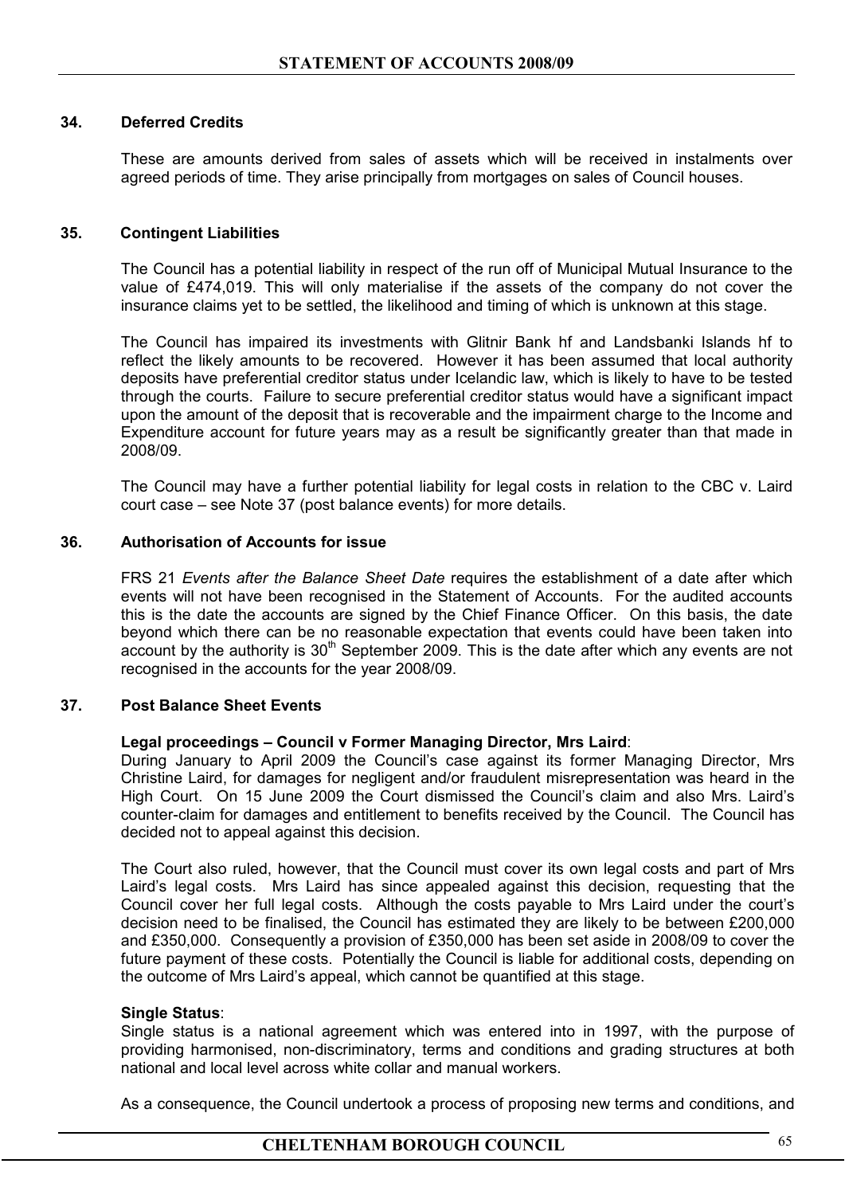## 34. Deferred Credits

These are amounts derived from sales of assets which will be received in instalments over agreed periods of time. They arise principally from mortgages on sales of Council houses.

## 35. Contingent Liabilities

The Council has a potential liability in respect of the run off of Municipal Mutual Insurance to the value of £474,019. This will only materialise if the assets of the company do not cover the insurance claims yet to be settled, the likelihood and timing of which is unknown at this stage.

The Council has impaired its investments with Glitnir Bank hf and Landsbanki Islands hf to reflect the likely amounts to be recovered. However it has been assumed that local authority deposits have preferential creditor status under Icelandic law, which is likely to have to be tested through the courts. Failure to secure preferential creditor status would have a significant impact upon the amount of the deposit that is recoverable and the impairment charge to the Income and Expenditure account for future years may as a result be significantly greater than that made in 2008/09.

The Council may have a further potential liability for legal costs in relation to the CBC v. Laird court case – see Note 37 (post balance events) for more details.

## 36. Authorisation of Accounts for issue

FRS 21 *Events after the Balance Sheet Date* requires the establishment of a date after which events will not have been recognised in the Statement of Accounts. For the audited accounts this is the date the accounts are signed by the Chief Finance Officer. On this basis, the date beyond which there can be no reasonable expectation that events could have been taken into account by the authority is 30th September 2009. This is the date after which any events are not recognised in the accounts for the year 2008/09.

## 37. Post Balance Sheet Events

**Legal proceedings – Council v Former Managing Director, Mrs Laird**:
During January to April 2009 the Council's case against its former Managing Director, Mrs Christine Laird, for damages for negligent and/or fraudulent misrepresentation was heard in the High Court. On 15 June 2009 the Court dismissed the Council's claim and also Mrs. Laird's counter-claim for damages and entitlement to benefits received by the Council. The Council has decided not to appeal against this decision.

The Court also ruled, however, that the Council must cover its own legal costs and part of Mrs Laird's legal costs. Mrs Laird has since appealed against this decision, requesting that the Council cover her full legal costs. Although the costs payable to Mrs Laird under the court's decision need to be finalised, the Council has estimated they are likely to be between £200,000 and £350,000. Consequently a provision of £350,000 has been set aside in 2008/09 to cover the future payment of these costs. Potentially the Council is liable for additional costs, depending on the outcome of Mrs Laird's appeal, which cannot be quantified at this stage.

**Single Status**:
Single status is a national agreement which was entered into in 1997, with the purpose of providing harmonised, non-discriminatory, terms and conditions and grading structures at both national and local level across white collar and manual workers.

As a consequence, the Council undertook a process of proposing new terms and conditions, and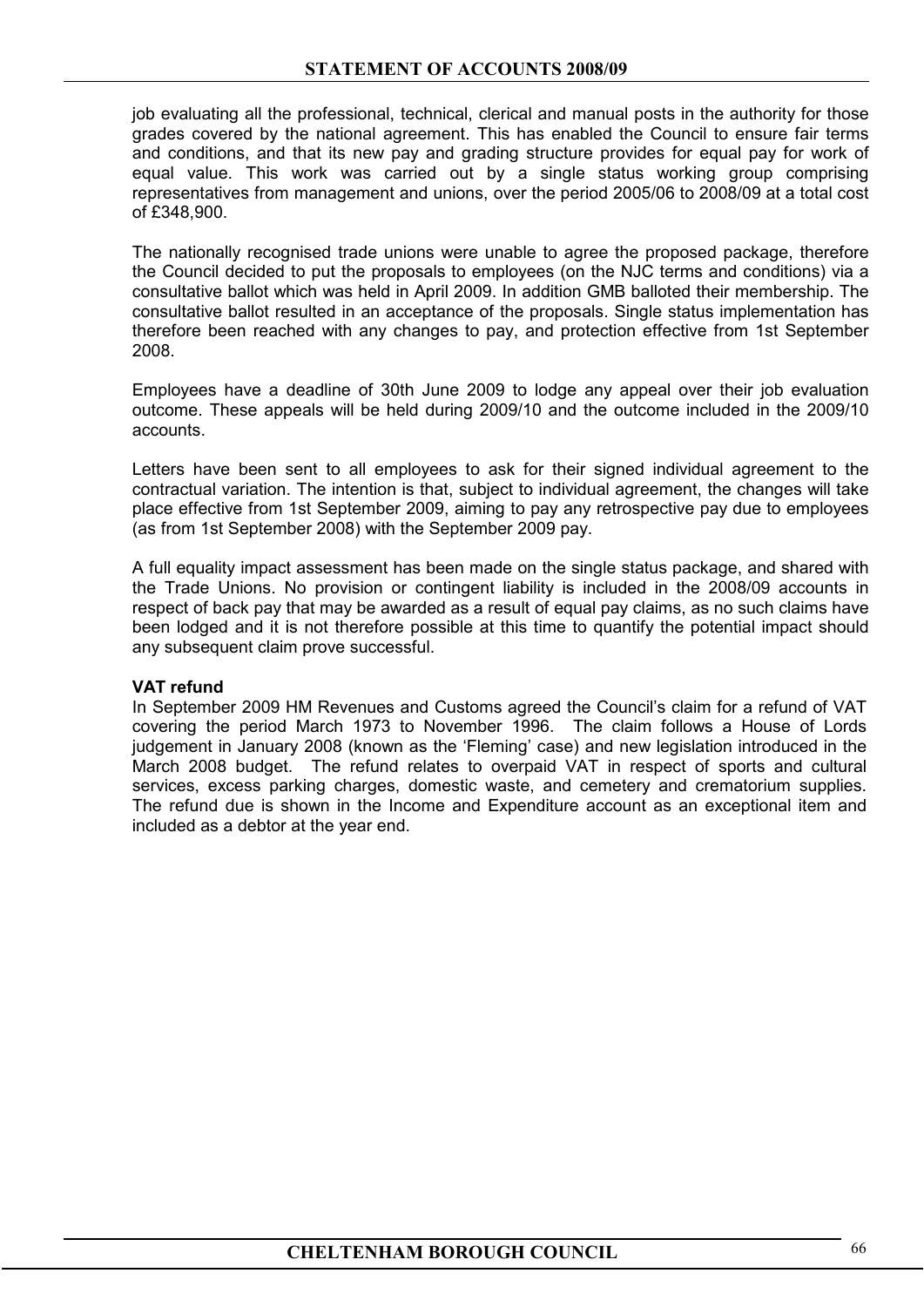job evaluating all the professional, technical, clerical and manual posts in the authority for those grades covered by the national agreement. This has enabled the Council to ensure fair terms and conditions, and that its new pay and grading structure provides for equal pay for work of equal value. This work was carried out by a single status working group comprising representatives from management and unions, over the period 2005/06 to 2008/09 at a total cost of £348,900.

The nationally recognised trade unions were unable to agree the proposed package, therefore the Council decided to put the proposals to employees (on the NJC terms and conditions) via a consultative ballot which was held in April 2009. In addition GMB balloted their membership. The consultative ballot resulted in an acceptance of the proposals. Single status implementation has therefore been reached with any changes to pay, and protection effective from 1st September 2008.

Employees have a deadline of 30th June 2009 to lodge any appeal over their job evaluation outcome. These appeals will be held during 2009/10 and the outcome included in the 2009/10 accounts.

Letters have been sent to all employees to ask for their signed individual agreement to the contractual variation. The intention is that, subject to individual agreement, the changes will take place effective from 1st September 2009, aiming to pay any retrospective pay due to employees (as from 1st September 2008) with the September 2009 pay.

A full equality impact assessment has been made on the single status package, and shared with the Trade Unions. No provision or contingent liability is included in the 2008/09 accounts in respect of back pay that may be awarded as a result of equal pay claims, as no such claims have been lodged and it is not therefore possible at this time to quantify the potential impact should any subsequent claim prove successful.

**VAT refund**

In September 2009 HM Revenues and Customs agreed the Council's claim for a refund of VAT covering the period March 1973 to November 1996. The claim follows a House of Lords judgement in January 2008 (known as the 'Fleming' case) and new legislation introduced in the March 2008 budget. The refund relates to overpaid VAT in respect of sports and cultural services, excess parking charges, domestic waste, and cemetery and crematorium supplies. The refund due is shown in the Income and Expenditure account as an exceptional item and included as a debtor at the year end.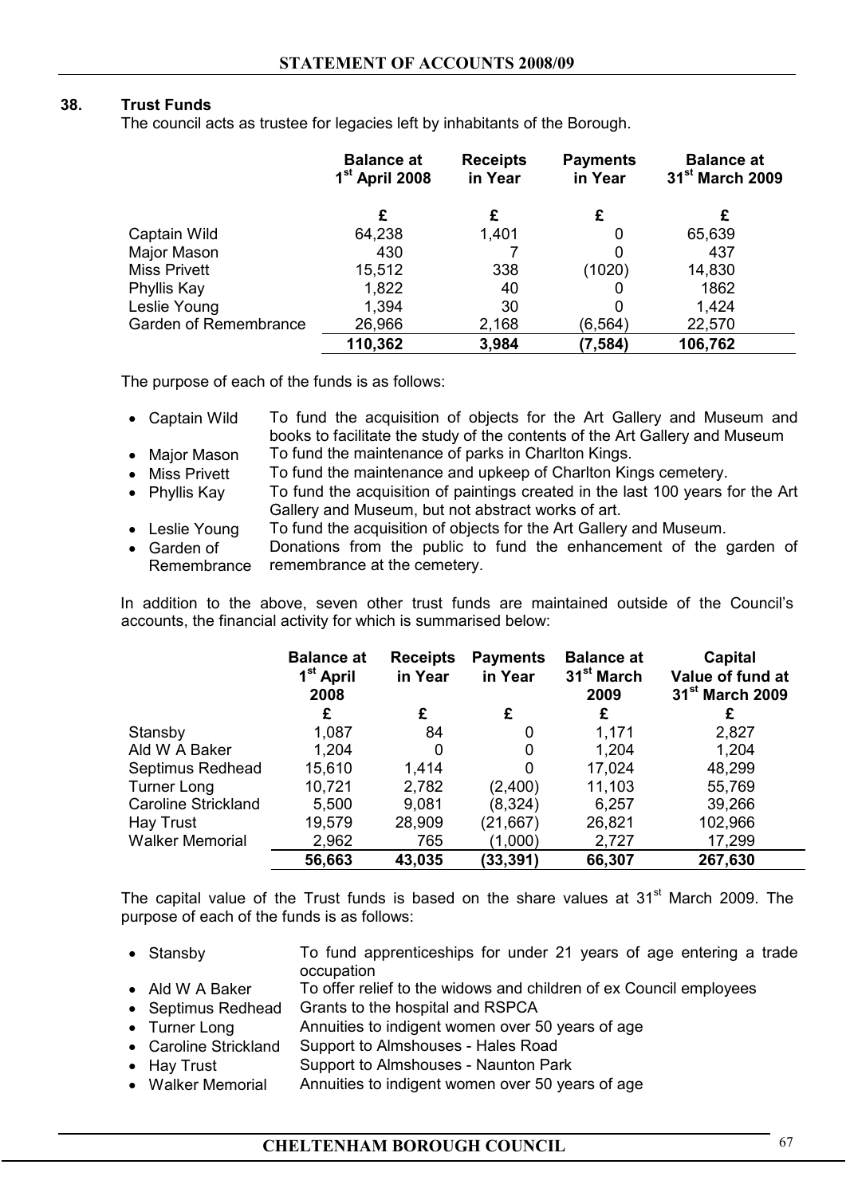## 38. Trust Funds

The council acts as trustee for legacies left by inhabitants of the Borough.

| | Balance at 1st April 2008 | Receipts in Year | Payments in Year | Balance at 31st March 2009 |
|---|---|---|---|---|
| | £ | £ | £ | £ |
| Captain Wild | 64,238 | 1,401 | 0 | 65,639 |
| Major Mason | 430 | 7 | 0 | 437 |
| Miss Privett | 15,512 | 338 | (1020) | 14,830 |
| Phyllis Kay | 1,822 | 40 | 0 | 1862 |
| Leslie Young | 1,394 | 30 | 0 | 1,424 |
| Garden of Remembrance | 26,966 | 2,168 | (6,564) | 22,570 |
| | **110,362** | **3,984** | **(7,584)** | **106,762** |

The purpose of each of the funds is as follows:

- Captain Wild — To fund the acquisition of objects for the Art Gallery and Museum and books to facilitate the study of the contents of the Art Gallery and Museum
- Major Mason — To fund the maintenance of parks in Charlton Kings.
- Miss Privett — To fund the maintenance and upkeep of Charlton Kings cemetery.
- Phyllis Kay — To fund the acquisition of paintings created in the last 100 years for the Art Gallery and Museum, but not abstract works of art.
- Leslie Young — To fund the acquisition of objects for the Art Gallery and Museum.
- Garden of Remembrance — Donations from the public to fund the enhancement of the garden of remembrance at the cemetery.

In addition to the above, seven other trust funds are maintained outside of the Council's accounts, the financial activity for which is summarised below:

| | Balance at 1st April 2008 | Receipts in Year | Payments in Year | Balance at 31st March 2009 | Capital Value of fund at 31st March 2009 |
|---|---|---|---|---|---|
| | £ | £ | £ | £ | £ |
| Stansby | 1,087 | 84 | 0 | 1,171 | 2,827 |
| Ald W A Baker | 1,204 | 0 | 0 | 1,204 | 1,204 |
| Septimus Redhead | 15,610 | 1,414 | 0 | 17,024 | 48,299 |
| Turner Long | 10,721 | 2,782 | (2,400) | 11,103 | 55,769 |
| Caroline Strickland | 5,500 | 9,081 | (8,324) | 6,257 | 39,266 |
| Hay Trust | 19,579 | 28,909 | (21,667) | 26,821 | 102,966 |
| Walker Memorial | 2,962 | 765 | (1,000) | 2,727 | 17,299 |
| | **56,663** | **43,035** | **(33,391)** | **66,307** | **267,630** |

The capital value of the Trust funds is based on the share values at 31st March 2009. The purpose of each of the funds is as follows:

- Stansby — To fund apprenticeships for under 21 years of age entering a trade occupation
- Ald W A Baker — To offer relief to the widows and children of ex Council employees
- Septimus Redhead — Grants to the hospital and RSPCA
- Turner Long — Annuities to indigent women over 50 years of age
- Caroline Strickland — Support to Almshouses - Hales Road
- Hay Trust — Support to Almshouses - Naunton Park
- Walker Memorial — Annuities to indigent women over 50 years of age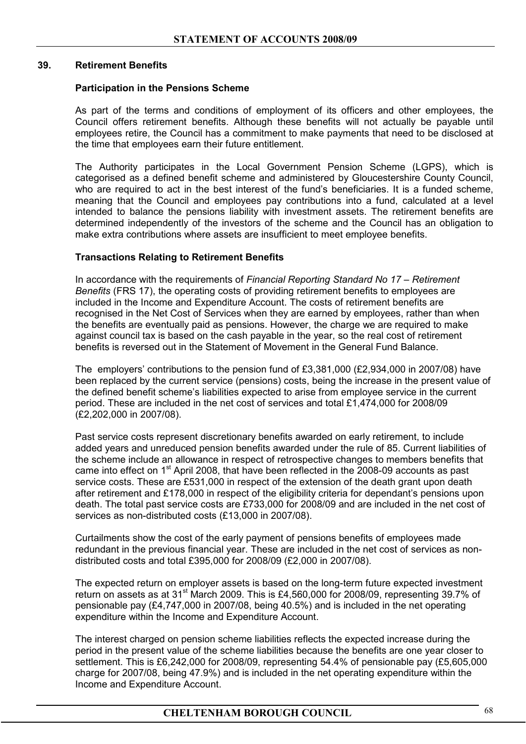## 39. Retirement Benefits

### Participation in the Pensions Scheme

As part of the terms and conditions of employment of its officers and other employees, the Council offers retirement benefits. Although these benefits will not actually be payable until employees retire, the Council has a commitment to make payments that need to be disclosed at the time that employees earn their future entitlement.

The Authority participates in the Local Government Pension Scheme (LGPS), which is categorised as a defined benefit scheme and administered by Gloucestershire County Council, who are required to act in the best interest of the fund's beneficiaries. It is a funded scheme, meaning that the Council and employees pay contributions into a fund, calculated at a level intended to balance the pensions liability with investment assets. The retirement benefits are determined independently of the investors of the scheme and the Council has an obligation to make extra contributions where assets are insufficient to meet employee benefits.

### Transactions Relating to Retirement Benefits

In accordance with the requirements of *Financial Reporting Standard No 17 – Retirement Benefits* (FRS 17), the operating costs of providing retirement benefits to employees are included in the Income and Expenditure Account. The costs of retirement benefits are recognised in the Net Cost of Services when they are earned by employees, rather than when the benefits are eventually paid as pensions. However, the charge we are required to make against council tax is based on the cash payable in the year, so the real cost of retirement benefits is reversed out in the Statement of Movement in the General Fund Balance.

The employers' contributions to the pension fund of £3,381,000 (£2,934,000 in 2007/08) have been replaced by the current service (pensions) costs, being the increase in the present value of the defined benefit scheme's liabilities expected to arise from employee service in the current period. These are included in the net cost of services and total £1,474,000 for 2008/09 (£2,202,000 in 2007/08).

Past service costs represent discretionary benefits awarded on early retirement, to include added years and unreduced pension benefits awarded under the rule of 85. Current liabilities of the scheme include an allowance in respect of retrospective changes to members benefits that came into effect on 1st April 2008, that have been reflected in the 2008-09 accounts as past service costs. These are £531,000 in respect of the extension of the death grant upon death after retirement and £178,000 in respect of the eligibility criteria for dependant's pensions upon death. The total past service costs are £733,000 for 2008/09 and are included in the net cost of services as non-distributed costs (£13,000 in 2007/08).

Curtailments show the cost of the early payment of pensions benefits of employees made redundant in the previous financial year. These are included in the net cost of services as non-distributed costs and total £395,000 for 2008/09 (£2,000 in 2007/08).

The expected return on employer assets is based on the long-term future expected investment return on assets as at 31st March 2009. This is £4,560,000 for 2008/09, representing 39.7% of pensionable pay (£4,747,000 in 2007/08, being 40.5%) and is included in the net operating expenditure within the Income and Expenditure Account.

The interest charged on pension scheme liabilities reflects the expected increase during the period in the present value of the scheme liabilities because the benefits are one year closer to settlement. This is £6,242,000 for 2008/09, representing 54.4% of pensionable pay (£5,605,000 charge for 2007/08, being 47.9%) and is included in the net operating expenditure within the Income and Expenditure Account.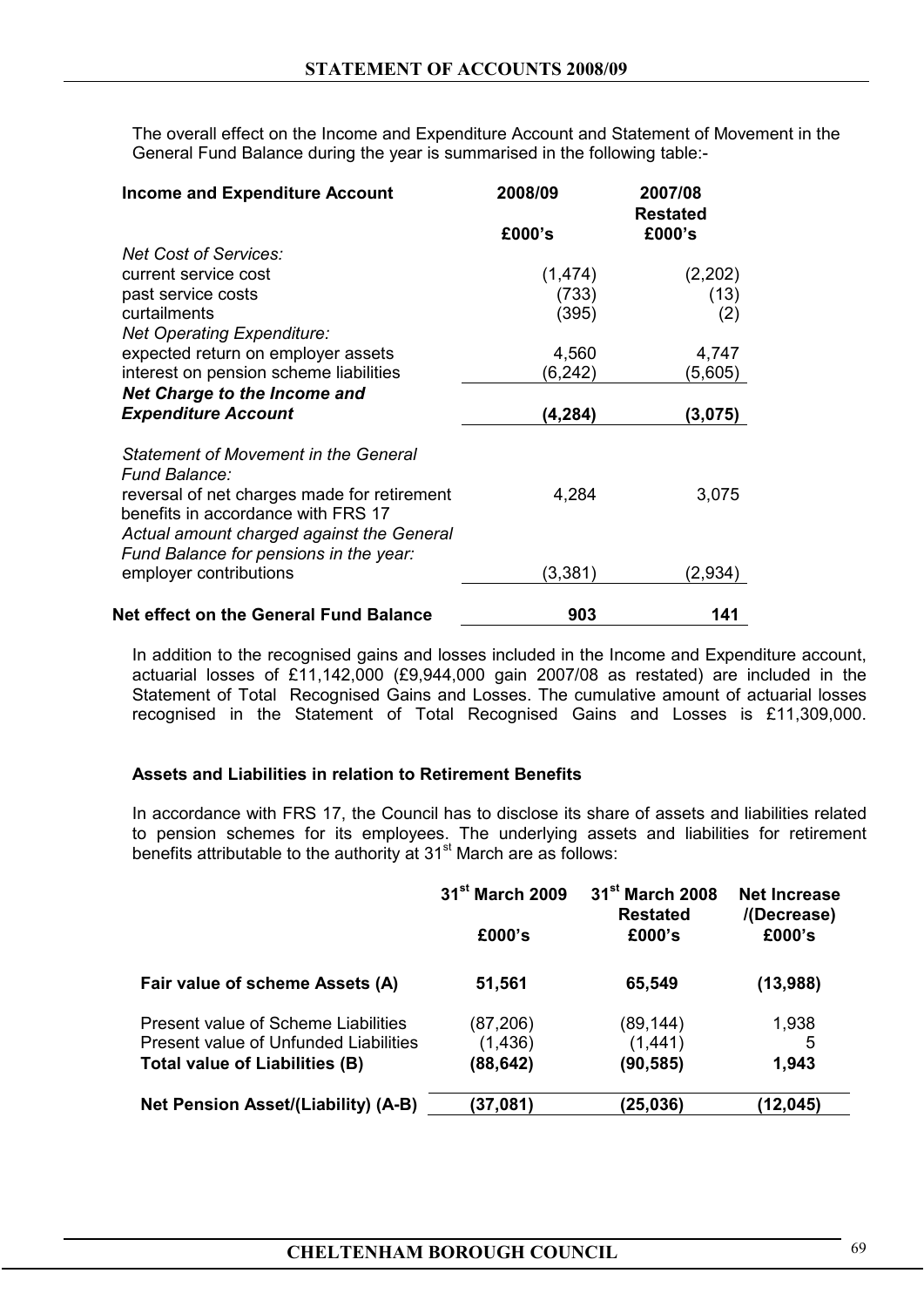The overall effect on the Income and Expenditure Account and Statement of Movement in the General Fund Balance during the year is summarised in the following table:-

| **Income and Expenditure Account** | **2008/09** <br> **£000's** | **2007/08 Restated** <br> **£000's** |
|---|---|---|
| *Net Cost of Services:* | | |
| current service cost | (1,474) | (2,202) |
| past service costs | (733) | (13) |
| curtailments | (395) | (2) |
| *Net Operating Expenditure:* | | |
| expected return on employer assets | 4,560 | 4,747 |
| interest on pension scheme liabilities | (6,242) | (5,605) |
| ***Net Charge to the Income and Expenditure Account*** | **(4,284)** | **(3,075)** |
| *Statement of Movement in the General Fund Balance:* | | |
| reversal of net charges made for retirement benefits in accordance with FRS 17 | 4,284 | 3,075 |
| *Actual amount charged against the General Fund Balance for pensions in the year:* | | |
| employer contributions | (3,381) | (2,934) |
| **Net effect on the General Fund Balance** | **903** | **141** |

In addition to the recognised gains and losses included in the Income and Expenditure account, actuarial losses of £11,142,000 (£9,944,000 gain 2007/08 as restated) are included in the Statement of Total Recognised Gains and Losses. The cumulative amount of actuarial losses recognised in the Statement of Total Recognised Gains and Losses is £11,309,000.

**Assets and Liabilities in relation to Retirement Benefits**

In accordance with FRS 17, the Council has to disclose its share of assets and liabilities related to pension schemes for its employees. The underlying assets and liabilities for retirement benefits attributable to the authority at 31st March are as follows:

| | **31st March 2009** <br> **£000's** | **31st March 2008 Restated** <br> **£000's** | **Net Increase /(Decrease)** <br> **£000's** |
|---|---|---|---|
| **Fair value of scheme Assets (A)** | **51,561** | **65,549** | **(13,988)** |
| Present value of Scheme Liabilities | (87,206) | (89,144) | 1,938 |
| Present value of Unfunded Liabilities | (1,436) | (1,441) | 5 |
| **Total value of Liabilities (B)** | **(88,642)** | **(90,585)** | **1,943** |
| **Net Pension Asset/(Liability) (A-B)** | **(37,081)** | **(25,036)** | **(12,045)** |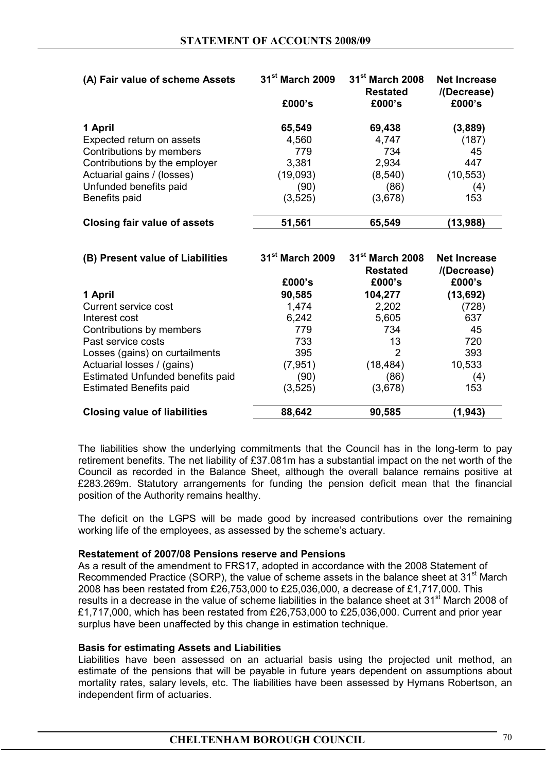| (A) Fair value of scheme Assets | 31st March 2009 | 31st March 2008 Restated | Net Increase /(Decrease) |
|---|---|---|---|
| | £000's | £000's | £000's |
| **1 April** | **65,549** | **69,438** | **(3,889)** |
| Expected return on assets | 4,560 | 4,747 | (187) |
| Contributions by members | 779 | 734 | 45 |
| Contributions by the employer | 3,381 | 2,934 | 447 |
| Actuarial gains / (losses) | (19,093) | (8,540) | (10,553) |
| Unfunded benefits paid | (90) | (86) | (4) |
| Benefits paid | (3,525) | (3,678) | 153 |
| **Closing fair value of assets** | **51,561** | **65,549** | **(13,988)** |

| (B) Present value of Liabilities | 31st March 2009 | 31st March 2008 Restated | Net Increase /(Decrease) |
|---|---|---|---|
| | £000's | £000's | £000's |
| **1 April** | **90,585** | **104,277** | **(13,692)** |
| Current service cost | 1,474 | 2,202 | (728) |
| Interest cost | 6,242 | 5,605 | 637 |
| Contributions by members | 779 | 734 | 45 |
| Past service costs | 733 | 13 | 720 |
| Losses (gains) on curtailments | 395 | 2 | 393 |
| Actuarial losses / (gains) | (7,951) | (18,484) | 10,533 |
| Estimated Unfunded benefits paid | (90) | (86) | (4) |
| Estimated Benefits paid | (3,525) | (3,678) | 153 |
| **Closing value of liabilities** | **88,642** | **90,585** | **(1,943)** |

The liabilities show the underlying commitments that the Council has in the long-term to pay retirement benefits. The net liability of £37.081m has a substantial impact on the net worth of the Council as recorded in the Balance Sheet, although the overall balance remains positive at £283.269m. Statutory arrangements for funding the pension deficit mean that the financial position of the Authority remains healthy.

The deficit on the LGPS will be made good by increased contributions over the remaining working life of the employees, as assessed by the scheme's actuary.

**Restatement of 2007/08 Pensions reserve and Pensions**

As a result of the amendment to FRS17, adopted in accordance with the 2008 Statement of Recommended Practice (SORP), the value of scheme assets in the balance sheet at 31st March 2008 has been restated from £26,753,000 to £25,036,000, a decrease of £1,717,000. This results in a decrease in the value of scheme liabilities in the balance sheet at 31st March 2008 of £1,717,000, which has been restated from £26,753,000 to £25,036,000. Current and prior year surplus have been unaffected by this change in estimation technique.

**Basis for estimating Assets and Liabilities**

Liabilities have been assessed on an actuarial basis using the projected unit method, an estimate of the pensions that will be payable in future years dependent on assumptions about mortality rates, salary levels, etc. The liabilities have been assessed by Hymans Robertson, an independent firm of actuaries.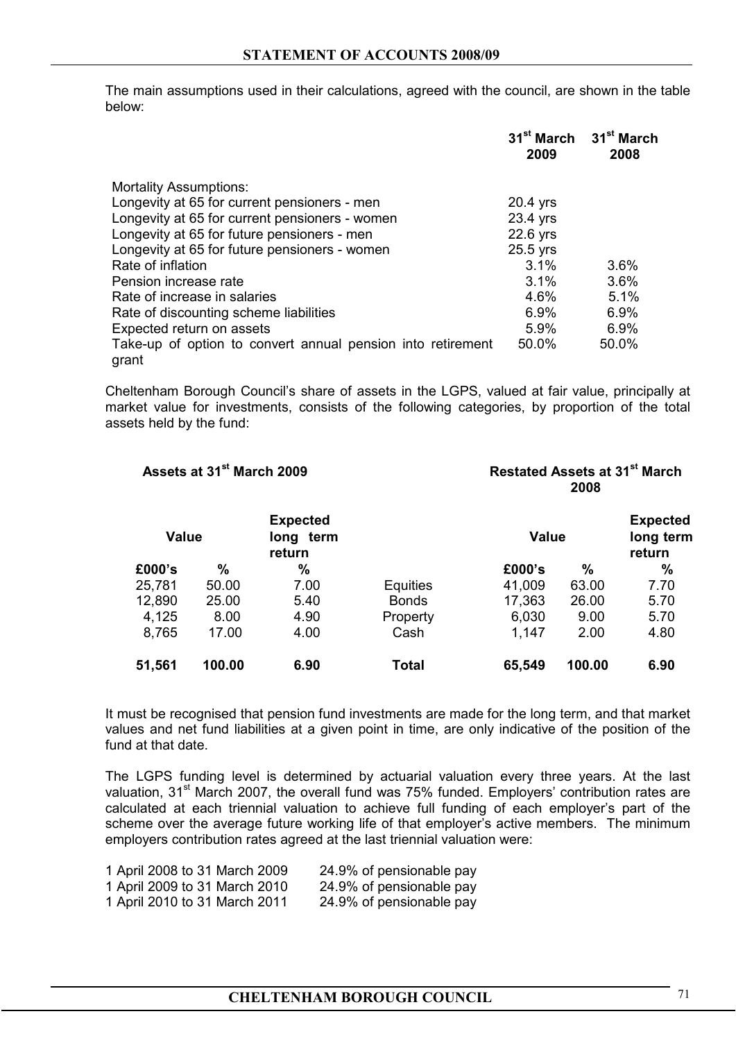The main assumptions used in their calculations, agreed with the council, are shown in the table below:

| | 31st March 2009 | 31st March 2008 |
|---|---|---|
| Mortality Assumptions: | | |
| Longevity at 65 for current pensioners - men | 20.4 yrs | |
| Longevity at 65 for current pensioners - women | 23.4 yrs | |
| Longevity at 65 for future pensioners - men | 22.6 yrs | |
| Longevity at 65 for future pensioners - women | 25.5 yrs | |
| Rate of inflation | 3.1% | 3.6% |
| Pension increase rate | 3.1% | 3.6% |
| Rate of increase in salaries | 4.6% | 5.1% |
| Rate of discounting scheme liabilities | 6.9% | 6.9% |
| Expected return on assets | 5.9% | 6.9% |
| Take-up of option to convert annual pension into retirement grant | 50.0% | 50.0% |

Cheltenham Borough Council's share of assets in the LGPS, valued at fair value, principally at market value for investments, consists of the following categories, by proportion of the total assets held by the fund:

| Assets at 31st March 2009 | | | | Restated Assets at 31st March 2008 | | |
|---|---|---|---|---|---|---|
| Value | | Expected long term return | | Value | | Expected long term return |
| £000's | % | % | | £000's | % | % |
| 25,781 | 50.00 | 7.00 | Equities | 41,009 | 63.00 | 7.70 |
| 12,890 | 25.00 | 5.40 | Bonds | 17,363 | 26.00 | 5.70 |
| 4,125 | 8.00 | 4.90 | Property | 6,030 | 9.00 | 5.70 |
| 8,765 | 17.00 | 4.00 | Cash | 1,147 | 2.00 | 4.80 |
| **51,561** | **100.00** | **6.90** | **Total** | **65,549** | **100.00** | **6.90** |

It must be recognised that pension fund investments are made for the long term, and that market values and net fund liabilities at a given point in time, are only indicative of the position of the fund at that date.

The LGPS funding level is determined by actuarial valuation every three years. At the last valuation, 31st March 2007, the overall fund was 75% funded. Employers' contribution rates are calculated at each triennial valuation to achieve full funding of each employer's part of the scheme over the average future working life of that employer's active members. The minimum employers contribution rates agreed at the last triennial valuation were:

| | |
|---|---|
| 1 April 2008 to 31 March 2009 | 24.9% of pensionable pay |
| 1 April 2009 to 31 March 2010 | 24.9% of pensionable pay |
| 1 April 2010 to 31 March 2011 | 24.9% of pensionable pay |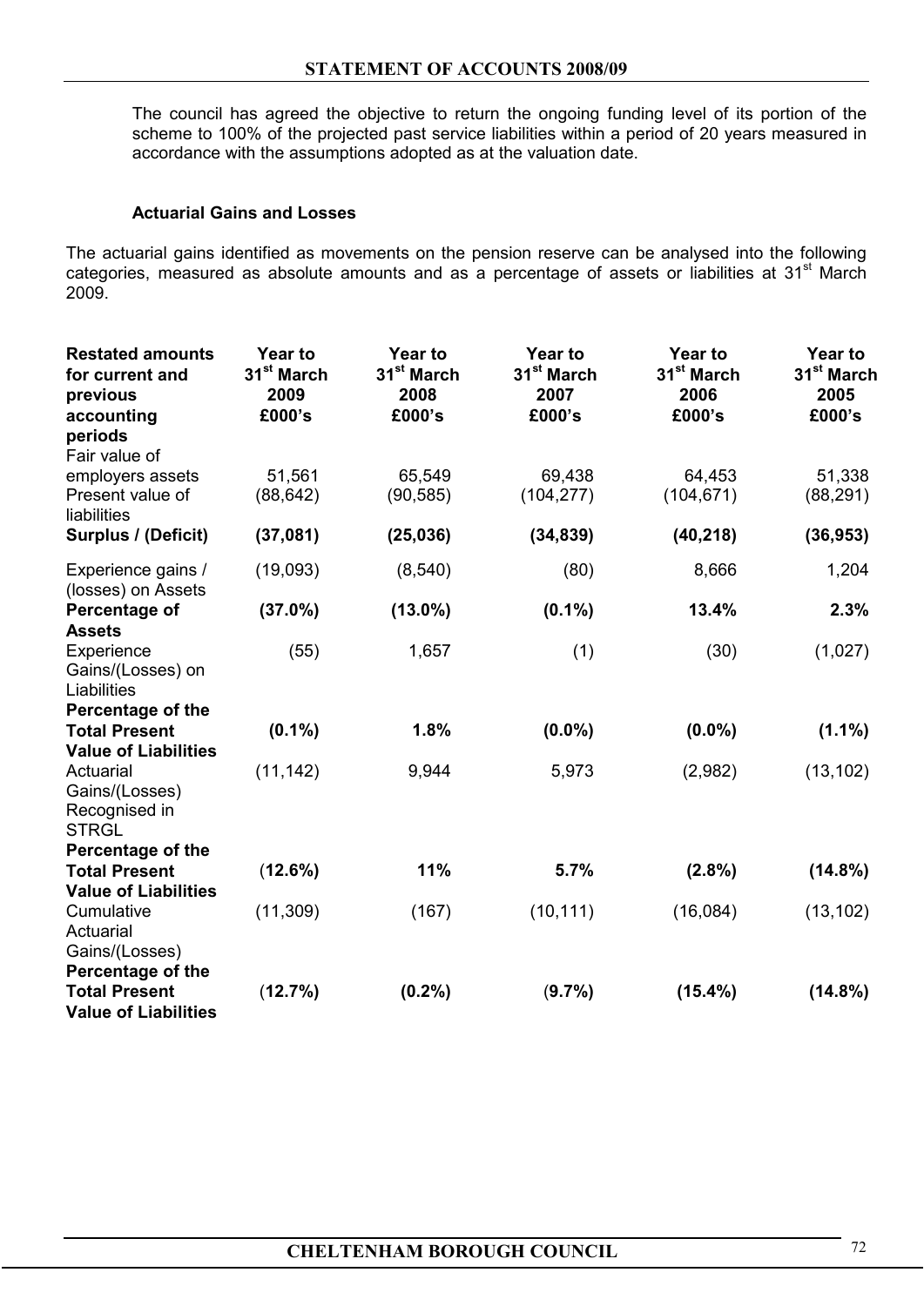The council has agreed the objective to return the ongoing funding level of its portion of the scheme to 100% of the projected past service liabilities within a period of 20 years measured in accordance with the assumptions adopted as at the valuation date.

**Actuarial Gains and Losses**

The actuarial gains identified as movements on the pension reserve can be analysed into the following categories, measured as absolute amounts and as a percentage of assets or liabilities at 31st March 2009.

| **Restated amounts for current and previous accounting periods** | **Year to 31st March 2009 £000's** | **Year to 31st March 2008 £000's** | **Year to 31st March 2007 £000's** | **Year to 31st March 2006 £000's** | **Year to 31st March 2005 £000's** |
|---|---|---|---|---|---|
| Fair value of employers assets | 51,561 | 65,549 | 69,438 | 64,453 | 51,338 |
| Present value of liabilities | (88,642) | (90,585) | (104,277) | (104,671) | (88,291) |
| **Surplus / (Deficit)** | **(37,081)** | **(25,036)** | **(34,839)** | **(40,218)** | **(36,953)** |
| Experience gains / (losses) on Assets | (19,093) | (8,540) | (80) | 8,666 | 1,204 |
| **Percentage of Assets** | **(37.0%)** | **(13.0%)** | **(0.1%)** | **13.4%** | **2.3%** |
| Experience Gains/(Losses) on Liabilities | (55) | 1,657 | (1) | (30) | (1,027) |
| **Percentage of the Total Present Value of Liabilities** | **(0.1%)** | **1.8%** | **(0.0%)** | **(0.0%)** | **(1.1%)** |
| Actuarial Gains/(Losses) Recognised in STRGL | (11,142) | 9,944 | 5,973 | (2,982) | (13,102) |
| **Percentage of the Total Present Value of Liabilities** | (**12.6%)** | **11%** | **5.7%** | **(2.8%)** | **(14.8%)** |
| Cumulative Actuarial Gains/(Losses) | (11,309) | (167) | (10,111) | (16,084) | (13,102) |
| **Percentage of the Total Present Value of Liabilities** | (**12.7%)** | **(0.2%)** | (**9.7%)** | **(15.4%)** | **(14.8%)** |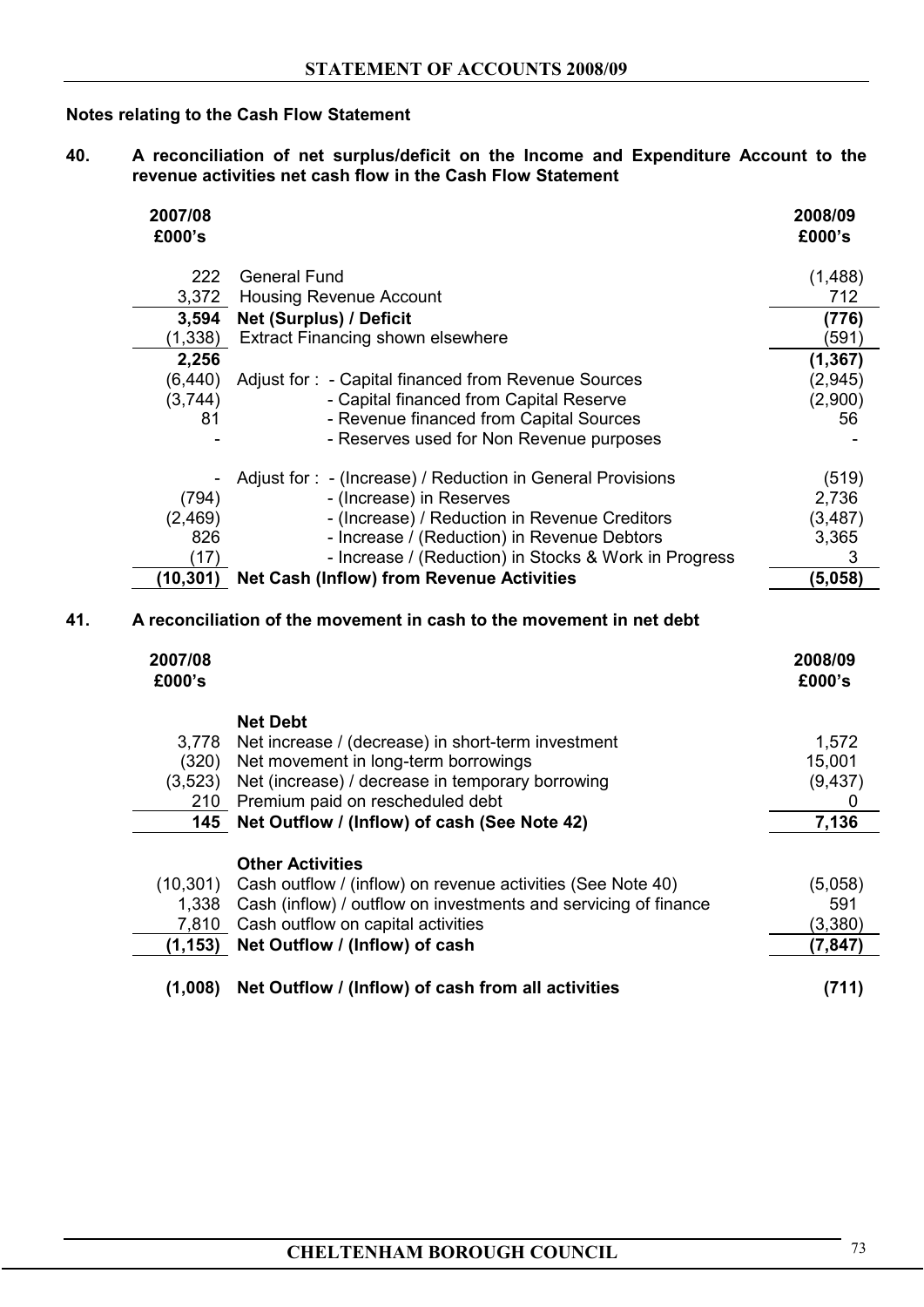## Notes relating to the Cash Flow Statement

**40. A reconciliation of net surplus/deficit on the Income and Expenditure Account to the revenue activities net cash flow in the Cash Flow Statement**

| 2007/08 £000's | | 2008/09 £000's |
|---|---|---|
| 222 | General Fund | (1,488) |
| 3,372 | Housing Revenue Account | 712 |
| **3,594** | **Net (Surplus) / Deficit** | **(776)** |
| (1,338) | Extract Financing shown elsewhere | (591) |
| **2,256** | | **(1,367)** |
| (6,440) | Adjust for : - Capital financed from Revenue Sources | (2,945) |
| (3,744) | - Capital financed from Capital Reserve | (2,900) |
| 81 | - Revenue financed from Capital Sources | 56 |
| - | - Reserves used for Non Revenue purposes | - |
| - | Adjust for : - (Increase) / Reduction in General Provisions | (519) |
| (794) | - (Increase) in Reserves | 2,736 |
| (2,469) | - (Increase) / Reduction in Revenue Creditors | (3,487) |
| 826 | - Increase / (Reduction) in Revenue Debtors | 3,365 |
| (17) | - Increase / (Reduction) in Stocks & Work in Progress | 3 |
| **(10,301)** | **Net Cash (Inflow) from Revenue Activities** | **(5,058)** |

**41. A reconciliation of the movement in cash to the movement in net debt**

| 2007/08 £000's | | 2008/09 £000's |
|---|---|---|
| | **Net Debt** | |
| 3,778 | Net increase / (decrease) in short-term investment | 1,572 |
| (320) | Net movement in long-term borrowings | 15,001 |
| (3,523) | Net (increase) / decrease in temporary borrowing | (9,437) |
| 210 | Premium paid on rescheduled debt | 0 |
| **145** | **Net Outflow / (Inflow) of cash (See Note 42)** | **7,136** |
| | **Other Activities** | |
| (10,301) | Cash outflow / (inflow) on revenue activities (See Note 40) | (5,058) |
| 1,338 | Cash (inflow) / outflow on investments and servicing of finance | 591 |
| 7,810 | Cash outflow on capital activities | (3,380) |
| **(1,153)** | **Net Outflow / (Inflow) of cash** | **(7,847)** |
| **(1,008)** | **Net Outflow / (Inflow) of cash from all activities** | **(711)** |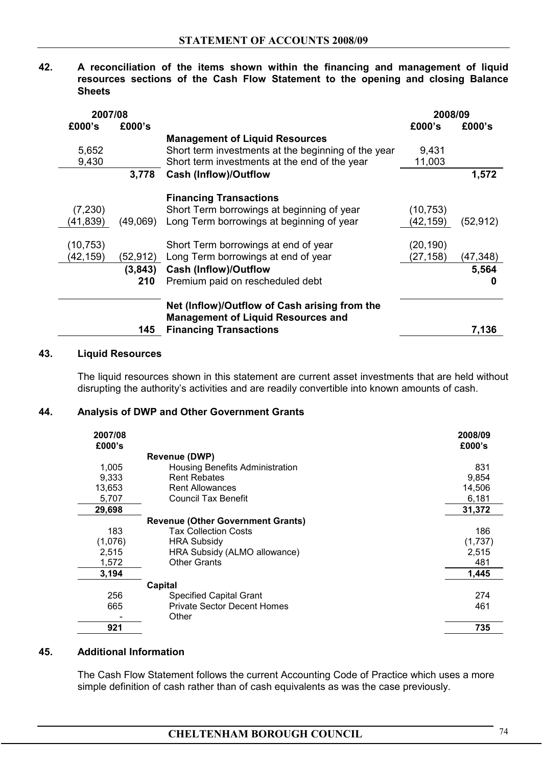**42. A reconciliation of the items shown within the financing and management of liquid resources sections of the Cash Flow Statement to the opening and closing Balance Sheets**

| 2007/08 £000's | 2007/08 £000's | | 2008/09 £000's | 2008/09 £000's |
|---|---|---|---|---|
| | | **Management of Liquid Resources** | | |
| 5,652 | | Short term investments at the beginning of the year | 9,431 | |
| 9,430 | | Short term investments at the end of the year | 11,003 | |
| | **3,778** | **Cash (Inflow)/Outflow** | | **1,572** |
| | | **Financing Transactions** | | |
| (7,230) | | Short Term borrowings at beginning of year | (10,753) | |
| (41,839) | (49,069) | Long Term borrowings at beginning of year | (42,159) | (52,912) |
| (10,753) | | Short Term borrowings at end of year | (20,190) | |
| (42,159) | (52,912) | Long Term borrowings at end of year | (27,158) | (47,348) |
| | **(3,843)** | **Cash (Inflow)/Outflow** | | **5,564** |
| | **210** | Premium paid on rescheduled debt | | **0** |
| | **145** | **Net (Inflow)/Outflow of Cash arising from the Management of Liquid Resources and Financing Transactions** | | **7,136** |

**43. Liquid Resources**

The liquid resources shown in this statement are current asset investments that are held without disrupting the authority's activities and are readily convertible into known amounts of cash.

**44. Analysis of DWP and Other Government Grants**

| 2007/08 £000's | | 2008/09 £000's |
|---|---|---|
| | **Revenue (DWP)** | |
| 1,005 | Housing Benefits Administration | 831 |
| 9,333 | Rent Rebates | 9,854 |
| 13,653 | Rent Allowances | 14,506 |
| 5,707 | Council Tax Benefit | 6,181 |
| **29,698** | | **31,372** |
| | **Revenue (Other Government Grants)** | |
| 183 | Tax Collection Costs | 186 |
| (1,076) | HRA Subsidy | (1,737) |
| 2,515 | HRA Subsidy (ALMO allowance) | 2,515 |
| 1,572 | Other Grants | 481 |
| **3,194** | | **1,445** |
| | **Capital** | |
| 256 | Specified Capital Grant | 274 |
| 665 | Private Sector Decent Homes | 461 |
| - | Other | |
| **921** | | **735** |

**45. Additional Information**

The Cash Flow Statement follows the current Accounting Code of Practice which uses a more simple definition of cash rather than of cash equivalents as was the case previously.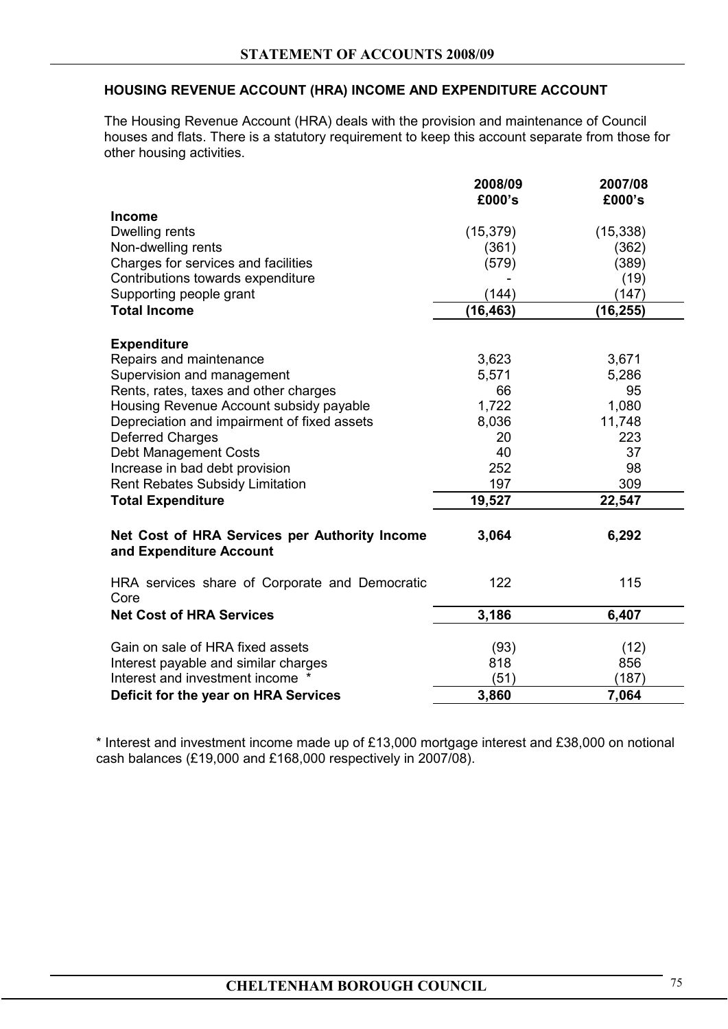## HOUSING REVENUE ACCOUNT (HRA) INCOME AND EXPENDITURE ACCOUNT

The Housing Revenue Account (HRA) deals with the provision and maintenance of Council houses and flats. There is a statutory requirement to keep this account separate from those for other housing activities.

| | 2008/09 £000's | 2007/08 £000's |
|---|---|---|
| **Income** | | |
| Dwelling rents | (15,379) | (15,338) |
| Non-dwelling rents | (361) | (362) |
| Charges for services and facilities | (579) | (389) |
| Contributions towards expenditure | - | (19) |
| Supporting people grant | (144) | (147) |
| **Total Income** | **(16,463)** | **(16,255)** |
| **Expenditure** | | |
| Repairs and maintenance | 3,623 | 3,671 |
| Supervision and management | 5,571 | 5,286 |
| Rents, rates, taxes and other charges | 66 | 95 |
| Housing Revenue Account subsidy payable | 1,722 | 1,080 |
| Depreciation and impairment of fixed assets | 8,036 | 11,748 |
| Deferred Charges | 20 | 223 |
| Debt Management Costs | 40 | 37 |
| Increase in bad debt provision | 252 | 98 |
| Rent Rebates Subsidy Limitation | 197 | 309 |
| **Total Expenditure** | **19,527** | **22,547** |
| **Net Cost of HRA Services per Authority Income and Expenditure Account** | **3,064** | **6,292** |
| HRA services share of Corporate and Democratic Core | 122 | 115 |
| **Net Cost of HRA Services** | **3,186** | **6,407** |
| Gain on sale of HRA fixed assets | (93) | (12) |
| Interest payable and similar charges | 818 | 856 |
| Interest and investment income * | (51) | (187) |
| **Deficit for the year on HRA Services** | **3,860** | **7,064** |

* Interest and investment income made up of £13,000 mortgage interest and £38,000 on notional cash balances (£19,000 and £168,000 respectively in 2007/08).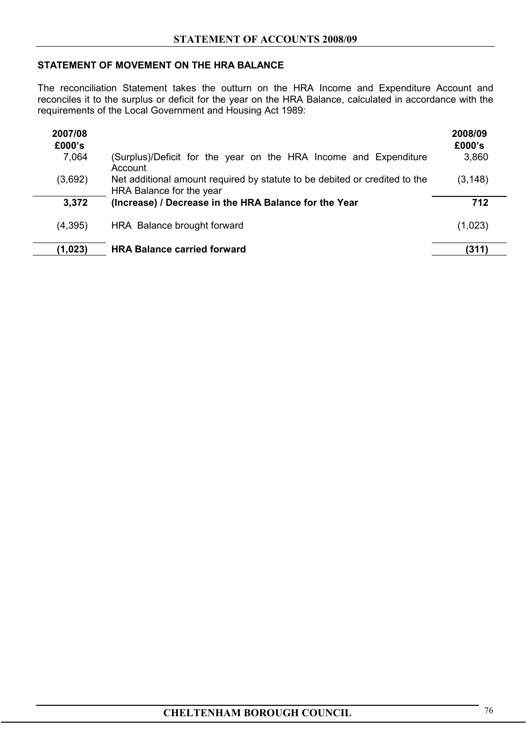## STATEMENT OF MOVEMENT ON THE HRA BALANCE

The reconciliation Statement takes the outturn on the HRA Income and Expenditure Account and reconciles it to the surplus or deficit for the year on the HRA Balance, calculated in accordance with the requirements of the Local Government and Housing Act 1989:

| 2007/08 £000's | | 2008/09 £000's |
|---|---|---|
| 7,064 | (Surplus)/Deficit for the year on the HRA Income and Expenditure Account | 3,860 |
| (3,692) | Net additional amount required by statute to be debited or credited to the HRA Balance for the year | (3,148) |
| **3,372** | **(Increase) / Decrease in the HRA Balance for the Year** | **712** |
| (4,395) | HRA Balance brought forward | (1,023) |
| **(1,023)** | **HRA Balance carried forward** | **(311)** |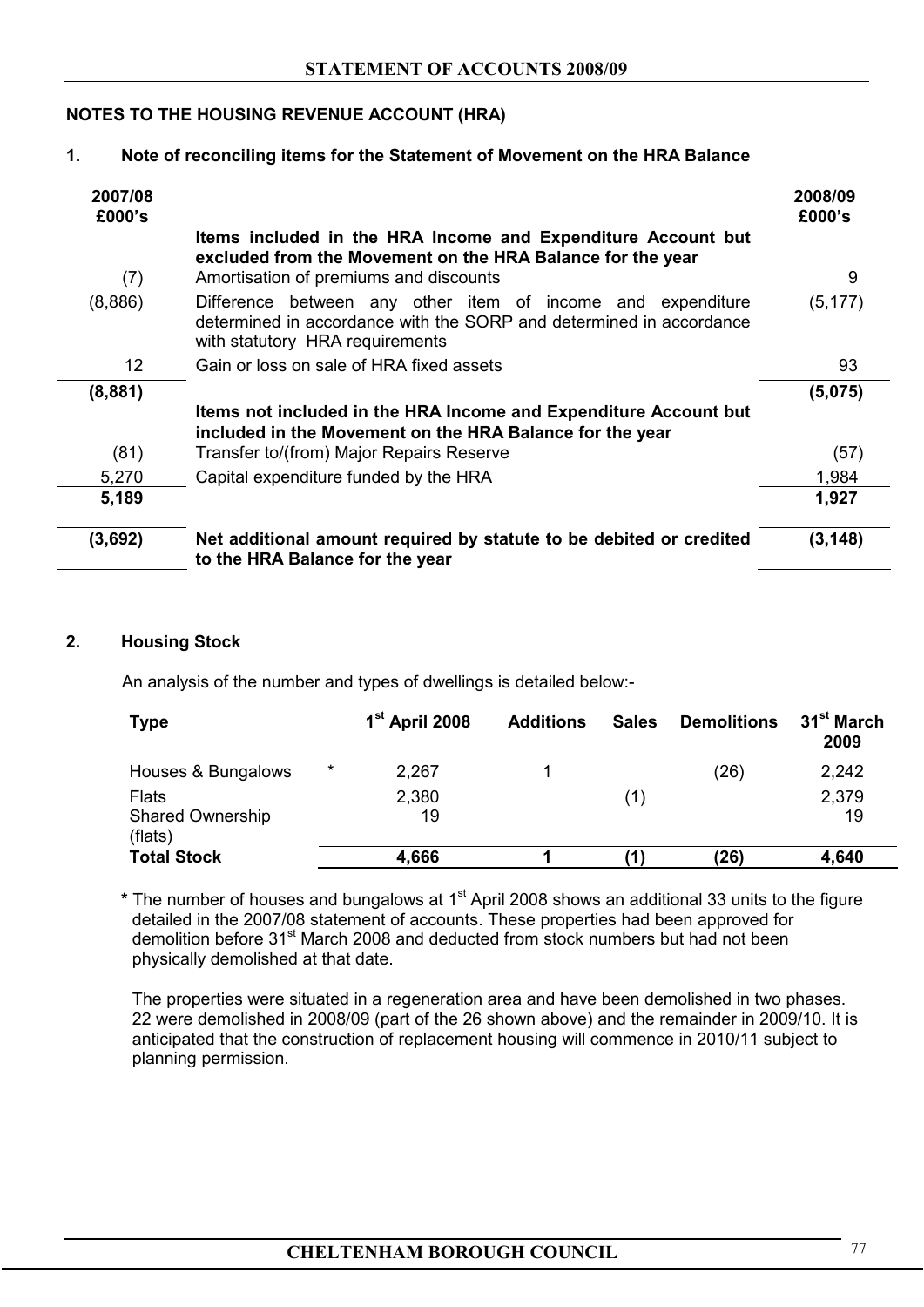## NOTES TO THE HOUSING REVENUE ACCOUNT (HRA)

### 1. Note of reconciling items for the Statement of Movement on the HRA Balance

| 2007/08 £000's | | 2008/09 £000's |
|---|---|---|
| | **Items included in the HRA Income and Expenditure Account but excluded from the Movement on the HRA Balance for the year** | |
| (7) | Amortisation of premiums and discounts | 9 |
| (8,886) | Difference between any other item of income and expenditure determined in accordance with the SORP and determined in accordance with statutory HRA requirements | (5,177) |
| 12 | Gain or loss on sale of HRA fixed assets | 93 |
| **(8,881)** | | **(5,075)** |
| | **Items not included in the HRA Income and Expenditure Account but included in the Movement on the HRA Balance for the year** | |
| (81) | Transfer to/(from) Major Repairs Reserve | (57) |
| 5,270 | Capital expenditure funded by the HRA | 1,984 |
| **5,189** | | **1,927** |
| **(3,692)** | **Net additional amount required by statute to be debited or credited to the HRA Balance for the year** | **(3,148)** |

### 2. Housing Stock

An analysis of the number and types of dwellings is detailed below:-

| Type | | 1st April 2008 | Additions | Sales | Demolitions | 31st March 2009 |
|---|---|---|---|---|---|---|
| Houses & Bungalows | * | 2,267 | 1 | | (26) | 2,242 |
| Flats | | 2,380 | | (1) | | 2,379 |
| Shared Ownership (flats) | | 19 | | | | 19 |
| **Total Stock** | | **4,666** | **1** | **(1)** | **(26)** | **4,640** |

**\*** The number of houses and bungalows at 1st April 2008 shows an additional 33 units to the figure detailed in the 2007/08 statement of accounts. These properties had been approved for demolition before 31st March 2008 and deducted from stock numbers but had not been physically demolished at that date.

The properties were situated in a regeneration area and have been demolished in two phases. 22 were demolished in 2008/09 (part of the 26 shown above) and the remainder in 2009/10. It is anticipated that the construction of replacement housing will commence in 2010/11 subject to planning permission.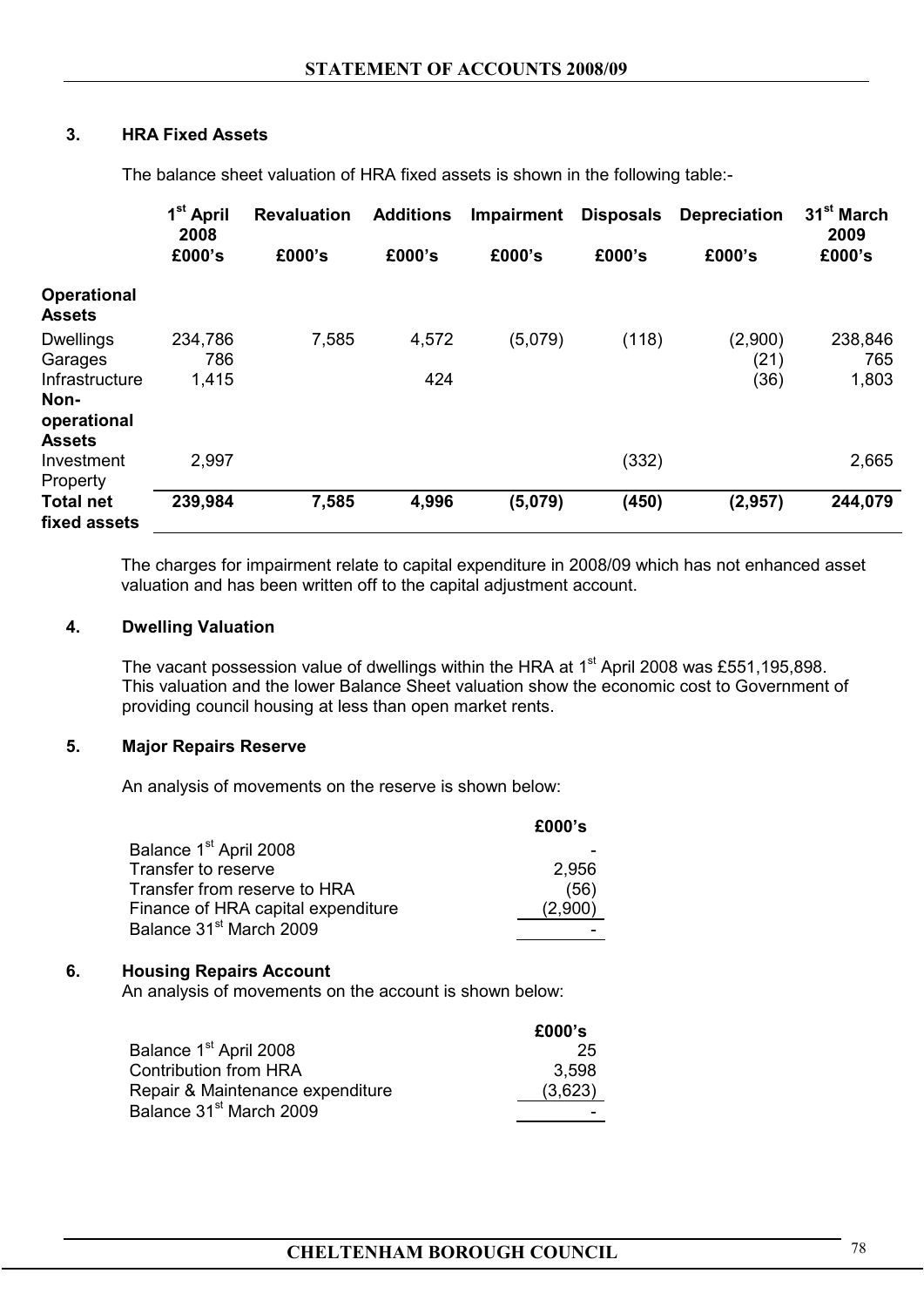### 3. HRA Fixed Assets

The balance sheet valuation of HRA fixed assets is shown in the following table:-

| | 1st April 2008 £000's | Revaluation £000's | Additions £000's | Impairment £000's | Disposals £000's | Depreciation £000's | 31st March 2009 £000's |
|---|---|---|---|---|---|---|---|
| **Operational Assets** | | | | | | | |
| Dwellings | 234,786 | 7,585 | 4,572 | (5,079) | (118) | (2,900) | 238,846 |
| Garages | 786 | | | | | (21) | 765 |
| Infrastructure | 1,415 | | 424 | | | (36) | 1,803 |
| **Non-operational Assets** | | | | | | | |
| Investment Property | 2,997 | | | | (332) | | 2,665 |
| **Total net fixed assets** | **239,984** | **7,585** | **4,996** | **(5,079)** | **(450)** | **(2,957)** | **244,079** |

The charges for impairment relate to capital expenditure in 2008/09 which has not enhanced asset valuation and has been written off to the capital adjustment account.

### 4. Dwelling Valuation

The vacant possession value of dwellings within the HRA at 1st April 2008 was £551,195,898. This valuation and the lower Balance Sheet valuation show the economic cost to Government of providing council housing at less than open market rents.

### 5. Major Repairs Reserve

An analysis of movements on the reserve is shown below:

| | £000's |
|---|---|
| Balance 1st April 2008 | - |
| Transfer to reserve | 2,956 |
| Transfer from reserve to HRA | (56) |
| Finance of HRA capital expenditure | (2,900) |
| Balance 31st March 2009 | - |

### 6. Housing Repairs Account

An analysis of movements on the account is shown below:

| | £000's |
|---|---|
| Balance 1st April 2008 | 25 |
| Contribution from HRA | 3,598 |
| Repair & Maintenance expenditure | (3,623) |
| Balance 31st March 2009 | - |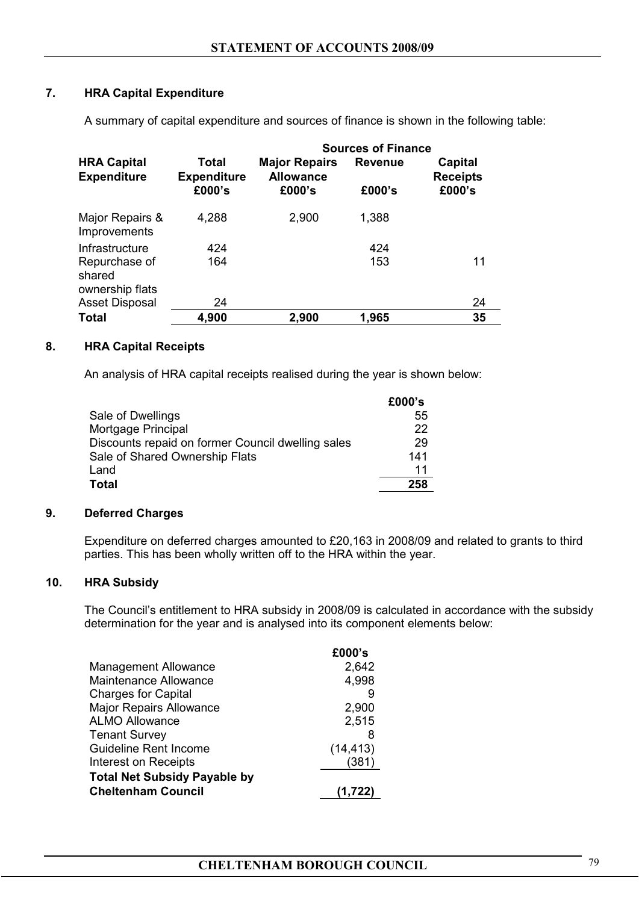## 7. HRA Capital Expenditure

A summary of capital expenditure and sources of finance is shown in the following table:

| HRA Capital Expenditure | Total Expenditure £000's | Sources of Finance Major Repairs Allowance £000's | Revenue £000's | Capital Receipts £000's |
|---|---|---|---|---|
| Major Repairs & Improvements | 4,288 | 2,900 | 1,388 | |
| Infrastructure | 424 | | 424 | |
| Repurchase of shared ownership flats | 164 | | 153 | 11 |
| Asset Disposal | 24 | | | 24 |
| **Total** | **4,900** | **2,900** | **1,965** | **35** |

## 8. HRA Capital Receipts

An analysis of HRA capital receipts realised during the year is shown below:

| | £000's |
|---|---|
| Sale of Dwellings | 55 |
| Mortgage Principal | 22 |
| Discounts repaid on former Council dwelling sales | 29 |
| Sale of Shared Ownership Flats | 141 |
| Land | 11 |
| **Total** | **258** |

## 9. Deferred Charges

Expenditure on deferred charges amounted to £20,163 in 2008/09 and related to grants to third parties. This has been wholly written off to the HRA within the year.

## 10. HRA Subsidy

The Council's entitlement to HRA subsidy in 2008/09 is calculated in accordance with the subsidy determination for the year and is analysed into its component elements below:

| | £000's |
|---|---|
| Management Allowance | 2,642 |
| Maintenance Allowance | 4,998 |
| Charges for Capital | 9 |
| Major Repairs Allowance | 2,900 |
| ALMO Allowance | 2,515 |
| Tenant Survey | 8 |
| Guideline Rent Income | (14,413) |
| Interest on Receipts | (381) |
| **Total Net Subsidy Payable by Cheltenham Council** | **(1,722)** |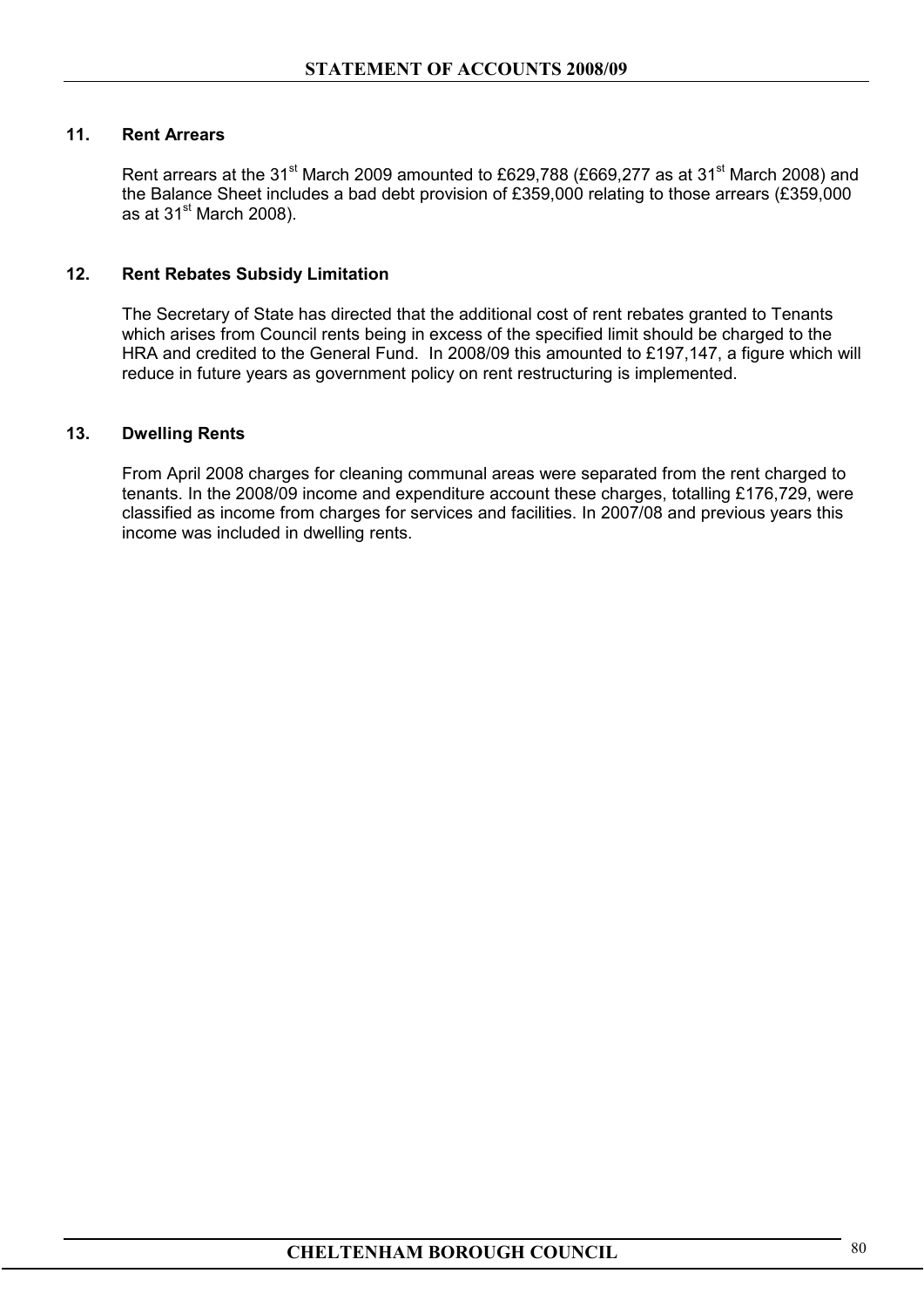### 11. Rent Arrears

Rent arrears at the 31st March 2009 amounted to £629,788 (£669,277 as at 31st March 2008) and the Balance Sheet includes a bad debt provision of £359,000 relating to those arrears (£359,000 as at 31st March 2008).

### 12. Rent Rebates Subsidy Limitation

The Secretary of State has directed that the additional cost of rent rebates granted to Tenants which arises from Council rents being in excess of the specified limit should be charged to the HRA and credited to the General Fund. In 2008/09 this amounted to £197,147, a figure which will reduce in future years as government policy on rent restructuring is implemented.

### 13. Dwelling Rents

From April 2008 charges for cleaning communal areas were separated from the rent charged to tenants. In the 2008/09 income and expenditure account these charges, totalling £176,729, were classified as income from charges for services and facilities. In 2007/08 and previous years this income was included in dwelling rents.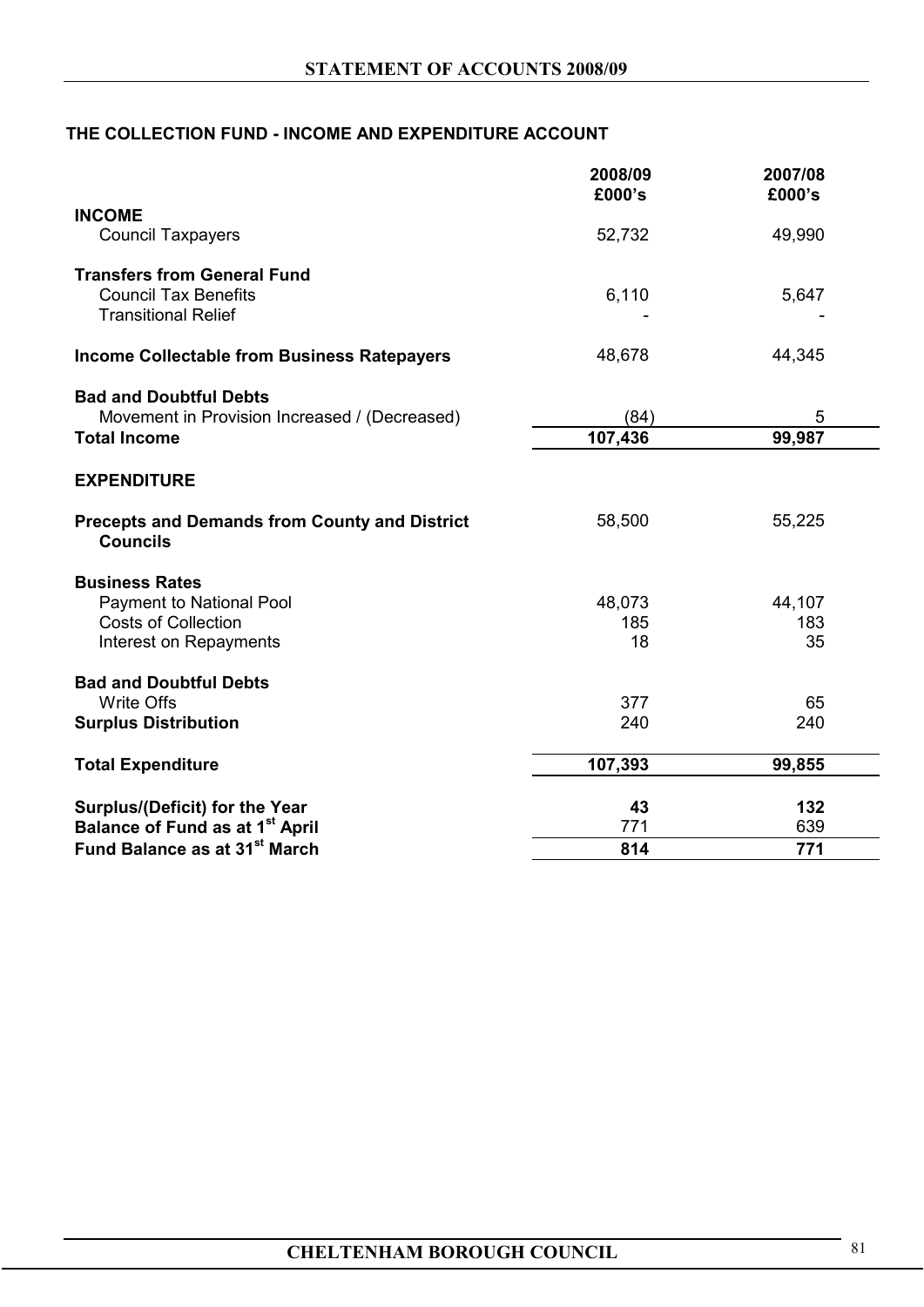## THE COLLECTION FUND - INCOME AND EXPENDITURE ACCOUNT

| | 2008/09 £000's | 2007/08 £000's |
|---|---|---|
| **INCOME** | | |
| Council Taxpayers | 52,732 | 49,990 |
| **Transfers from General Fund** | | |
| Council Tax Benefits | 6,110 | 5,647 |
| Transitional Relief | - | - |
| **Income Collectable from Business Ratepayers** | 48,678 | 44,345 |
| **Bad and Doubtful Debts** | | |
| Movement in Provision Increased / (Decreased) | (84) | 5 |
| **Total Income** | **107,436** | **99,987** |
| **EXPENDITURE** | | |
| **Precepts and Demands from County and District Councils** | 58,500 | 55,225 |
| **Business Rates** | | |
| Payment to National Pool | 48,073 | 44,107 |
| Costs of Collection | 185 | 183 |
| Interest on Repayments | 18 | 35 |
| **Bad and Doubtful Debts** | | |
| Write Offs | 377 | 65 |
| **Surplus Distribution** | 240 | 240 |
| **Total Expenditure** | **107,393** | **99,855** |
| **Surplus/(Deficit) for the Year** | **43** | **132** |
| **Balance of Fund as at 1st April** | 771 | 639 |
| **Fund Balance as at 31st March** | **814** | **771** |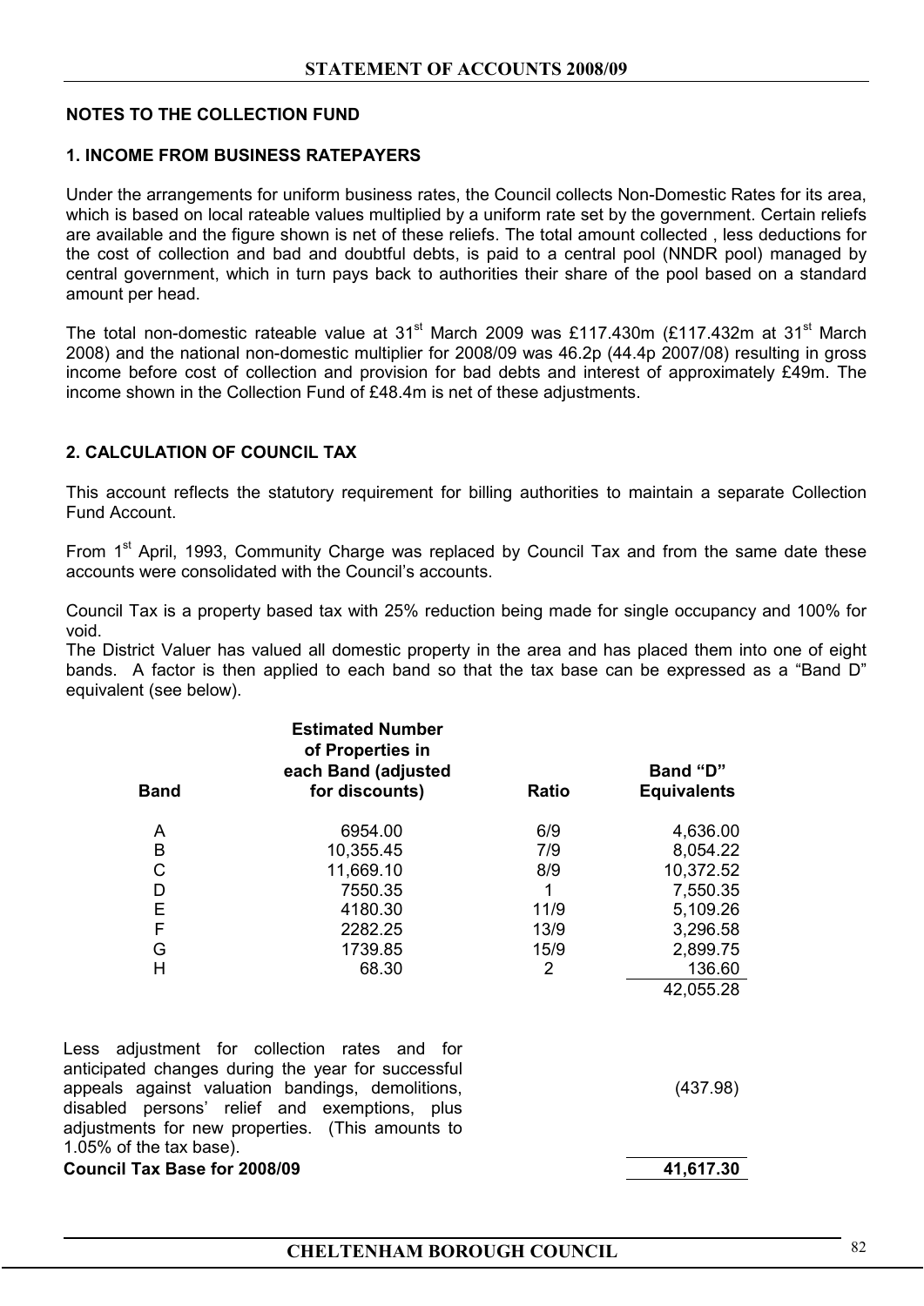## NOTES TO THE COLLECTION FUND

### 1. INCOME FROM BUSINESS RATEPAYERS

Under the arrangements for uniform business rates, the Council collects Non-Domestic Rates for its area, which is based on local rateable values multiplied by a uniform rate set by the government. Certain reliefs are available and the figure shown is net of these reliefs. The total amount collected , less deductions for the cost of collection and bad and doubtful debts, is paid to a central pool (NNDR pool) managed by central government, which in turn pays back to authorities their share of the pool based on a standard amount per head.

The total non-domestic rateable value at 31st March 2009 was £117.430m (£117.432m at 31st March 2008) and the national non-domestic multiplier for 2008/09 was 46.2p (44.4p 2007/08) resulting in gross income before cost of collection and provision for bad debts and interest of approximately £49m. The income shown in the Collection Fund of £48.4m is net of these adjustments.

### 2. CALCULATION OF COUNCIL TAX

This account reflects the statutory requirement for billing authorities to maintain a separate Collection Fund Account.

From 1st April, 1993, Community Charge was replaced by Council Tax and from the same date these accounts were consolidated with the Council's accounts.

Council Tax is a property based tax with 25% reduction being made for single occupancy and 100% for void.

The District Valuer has valued all domestic property in the area and has placed them into one of eight bands. A factor is then applied to each band so that the tax base can be expressed as a "Band D" equivalent (see below).

| Band | Estimated Number of Properties in each Band (adjusted for discounts) | Ratio | Band "D" Equivalents |
|---|---|---|---|
| A | 6954.00 | 6/9 | 4,636.00 |
| B | 10,355.45 | 7/9 | 8,054.22 |
| C | 11,669.10 | 8/9 | 10,372.52 |
| D | 7550.35 | 1 | 7,550.35 |
| E | 4180.30 | 11/9 | 5,109.26 |
| F | 2282.25 | 13/9 | 3,296.58 |
| G | 1739.85 | 15/9 | 2,899.75 |
| H | 68.30 | 2 | 136.60 |
| | | | 42,055.28 |
| Less adjustment for collection rates and for anticipated changes during the year for successful appeals against valuation bandings, demolitions, disabled persons' relief and exemptions, plus adjustments for new properties. (This amounts to 1.05% of the tax base). | | | (437.98) |
| **Council Tax Base for 2008/09** | | | **41,617.30** |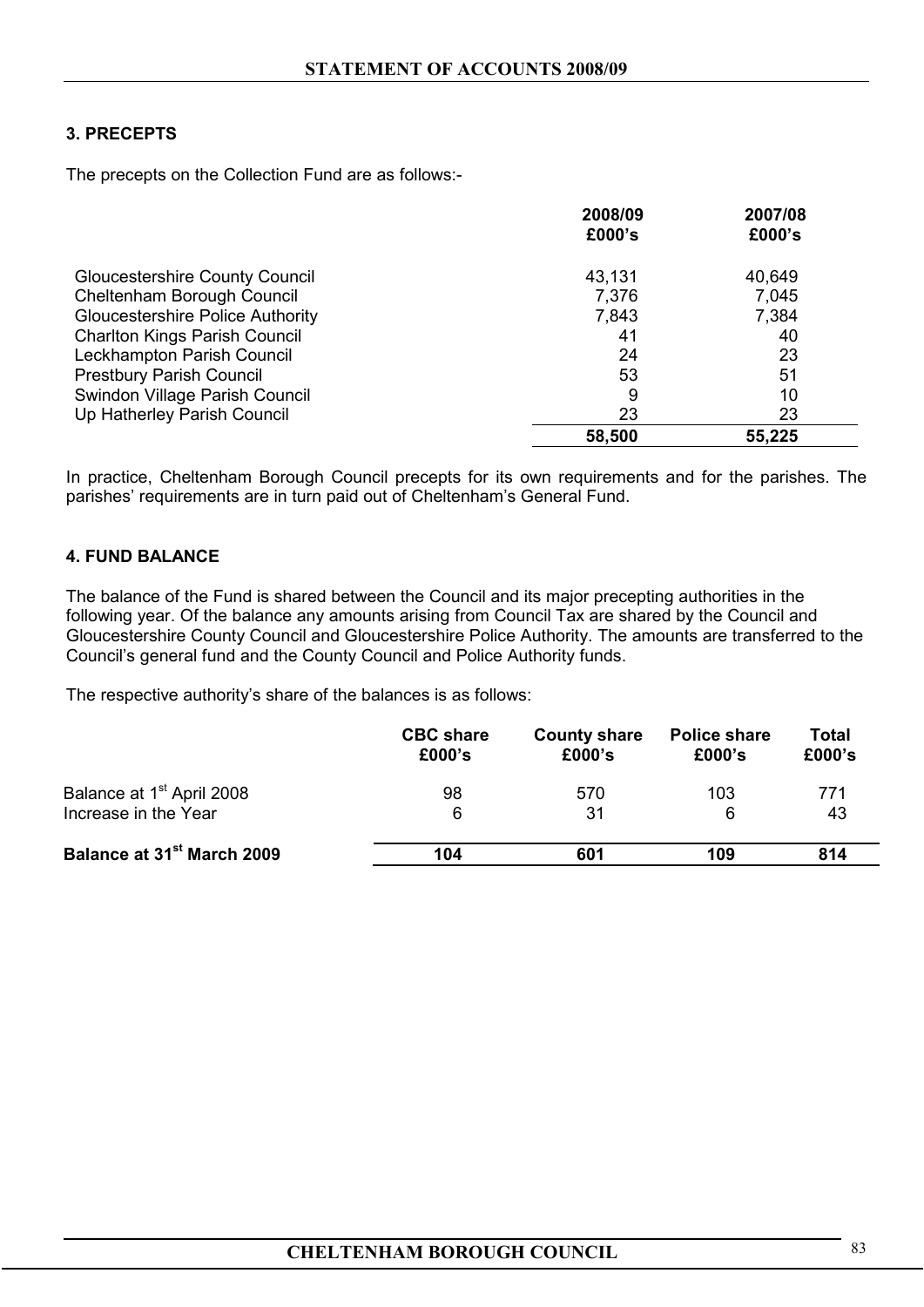### 3. PRECEPTS

The precepts on the Collection Fund are as follows:-

| | 2008/09 £000's | 2007/08 £000's |
|---|---|---|
| Gloucestershire County Council | 43,131 | 40,649 |
| Cheltenham Borough Council | 7,376 | 7,045 |
| Gloucestershire Police Authority | 7,843 | 7,384 |
| Charlton Kings Parish Council | 41 | 40 |
| Leckhampton Parish Council | 24 | 23 |
| Prestbury Parish Council | 53 | 51 |
| Swindon Village Parish Council | 9 | 10 |
| Up Hatherley Parish Council | 23 | 23 |
| | **58,500** | **55,225** |

In practice, Cheltenham Borough Council precepts for its own requirements and for the parishes. The parishes' requirements are in turn paid out of Cheltenham's General Fund.

### 4. FUND BALANCE

The balance of the Fund is shared between the Council and its major precepting authorities in the following year. Of the balance any amounts arising from Council Tax are shared by the Council and Gloucestershire County Council and Gloucestershire Police Authority. The amounts are transferred to the Council's general fund and the County Council and Police Authority funds.

The respective authority's share of the balances is as follows:

| | CBC share £000's | County share £000's | Police share £000's | Total £000's |
|---|---|---|---|---|
| Balance at 1st April 2008 | 98 | 570 | 103 | 771 |
| Increase in the Year | 6 | 31 | 6 | 43 |
| **Balance at 31st March 2009** | **104** | **601** | **109** | **814** |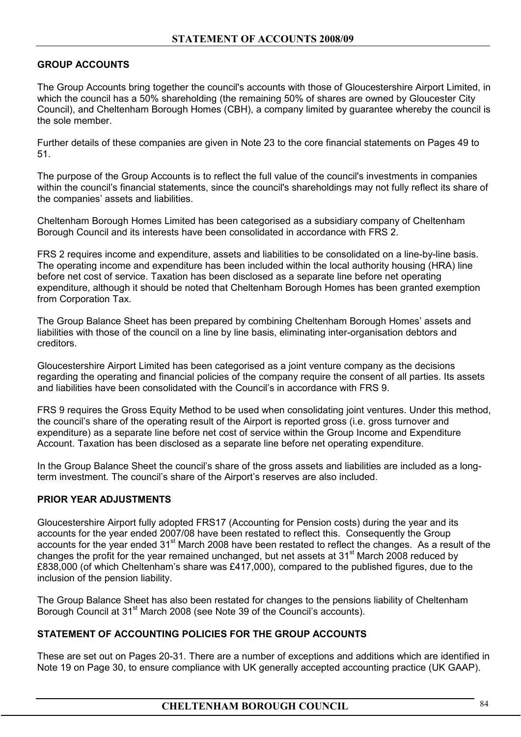## GROUP ACCOUNTS

The Group Accounts bring together the council's accounts with those of Gloucestershire Airport Limited, in which the council has a 50% shareholding (the remaining 50% of shares are owned by Gloucester City Council), and Cheltenham Borough Homes (CBH), a company limited by guarantee whereby the council is the sole member.

Further details of these companies are given in Note 23 to the core financial statements on Pages 49 to 51.

The purpose of the Group Accounts is to reflect the full value of the council's investments in companies within the council's financial statements, since the council's shareholdings may not fully reflect its share of the companies' assets and liabilities.

Cheltenham Borough Homes Limited has been categorised as a subsidiary company of Cheltenham Borough Council and its interests have been consolidated in accordance with FRS 2.

FRS 2 requires income and expenditure, assets and liabilities to be consolidated on a line-by-line basis. The operating income and expenditure has been included within the local authority housing (HRA) line before net cost of service. Taxation has been disclosed as a separate line before net operating expenditure, although it should be noted that Cheltenham Borough Homes has been granted exemption from Corporation Tax.

The Group Balance Sheet has been prepared by combining Cheltenham Borough Homes' assets and liabilities with those of the council on a line by line basis, eliminating inter-organisation debtors and creditors.

Gloucestershire Airport Limited has been categorised as a joint venture company as the decisions regarding the operating and financial policies of the company require the consent of all parties. Its assets and liabilities have been consolidated with the Council's in accordance with FRS 9.

FRS 9 requires the Gross Equity Method to be used when consolidating joint ventures. Under this method, the council's share of the operating result of the Airport is reported gross (i.e. gross turnover and expenditure) as a separate line before net cost of service within the Group Income and Expenditure Account. Taxation has been disclosed as a separate line before net operating expenditure.

In the Group Balance Sheet the council's share of the gross assets and liabilities are included as a long-term investment. The council's share of the Airport's reserves are also included.

## PRIOR YEAR ADJUSTMENTS

Gloucestershire Airport fully adopted FRS17 (Accounting for Pension costs) during the year and its accounts for the year ended 2007/08 have been restated to reflect this. Consequently the Group accounts for the year ended 31st March 2008 have been restated to reflect the changes. As a result of the changes the profit for the year remained unchanged, but net assets at 31st March 2008 reduced by £838,000 (of which Cheltenham's share was £417,000), compared to the published figures, due to the inclusion of the pension liability.

The Group Balance Sheet has also been restated for changes to the pensions liability of Cheltenham Borough Council at 31st March 2008 (see Note 39 of the Council's accounts).

## STATEMENT OF ACCOUNTING POLICIES FOR THE GROUP ACCOUNTS

These are set out on Pages 20-31. There are a number of exceptions and additions which are identified in Note 19 on Page 30, to ensure compliance with UK generally accepted accounting practice (UK GAAP).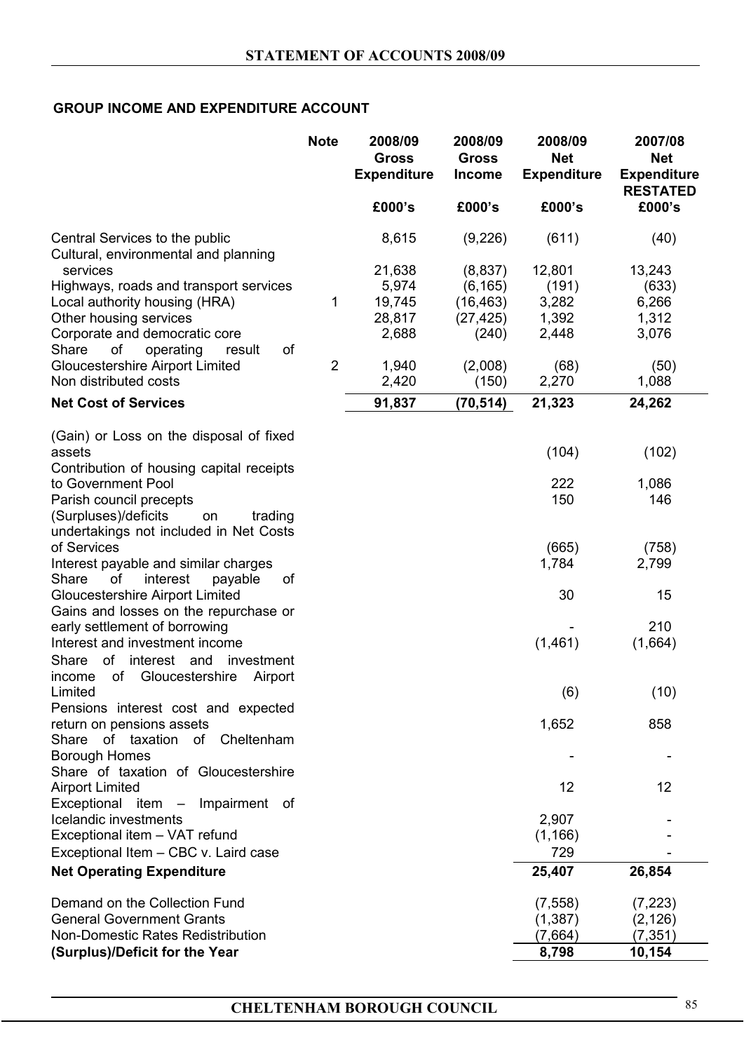## GROUP INCOME AND EXPENDITURE ACCOUNT

| | Note | 2008/09 Gross Expenditure | 2008/09 Gross Income | 2008/09 Net Expenditure | 2007/08 Net Expenditure RESTATED |
|---|---|---|---|---|---|
| | | £000's | £000's | £000's | £000's |
| Central Services to the public | | 8,615 | (9,226) | (611) | (40) |
| Cultural, environmental and planning services | | 21,638 | (8,837) | 12,801 | 13,243 |
| Highways, roads and transport services | | 5,974 | (6,165) | (191) | (633) |
| Local authority housing (HRA) | 1 | 19,745 | (16,463) | 3,282 | 6,266 |
| Other housing services | | 28,817 | (27,425) | 1,392 | 1,312 |
| Corporate and democratic core | | 2,688 | (240) | 2,448 | 3,076 |
| Share of operating result of Gloucestershire Airport Limited | 2 | 1,940 | (2,008) | (68) | (50) |
| Non distributed costs | | 2,420 | (150) | 2,270 | 1,088 |
| **Net Cost of Services** | | **91,837** | **(70,514)** | **21,323** | **24,262** |
| (Gain) or Loss on the disposal of fixed assets | | | | (104) | (102) |
| Contribution of housing capital receipts to Government Pool | | | | 222 | 1,086 |
| Parish council precepts | | | | 150 | 146 |
| (Surpluses)/deficits on trading undertakings not included in Net Costs of Services | | | | (665) | (758) |
| Interest payable and similar charges | | | | 1,784 | 2,799 |
| Share of interest payable of Gloucestershire Airport Limited | | | | 30 | 15 |
| Gains and losses on the repurchase or early settlement of borrowing | | | | - | 210 |
| Interest and investment income | | | | (1,461) | (1,664) |
| Share of interest and investment income of Gloucestershire Airport Limited | | | | (6) | (10) |
| Pensions interest cost and expected return on pensions assets | | | | 1,652 | 858 |
| Share of taxation of Cheltenham Borough Homes | | | | - | - |
| Share of taxation of Gloucestershire Airport Limited | | | | 12 | 12 |
| Exceptional item – Impairment of Icelandic investments | | | | 2,907 | - |
| Exceptional item – VAT refund | | | | (1,166) | - |
| Exceptional Item – CBC v. Laird case | | | | 729 | - |
| **Net Operating Expenditure** | | | | **25,407** | **26,854** |
| Demand on the Collection Fund | | | | (7,558) | (7,223) |
| General Government Grants | | | | (1,387) | (2,126) |
| Non-Domestic Rates Redistribution | | | | (7,664) | (7,351) |
| **(Surplus)/Deficit for the Year** | | | | **8,798** | **10,154** |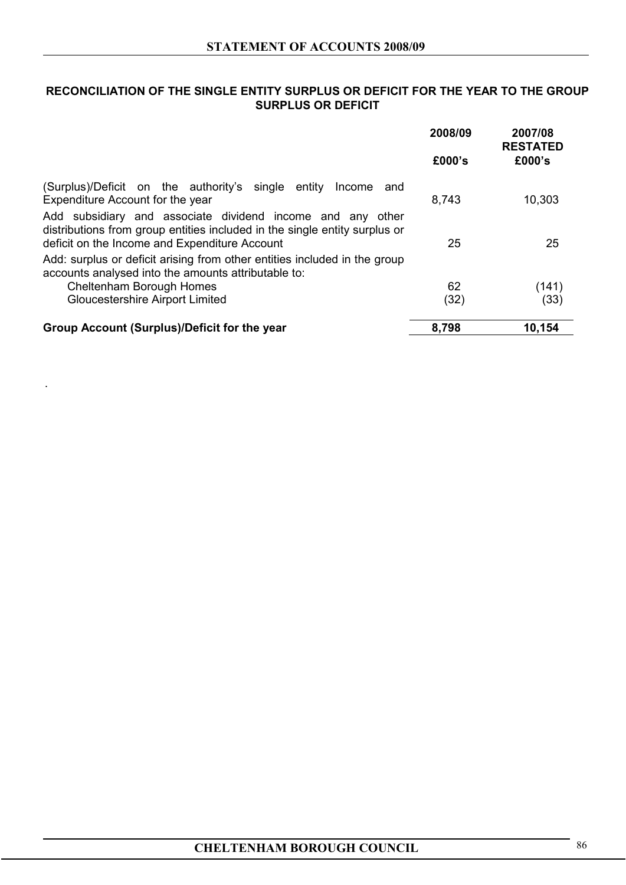## RECONCILIATION OF THE SINGLE ENTITY SURPLUS OR DEFICIT FOR THE YEAR TO THE GROUP SURPLUS OR DEFICIT

| | 2008/09<br>£000's | 2007/08 RESTATED<br>£000's |
|---|---|---|
| (Surplus)/Deficit on the authority's single entity Income and Expenditure Account for the year | 8,743 | 10,303 |
| Add subsidiary and associate dividend income and any other distributions from group entities included in the single entity surplus or deficit on the Income and Expenditure Account | 25 | 25 |
| Add: surplus or deficit arising from other entities included in the group accounts analysed into the amounts attributable to: | | |
| Cheltenham Borough Homes | 62 | (141) |
| Gloucestershire Airport Limited | (32) | (33) |
| **Group Account (Surplus)/Deficit for the year** | **8,798** | **10,154** |

.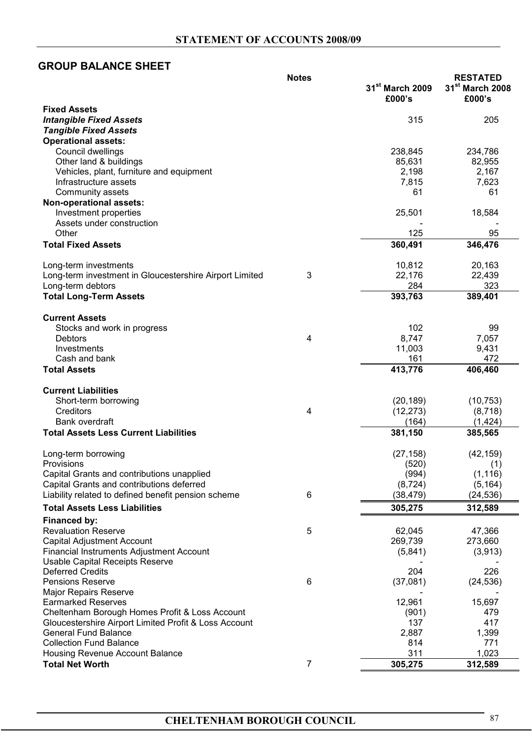## GROUP BALANCE SHEET

| | Notes | 31st March 2009 £000's | RESTATED 31st March 2008 £000's |
|---|---|---|---|
| **Fixed Assets** | | | |
| ***Intangible Fixed Assets*** | | 315 | 205 |
| ***Tangible Fixed Assets*** | | | |
| **Operational assets:** | | | |
| Council dwellings | | 238,845 | 234,786 |
| Other land & buildings | | 85,631 | 82,955 |
| Vehicles, plant, furniture and equipment | | 2,198 | 2,167 |
| Infrastructure assets | | 7,815 | 7,623 |
| Community assets | | 61 | 61 |
| **Non-operational assets:** | | | |
| Investment properties | | 25,501 | 18,584 |
| Assets under construction | | - | - |
| Other | | 125 | 95 |
| **Total Fixed Assets** | | **360,491** | **346,476** |
| Long-term investments | | 10,812 | 20,163 |
| Long-term investment in Gloucestershire Airport Limited | 3 | 22,176 | 22,439 |
| Long-term debtors | | 284 | 323 |
| **Total Long-Term Assets** | | **393,763** | **389,401** |
| **Current Assets** | | | |
| Stocks and work in progress | | 102 | 99 |
| Debtors | 4 | 8,747 | 7,057 |
| Investments | | 11,003 | 9,431 |
| Cash and bank | | 161 | 472 |
| **Total Assets** | | **413,776** | **406,460** |
| **Current Liabilities** | | | |
| Short-term borrowing | | (20,189) | (10,753) |
| Creditors | 4 | (12,273) | (8,718) |
| Bank overdraft | | (164) | (1,424) |
| **Total Assets Less Current Liabilities** | | **381,150** | **385,565** |
| Long-term borrowing | | (27,158) | (42,159) |
| Provisions | | (520) | (1) |
| Capital Grants and contributions unapplied | | (994) | (1,116) |
| Capital Grants and contributions deferred | | (8,724) | (5,164) |
| Liability related to defined benefit pension scheme | 6 | (38,479) | (24,536) |
| **Total Assets Less Liabilities** | | **305,275** | **312,589** |
| **Financed by:** | | | |
| Revaluation Reserve | 5 | 62,045 | 47,366 |
| Capital Adjustment Account | | 269,739 | 273,660 |
| Financial Instruments Adjustment Account | | (5,841) | (3,913) |
| Usable Capital Receipts Reserve | | - | - |
| Deferred Credits | | 204 | 226 |
| Pensions Reserve | 6 | (37,081) | (24,536) |
| Major Repairs Reserve | | - | - |
| Earmarked Reserves | | 12,961 | 15,697 |
| Cheltenham Borough Homes Profit & Loss Account | | (901) | 479 |
| Gloucestershire Airport Limited Profit & Loss Account | | 137 | 417 |
| General Fund Balance | | 2,887 | 1,399 |
| Collection Fund Balance | | 814 | 771 |
| Housing Revenue Account Balance | | 311 | 1,023 |
| **Total Net Worth** | 7 | **305,275** | **312,589** |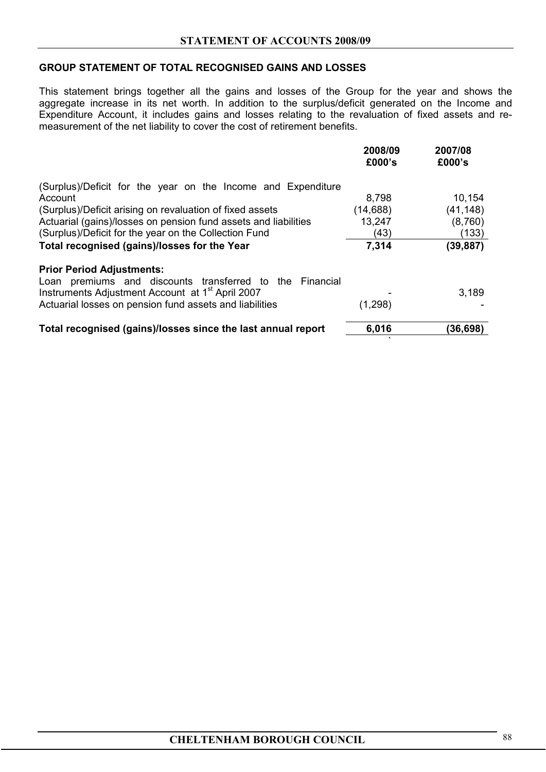## GROUP STATEMENT OF TOTAL RECOGNISED GAINS AND LOSSES

This statement brings together all the gains and losses of the Group for the year and shows the aggregate increase in its net worth. In addition to the surplus/deficit generated on the Income and Expenditure Account, it includes gains and losses relating to the revaluation of fixed assets and re-measurement of the net liability to cover the cost of retirement benefits.

| | 2008/09 £000's | 2007/08 £000's |
|---|---|---|
| (Surplus)/Deficit for the year on the Income and Expenditure Account | 8,798 | 10,154 |
| (Surplus)/Deficit arising on revaluation of fixed assets | (14,688) | (41,148) |
| Actuarial (gains)/losses on pension fund assets and liabilities | 13,247 | (8,760) |
| (Surplus)/Deficit for the year on the Collection Fund | (43) | (133) |
| **Total recognised (gains)/losses for the Year** | **7,314** | **(39,887)** |
| **Prior Period Adjustments:** | | |
| Loan premiums and discounts transferred to the Financial Instruments Adjustment Account at 1st April 2007 | - | 3,189 |
| Actuarial losses on pension fund assets and liabilities | (1,298) | - |
| **Total recognised (gains)/losses since the last annual report** | **6,016** | **(36,698)** |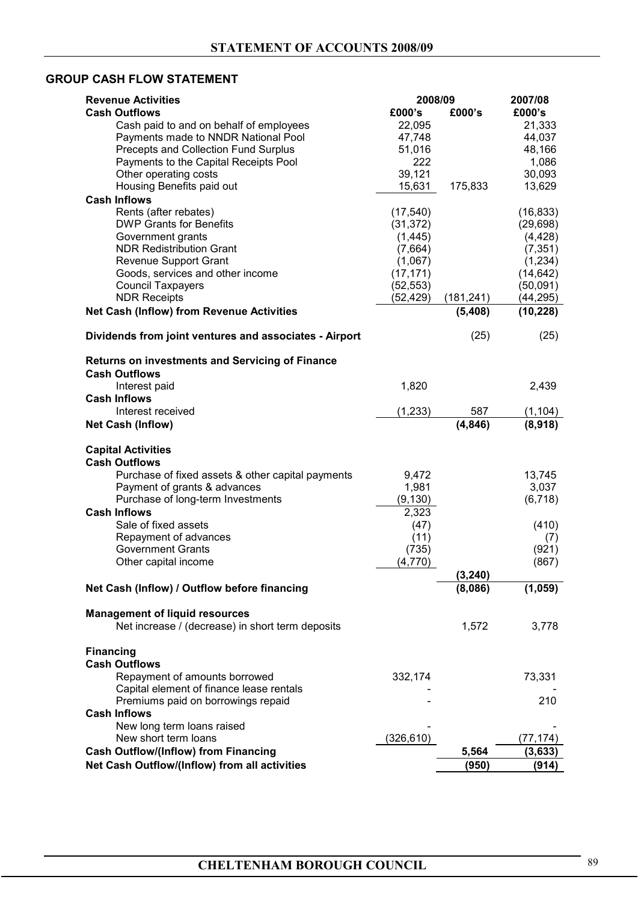## GROUP CASH FLOW STATEMENT

| Revenue Activities | 2008/09 | | 2007/08 |
|---|---|---|---|
| **Cash Outflows** | **£000's** | **£000's** | **£000's** |
| Cash paid to and on behalf of employees | 22,095 | | 21,333 |
| Payments made to NNDR National Pool | 47,748 | | 44,037 |
| Precepts and Collection Fund Surplus | 51,016 | | 48,166 |
| Payments to the Capital Receipts Pool | 222 | | 1,086 |
| Other operating costs | 39,121 | | 30,093 |
| Housing Benefits paid out | 15,631 | 175,833 | 13,629 |
| **Cash Inflows** | | | |
| Rents (after rebates) | (17,540) | | (16,833) |
| DWP Grants for Benefits | (31,372) | | (29,698) |
| Government grants | (1,445) | | (4,428) |
| NDR Redistribution Grant | (7,664) | | (7,351) |
| Revenue Support Grant | (1,067) | | (1,234) |
| Goods, services and other income | (17,171) | | (14,642) |
| Council Taxpayers | (52,553) | | (50,091) |
| NDR Receipts | (52,429) | (181,241) | (44,295) |
| **Net Cash (Inflow) from Revenue Activities** | | **(5,408)** | **(10,228)** |
| | | | |
| **Dividends from joint ventures and associates - Airport** | | (25) | (25) |
| | | | |
| **Returns on investments and Servicing of Finance** | | | |
| **Cash Outflows** | | | |
| Interest paid | 1,820 | | 2,439 |
| **Cash Inflows** | | | |
| Interest received | (1,233) | 587 | (1,104) |
| **Net Cash (Inflow)** | | **(4,846)** | **(8,918)** |
| | | | |
| **Capital Activities** | | | |
| **Cash Outflows** | | | |
| Purchase of fixed assets & other capital payments | 9,472 | | 13,745 |
| Payment of grants & advances | 1,981 | | 3,037 |
| Purchase of long-term Investments | (9,130) | | (6,718) |
| **Cash Inflows** | 2,323 | | |
| Sale of fixed assets | (47) | | (410) |
| Repayment of advances | (11) | | (7) |
| Government Grants | (735) | | (921) |
| Other capital income | (4,770) | | (867) |
| | | (3,240) | |
| **Net Cash (Inflow) / Outflow before financing** | | **(8,086)** | **(1,059)** |
| | | | |
| **Management of liquid resources** | | | |
| Net increase / (decrease) in short term deposits | | 1,572 | 3,778 |
| | | | |
| **Financing** | | | |
| **Cash Outflows** | | | |
| Repayment of amounts borrowed | 332,174 | | 73,331 |
| Capital element of finance lease rentals | - | | - |
| Premiums paid on borrowings repaid | - | | 210 |
| **Cash Inflows** | | | |
| New long term loans raised | - | | - |
| New short term loans | (326,610) | | (77,174) |
| **Cash Outflow/(Inflow) from Financing** | | **5,564** | **(3,633)** |
| **Net Cash Outflow/(Inflow) from all activities** | | **(950)** | **(914)** |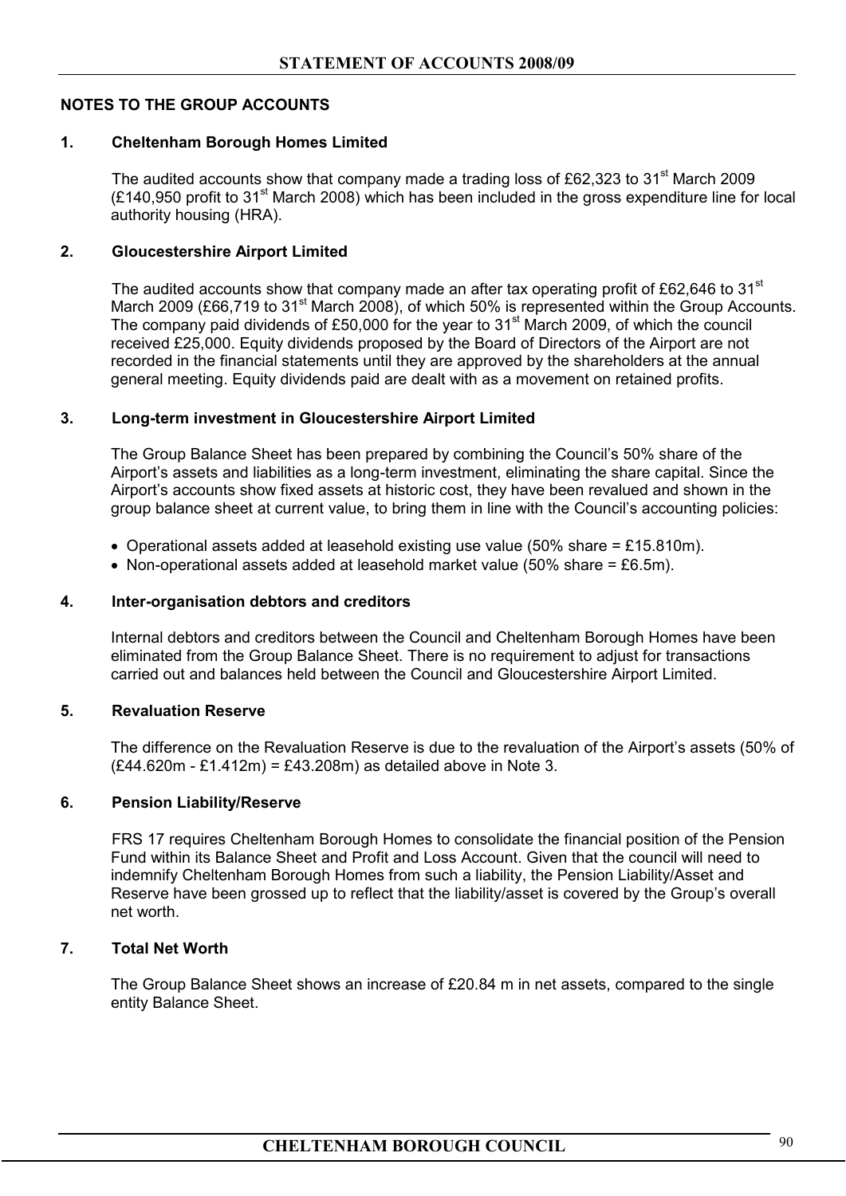## NOTES TO THE GROUP ACCOUNTS

### 1. Cheltenham Borough Homes Limited

The audited accounts show that company made a trading loss of £62,323 to 31st March 2009 (£140,950 profit to 31st March 2008) which has been included in the gross expenditure line for local authority housing (HRA).

### 2. Gloucestershire Airport Limited

The audited accounts show that company made an after tax operating profit of £62,646 to 31st March 2009 (£66,719 to 31st March 2008), of which 50% is represented within the Group Accounts. The company paid dividends of £50,000 for the year to 31st March 2009, of which the council received £25,000. Equity dividends proposed by the Board of Directors of the Airport are not recorded in the financial statements until they are approved by the shareholders at the annual general meeting. Equity dividends paid are dealt with as a movement on retained profits.

### 3. Long-term investment in Gloucestershire Airport Limited

The Group Balance Sheet has been prepared by combining the Council's 50% share of the Airport's assets and liabilities as a long-term investment, eliminating the share capital. Since the Airport's accounts show fixed assets at historic cost, they have been revalued and shown in the group balance sheet at current value, to bring them in line with the Council's accounting policies:

- Operational assets added at leasehold existing use value (50% share = £15.810m).
- Non-operational assets added at leasehold market value (50% share = £6.5m).

### 4. Inter-organisation debtors and creditors

Internal debtors and creditors between the Council and Cheltenham Borough Homes have been eliminated from the Group Balance Sheet. There is no requirement to adjust for transactions carried out and balances held between the Council and Gloucestershire Airport Limited.

### 5. Revaluation Reserve

The difference on the Revaluation Reserve is due to the revaluation of the Airport's assets (50% of (£44.620m - £1.412m) = £43.208m) as detailed above in Note 3.

### 6. Pension Liability/Reserve

FRS 17 requires Cheltenham Borough Homes to consolidate the financial position of the Pension Fund within its Balance Sheet and Profit and Loss Account. Given that the council will need to indemnify Cheltenham Borough Homes from such a liability, the Pension Liability/Asset and Reserve have been grossed up to reflect that the liability/asset is covered by the Group's overall net worth.

### 7. Total Net Worth

The Group Balance Sheet shows an increase of £20.84 m in net assets, compared to the single entity Balance Sheet.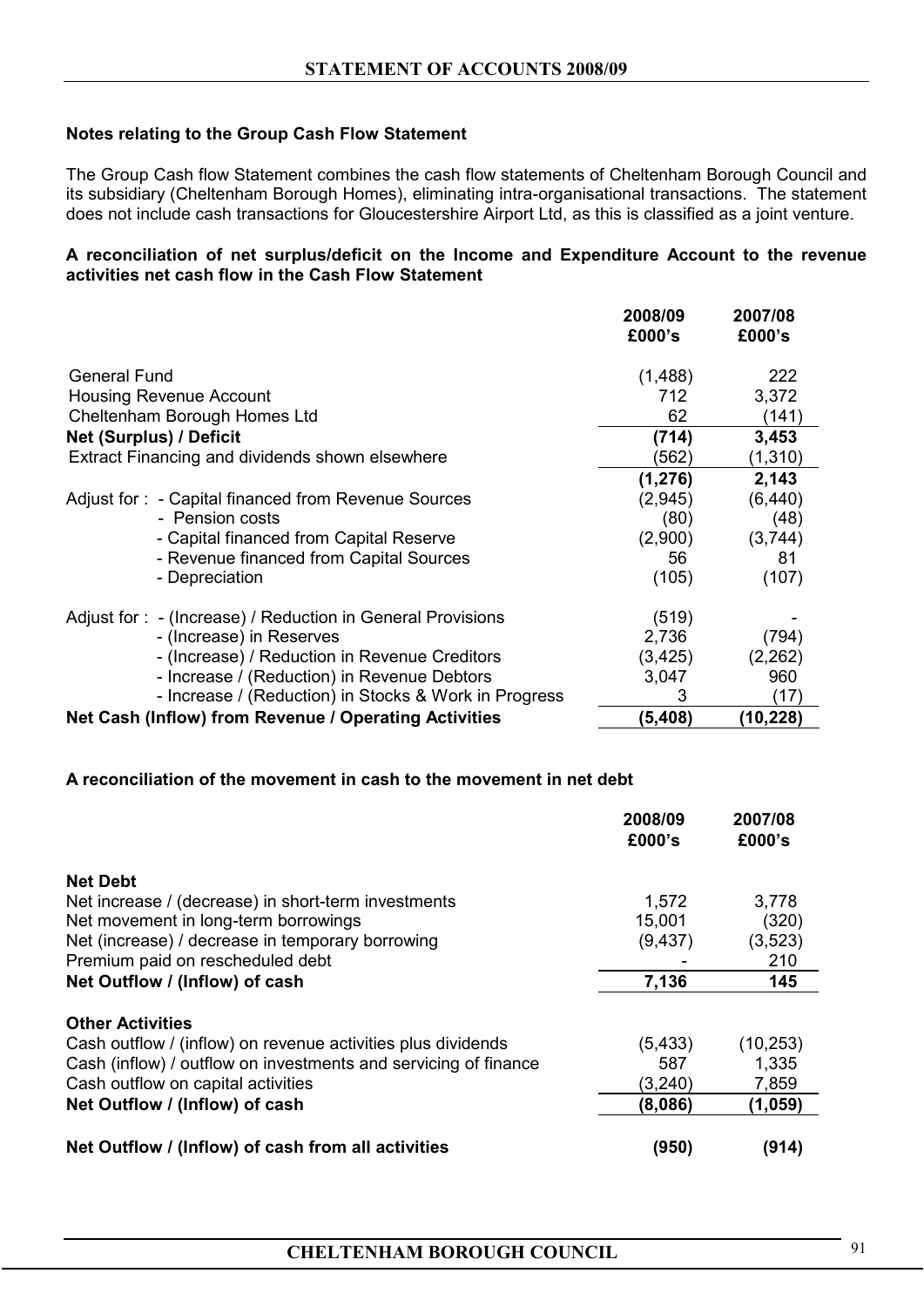## Notes relating to the Group Cash Flow Statement

The Group Cash flow Statement combines the cash flow statements of Cheltenham Borough Council and its subsidiary (Cheltenham Borough Homes), eliminating intra-organisational transactions. The statement does not include cash transactions for Gloucestershire Airport Ltd, as this is classified as a joint venture.

### A reconciliation of net surplus/deficit on the Income and Expenditure Account to the revenue activities net cash flow in the Cash Flow Statement

| | 2008/09 £000's | 2007/08 £000's |
|---|---|---|
| General Fund | (1,488) | 222 |
| Housing Revenue Account | 712 | 3,372 |
| Cheltenham Borough Homes Ltd | 62 | (141) |
| **Net (Surplus) / Deficit** | **(714)** | **3,453** |
| Extract Financing and dividends shown elsewhere | (562) | (1,310) |
| | **(1,276)** | **2,143** |
| Adjust for : - Capital financed from Revenue Sources | (2,945) | (6,440) |
| - Pension costs | (80) | (48) |
| - Capital financed from Capital Reserve | (2,900) | (3,744) |
| - Revenue financed from Capital Sources | 56 | 81 |
| - Depreciation | (105) | (107) |
| Adjust for : - (Increase) / Reduction in General Provisions | (519) | - |
| - (Increase) in Reserves | 2,736 | (794) |
| - (Increase) / Reduction in Revenue Creditors | (3,425) | (2,262) |
| - Increase / (Reduction) in Revenue Debtors | 3,047 | 960 |
| - Increase / (Reduction) in Stocks & Work in Progress | 3 | (17) |
| **Net Cash (Inflow) from Revenue / Operating Activities** | **(5,408)** | **(10,228)** |

### A reconciliation of the movement in cash to the movement in net debt

| | 2008/09 £000's | 2007/08 £000's |
|---|---|---|
| **Net Debt** | | |
| Net increase / (decrease) in short-term investments | 1,572 | 3,778 |
| Net movement in long-term borrowings | 15,001 | (320) |
| Net (increase) / decrease in temporary borrowing | (9,437) | (3,523) |
| Premium paid on rescheduled debt | - | 210 |
| **Net Outflow / (Inflow) of cash** | **7,136** | **145** |
| **Other Activities** | | |
| Cash outflow / (inflow) on revenue activities plus dividends | (5,433) | (10,253) |
| Cash (inflow) / outflow on investments and servicing of finance | 587 | 1,335 |
| Cash outflow on capital activities | (3,240) | 7,859 |
| **Net Outflow / (Inflow) of cash** | **(8,086)** | **(1,059)** |
| **Net Outflow / (Inflow) of cash from all activities** | **(950)** | **(914)** |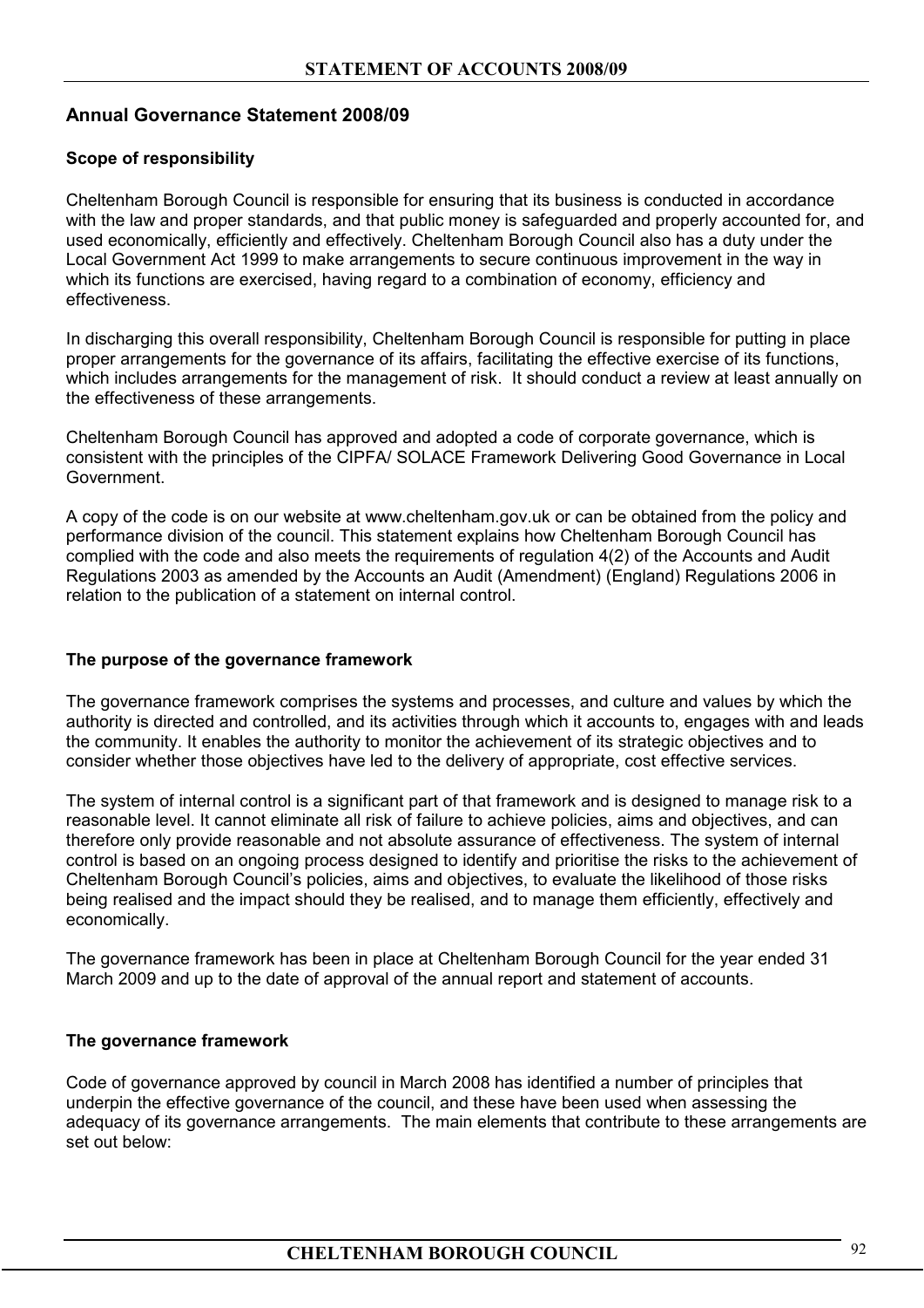## Annual Governance Statement 2008/09

### Scope of responsibility

Cheltenham Borough Council is responsible for ensuring that its business is conducted in accordance with the law and proper standards, and that public money is safeguarded and properly accounted for, and used economically, efficiently and effectively. Cheltenham Borough Council also has a duty under the Local Government Act 1999 to make arrangements to secure continuous improvement in the way in which its functions are exercised, having regard to a combination of economy, efficiency and effectiveness.

In discharging this overall responsibility, Cheltenham Borough Council is responsible for putting in place proper arrangements for the governance of its affairs, facilitating the effective exercise of its functions, which includes arrangements for the management of risk. It should conduct a review at least annually on the effectiveness of these arrangements.

Cheltenham Borough Council has approved and adopted a code of corporate governance, which is consistent with the principles of the CIPFA/ SOLACE Framework Delivering Good Governance in Local Government.

A copy of the code is on our website at www.cheltenham.gov.uk or can be obtained from the policy and performance division of the council. This statement explains how Cheltenham Borough Council has complied with the code and also meets the requirements of regulation 4(2) of the Accounts and Audit Regulations 2003 as amended by the Accounts an Audit (Amendment) (England) Regulations 2006 in relation to the publication of a statement on internal control.

### The purpose of the governance framework

The governance framework comprises the systems and processes, and culture and values by which the authority is directed and controlled, and its activities through which it accounts to, engages with and leads the community. It enables the authority to monitor the achievement of its strategic objectives and to consider whether those objectives have led to the delivery of appropriate, cost effective services.

The system of internal control is a significant part of that framework and is designed to manage risk to a reasonable level. It cannot eliminate all risk of failure to achieve policies, aims and objectives, and can therefore only provide reasonable and not absolute assurance of effectiveness. The system of internal control is based on an ongoing process designed to identify and prioritise the risks to the achievement of Cheltenham Borough Council's policies, aims and objectives, to evaluate the likelihood of those risks being realised and the impact should they be realised, and to manage them efficiently, effectively and economically.

The governance framework has been in place at Cheltenham Borough Council for the year ended 31 March 2009 and up to the date of approval of the annual report and statement of accounts.

### The governance framework

Code of governance approved by council in March 2008 has identified a number of principles that underpin the effective governance of the council, and these have been used when assessing the adequacy of its governance arrangements. The main elements that contribute to these arrangements are set out below: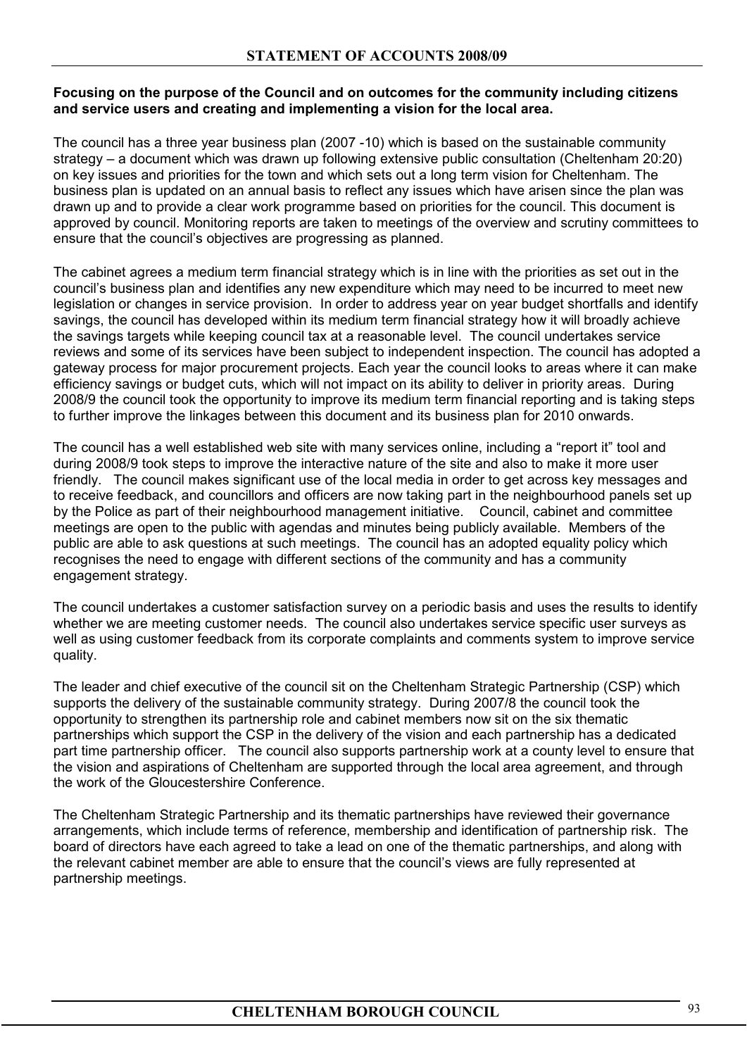**Focusing on the purpose of the Council and on outcomes for the community including citizens and service users and creating and implementing a vision for the local area.**

The council has a three year business plan (2007 -10) which is based on the sustainable community strategy – a document which was drawn up following extensive public consultation (Cheltenham 20:20) on key issues and priorities for the town and which sets out a long term vision for Cheltenham. The business plan is updated on an annual basis to reflect any issues which have arisen since the plan was drawn up and to provide a clear work programme based on priorities for the council. This document is approved by council. Monitoring reports are taken to meetings of the overview and scrutiny committees to ensure that the council's objectives are progressing as planned.

The cabinet agrees a medium term financial strategy which is in line with the priorities as set out in the council's business plan and identifies any new expenditure which may need to be incurred to meet new legislation or changes in service provision. In order to address year on year budget shortfalls and identify savings, the council has developed within its medium term financial strategy how it will broadly achieve the savings targets while keeping council tax at a reasonable level. The council undertakes service reviews and some of its services have been subject to independent inspection. The council has adopted a gateway process for major procurement projects. Each year the council looks to areas where it can make efficiency savings or budget cuts, which will not impact on its ability to deliver in priority areas. During 2008/9 the council took the opportunity to improve its medium term financial reporting and is taking steps to further improve the linkages between this document and its business plan for 2010 onwards.

The council has a well established web site with many services online, including a "report it" tool and during 2008/9 took steps to improve the interactive nature of the site and also to make it more user friendly. The council makes significant use of the local media in order to get across key messages and to receive feedback, and councillors and officers are now taking part in the neighbourhood panels set up by the Police as part of their neighbourhood management initiative. Council, cabinet and committee meetings are open to the public with agendas and minutes being publicly available. Members of the public are able to ask questions at such meetings. The council has an adopted equality policy which recognises the need to engage with different sections of the community and has a community engagement strategy.

The council undertakes a customer satisfaction survey on a periodic basis and uses the results to identify whether we are meeting customer needs. The council also undertakes service specific user surveys as well as using customer feedback from its corporate complaints and comments system to improve service quality.

The leader and chief executive of the council sit on the Cheltenham Strategic Partnership (CSP) which supports the delivery of the sustainable community strategy. During 2007/8 the council took the opportunity to strengthen its partnership role and cabinet members now sit on the six thematic partnerships which support the CSP in the delivery of the vision and each partnership has a dedicated part time partnership officer. The council also supports partnership work at a county level to ensure that the vision and aspirations of Cheltenham are supported through the local area agreement, and through the work of the Gloucestershire Conference.

The Cheltenham Strategic Partnership and its thematic partnerships have reviewed their governance arrangements, which include terms of reference, membership and identification of partnership risk. The board of directors have each agreed to take a lead on one of the thematic partnerships, and along with the relevant cabinet member are able to ensure that the council's views are fully represented at partnership meetings.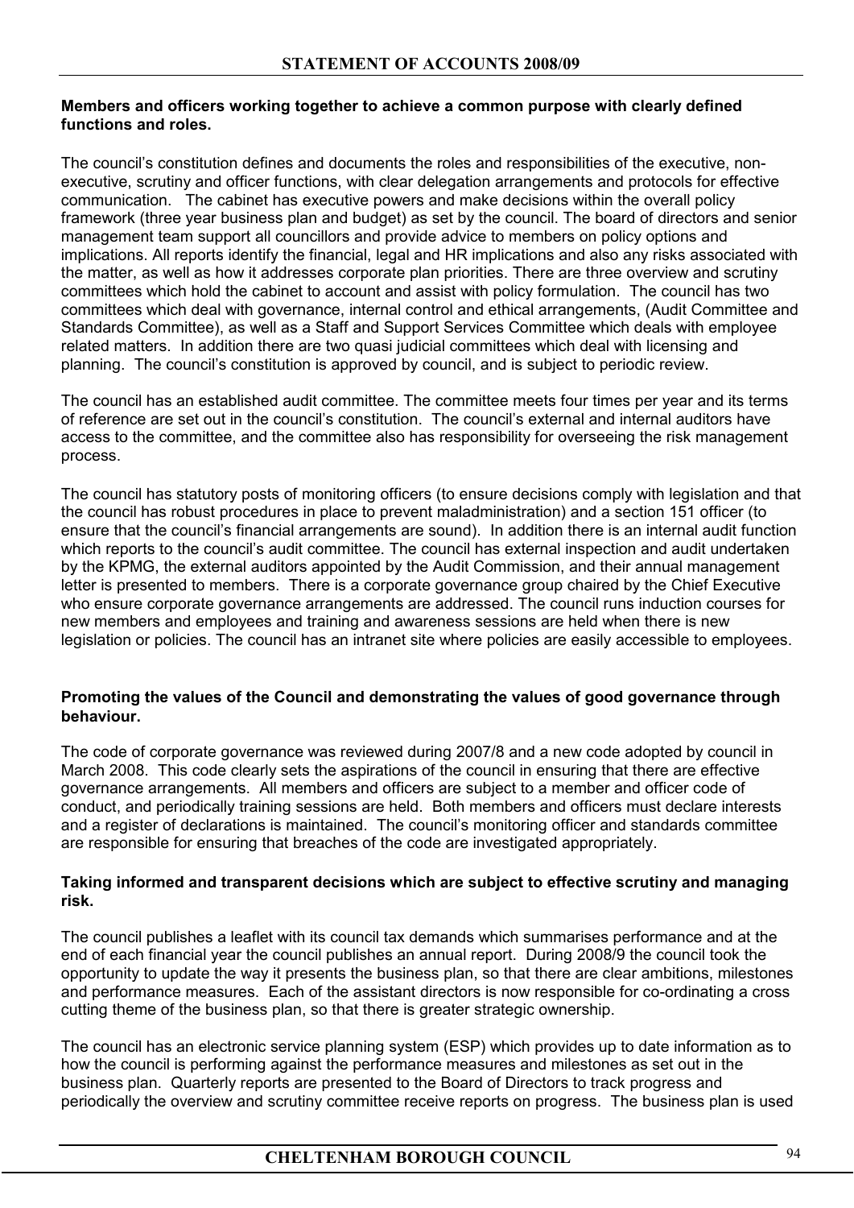**Members and officers working together to achieve a common purpose with clearly defined functions and roles.**

The council's constitution defines and documents the roles and responsibilities of the executive, non-executive, scrutiny and officer functions, with clear delegation arrangements and protocols for effective communication. The cabinet has executive powers and make decisions within the overall policy framework (three year business plan and budget) as set by the council. The board of directors and senior management team support all councillors and provide advice to members on policy options and implications. All reports identify the financial, legal and HR implications and also any risks associated with the matter, as well as how it addresses corporate plan priorities. There are three overview and scrutiny committees which hold the cabinet to account and assist with policy formulation. The council has two committees which deal with governance, internal control and ethical arrangements, (Audit Committee and Standards Committee), as well as a Staff and Support Services Committee which deals with employee related matters. In addition there are two quasi judicial committees which deal with licensing and planning. The council's constitution is approved by council, and is subject to periodic review.

The council has an established audit committee. The committee meets four times per year and its terms of reference are set out in the council's constitution. The council's external and internal auditors have access to the committee, and the committee also has responsibility for overseeing the risk management process.

The council has statutory posts of monitoring officers (to ensure decisions comply with legislation and that the council has robust procedures in place to prevent maladministration) and a section 151 officer (to ensure that the council's financial arrangements are sound). In addition there is an internal audit function which reports to the council's audit committee. The council has external inspection and audit undertaken by the KPMG, the external auditors appointed by the Audit Commission, and their annual management letter is presented to members. There is a corporate governance group chaired by the Chief Executive who ensure corporate governance arrangements are addressed. The council runs induction courses for new members and employees and training and awareness sessions are held when there is new legislation or policies. The council has an intranet site where policies are easily accessible to employees.

**Promoting the values of the Council and demonstrating the values of good governance through behaviour.**

The code of corporate governance was reviewed during 2007/8 and a new code adopted by council in March 2008. This code clearly sets the aspirations of the council in ensuring that there are effective governance arrangements. All members and officers are subject to a member and officer code of conduct, and periodically training sessions are held. Both members and officers must declare interests and a register of declarations is maintained. The council's monitoring officer and standards committee are responsible for ensuring that breaches of the code are investigated appropriately.

**Taking informed and transparent decisions which are subject to effective scrutiny and managing risk.**

The council publishes a leaflet with its council tax demands which summarises performance and at the end of each financial year the council publishes an annual report. During 2008/9 the council took the opportunity to update the way it presents the business plan, so that there are clear ambitions, milestones and performance measures. Each of the assistant directors is now responsible for co-ordinating a cross cutting theme of the business plan, so that there is greater strategic ownership.

The council has an electronic service planning system (ESP) which provides up to date information as to how the council is performing against the performance measures and milestones as set out in the business plan. Quarterly reports are presented to the Board of Directors to track progress and periodically the overview and scrutiny committee receive reports on progress. The business plan is used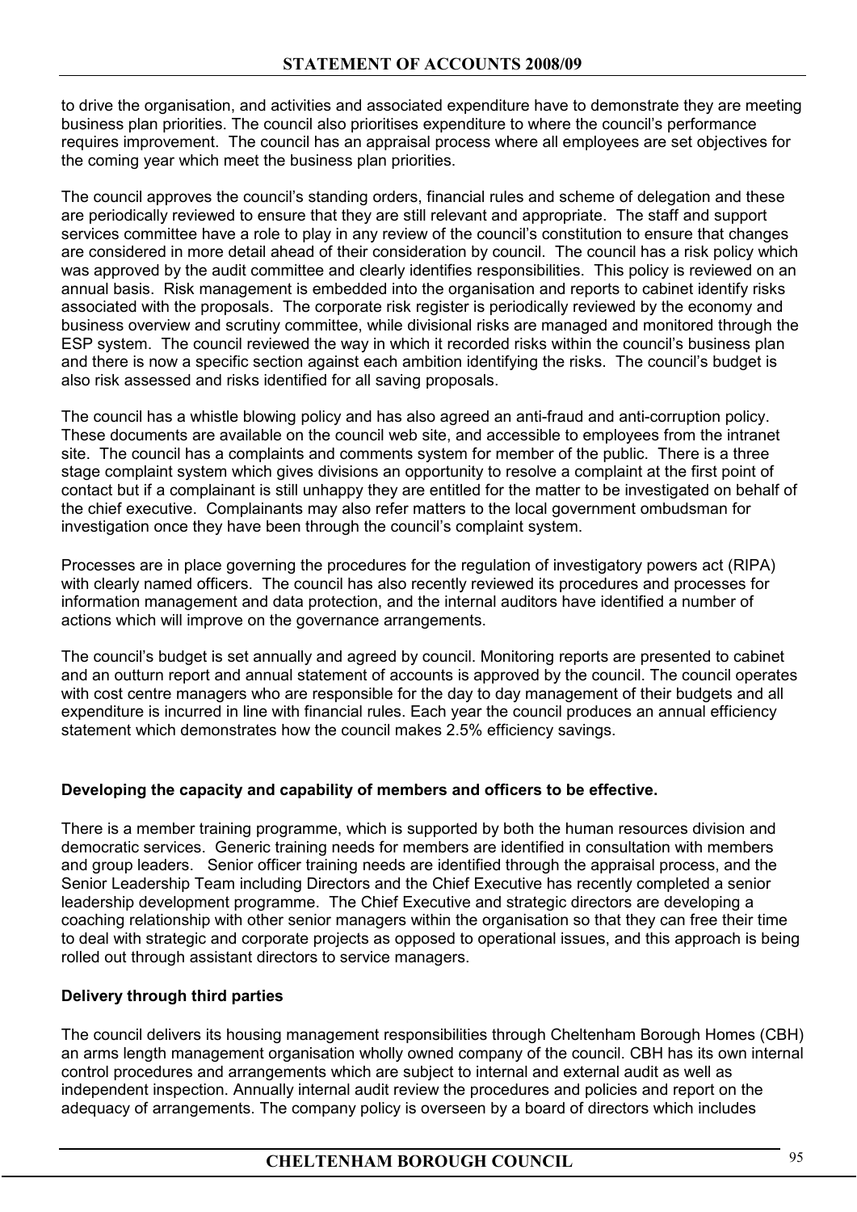to drive the organisation, and activities and associated expenditure have to demonstrate they are meeting business plan priorities. The council also prioritises expenditure to where the council's performance requires improvement. The council has an appraisal process where all employees are set objectives for the coming year which meet the business plan priorities.

The council approves the council's standing orders, financial rules and scheme of delegation and these are periodically reviewed to ensure that they are still relevant and appropriate. The staff and support services committee have a role to play in any review of the council's constitution to ensure that changes are considered in more detail ahead of their consideration by council. The council has a risk policy which was approved by the audit committee and clearly identifies responsibilities. This policy is reviewed on an annual basis. Risk management is embedded into the organisation and reports to cabinet identify risks associated with the proposals. The corporate risk register is periodically reviewed by the economy and business overview and scrutiny committee, while divisional risks are managed and monitored through the ESP system. The council reviewed the way in which it recorded risks within the council's business plan and there is now a specific section against each ambition identifying the risks. The council's budget is also risk assessed and risks identified for all saving proposals.

The council has a whistle blowing policy and has also agreed an anti-fraud and anti-corruption policy. These documents are available on the council web site, and accessible to employees from the intranet site. The council has a complaints and comments system for member of the public. There is a three stage complaint system which gives divisions an opportunity to resolve a complaint at the first point of contact but if a complainant is still unhappy they are entitled for the matter to be investigated on behalf of the chief executive. Complainants may also refer matters to the local government ombudsman for investigation once they have been through the council's complaint system.

Processes are in place governing the procedures for the regulation of investigatory powers act (RIPA) with clearly named officers. The council has also recently reviewed its procedures and processes for information management and data protection, and the internal auditors have identified a number of actions which will improve on the governance arrangements.

The council's budget is set annually and agreed by council. Monitoring reports are presented to cabinet and an outturn report and annual statement of accounts is approved by the council. The council operates with cost centre managers who are responsible for the day to day management of their budgets and all expenditure is incurred in line with financial rules. Each year the council produces an annual efficiency statement which demonstrates how the council makes 2.5% efficiency savings.

**Developing the capacity and capability of members and officers to be effective.**

There is a member training programme, which is supported by both the human resources division and democratic services. Generic training needs for members are identified in consultation with members and group leaders. Senior officer training needs are identified through the appraisal process, and the Senior Leadership Team including Directors and the Chief Executive has recently completed a senior leadership development programme. The Chief Executive and strategic directors are developing a coaching relationship with other senior managers within the organisation so that they can free their time to deal with strategic and corporate projects as opposed to operational issues, and this approach is being rolled out through assistant directors to service managers.

**Delivery through third parties**

The council delivers its housing management responsibilities through Cheltenham Borough Homes (CBH) an arms length management organisation wholly owned company of the council. CBH has its own internal control procedures and arrangements which are subject to internal and external audit as well as independent inspection. Annually internal audit review the procedures and policies and report on the adequacy of arrangements. The company policy is overseen by a board of directors which includes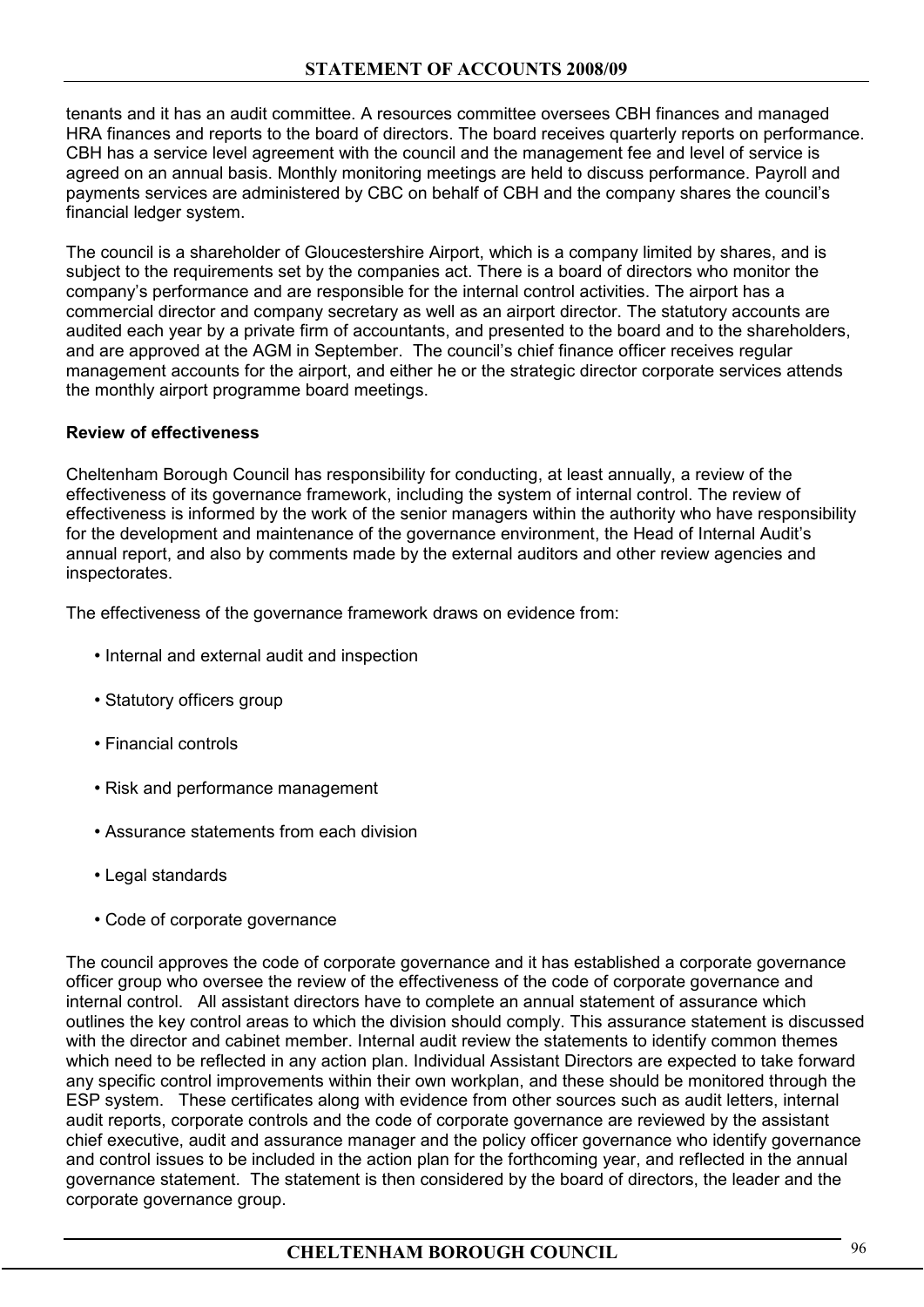tenants and it has an audit committee. A resources committee oversees CBH finances and managed HRA finances and reports to the board of directors. The board receives quarterly reports on performance. CBH has a service level agreement with the council and the management fee and level of service is agreed on an annual basis. Monthly monitoring meetings are held to discuss performance. Payroll and payments services are administered by CBC on behalf of CBH and the company shares the council's financial ledger system.

The council is a shareholder of Gloucestershire Airport, which is a company limited by shares, and is subject to the requirements set by the companies act. There is a board of directors who monitor the company's performance and are responsible for the internal control activities. The airport has a commercial director and company secretary as well as an airport director. The statutory accounts are audited each year by a private firm of accountants, and presented to the board and to the shareholders, and are approved at the AGM in September. The council's chief finance officer receives regular management accounts for the airport, and either he or the strategic director corporate services attends the monthly airport programme board meetings.

**Review of effectiveness**

Cheltenham Borough Council has responsibility for conducting, at least annually, a review of the effectiveness of its governance framework, including the system of internal control. The review of effectiveness is informed by the work of the senior managers within the authority who have responsibility for the development and maintenance of the governance environment, the Head of Internal Audit's annual report, and also by comments made by the external auditors and other review agencies and inspectorates.

The effectiveness of the governance framework draws on evidence from:

- Internal and external audit and inspection
- Statutory officers group
- Financial controls
- Risk and performance management
- Assurance statements from each division
- Legal standards
- Code of corporate governance

The council approves the code of corporate governance and it has established a corporate governance officer group who oversee the review of the effectiveness of the code of corporate governance and internal control. All assistant directors have to complete an annual statement of assurance which outlines the key control areas to which the division should comply. This assurance statement is discussed with the director and cabinet member. Internal audit review the statements to identify common themes which need to be reflected in any action plan. Individual Assistant Directors are expected to take forward any specific control improvements within their own workplan, and these should be monitored through the ESP system. These certificates along with evidence from other sources such as audit letters, internal audit reports, corporate controls and the code of corporate governance are reviewed by the assistant chief executive, audit and assurance manager and the policy officer governance who identify governance and control issues to be included in the action plan for the forthcoming year, and reflected in the annual governance statement. The statement is then considered by the board of directors, the leader and the corporate governance group.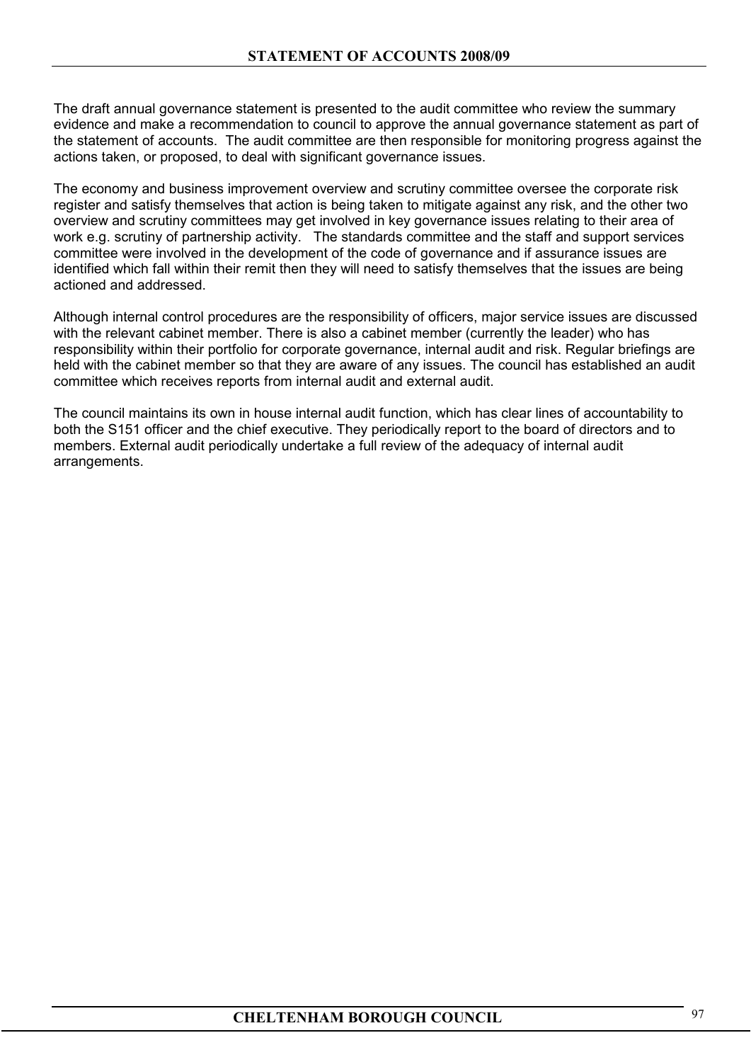The draft annual governance statement is presented to the audit committee who review the summary evidence and make a recommendation to council to approve the annual governance statement as part of the statement of accounts. The audit committee are then responsible for monitoring progress against the actions taken, or proposed, to deal with significant governance issues.

The economy and business improvement overview and scrutiny committee oversee the corporate risk register and satisfy themselves that action is being taken to mitigate against any risk, and the other two overview and scrutiny committees may get involved in key governance issues relating to their area of work e.g. scrutiny of partnership activity. The standards committee and the staff and support services committee were involved in the development of the code of governance and if assurance issues are identified which fall within their remit then they will need to satisfy themselves that the issues are being actioned and addressed.

Although internal control procedures are the responsibility of officers, major service issues are discussed with the relevant cabinet member. There is also a cabinet member (currently the leader) who has responsibility within their portfolio for corporate governance, internal audit and risk. Regular briefings are held with the cabinet member so that they are aware of any issues. The council has established an audit committee which receives reports from internal audit and external audit.

The council maintains its own in house internal audit function, which has clear lines of accountability to both the S151 officer and the chief executive. They periodically report to the board of directors and to members. External audit periodically undertake a full review of the adequacy of internal audit arrangements.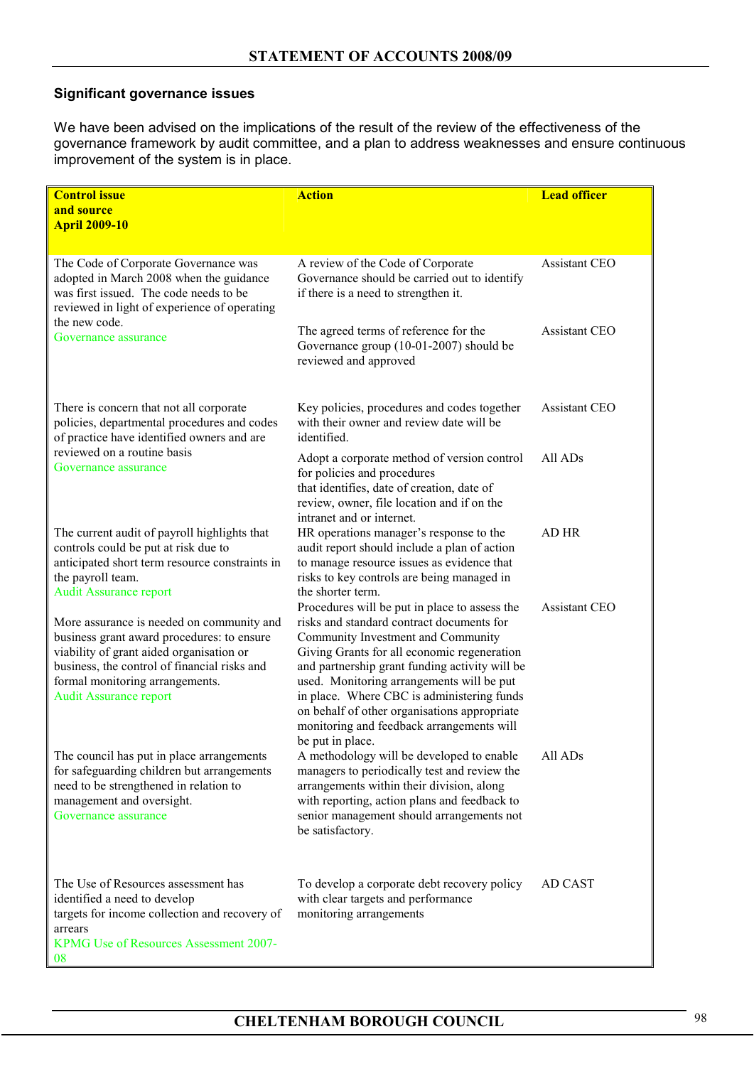## Significant governance issues

We have been advised on the implications of the result of the review of the effectiveness of the governance framework by audit committee, and a plan to address weaknesses and ensure continuous improvement of the system is in place.

| Control issue and source April 2009-10 | Action | Lead officer |
|---|---|---|
| The Code of Corporate Governance was adopted in March 2008 when the guidance was first issued. The code needs to be reviewed in light of experience of operating the new code.<br>Governance assurance | A review of the Code of Corporate Governance should be carried out to identify if there is a need to strengthen it. | Assistant CEO |
| | The agreed terms of reference for the Governance group (10-01-2007) should be reviewed and approved | Assistant CEO |
| There is concern that not all corporate policies, departmental procedures and codes of practice have identified owners and are reviewed on a routine basis<br>Governance assurance | Key policies, procedures and codes together with their owner and review date will be identified. | Assistant CEO |
| | Adopt a corporate method of version control for policies and procedures that identifies, date of creation, date of review, owner, file location and if on the intranet and or internet. | All ADs |
| The current audit of payroll highlights that controls could be put at risk due to anticipated short term resource constraints in the payroll team.<br>Audit Assurance report | HR operations manager's response to the audit report should include a plan of action to manage resource issues as evidence that risks to key controls are being managed in the shorter term. | AD HR |
| More assurance is needed on community and business grant award procedures: to ensure viability of grant aided organisation or business, the control of financial risks and formal monitoring arrangements.<br>Audit Assurance report | Procedures will be put in place to assess the risks and standard contract documents for Community Investment and Community Giving Grants for all economic regeneration and partnership grant funding activity will be used. Monitoring arrangements will be put in place. Where CBC is administering funds on behalf of other organisations appropriate monitoring and feedback arrangements will be put in place. | Assistant CEO |
| The council has put in place arrangements for safeguarding children but arrangements need to be strengthened in relation to management and oversight.<br>Governance assurance | A methodology will be developed to enable managers to periodically test and review the arrangements within their division, along with reporting, action plans and feedback to senior management should arrangements not be satisfactory. | All ADs |
| The Use of Resources assessment has identified a need to develop targets for income collection and recovery of arrears<br>KPMG Use of Resources Assessment 2007-08 | To develop a corporate debt recovery policy with clear targets and performance monitoring arrangements | AD CAST |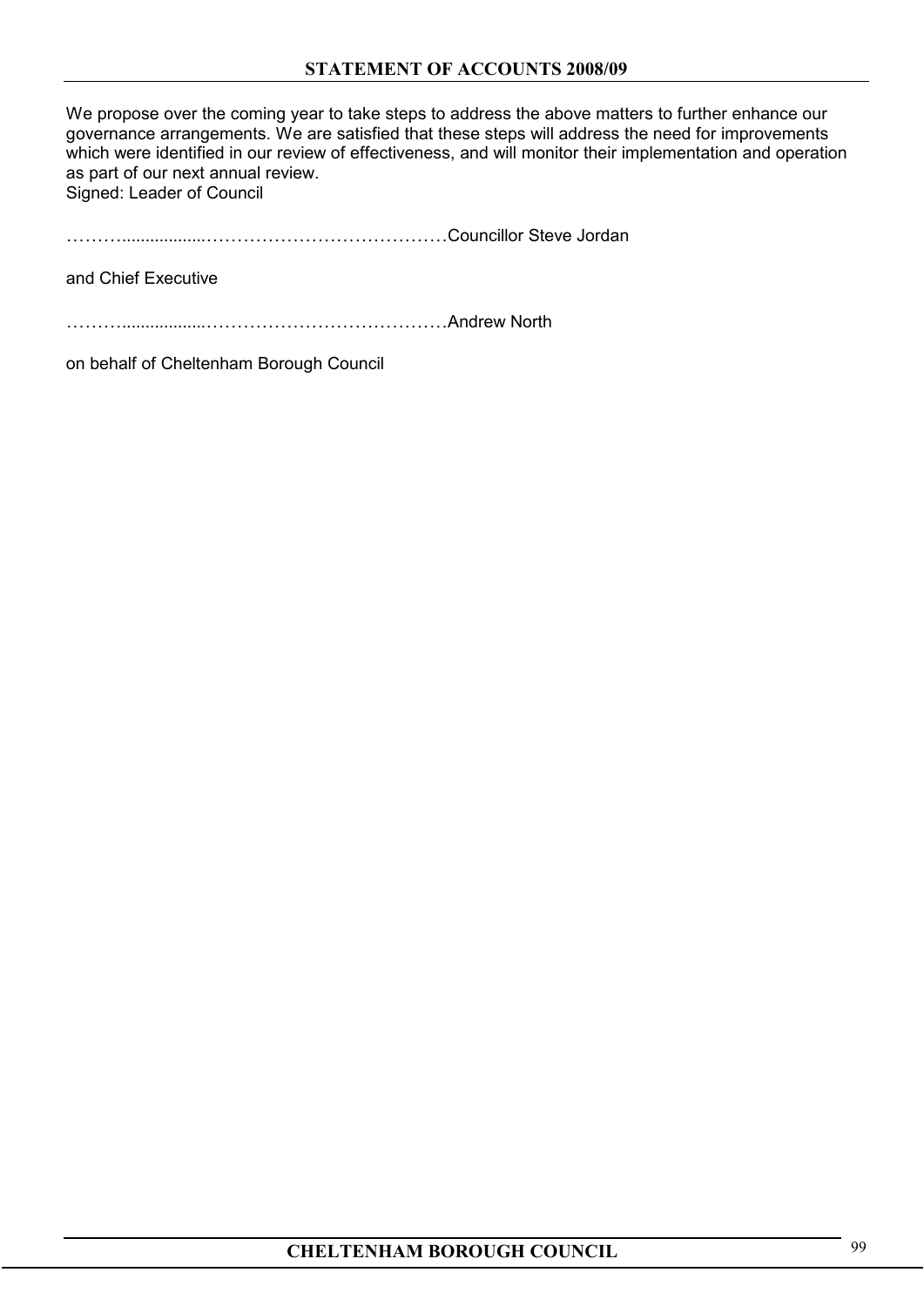We propose over the coming year to take steps to address the above matters to further enhance our governance arrangements. We are satisfied that these steps will address the need for improvements which were identified in our review of effectiveness, and will monitor their implementation and operation as part of our next annual review.
Signed: Leader of Council

……….................…………………………………Councillor Steve Jordan

and Chief Executive

……….................…………………………………Andrew North

on behalf of Cheltenham Borough Council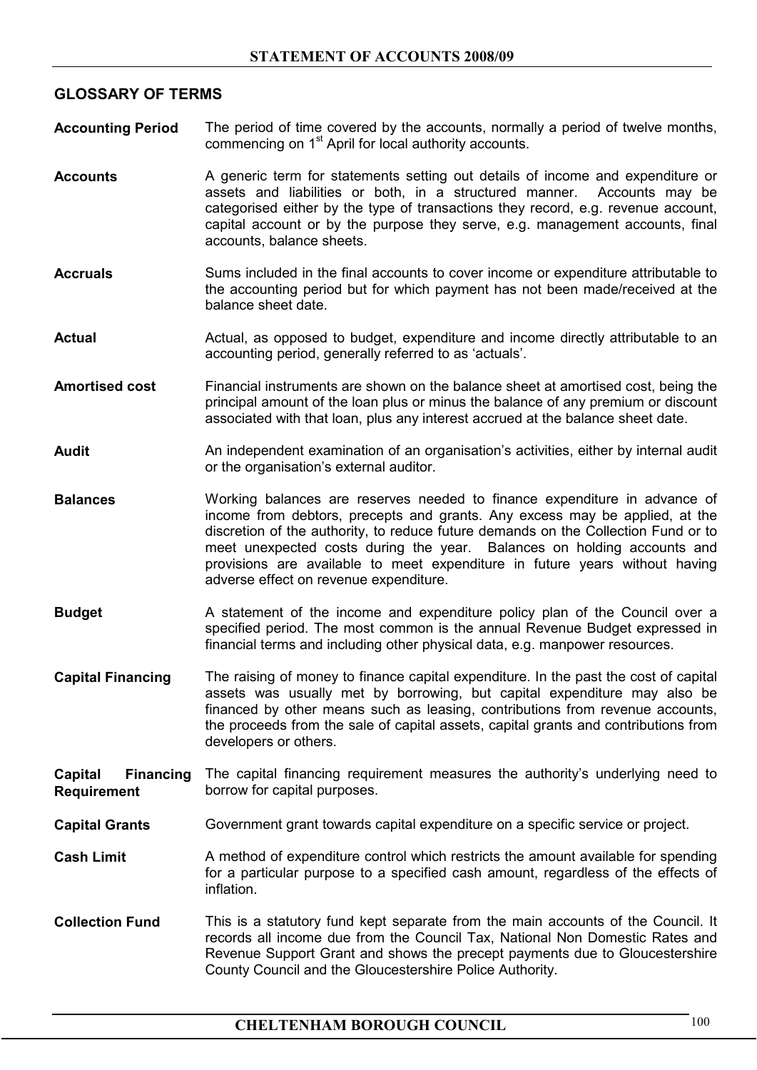## GLOSSARY OF TERMS

**Accounting Period** The period of time covered by the accounts, normally a period of twelve months, commencing on 1st April for local authority accounts.

**Accounts** A generic term for statements setting out details of income and expenditure or assets and liabilities or both, in a structured manner. Accounts may be categorised either by the type of transactions they record, e.g. revenue account, capital account or by the purpose they serve, e.g. management accounts, final accounts, balance sheets.

**Accruals** Sums included in the final accounts to cover income or expenditure attributable to the accounting period but for which payment has not been made/received at the balance sheet date.

**Actual** Actual, as opposed to budget, expenditure and income directly attributable to an accounting period, generally referred to as 'actuals'.

**Amortised cost** Financial instruments are shown on the balance sheet at amortised cost, being the principal amount of the loan plus or minus the balance of any premium or discount associated with that loan, plus any interest accrued at the balance sheet date.

**Audit** An independent examination of an organisation's activities, either by internal audit or the organisation's external auditor.

**Balances** Working balances are reserves needed to finance expenditure in advance of income from debtors, precepts and grants. Any excess may be applied, at the discretion of the authority, to reduce future demands on the Collection Fund or to meet unexpected costs during the year. Balances on holding accounts and provisions are available to meet expenditure in future years without having adverse effect on revenue expenditure.

**Budget** A statement of the income and expenditure policy plan of the Council over a specified period. The most common is the annual Revenue Budget expressed in financial terms and including other physical data, e.g. manpower resources.

**Capital Financing** The raising of money to finance capital expenditure. In the past the cost of capital assets was usually met by borrowing, but capital expenditure may also be financed by other means such as leasing, contributions from revenue accounts, the proceeds from the sale of capital assets, capital grants and contributions from developers or others.

**Capital Financing Requirement** The capital financing requirement measures the authority's underlying need to borrow for capital purposes.

**Capital Grants** Government grant towards capital expenditure on a specific service or project.

**Cash Limit** A method of expenditure control which restricts the amount available for spending for a particular purpose to a specified cash amount, regardless of the effects of inflation.

**Collection Fund** This is a statutory fund kept separate from the main accounts of the Council. It records all income due from the Council Tax, National Non Domestic Rates and Revenue Support Grant and shows the precept payments due to Gloucestershire County Council and the Gloucestershire Police Authority.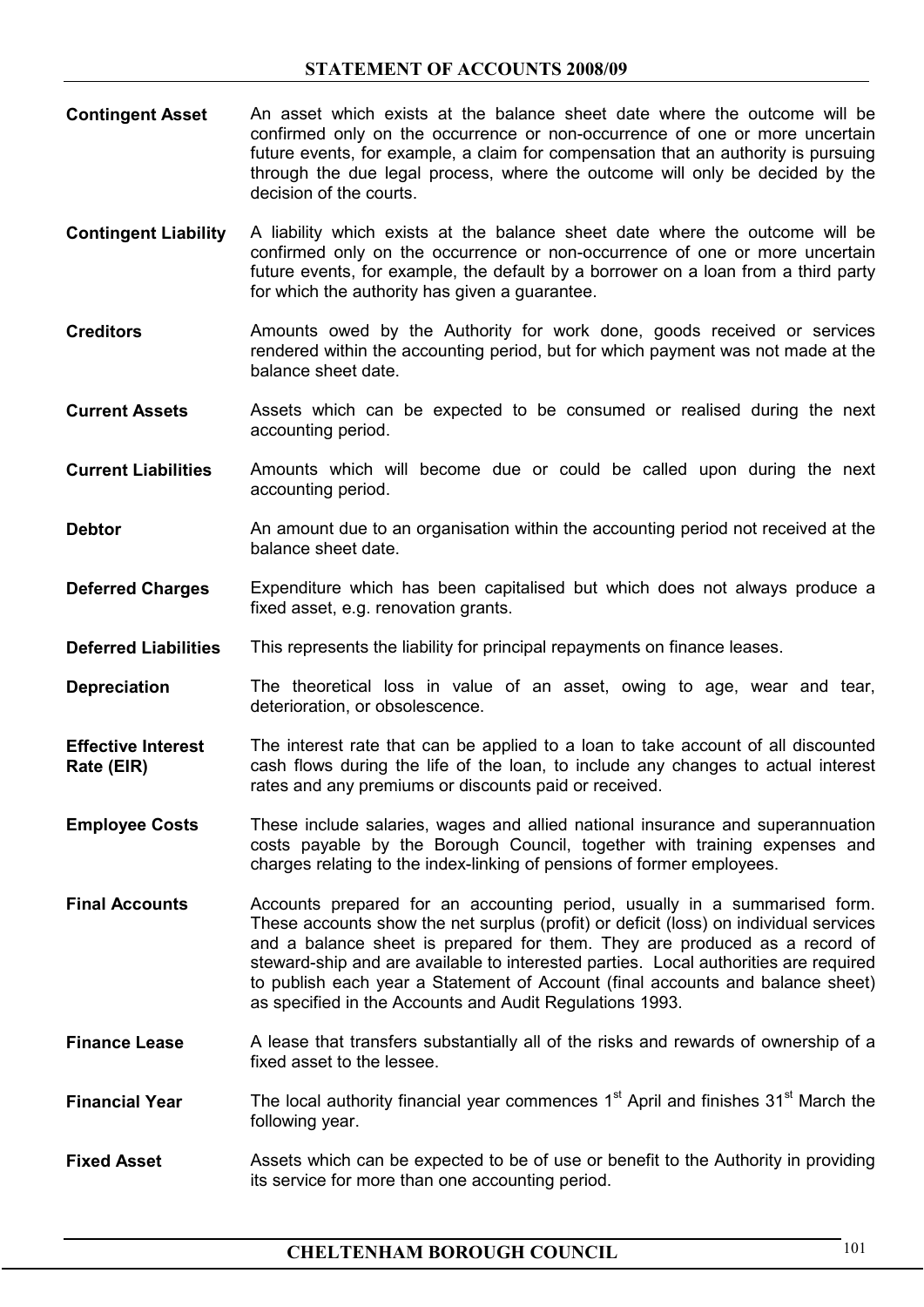**Contingent Asset** An asset which exists at the balance sheet date where the outcome will be confirmed only on the occurrence or non-occurrence of one or more uncertain future events, for example, a claim for compensation that an authority is pursuing through the due legal process, where the outcome will only be decided by the decision of the courts.

**Contingent Liability** A liability which exists at the balance sheet date where the outcome will be confirmed only on the occurrence or non-occurrence of one or more uncertain future events, for example, the default by a borrower on a loan from a third party for which the authority has given a guarantee.

**Creditors** Amounts owed by the Authority for work done, goods received or services rendered within the accounting period, but for which payment was not made at the balance sheet date.

**Current Assets** Assets which can be expected to be consumed or realised during the next accounting period.

**Current Liabilities** Amounts which will become due or could be called upon during the next accounting period.

**Debtor** An amount due to an organisation within the accounting period not received at the balance sheet date.

**Deferred Charges** Expenditure which has been capitalised but which does not always produce a fixed asset, e.g. renovation grants.

**Deferred Liabilities** This represents the liability for principal repayments on finance leases.

**Depreciation** The theoretical loss in value of an asset, owing to age, wear and tear, deterioration, or obsolescence.

**Effective Interest Rate (EIR)** The interest rate that can be applied to a loan to take account of all discounted cash flows during the life of the loan, to include any changes to actual interest rates and any premiums or discounts paid or received.

**Employee Costs** These include salaries, wages and allied national insurance and superannuation costs payable by the Borough Council, together with training expenses and charges relating to the index-linking of pensions of former employees.

**Final Accounts** Accounts prepared for an accounting period, usually in a summarised form. These accounts show the net surplus (profit) or deficit (loss) on individual services and a balance sheet is prepared for them. They are produced as a record of steward-ship and are available to interested parties. Local authorities are required to publish each year a Statement of Account (final accounts and balance sheet) as specified in the Accounts and Audit Regulations 1993.

**Finance Lease** A lease that transfers substantially all of the risks and rewards of ownership of a fixed asset to the lessee.

**Financial Year** The local authority financial year commences 1st April and finishes 31st March the following year.

**Fixed Asset** Assets which can be expected to be of use or benefit to the Authority in providing its service for more than one accounting period.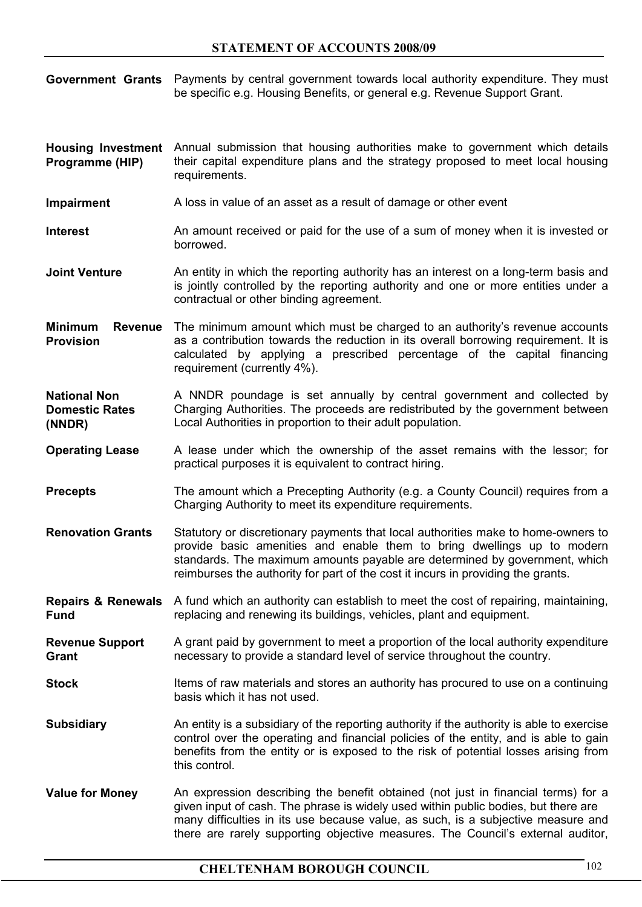**Government Grants** Payments by central government towards local authority expenditure. They must be specific e.g. Housing Benefits, or general e.g. Revenue Support Grant.

**Housing Investment Programme (HIP)** Annual submission that housing authorities make to government which details their capital expenditure plans and the strategy proposed to meet local housing requirements.

**Impairment** A loss in value of an asset as a result of damage or other event

**Interest** An amount received or paid for the use of a sum of money when it is invested or borrowed.

**Joint Venture** An entity in which the reporting authority has an interest on a long-term basis and is jointly controlled by the reporting authority and one or more entities under a contractual or other binding agreement.

**Minimum Revenue Provision** The minimum amount which must be charged to an authority's revenue accounts as a contribution towards the reduction in its overall borrowing requirement. It is calculated by applying a prescribed percentage of the capital financing requirement (currently 4%).

**National Non Domestic Rates (NNDR)** A NNDR poundage is set annually by central government and collected by Charging Authorities. The proceeds are redistributed by the government between Local Authorities in proportion to their adult population.

**Operating Lease** A lease under which the ownership of the asset remains with the lessor; for practical purposes it is equivalent to contract hiring.

**Precepts** The amount which a Precepting Authority (e.g. a County Council) requires from a Charging Authority to meet its expenditure requirements.

**Renovation Grants** Statutory or discretionary payments that local authorities make to home-owners to provide basic amenities and enable them to bring dwellings up to modern standards. The maximum amounts payable are determined by government, which reimburses the authority for part of the cost it incurs in providing the grants.

**Repairs & Renewals Fund** A fund which an authority can establish to meet the cost of repairing, maintaining, replacing and renewing its buildings, vehicles, plant and equipment.

**Revenue Support Grant** A grant paid by government to meet a proportion of the local authority expenditure necessary to provide a standard level of service throughout the country.

**Stock** Items of raw materials and stores an authority has procured to use on a continuing basis which it has not used.

**Subsidiary** An entity is a subsidiary of the reporting authority if the authority is able to exercise control over the operating and financial policies of the entity, and is able to gain benefits from the entity or is exposed to the risk of potential losses arising from this control.

**Value for Money** An expression describing the benefit obtained (not just in financial terms) for a given input of cash. The phrase is widely used within public bodies, but there are many difficulties in its use because value, as such, is a subjective measure and there are rarely supporting objective measures. The Council's external auditor,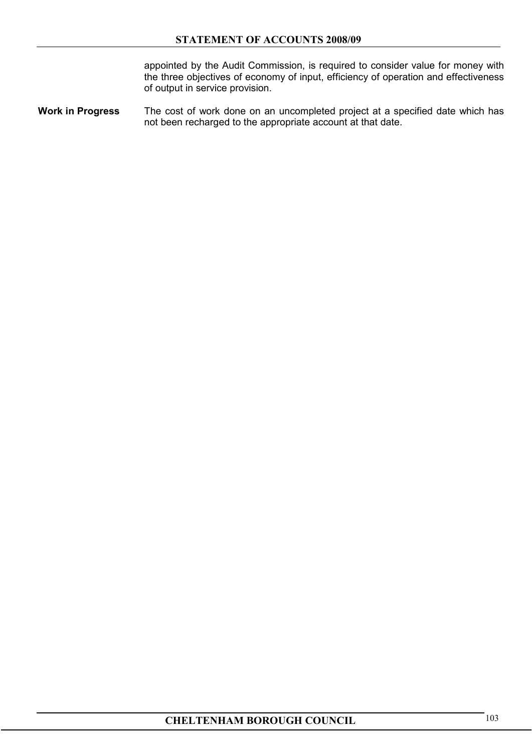appointed by the Audit Commission, is required to consider value for money with the three objectives of economy of input, efficiency of operation and effectiveness of output in service provision.

**Work in Progress** The cost of work done on an uncompleted project at a specified date which has not been recharged to the appropriate account at that date.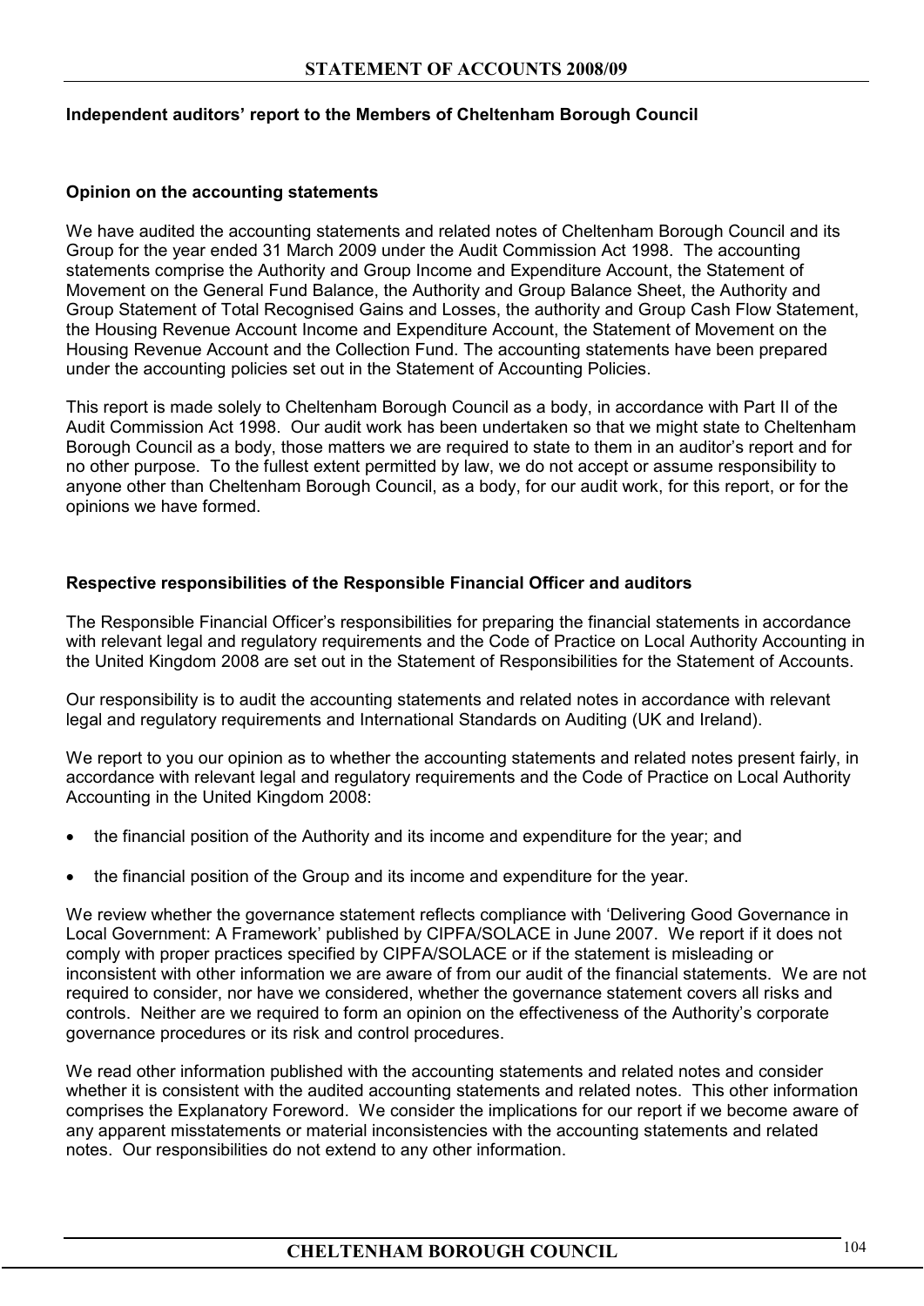## Independent auditors' report to the Members of Cheltenham Borough Council

### Opinion on the accounting statements

We have audited the accounting statements and related notes of Cheltenham Borough Council and its Group for the year ended 31 March 2009 under the Audit Commission Act 1998. The accounting statements comprise the Authority and Group Income and Expenditure Account, the Statement of Movement on the General Fund Balance, the Authority and Group Balance Sheet, the Authority and Group Statement of Total Recognised Gains and Losses, the authority and Group Cash Flow Statement, the Housing Revenue Account Income and Expenditure Account, the Statement of Movement on the Housing Revenue Account and the Collection Fund. The accounting statements have been prepared under the accounting policies set out in the Statement of Accounting Policies.

This report is made solely to Cheltenham Borough Council as a body, in accordance with Part II of the Audit Commission Act 1998. Our audit work has been undertaken so that we might state to Cheltenham Borough Council as a body, those matters we are required to state to them in an auditor's report and for no other purpose. To the fullest extent permitted by law, we do not accept or assume responsibility to anyone other than Cheltenham Borough Council, as a body, for our audit work, for this report, or for the opinions we have formed.

### Respective responsibilities of the Responsible Financial Officer and auditors

The Responsible Financial Officer's responsibilities for preparing the financial statements in accordance with relevant legal and regulatory requirements and the Code of Practice on Local Authority Accounting in the United Kingdom 2008 are set out in the Statement of Responsibilities for the Statement of Accounts.

Our responsibility is to audit the accounting statements and related notes in accordance with relevant legal and regulatory requirements and International Standards on Auditing (UK and Ireland).

We report to you our opinion as to whether the accounting statements and related notes present fairly, in accordance with relevant legal and regulatory requirements and the Code of Practice on Local Authority Accounting in the United Kingdom 2008:

- the financial position of the Authority and its income and expenditure for the year; and
- the financial position of the Group and its income and expenditure for the year.

We review whether the governance statement reflects compliance with 'Delivering Good Governance in Local Government: A Framework' published by CIPFA/SOLACE in June 2007. We report if it does not comply with proper practices specified by CIPFA/SOLACE or if the statement is misleading or inconsistent with other information we are aware of from our audit of the financial statements. We are not required to consider, nor have we considered, whether the governance statement covers all risks and controls. Neither are we required to form an opinion on the effectiveness of the Authority's corporate governance procedures or its risk and control procedures.

We read other information published with the accounting statements and related notes and consider whether it is consistent with the audited accounting statements and related notes. This other information comprises the Explanatory Foreword. We consider the implications for our report if we become aware of any apparent misstatements or material inconsistencies with the accounting statements and related notes. Our responsibilities do not extend to any other information.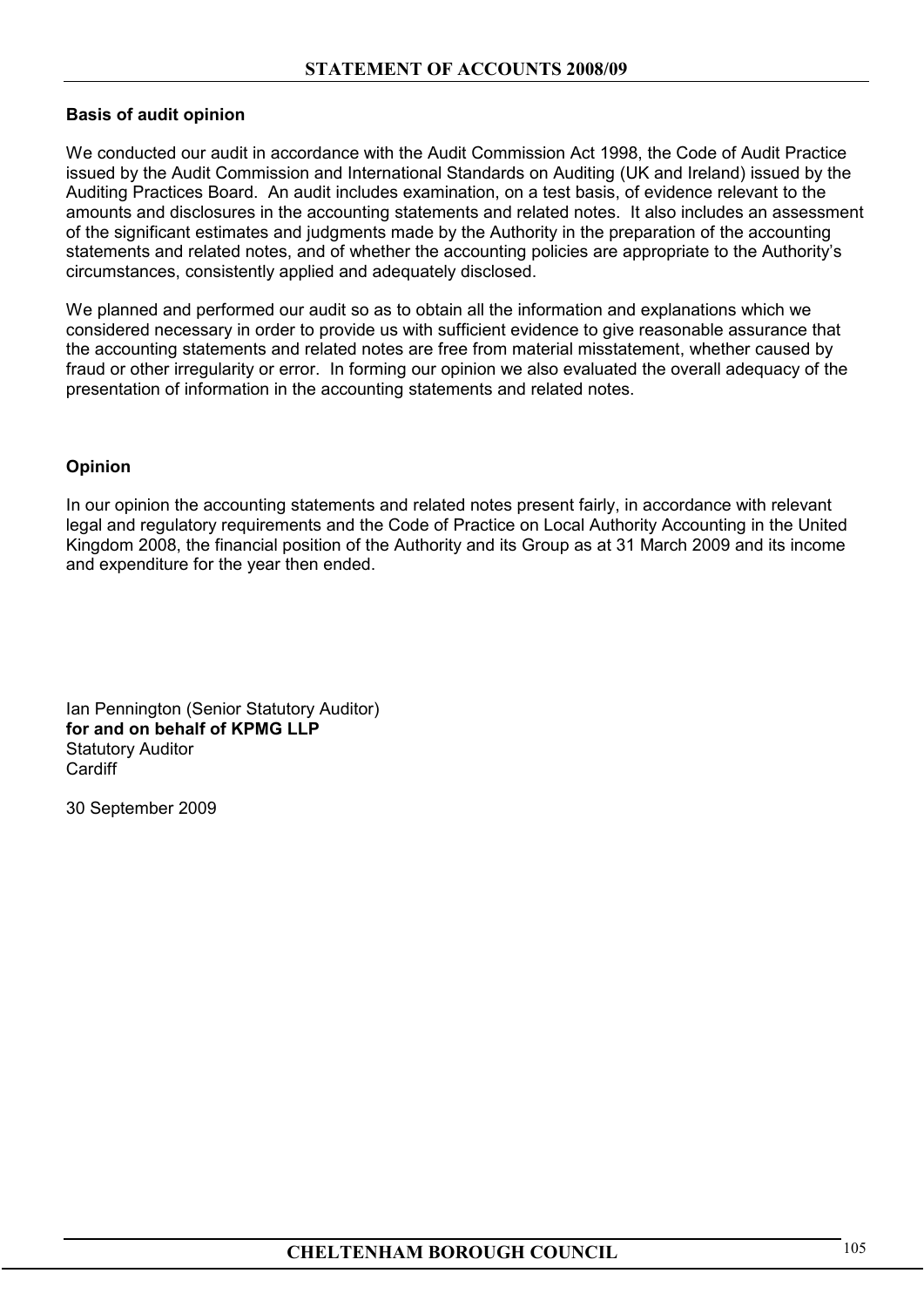**Basis of audit opinion**

We conducted our audit in accordance with the Audit Commission Act 1998, the Code of Audit Practice issued by the Audit Commission and International Standards on Auditing (UK and Ireland) issued by the Auditing Practices Board. An audit includes examination, on a test basis, of evidence relevant to the amounts and disclosures in the accounting statements and related notes. It also includes an assessment of the significant estimates and judgments made by the Authority in the preparation of the accounting statements and related notes, and of whether the accounting policies are appropriate to the Authority's circumstances, consistently applied and adequately disclosed.

We planned and performed our audit so as to obtain all the information and explanations which we considered necessary in order to provide us with sufficient evidence to give reasonable assurance that the accounting statements and related notes are free from material misstatement, whether caused by fraud or other irregularity or error. In forming our opinion we also evaluated the overall adequacy of the presentation of information in the accounting statements and related notes.

**Opinion**

In our opinion the accounting statements and related notes present fairly, in accordance with relevant legal and regulatory requirements and the Code of Practice on Local Authority Accounting in the United Kingdom 2008, the financial position of the Authority and its Group as at 31 March 2009 and its income and expenditure for the year then ended.

Ian Pennington (Senior Statutory Auditor)
**for and on behalf of KPMG LLP**
Statutory Auditor
Cardiff

30 September 2009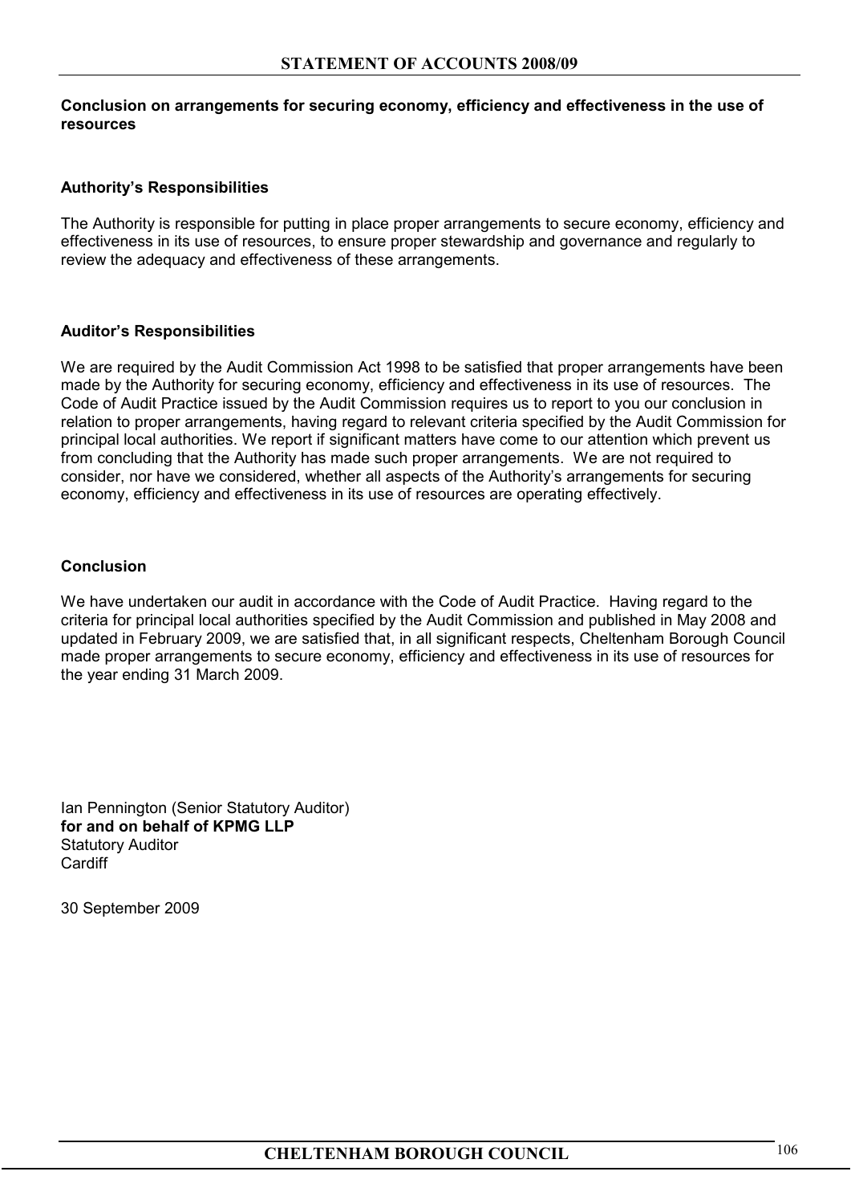## Conclusion on arrangements for securing economy, efficiency and effectiveness in the use of resources

### Authority's Responsibilities

The Authority is responsible for putting in place proper arrangements to secure economy, efficiency and effectiveness in its use of resources, to ensure proper stewardship and governance and regularly to review the adequacy and effectiveness of these arrangements.

### Auditor's Responsibilities

We are required by the Audit Commission Act 1998 to be satisfied that proper arrangements have been made by the Authority for securing economy, efficiency and effectiveness in its use of resources. The Code of Audit Practice issued by the Audit Commission requires us to report to you our conclusion in relation to proper arrangements, having regard to relevant criteria specified by the Audit Commission for principal local authorities. We report if significant matters have come to our attention which prevent us from concluding that the Authority has made such proper arrangements. We are not required to consider, nor have we considered, whether all aspects of the Authority's arrangements for securing economy, efficiency and effectiveness in its use of resources are operating effectively.

### Conclusion

We have undertaken our audit in accordance with the Code of Audit Practice. Having regard to the criteria for principal local authorities specified by the Audit Commission and published in May 2008 and updated in February 2009, we are satisfied that, in all significant respects, Cheltenham Borough Council made proper arrangements to secure economy, efficiency and effectiveness in its use of resources for the year ending 31 March 2009.

Ian Pennington (Senior Statutory Auditor)
**for and on behalf of KPMG LLP**
Statutory Auditor
Cardiff

30 September 2009